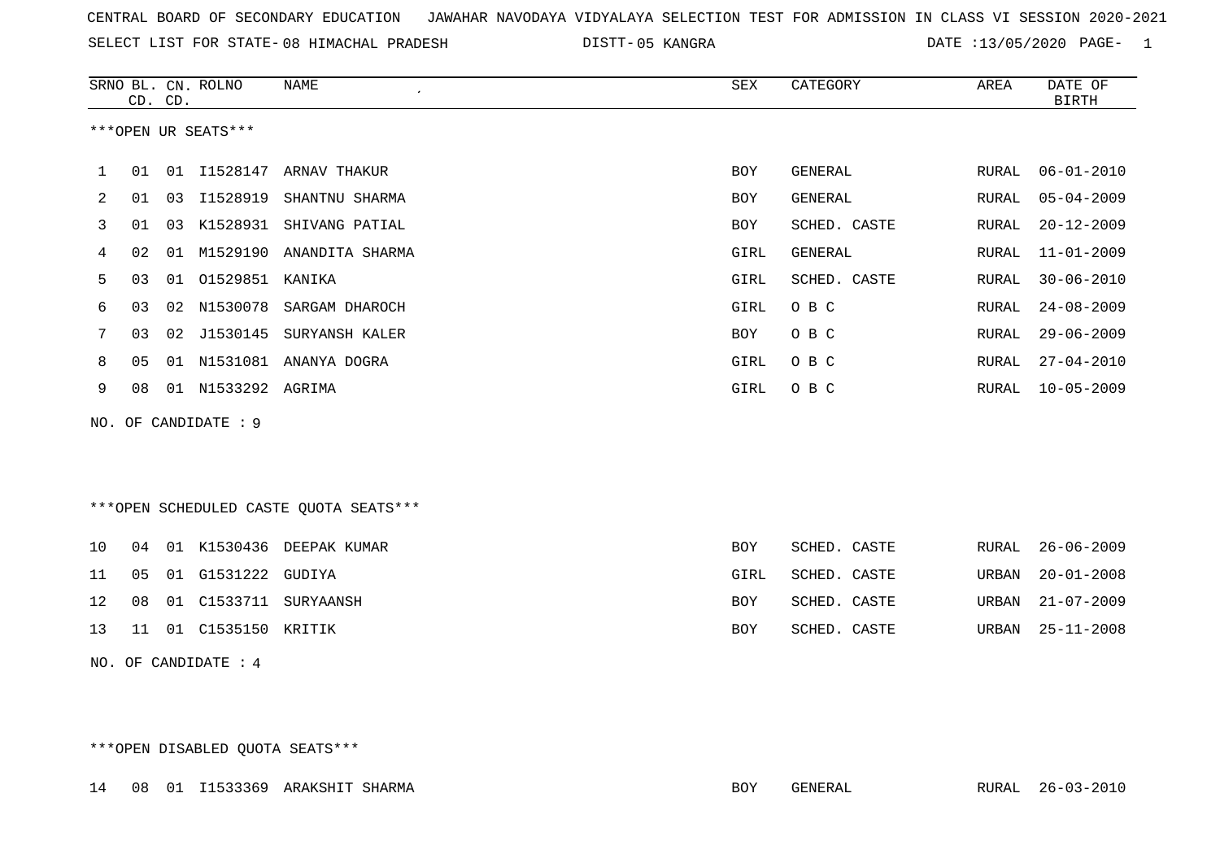CENTRAL BOARD OF SECONDARY EDUCATION JAWAHAR NAVODAYA VIDYALAYA SELECTION TEST FOR ADMISSION IN CLASS VI SESSION 2020-2021

SELECT LIST FOR STATE- 08 HIMACHAL PRADESH DISTT- 05 KANGRA DATE :13/05/2020 PAGE- 1

***OPEN UR SEATS***

| SRNO | BL. CD. | CN. CD. | ROLNO | NAME | SEX | CATEGORY | AREA | DATE OF BIRTH |
|---|---|---|---|---|---|---|---|---|
| 1 | 01 | 01 | I1528147 | ARNAV THAKUR | BOY | GENERAL | RURAL | 06-01-2010 |
| 2 | 01 | 03 | I1528919 | SHANTNU SHARMA | BOY | GENERAL | RURAL | 05-04-2009 |
| 3 | 01 | 03 | K1528931 | SHIVANG PATIAL | BOY | SCHED. CASTE | RURAL | 20-12-2009 |
| 4 | 02 | 01 | M1529190 | ANANDITA SHARMA | GIRL | GENERAL | RURAL | 11-01-2009 |
| 5 | 03 | 01 | O1529851 | KANIKA | GIRL | SCHED. CASTE | RURAL | 30-06-2010 |
| 6 | 03 | 02 | N1530078 | SARGAM DHAROCH | GIRL | O B C | RURAL | 24-08-2009 |
| 7 | 03 | 02 | J1530145 | SURYANSH KALER | BOY | O B C | RURAL | 29-06-2009 |
| 8 | 05 | 01 | N1531081 | ANANYA DOGRA | GIRL | O B C | RURAL | 27-04-2010 |
| 9 | 08 | 01 | N1533292 | AGRIMA | GIRL | O B C | RURAL | 10-05-2009 |

NO. OF CANDIDATE : 9

***OPEN SCHEDULED CASTE QUOTA SEATS***

| SRNO | BL. CD. | CN. CD. | ROLNO | NAME | SEX | CATEGORY | AREA | DATE OF BIRTH |
|---|---|---|---|---|---|---|---|---|
| 10 | 04 | 01 | K1530436 | DEEPAK KUMAR | BOY | SCHED. CASTE | RURAL | 26-06-2009 |
| 11 | 05 | 01 | G1531222 | GUDIYA | GIRL | SCHED. CASTE | URBAN | 20-01-2008 |
| 12 | 08 | 01 | C1533711 | SURYAANSH | BOY | SCHED. CASTE | URBAN | 21-07-2009 |
| 13 | 11 | 01 | C1535150 | KRITIK | BOY | SCHED. CASTE | URBAN | 25-11-2008 |

NO. OF CANDIDATE : 4

***OPEN DISABLED QUOTA SEATS***

| SRNO | BL. CD. | CN. CD. | ROLNO | NAME | SEX | CATEGORY | AREA | DATE OF BIRTH |
|---|---|---|---|---|---|---|---|---|
| 14 | 08 | 01 | I1533369 | ARAKSHIT SHARMA | BOY | GENERAL | RURAL | 26-03-2010 |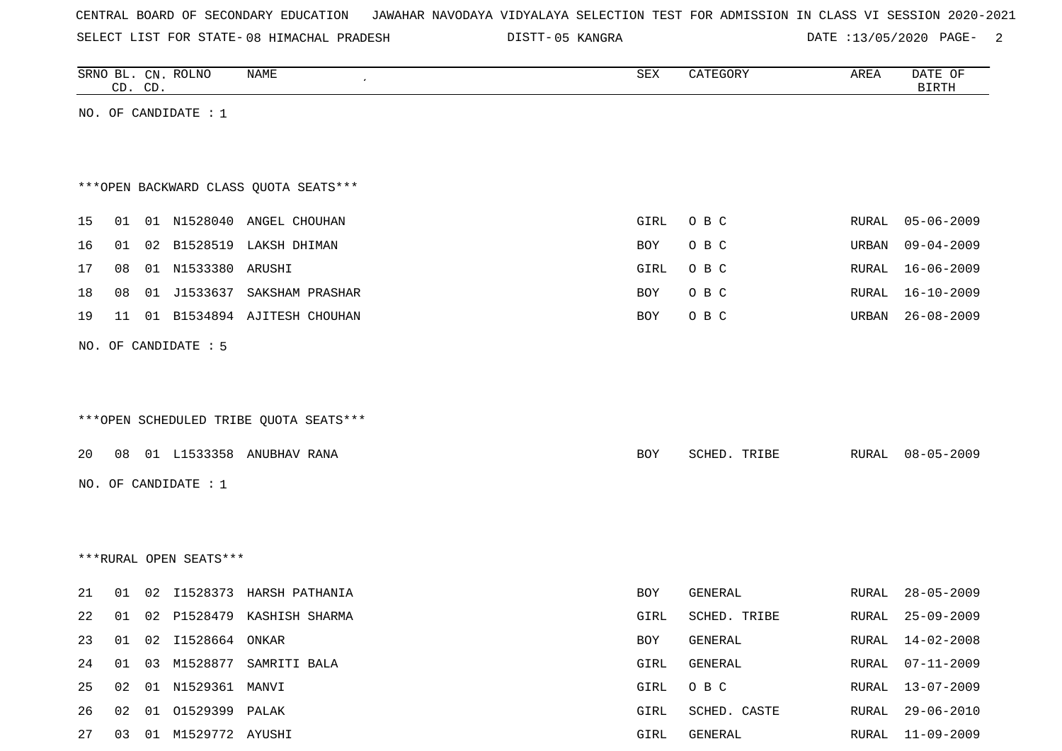CENTRAL BOARD OF SECONDARY EDUCATION JAWAHAR NAVODAYA VIDYALAYA SELECTION TEST FOR ADMISSION IN CLASS VI SESSION 2020-2021

SELECT LIST FOR STATE- 08 HIMACHAL PRADESH DISTT- 05 KANGRA DATE :13/05/2020

| SRNO | BL. CD. | CN. CD. | ROLNO | NAME | SEX | CATEGORY | AREA | DATE OF BIRTH |
|---|---|---|---|---|---|---|---|---|

NO. OF CANDIDATE : 1

***OPEN BACKWARD CLASS QUOTA SEATS***

| SRNO | BL. CD. | CN. CD. | ROLNO | NAME | SEX | CATEGORY | AREA | DATE OF BIRTH |
|---|---|---|---|---|---|---|---|---|
| 15 | 01 | 01 | N1528040 | ANGEL CHOUHAN | GIRL | O B C | RURAL | 05-06-2009 |
| 16 | 01 | 02 | B1528519 | LAKSH DHIMAN | BOY | O B C | URBAN | 09-04-2009 |
| 17 | 08 | 01 | N1533380 | ARUSHI | GIRL | O B C | RURAL | 16-06-2009 |
| 18 | 08 | 01 | J1533637 | SAKSHAM PRASHAR | BOY | O B C | RURAL | 16-10-2009 |
| 19 | 11 | 01 | B1534894 | AJITESH CHOUHAN | BOY | O B C | URBAN | 26-08-2009 |

NO. OF CANDIDATE : 5

***OPEN SCHEDULED TRIBE QUOTA SEATS***

| SRNO | BL. CD. | CN. CD. | ROLNO | NAME | SEX | CATEGORY | AREA | DATE OF BIRTH |
|---|---|---|---|---|---|---|---|---|
| 20 | 08 | 01 | L1533358 | ANUBHAV RANA | BOY | SCHED. TRIBE | RURAL | 08-05-2009 |

NO. OF CANDIDATE : 1

***RURAL OPEN SEATS***

| SRNO | BL. CD. | CN. CD. | ROLNO | NAME | SEX | CATEGORY | AREA | DATE OF BIRTH |
|---|---|---|---|---|---|---|---|---|
| 21 | 01 | 02 | I1528373 | HARSH PATHANIA | BOY | GENERAL | RURAL | 28-05-2009 |
| 22 | 01 | 02 | P1528479 | KASHISH SHARMA | GIRL | SCHED. TRIBE | RURAL | 25-09-2009 |
| 23 | 01 | 02 | I1528664 | ONKAR | BOY | GENERAL | RURAL | 14-02-2008 |
| 24 | 01 | 03 | M1528877 | SAMRITI BALA | GIRL | GENERAL | RURAL | 07-11-2009 |
| 25 | 02 | 01 | N1529361 | MANVI | GIRL | O B C | RURAL | 13-07-2009 |
| 26 | 02 | 01 | O1529399 | PALAK | GIRL | SCHED. CASTE | RURAL | 29-06-2010 |
| 27 | 03 | 01 | M1529772 | AYUSHI | GIRL | GENERAL | RURAL | 11-09-2009 |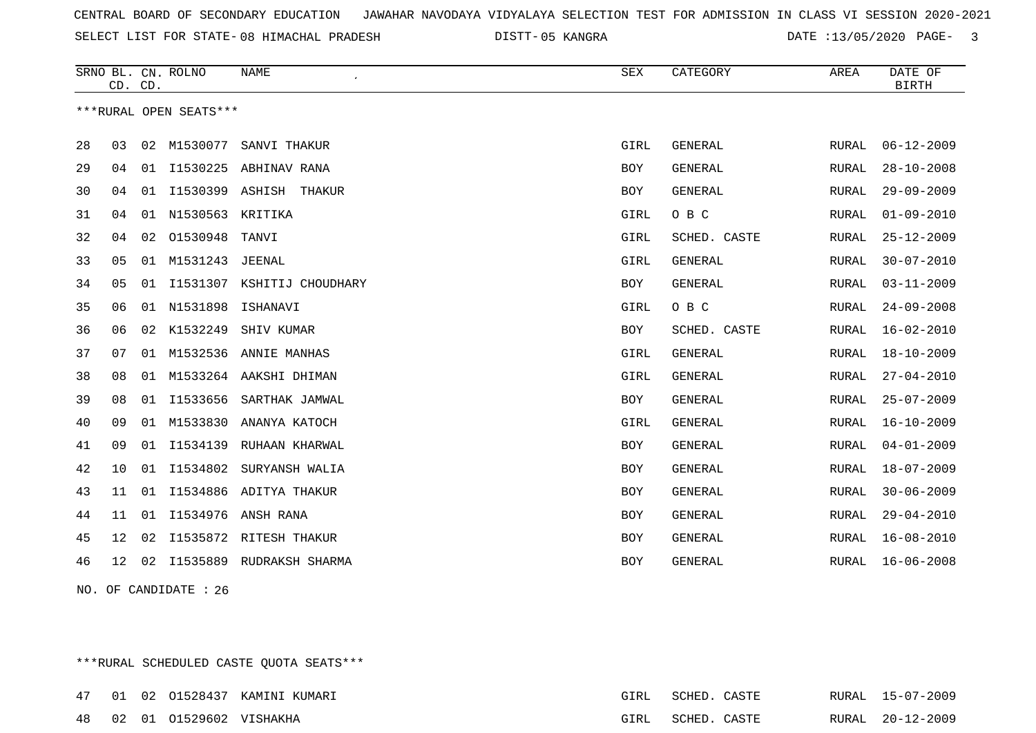CENTRAL BOARD OF SECONDARY EDUCATION JAWAHAR NAVODAYA VIDYALAYA SELECTION TEST FOR ADMISSION IN CLASS VI SESSION 2020-2021

SELECT LIST FOR STATE- 08 HIMACHAL PRADESH DISTT- 05 KANGRA DATE :13/05/2020

***RURAL OPEN SEATS***

| SRNO | BL. CD. | CN. CD. | ROLNO | NAME | SEX | CATEGORY | AREA | DATE OF BIRTH |
|---|---|---|---|---|---|---|---|---|
| 28 | 03 | 02 | M1530077 | SANVI THAKUR | GIRL | GENERAL | RURAL | 06-12-2009 |
| 29 | 04 | 01 | I1530225 | ABHINAV RANA | BOY | GENERAL | RURAL | 28-10-2008 |
| 30 | 04 | 01 | I1530399 | ASHISH THAKUR | BOY | GENERAL | RURAL | 29-09-2009 |
| 31 | 04 | 01 | N1530563 | KRITIKA | GIRL | O B C | RURAL | 01-09-2010 |
| 32 | 04 | 02 | O1530948 | TANVI | GIRL | SCHED. CASTE | RURAL | 25-12-2009 |
| 33 | 05 | 01 | M1531243 | JEENAL | GIRL | GENERAL | RURAL | 30-07-2010 |
| 34 | 05 | 01 | I1531307 | KSHITIJ CHOUDHARY | BOY | GENERAL | RURAL | 03-11-2009 |
| 35 | 06 | 01 | N1531898 | ISHANAVI | GIRL | O B C | RURAL | 24-09-2008 |
| 36 | 06 | 02 | K1532249 | SHIV KUMAR | BOY | SCHED. CASTE | RURAL | 16-02-2010 |
| 37 | 07 | 01 | M1532536 | ANNIE MANHAS | GIRL | GENERAL | RURAL | 18-10-2009 |
| 38 | 08 | 01 | M1533264 | AAKSHI DHIMAN | GIRL | GENERAL | RURAL | 27-04-2010 |
| 39 | 08 | 01 | I1533656 | SARTHAK JAMWAL | BOY | GENERAL | RURAL | 25-07-2009 |
| 40 | 09 | 01 | M1533830 | ANANYA KATOCH | GIRL | GENERAL | RURAL | 16-10-2009 |
| 41 | 09 | 01 | I1534139 | RUHAAN KHARWAL | BOY | GENERAL | RURAL | 04-01-2009 |
| 42 | 10 | 01 | I1534802 | SURYANSH WALIA | BOY | GENERAL | RURAL | 18-07-2009 |
| 43 | 11 | 01 | I1534886 | ADITYA THAKUR | BOY | GENERAL | RURAL | 30-06-2009 |
| 44 | 11 | 01 | I1534976 | ANSH RANA | BOY | GENERAL | RURAL | 29-04-2010 |
| 45 | 12 | 02 | I1535872 | RITESH THAKUR | BOY | GENERAL | RURAL | 16-08-2010 |
| 46 | 12 | 02 | I1535889 | RUDRAKSH SHARMA | BOY | GENERAL | RURAL | 16-06-2008 |

NO. OF CANDIDATE : 26

***RURAL SCHEDULED CASTE QUOTA SEATS***

| SRNO | BL. CD. | CN. CD. | ROLNO | NAME | SEX | CATEGORY | AREA | DATE OF BIRTH |
|---|---|---|---|---|---|---|---|---|
| 47 | 01 | 02 | O1528437 | KAMINI KUMARI | GIRL | SCHED. CASTE | RURAL | 15-07-2009 |
| 48 | 02 | 01 | O1529602 | VISHAKHA | GIRL | SCHED. CASTE | RURAL | 20-12-2009 |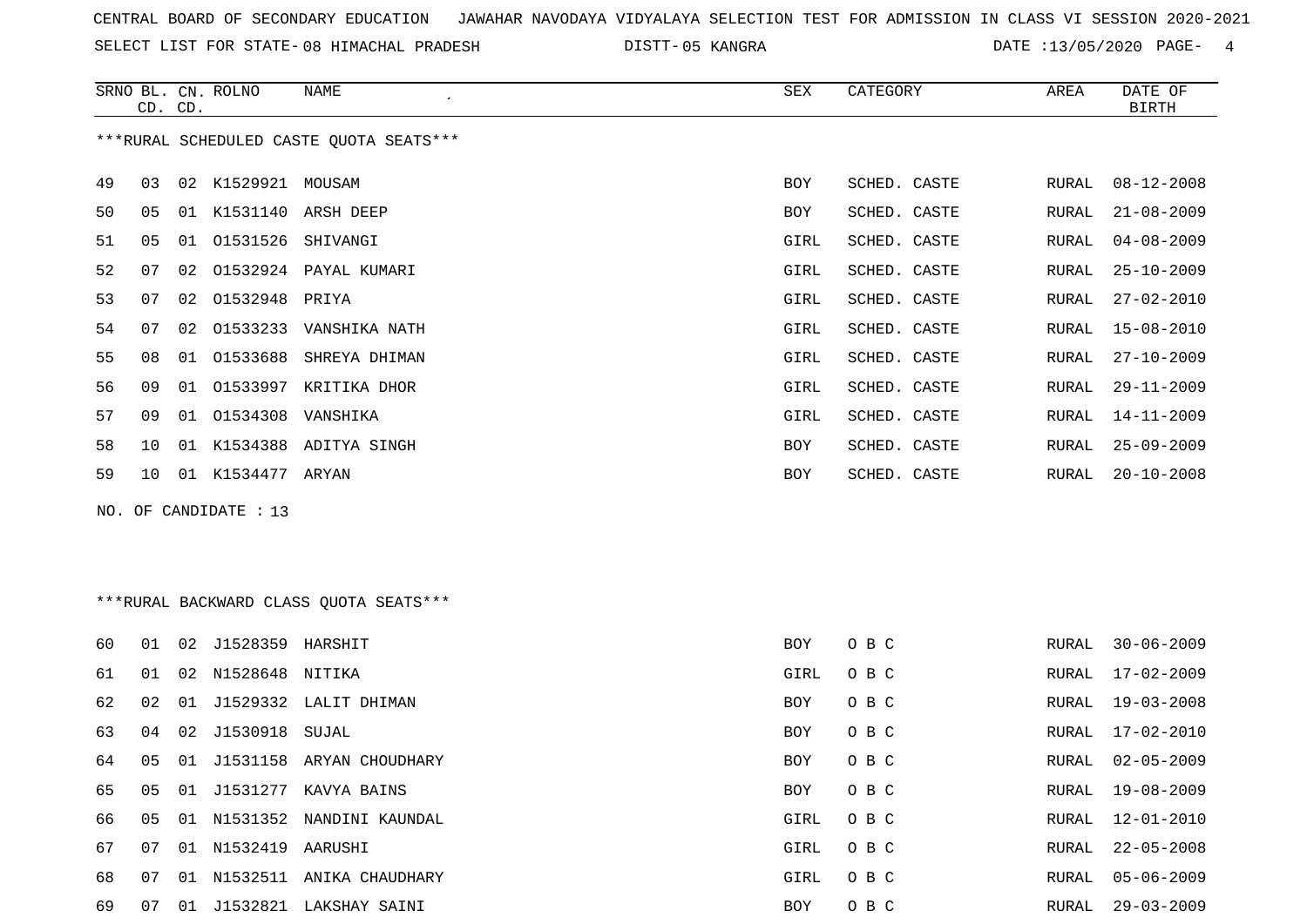CENTRAL BOARD OF SECONDARY EDUCATION JAWAHAR NAVODAYA VIDYALAYA SELECTION TEST FOR ADMISSION IN CLASS VI SESSION 2020-2021

SELECT LIST FOR STATE- 08 HIMACHAL PRADESH DISTT- 05 KANGRA DATE :13/05/2020

***RURAL SCHEDULED CASTE QUOTA SEATS***

| SRNO | BL. CD. | CN. CD. | ROLNO | NAME | SEX | CATEGORY | AREA | DATE OF BIRTH |
|---|---|---|---|---|---|---|---|---|
| 49 | 03 | 02 | K1529921 | MOUSAM | BOY | SCHED. CASTE | RURAL | 08-12-2008 |
| 50 | 05 | 01 | K1531140 | ARSH DEEP | BOY | SCHED. CASTE | RURAL | 21-08-2009 |
| 51 | 05 | 01 | O1531526 | SHIVANGI | GIRL | SCHED. CASTE | RURAL | 04-08-2009 |
| 52 | 07 | 02 | O1532924 | PAYAL KUMARI | GIRL | SCHED. CASTE | RURAL | 25-10-2009 |
| 53 | 07 | 02 | O1532948 | PRIYA | GIRL | SCHED. CASTE | RURAL | 27-02-2010 |
| 54 | 07 | 02 | O1533233 | VANSHIKA NATH | GIRL | SCHED. CASTE | RURAL | 15-08-2010 |
| 55 | 08 | 01 | O1533688 | SHREYA DHIMAN | GIRL | SCHED. CASTE | RURAL | 27-10-2009 |
| 56 | 09 | 01 | O1533997 | KRITIKA DHOR | GIRL | SCHED. CASTE | RURAL | 29-11-2009 |
| 57 | 09 | 01 | O1534308 | VANSHIKA | GIRL | SCHED. CASTE | RURAL | 14-11-2009 |
| 58 | 10 | 01 | K1534388 | ADITYA SINGH | BOY | SCHED. CASTE | RURAL | 25-09-2009 |
| 59 | 10 | 01 | K1534477 | ARYAN | BOY | SCHED. CASTE | RURAL | 20-10-2008 |

NO. OF CANDIDATE : 13

***RURAL BACKWARD CLASS QUOTA SEATS***

| SRNO | BL. CD. | CN. CD. | ROLNO | NAME | SEX | CATEGORY | AREA | DATE OF BIRTH |
|---|---|---|---|---|---|---|---|---|
| 60 | 01 | 02 | J1528359 | HARSHIT | BOY | O B C | RURAL | 30-06-2009 |
| 61 | 01 | 02 | N1528648 | NITIKA | GIRL | O B C | RURAL | 17-02-2009 |
| 62 | 02 | 01 | J1529332 | LALIT DHIMAN | BOY | O B C | RURAL | 19-03-2008 |
| 63 | 04 | 02 | J1530918 | SUJAL | BOY | O B C | RURAL | 17-02-2010 |
| 64 | 05 | 01 | J1531158 | ARYAN CHOUDHARY | BOY | O B C | RURAL | 02-05-2009 |
| 65 | 05 | 01 | J1531277 | KAVYA BAINS | BOY | O B C | RURAL | 19-08-2009 |
| 66 | 05 | 01 | N1531352 | NANDINI KAUNDAL | GIRL | O B C | RURAL | 12-01-2010 |
| 67 | 07 | 01 | N1532419 | AARUSHI | GIRL | O B C | RURAL | 22-05-2008 |
| 68 | 07 | 01 | N1532511 | ANIKA CHAUDHARY | GIRL | O B C | RURAL | 05-06-2009 |
| 69 | 07 | 01 | J1532821 | LAKSHAY SAINI | BOY | O B C | RURAL | 29-03-2009 |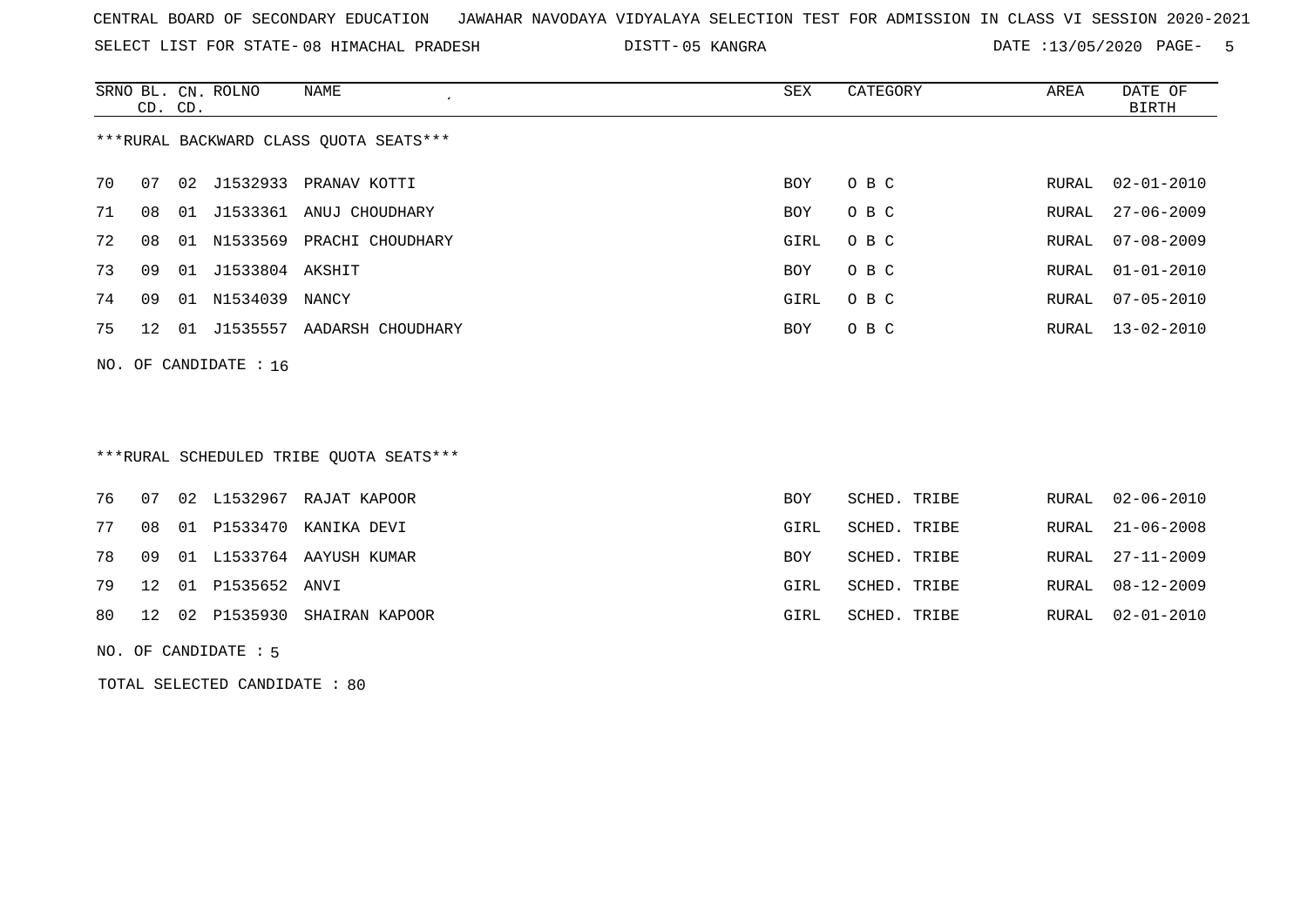CENTRAL BOARD OF SECONDARY EDUCATION JAWAHAR NAVODAYA VIDYALAYA SELECTION TEST FOR ADMISSION IN CLASS VI SESSION 2020-2021

SELECT LIST FOR STATE- 08 HIMACHAL PRADESH DISTT- 05 KANGRA DATE :13/05/2020

***RURAL BACKWARD CLASS QUOTA SEATS***

| SRNO | BL. CD. | CN. CD. | ROLNO | NAME | SEX | CATEGORY | AREA | DATE OF BIRTH |
|---|---|---|---|---|---|---|---|---|
| 70 | 07 | 02 | J1532933 | PRANAV KOTTI | BOY | O B C | RURAL | 02-01-2010 |
| 71 | 08 | 01 | J1533361 | ANUJ CHOUDHARY | BOY | O B C | RURAL | 27-06-2009 |
| 72 | 08 | 01 | N1533569 | PRACHI CHOUDHARY | GIRL | O B C | RURAL | 07-08-2009 |
| 73 | 09 | 01 | J1533804 | AKSHIT | BOY | O B C | RURAL | 01-01-2010 |
| 74 | 09 | 01 | N1534039 | NANCY | GIRL | O B C | RURAL | 07-05-2010 |
| 75 | 12 | 01 | J1535557 | AADARSH CHOUDHARY | BOY | O B C | RURAL | 13-02-2010 |

NO. OF CANDIDATE : 16

***RURAL SCHEDULED TRIBE QUOTA SEATS***

| SRNO | BL. CD. | CN. CD. | ROLNO | NAME | SEX | CATEGORY | AREA | DATE OF BIRTH |
|---|---|---|---|---|---|---|---|---|
| 76 | 07 | 02 | L1532967 | RAJAT KAPOOR | BOY | SCHED. TRIBE | RURAL | 02-06-2010 |
| 77 | 08 | 01 | P1533470 | KANIKA DEVI | GIRL | SCHED. TRIBE | RURAL | 21-06-2008 |
| 78 | 09 | 01 | L1533764 | AAYUSH KUMAR | BOY | SCHED. TRIBE | RURAL | 27-11-2009 |
| 79 | 12 | 01 | P1535652 | ANVI | GIRL | SCHED. TRIBE | RURAL | 08-12-2009 |
| 80 | 12 | 02 | P1535930 | SHAIRAN KAPOOR | GIRL | SCHED. TRIBE | RURAL | 02-01-2010 |

NO. OF CANDIDATE : 5

TOTAL SELECTED CANDIDATE : 80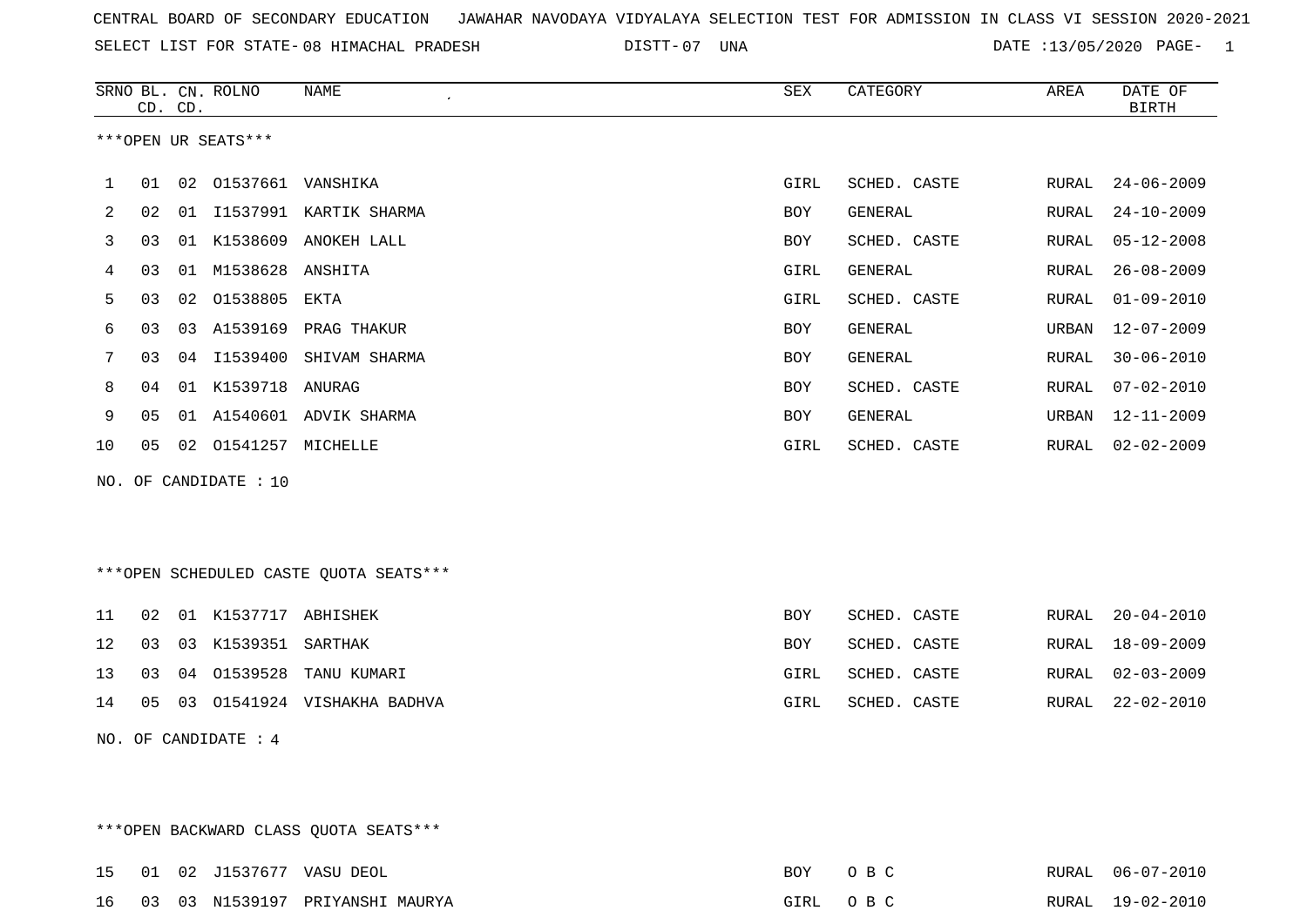CENTRAL BOARD OF SECONDARY EDUCATION JAWAHAR NAVODAYA VIDYALAYA SELECTION TEST FOR ADMISSION IN CLASS VI SESSION 2020-2021

SELECT LIST FOR STATE- 08 HIMACHAL PRADESH DISTT- 07 UNA DATE :13/05/2020

***OPEN UR SEATS***

| SRNO | BL. CD. | CN. CD. | ROLNO | NAME | SEX | CATEGORY | AREA | DATE OF BIRTH |
|---|---|---|---|---|---|---|---|---|
| 1 | 01 | 02 | O1537661 | VANSHIKA | GIRL | SCHED. CASTE | RURAL | 24-06-2009 |
| 2 | 02 | 01 | I1537991 | KARTIK SHARMA | BOY | GENERAL | RURAL | 24-10-2009 |
| 3 | 03 | 01 | K1538609 | ANOKEH LALL | BOY | SCHED. CASTE | RURAL | 05-12-2008 |
| 4 | 03 | 01 | M1538628 | ANSHITA | GIRL | GENERAL | RURAL | 26-08-2009 |
| 5 | 03 | 02 | O1538805 | EKTA | GIRL | SCHED. CASTE | RURAL | 01-09-2010 |
| 6 | 03 | 03 | A1539169 | PRAG THAKUR | BOY | GENERAL | URBAN | 12-07-2009 |
| 7 | 03 | 04 | I1539400 | SHIVAM SHARMA | BOY | GENERAL | RURAL | 30-06-2010 |
| 8 | 04 | 01 | K1539718 | ANURAG | BOY | SCHED. CASTE | RURAL | 07-02-2010 |
| 9 | 05 | 01 | A1540601 | ADVIK SHARMA | BOY | GENERAL | URBAN | 12-11-2009 |
| 10 | 05 | 02 | O1541257 | MICHELLE | GIRL | SCHED. CASTE | RURAL | 02-02-2009 |

NO. OF CANDIDATE : 10

***OPEN SCHEDULED CASTE QUOTA SEATS***

| SRNO | BL. CD. | CN. CD. | ROLNO | NAME | SEX | CATEGORY | AREA | DATE OF BIRTH |
|---|---|---|---|---|---|---|---|---|
| 11 | 02 | 01 | K1537717 | ABHISHEK | BOY | SCHED. CASTE | RURAL | 20-04-2010 |
| 12 | 03 | 03 | K1539351 | SARTHAK | BOY | SCHED. CASTE | RURAL | 18-09-2009 |
| 13 | 03 | 04 | O1539528 | TANU KUMARI | GIRL | SCHED. CASTE | RURAL | 02-03-2009 |
| 14 | 05 | 03 | O1541924 | VISHAKHA BADHVA | GIRL | SCHED. CASTE | RURAL | 22-02-2010 |

NO. OF CANDIDATE : 4

***OPEN BACKWARD CLASS QUOTA SEATS***

| SRNO | BL. CD. | CN. CD. | ROLNO | NAME | SEX | CATEGORY | AREA | DATE OF BIRTH |
|---|---|---|---|---|---|---|---|---|
| 15 | 01 | 02 | J1537677 | VASU DEOL | BOY | O B C | RURAL | 06-07-2010 |
| 16 | 03 | 03 | N1539197 | PRIYANSHI MAURYA | GIRL | O B C | RURAL | 19-02-2010 |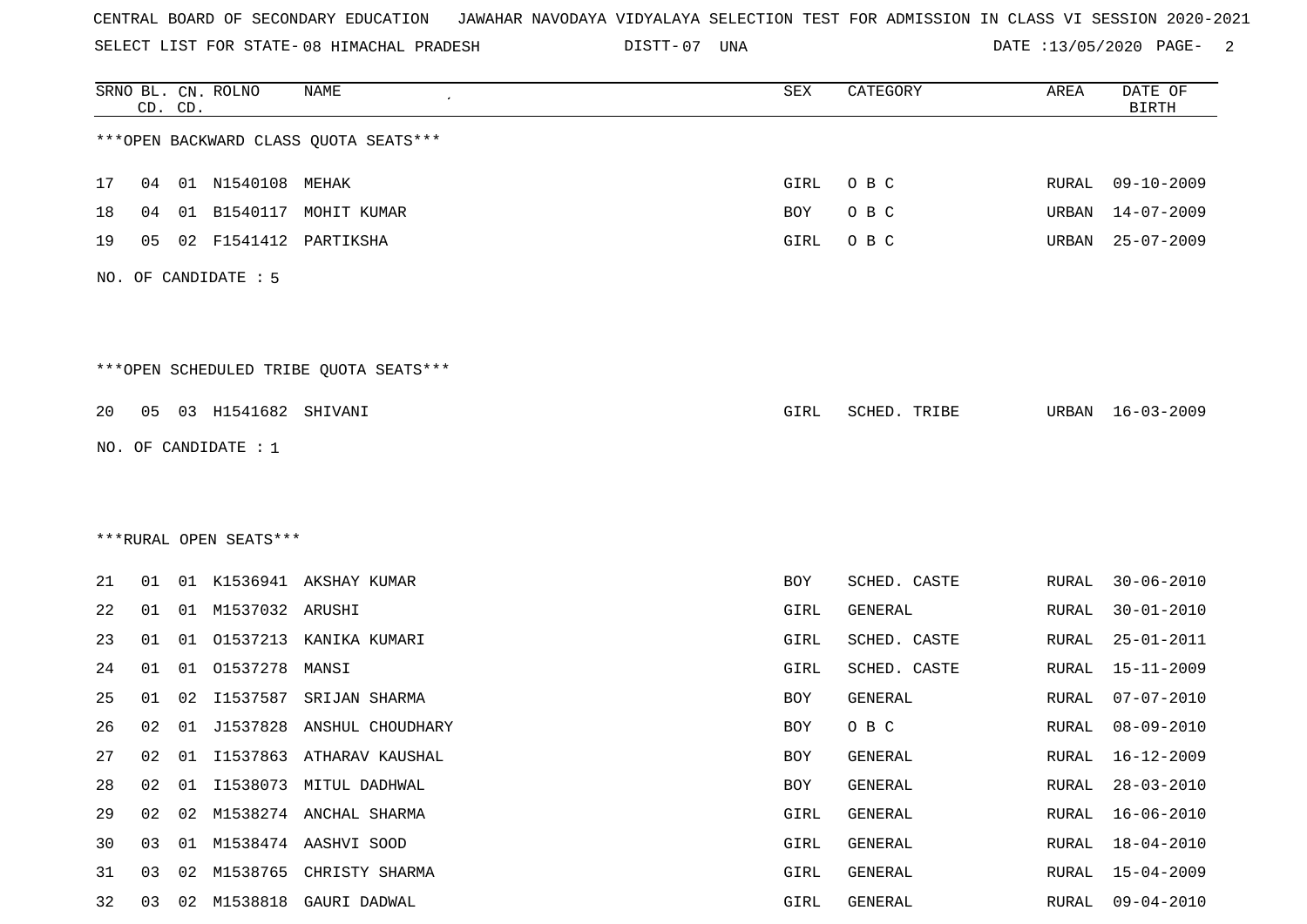CENTRAL BOARD OF SECONDARY EDUCATION JAWAHAR NAVODAYA VIDYALAYA SELECTION TEST FOR ADMISSION IN CLASS VI SESSION 2020-2021

SELECT LIST FOR STATE- 08 HIMACHAL PRADESH DISTT- 07 UNA DATE :13/05/2020

***OPEN BACKWARD CLASS QUOTA SEATS***

| SRNO | BL. CD. | CN. CD. | ROLNO | NAME | SEX | CATEGORY | AREA | DATE OF BIRTH |
|---|---|---|---|---|---|---|---|---|
| 17 | 04 | 01 | N1540108 | MEHAK | GIRL | O B C | RURAL | 09-10-2009 |
| 18 | 04 | 01 | B1540117 | MOHIT KUMAR | BOY | O B C | URBAN | 14-07-2009 |
| 19 | 05 | 02 | F1541412 | PARTIKSHA | GIRL | O B C | URBAN | 25-07-2009 |

NO. OF CANDIDATE : 5

***OPEN SCHEDULED TRIBE QUOTA SEATS***

| SRNO | BL. CD. | CN. CD. | ROLNO | NAME | SEX | CATEGORY | AREA | DATE OF BIRTH |
|---|---|---|---|---|---|---|---|---|
| 20 | 05 | 03 | H1541682 | SHIVANI | GIRL | SCHED. TRIBE | URBAN | 16-03-2009 |

NO. OF CANDIDATE : 1

***RURAL OPEN SEATS***

| SRNO | BL. CD. | CN. CD. | ROLNO | NAME | SEX | CATEGORY | AREA | DATE OF BIRTH |
|---|---|---|---|---|---|---|---|---|
| 21 | 01 | 01 | K1536941 | AKSHAY KUMAR | BOY | SCHED. CASTE | RURAL | 30-06-2010 |
| 22 | 01 | 01 | M1537032 | ARUSHI | GIRL | GENERAL | RURAL | 30-01-2010 |
| 23 | 01 | 01 | O1537213 | KANIKA KUMARI | GIRL | SCHED. CASTE | RURAL | 25-01-2011 |
| 24 | 01 | 01 | O1537278 | MANSI | GIRL | SCHED. CASTE | RURAL | 15-11-2009 |
| 25 | 01 | 02 | I1537587 | SRIJAN SHARMA | BOY | GENERAL | RURAL | 07-07-2010 |
| 26 | 02 | 01 | J1537828 | ANSHUL CHOUDHARY | BOY | O B C | RURAL | 08-09-2010 |
| 27 | 02 | 01 | I1537863 | ATHARAV KAUSHAL | BOY | GENERAL | RURAL | 16-12-2009 |
| 28 | 02 | 01 | I1538073 | MITUL DADHWAL | BOY | GENERAL | RURAL | 28-03-2010 |
| 29 | 02 | 02 | M1538274 | ANCHAL SHARMA | GIRL | GENERAL | RURAL | 16-06-2010 |
| 30 | 03 | 01 | M1538474 | AASHVI SOOD | GIRL | GENERAL | RURAL | 18-04-2010 |
| 31 | 03 | 02 | M1538765 | CHRISTY SHARMA | GIRL | GENERAL | RURAL | 15-04-2009 |
| 32 | 03 | 02 | M1538818 | GAURI DADWAL | GIRL | GENERAL | RURAL | 09-04-2010 |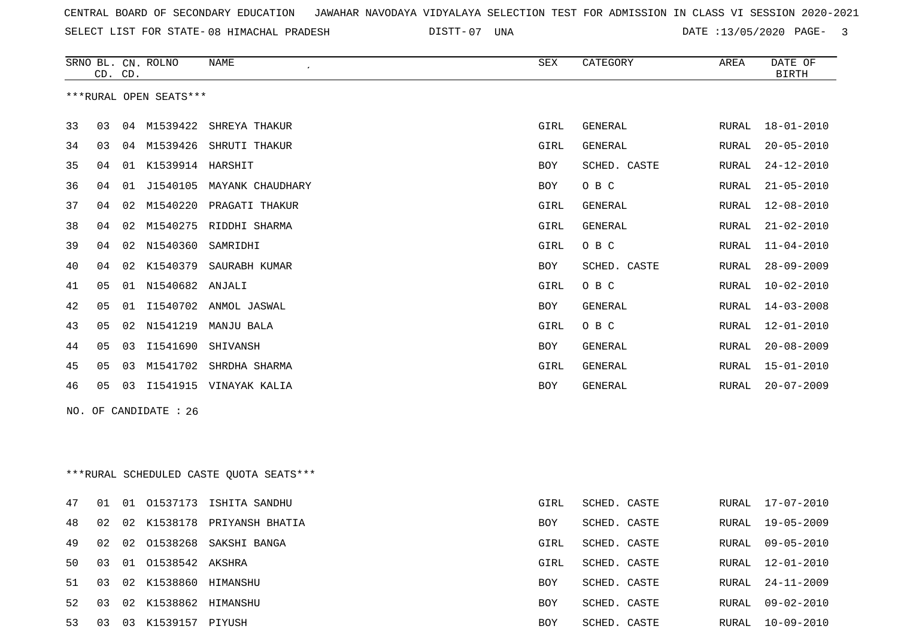CENTRAL BOARD OF SECONDARY EDUCATION JAWAHAR NAVODAYA VIDYALAYA SELECTION TEST FOR ADMISSION IN CLASS VI SESSION 2020-2021

SELECT LIST FOR STATE- 08 HIMACHAL PRADESH DISTT- 07 UNA DATE :13/05/2020

***RURAL OPEN SEATS***

| SRNO | BL. CD. | CN. CD. | ROLNO | NAME | SEX | CATEGORY | AREA | DATE OF BIRTH |
|---|---|---|---|---|---|---|---|---|
| 33 | 03 | 04 | M1539422 | SHREYA THAKUR | GIRL | GENERAL | RURAL | 18-01-2010 |
| 34 | 03 | 04 | M1539426 | SHRUTI THAKUR | GIRL | GENERAL | RURAL | 20-05-2010 |
| 35 | 04 | 01 | K1539914 | HARSHIT | BOY | SCHED. CASTE | RURAL | 24-12-2010 |
| 36 | 04 | 01 | J1540105 | MAYANK CHAUDHARY | BOY | O B C | RURAL | 21-05-2010 |
| 37 | 04 | 02 | M1540220 | PRAGATI THAKUR | GIRL | GENERAL | RURAL | 12-08-2010 |
| 38 | 04 | 02 | M1540275 | RIDDHI SHARMA | GIRL | GENERAL | RURAL | 21-02-2010 |
| 39 | 04 | 02 | N1540360 | SAMRIDHI | GIRL | O B C | RURAL | 11-04-2010 |
| 40 | 04 | 02 | K1540379 | SAURABH KUMAR | BOY | SCHED. CASTE | RURAL | 28-09-2009 |
| 41 | 05 | 01 | N1540682 | ANJALI | GIRL | O B C | RURAL | 10-02-2010 |
| 42 | 05 | 01 | I1540702 | ANMOL JASWAL | BOY | GENERAL | RURAL | 14-03-2008 |
| 43 | 05 | 02 | N1541219 | MANJU BALA | GIRL | O B C | RURAL | 12-01-2010 |
| 44 | 05 | 03 | I1541690 | SHIVANSH | BOY | GENERAL | RURAL | 20-08-2009 |
| 45 | 05 | 03 | M1541702 | SHRDHA SHARMA | GIRL | GENERAL | RURAL | 15-01-2010 |
| 46 | 05 | 03 | I1541915 | VINAYAK KALIA | BOY | GENERAL | RURAL | 20-07-2009 |

NO. OF CANDIDATE : 26

***RURAL SCHEDULED CASTE QUOTA SEATS***

| SRNO | BL. CD. | CN. CD. | ROLNO | NAME | SEX | CATEGORY | AREA | DATE OF BIRTH |
|---|---|---|---|---|---|---|---|---|
| 47 | 01 | 01 | O1537173 | ISHITA SANDHU | GIRL | SCHED. CASTE | RURAL | 17-07-2010 |
| 48 | 02 | 02 | K1538178 | PRIYANSH BHATIA | BOY | SCHED. CASTE | RURAL | 19-05-2009 |
| 49 | 02 | 02 | O1538268 | SAKSHI BANGA | GIRL | SCHED. CASTE | RURAL | 09-05-2010 |
| 50 | 03 | 01 | O1538542 | AKSHRA | GIRL | SCHED. CASTE | RURAL | 12-01-2010 |
| 51 | 03 | 02 | K1538860 | HIMANSHU | BOY | SCHED. CASTE | RURAL | 24-11-2009 |
| 52 | 03 | 02 | K1538862 | HIMANSHU | BOY | SCHED. CASTE | RURAL | 09-02-2010 |
| 53 | 03 | 03 | K1539157 | PIYUSH | BOY | SCHED. CASTE | RURAL | 10-09-2010 |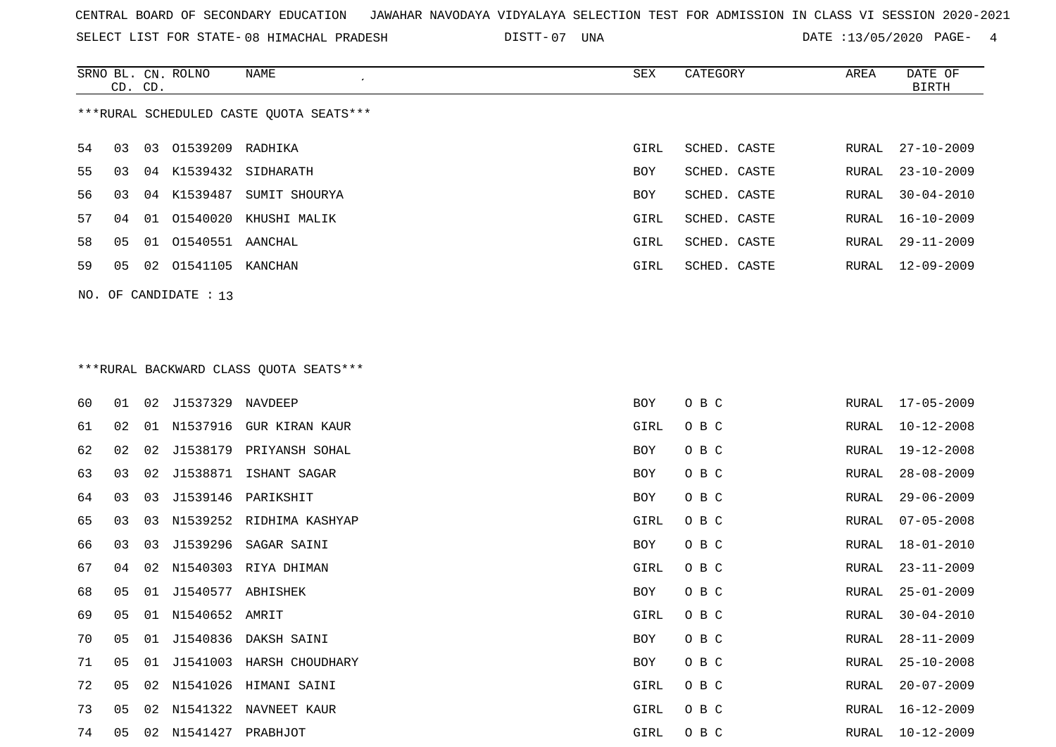CENTRAL BOARD OF SECONDARY EDUCATION JAWAHAR NAVODAYA VIDYALAYA SELECTION TEST FOR ADMISSION IN CLASS VI SESSION 2020-2021

SELECT LIST FOR STATE- 08 HIMACHAL PRADESH DISTT- 07 UNA DATE :13/05/2020

***RURAL SCHEDULED CASTE QUOTA SEATS***

| SRNO | BL. CD. | CN. CD. | ROLNO | NAME | SEX | CATEGORY | AREA | DATE OF BIRTH |
|---|---|---|---|---|---|---|---|---|
| 54 | 03 | 03 | O1539209 | RADHIKA | GIRL | SCHED. CASTE | RURAL | 27-10-2009 |
| 55 | 03 | 04 | K1539432 | SIDHARATH | BOY | SCHED. CASTE | RURAL | 23-10-2009 |
| 56 | 03 | 04 | K1539487 | SUMIT SHOURYA | BOY | SCHED. CASTE | RURAL | 30-04-2010 |
| 57 | 04 | 01 | O1540020 | KHUSHI MALIK | GIRL | SCHED. CASTE | RURAL | 16-10-2009 |
| 58 | 05 | 01 | O1540551 | AANCHAL | GIRL | SCHED. CASTE | RURAL | 29-11-2009 |
| 59 | 05 | 02 | O1541105 | KANCHAN | GIRL | SCHED. CASTE | RURAL | 12-09-2009 |

NO. OF CANDIDATE : 13

***RURAL BACKWARD CLASS QUOTA SEATS***

| SRNO | BL. CD. | CN. CD. | ROLNO | NAME | SEX | CATEGORY | AREA | DATE OF BIRTH |
|---|---|---|---|---|---|---|---|---|
| 60 | 01 | 02 | J1537329 | NAVDEEP | BOY | O B C | RURAL | 17-05-2009 |
| 61 | 02 | 01 | N1537916 | GUR KIRAN KAUR | GIRL | O B C | RURAL | 10-12-2008 |
| 62 | 02 | 02 | J1538179 | PRIYANSH SOHAL | BOY | O B C | RURAL | 19-12-2008 |
| 63 | 03 | 02 | J1538871 | ISHANT SAGAR | BOY | O B C | RURAL | 28-08-2009 |
| 64 | 03 | 03 | J1539146 | PARIKSHIT | BOY | O B C | RURAL | 29-06-2009 |
| 65 | 03 | 03 | N1539252 | RIDHIMA KASHYAP | GIRL | O B C | RURAL | 07-05-2008 |
| 66 | 03 | 03 | J1539296 | SAGAR SAINI | BOY | O B C | RURAL | 18-01-2010 |
| 67 | 04 | 02 | N1540303 | RIYA DHIMAN | GIRL | O B C | RURAL | 23-11-2009 |
| 68 | 05 | 01 | J1540577 | ABHISHEK | BOY | O B C | RURAL | 25-01-2009 |
| 69 | 05 | 01 | N1540652 | AMRIT | GIRL | O B C | RURAL | 30-04-2010 |
| 70 | 05 | 01 | J1540836 | DAKSH SAINI | BOY | O B C | RURAL | 28-11-2009 |
| 71 | 05 | 01 | J1541003 | HARSH CHOUDHARY | BOY | O B C | RURAL | 25-10-2008 |
| 72 | 05 | 02 | N1541026 | HIMANI SAINI | GIRL | O B C | RURAL | 20-07-2009 |
| 73 | 05 | 02 | N1541322 | NAVNEET KAUR | GIRL | O B C | RURAL | 16-12-2009 |
| 74 | 05 | 02 | N1541427 | PRABHJOT | GIRL | O B C | RURAL | 10-12-2009 |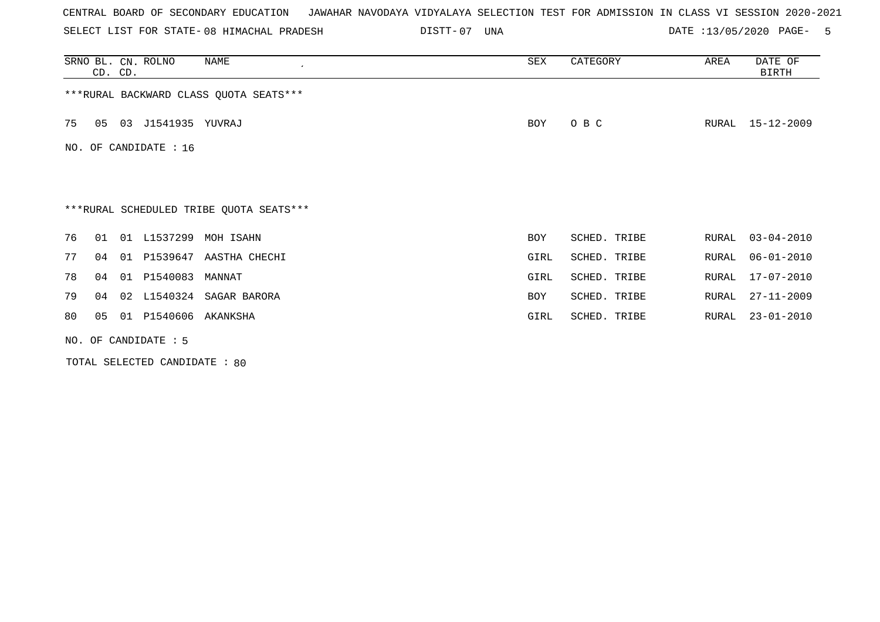CENTRAL BOARD OF SECONDARY EDUCATION JAWAHAR NAVODAYA VIDYALAYA SELECTION TEST FOR ADMISSION IN CLASS VI SESSION 2020-2021

SELECT LIST FOR STATE- 08 HIMACHAL PRADESH DISTT- 07 UNA DATE :13/05/2020

| SRNO | BL. CD. | CN. CD. | ROLNO | NAME | SEX | CATEGORY | AREA | DATE OF BIRTH |
|---|---|---|---|---|---|---|---|---|

***RURAL BACKWARD CLASS QUOTA SEATS***

| SRNO | BL. CD. | CN. CD. | ROLNO | NAME | SEX | CATEGORY | AREA | DATE OF BIRTH |
|---|---|---|---|---|---|---|---|---|
| 75 | 05 | 03 | J1541935 | YUVRAJ | BOY | O B C | RURAL | 15-12-2009 |

NO. OF CANDIDATE : 16

***RURAL SCHEDULED TRIBE QUOTA SEATS***

| SRNO | BL. CD. | CN. CD. | ROLNO | NAME | SEX | CATEGORY | AREA | DATE OF BIRTH |
|---|---|---|---|---|---|---|---|---|
| 76 | 01 | 01 | L1537299 | MOH ISAHN | BOY | SCHED. TRIBE | RURAL | 03-04-2010 |
| 77 | 04 | 01 | P1539647 | AASTHA CHECHI | GIRL | SCHED. TRIBE | RURAL | 06-01-2010 |
| 78 | 04 | 01 | P1540083 | MANNAT | GIRL | SCHED. TRIBE | RURAL | 17-07-2010 |
| 79 | 04 | 02 | L1540324 | SAGAR BARORA | BOY | SCHED. TRIBE | RURAL | 27-11-2009 |
| 80 | 05 | 01 | P1540606 | AKANKSHA | GIRL | SCHED. TRIBE | RURAL | 23-01-2010 |

NO. OF CANDIDATE : 5

TOTAL SELECTED CANDIDATE : 80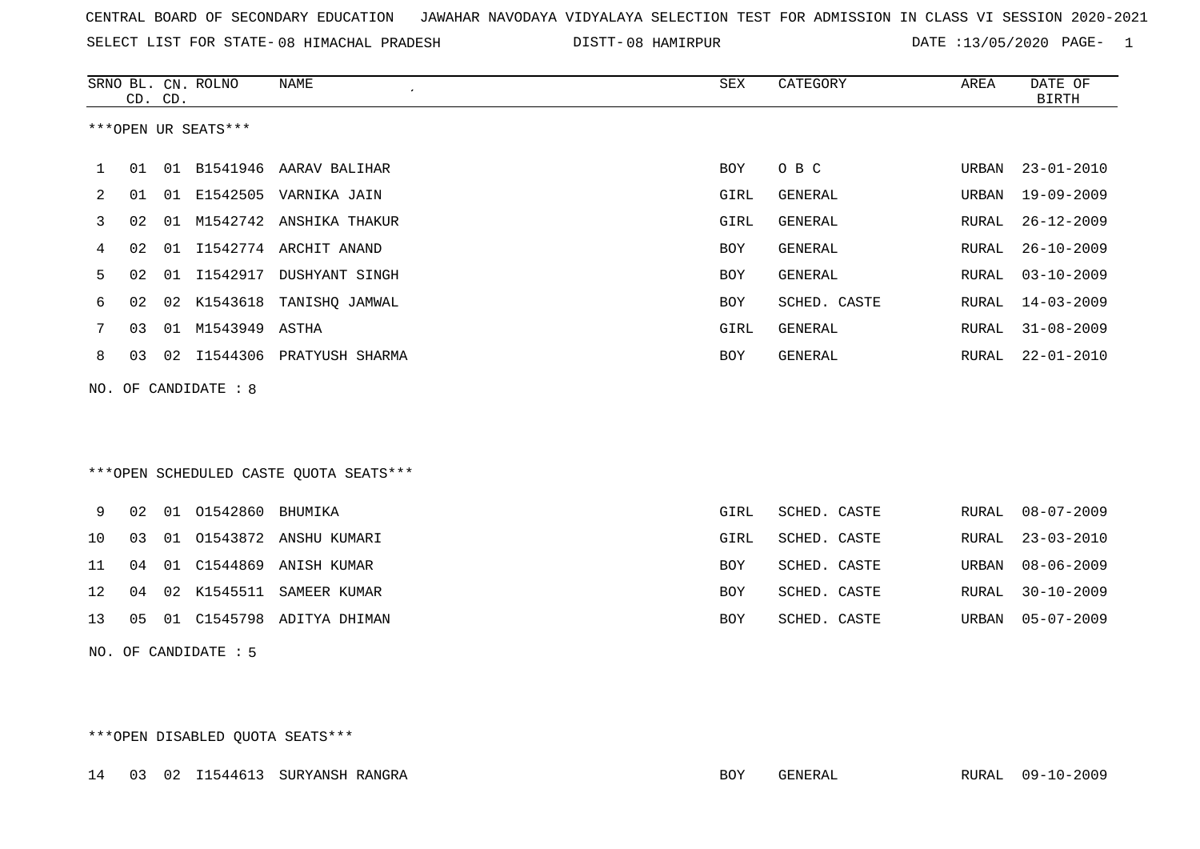CENTRAL BOARD OF SECONDARY EDUCATION JAWAHAR NAVODAYA VIDYALAYA SELECTION TEST FOR ADMISSION IN CLASS VI SESSION 2020-2021

SELECT LIST FOR STATE- 08 HIMACHAL PRADESH DISTT- 08 HAMIRPUR DATE :13/05/2020

***OPEN UR SEATS***

| SRNO | BL. CD. | CN. CD. | ROLNO | NAME | SEX | CATEGORY | AREA | DATE OF BIRTH |
|---|---|---|---|---|---|---|---|---|
| 1 | 01 | 01 | B1541946 | AARAV BALIHAR | BOY | O B C | URBAN | 23-01-2010 |
| 2 | 01 | 01 | E1542505 | VARNIKA JAIN | GIRL | GENERAL | URBAN | 19-09-2009 |
| 3 | 02 | 01 | M1542742 | ANSHIKA THAKUR | GIRL | GENERAL | RURAL | 26-12-2009 |
| 4 | 02 | 01 | I1542774 | ARCHIT ANAND | BOY | GENERAL | RURAL | 26-10-2009 |
| 5 | 02 | 01 | I1542917 | DUSHYANT SINGH | BOY | GENERAL | RURAL | 03-10-2009 |
| 6 | 02 | 02 | K1543618 | TANISHQ JAMWAL | BOY | SCHED. CASTE | RURAL | 14-03-2009 |
| 7 | 03 | 01 | M1543949 | ASTHA | GIRL | GENERAL | RURAL | 31-08-2009 |
| 8 | 03 | 02 | I1544306 | PRATYUSH SHARMA | BOY | GENERAL | RURAL | 22-01-2010 |

NO. OF CANDIDATE : 8

***OPEN SCHEDULED CASTE QUOTA SEATS***

| SRNO | BL. CD. | CN. CD. | ROLNO | NAME | SEX | CATEGORY | AREA | DATE OF BIRTH |
|---|---|---|---|---|---|---|---|---|
| 9 | 02 | 01 | O1542860 | BHUMIKA | GIRL | SCHED. CASTE | RURAL | 08-07-2009 |
| 10 | 03 | 01 | O1543872 | ANSHU KUMARI | GIRL | SCHED. CASTE | RURAL | 23-03-2010 |
| 11 | 04 | 01 | C1544869 | ANISH KUMAR | BOY | SCHED. CASTE | URBAN | 08-06-2009 |
| 12 | 04 | 02 | K1545511 | SAMEER KUMAR | BOY | SCHED. CASTE | RURAL | 30-10-2009 |
| 13 | 05 | 01 | C1545798 | ADITYA DHIMAN | BOY | SCHED. CASTE | URBAN | 05-07-2009 |

NO. OF CANDIDATE : 5

***OPEN DISABLED QUOTA SEATS***

| SRNO | BL. CD. | CN. CD. | ROLNO | NAME | SEX | CATEGORY | AREA | DATE OF BIRTH |
|---|---|---|---|---|---|---|---|---|
| 14 | 03 | 02 | I1544613 | SURYANSH RANGRA | BOY | GENERAL | RURAL | 09-10-2009 |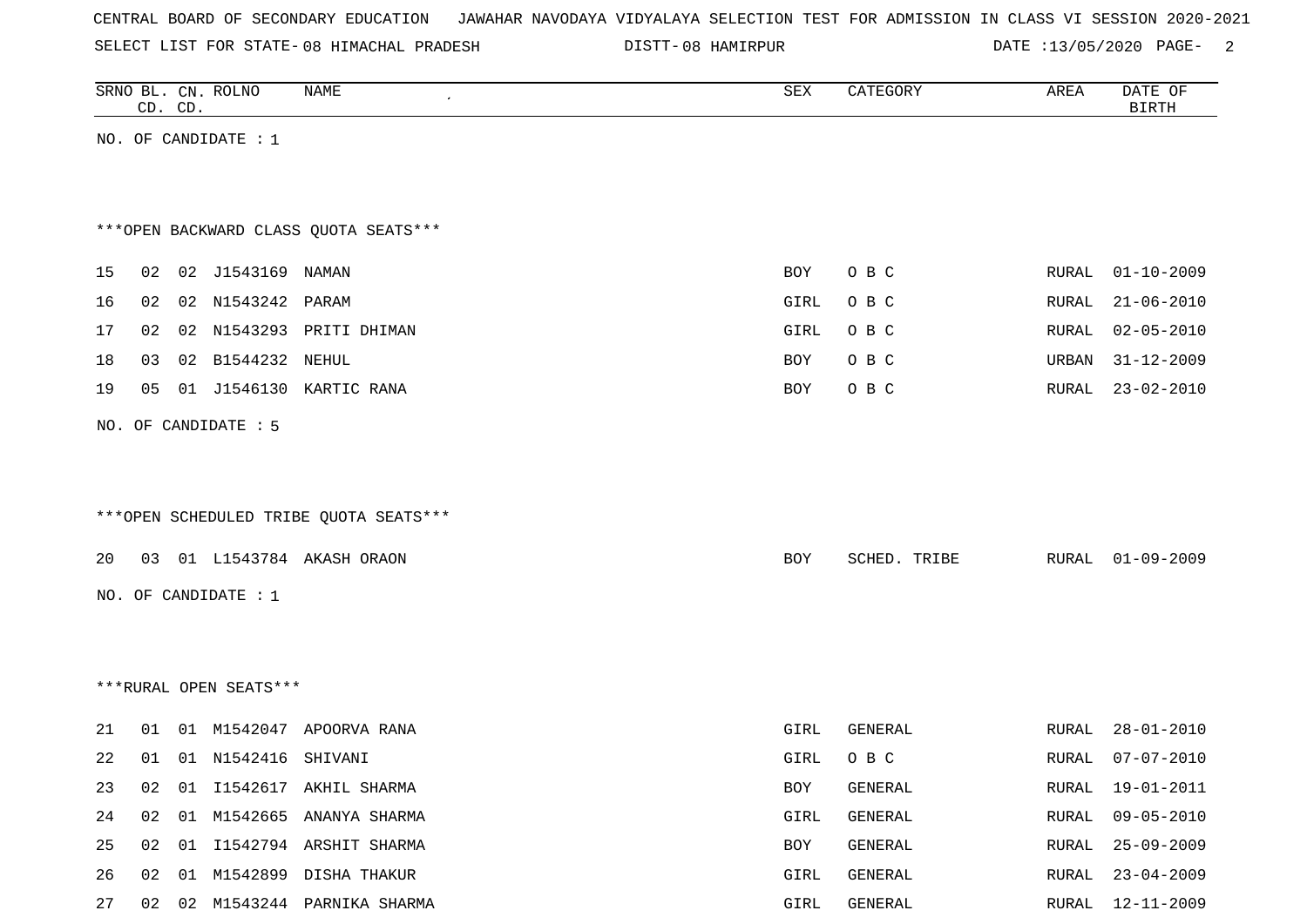CENTRAL BOARD OF SECONDARY EDUCATION JAWAHAR NAVODAYA VIDYALAYA SELECTION TEST FOR ADMISSION IN CLASS VI SESSION 2020-2021

SELECT LIST FOR STATE- 08 HIMACHAL PRADESH DISTT- 08 HAMIRPUR DATE :13/05/2020

| SRNO | BL. CD. | CN. CD. | ROLNO | NAME | SEX | CATEGORY | AREA | DATE OF BIRTH |
|---|---|---|---|---|---|---|---|---|

NO. OF CANDIDATE : 1

***OPEN BACKWARD CLASS QUOTA SEATS***

| SRNO | BL. CD. | CN. CD. | ROLNO | NAME | SEX | CATEGORY | AREA | DATE OF BIRTH |
|---|---|---|---|---|---|---|---|---|
| 15 | 02 | 02 | J1543169 | NAMAN | BOY | O B C | RURAL | 01-10-2009 |
| 16 | 02 | 02 | N1543242 | PARAM | GIRL | O B C | RURAL | 21-06-2010 |
| 17 | 02 | 02 | N1543293 | PRITI DHIMAN | GIRL | O B C | RURAL | 02-05-2010 |
| 18 | 03 | 02 | B1544232 | NEHUL | BOY | O B C | URBAN | 31-12-2009 |
| 19 | 05 | 01 | J1546130 | KARTIC RANA | BOY | O B C | RURAL | 23-02-2010 |

NO. OF CANDIDATE : 5

***OPEN SCHEDULED TRIBE QUOTA SEATS***

| SRNO | BL. CD. | CN. CD. | ROLNO | NAME | SEX | CATEGORY | AREA | DATE OF BIRTH |
|---|---|---|---|---|---|---|---|---|
| 20 | 03 | 01 | L1543784 | AKASH ORAON | BOY | SCHED. TRIBE | RURAL | 01-09-2009 |

NO. OF CANDIDATE : 1

***RURAL OPEN SEATS***

| SRNO | BL. CD. | CN. CD. | ROLNO | NAME | SEX | CATEGORY | AREA | DATE OF BIRTH |
|---|---|---|---|---|---|---|---|---|
| 21 | 01 | 01 | M1542047 | APOORVA RANA | GIRL | GENERAL | RURAL | 28-01-2010 |
| 22 | 01 | 01 | N1542416 | SHIVANI | GIRL | O B C | RURAL | 07-07-2010 |
| 23 | 02 | 01 | I1542617 | AKHIL SHARMA | BOY | GENERAL | RURAL | 19-01-2011 |
| 24 | 02 | 01 | M1542665 | ANANYA SHARMA | GIRL | GENERAL | RURAL | 09-05-2010 |
| 25 | 02 | 01 | I1542794 | ARSHIT SHARMA | BOY | GENERAL | RURAL | 25-09-2009 |
| 26 | 02 | 01 | M1542899 | DISHA THAKUR | GIRL | GENERAL | RURAL | 23-04-2009 |
| 27 | 02 | 02 | M1543244 | PARNIKA SHARMA | GIRL | GENERAL | RURAL | 12-11-2009 |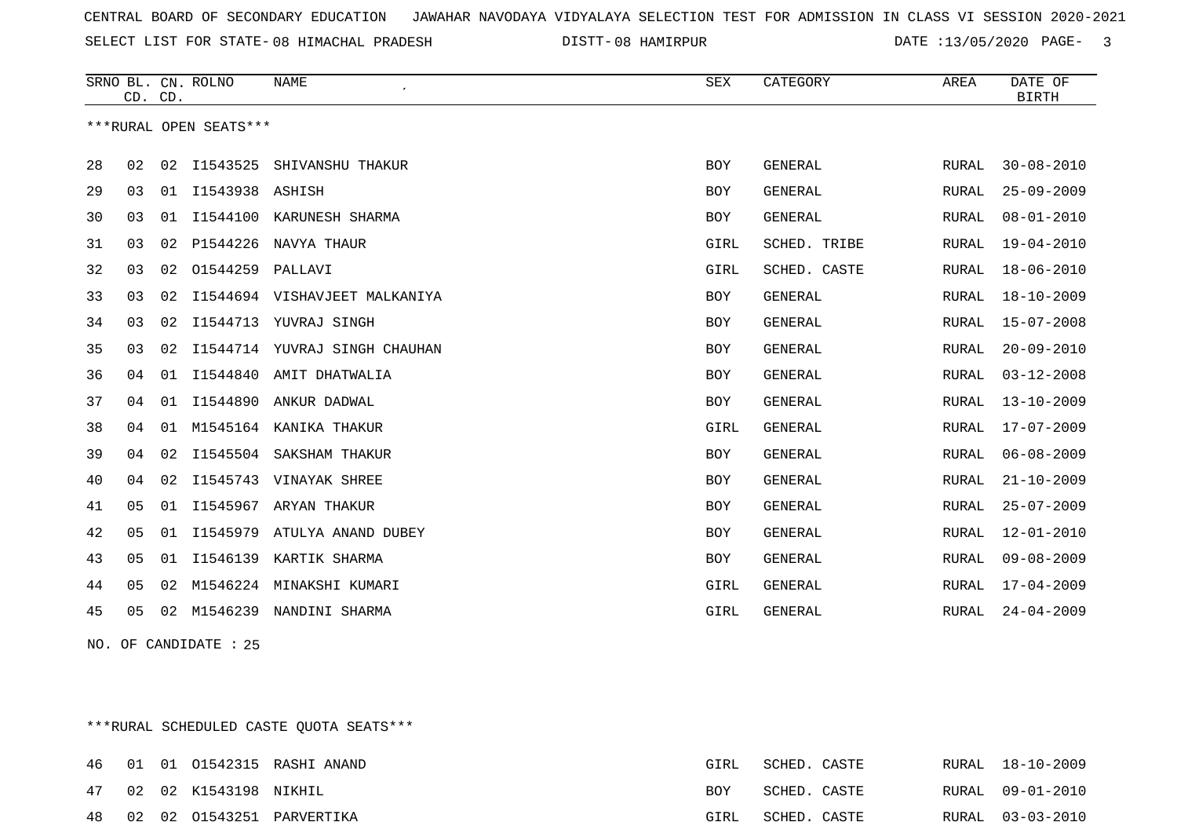CENTRAL BOARD OF SECONDARY EDUCATION JAWAHAR NAVODAYA VIDYALAYA SELECTION TEST FOR ADMISSION IN CLASS VI SESSION 2020-2021

SELECT LIST FOR STATE- 08 HIMACHAL PRADESH DISTT- 08 HAMIRPUR DATE :13/05/2020

***RURAL OPEN SEATS***

| SRNO | BL. CD. | CN. CD. | ROLNO | NAME | SEX | CATEGORY | AREA | DATE OF BIRTH |
|---|---|---|---|---|---|---|---|---|
| 28 | 02 | 02 | I1543525 | SHIVANSHU THAKUR | BOY | GENERAL | RURAL | 30-08-2010 |
| 29 | 03 | 01 | I1543938 | ASHISH | BOY | GENERAL | RURAL | 25-09-2009 |
| 30 | 03 | 01 | I1544100 | KARUNESH SHARMA | BOY | GENERAL | RURAL | 08-01-2010 |
| 31 | 03 | 02 | P1544226 | NAVYA THAUR | GIRL | SCHED. TRIBE | RURAL | 19-04-2010 |
| 32 | 03 | 02 | O1544259 | PALLAVI | GIRL | SCHED. CASTE | RURAL | 18-06-2010 |
| 33 | 03 | 02 | I1544694 | VISHAVJEET MALKANIYA | BOY | GENERAL | RURAL | 18-10-2009 |
| 34 | 03 | 02 | I1544713 | YUVRAJ SINGH | BOY | GENERAL | RURAL | 15-07-2008 |
| 35 | 03 | 02 | I1544714 | YUVRAJ SINGH CHAUHAN | BOY | GENERAL | RURAL | 20-09-2010 |
| 36 | 04 | 01 | I1544840 | AMIT DHATWALIA | BOY | GENERAL | RURAL | 03-12-2008 |
| 37 | 04 | 01 | I1544890 | ANKUR DADWAL | BOY | GENERAL | RURAL | 13-10-2009 |
| 38 | 04 | 01 | M1545164 | KANIKA THAKUR | GIRL | GENERAL | RURAL | 17-07-2009 |
| 39 | 04 | 02 | I1545504 | SAKSHAM THAKUR | BOY | GENERAL | RURAL | 06-08-2009 |
| 40 | 04 | 02 | I1545743 | VINAYAK SHREE | BOY | GENERAL | RURAL | 21-10-2009 |
| 41 | 05 | 01 | I1545967 | ARYAN THAKUR | BOY | GENERAL | RURAL | 25-07-2009 |
| 42 | 05 | 01 | I1545979 | ATULYA ANAND DUBEY | BOY | GENERAL | RURAL | 12-01-2010 |
| 43 | 05 | 01 | I1546139 | KARTIK SHARMA | BOY | GENERAL | RURAL | 09-08-2009 |
| 44 | 05 | 02 | M1546224 | MINAKSHI KUMARI | GIRL | GENERAL | RURAL | 17-04-2009 |
| 45 | 05 | 02 | M1546239 | NANDINI SHARMA | GIRL | GENERAL | RURAL | 24-04-2009 |

NO. OF CANDIDATE : 25

***RURAL SCHEDULED CASTE QUOTA SEATS***

| SRNO | BL. CD. | CN. CD. | ROLNO | NAME | SEX | CATEGORY | AREA | DATE OF BIRTH |
|---|---|---|---|---|---|---|---|---|
| 46 | 01 | 01 | O1542315 | RASHI ANAND | GIRL | SCHED. CASTE | RURAL | 18-10-2009 |
| 47 | 02 | 02 | K1543198 | NIKHIL | BOY | SCHED. CASTE | RURAL | 09-01-2010 |
| 48 | 02 | 02 | O1543251 | PARVERTIKA | GIRL | SCHED. CASTE | RURAL | 03-03-2010 |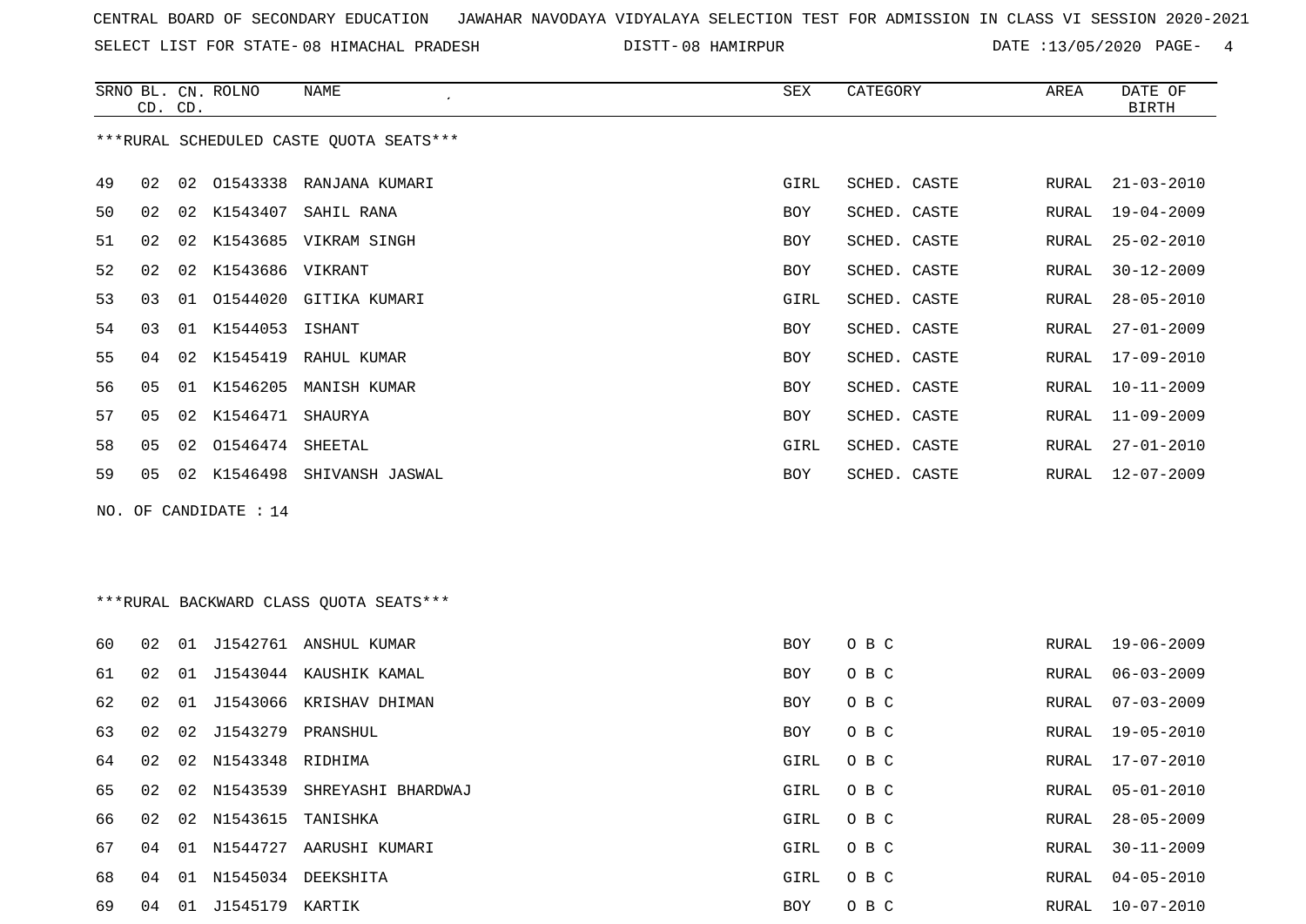CENTRAL BOARD OF SECONDARY EDUCATION JAWAHAR NAVODAYA VIDYALAYA SELECTION TEST FOR ADMISSION IN CLASS VI SESSION 2020-2021

SELECT LIST FOR STATE- 08 HIMACHAL PRADESH DISTT- 08 HAMIRPUR DATE :13/05/2020

***RURAL SCHEDULED CASTE QUOTA SEATS***

| SRNO | BL. CD. | CN. CD. | ROLNO | NAME | SEX | CATEGORY | AREA | DATE OF BIRTH |
|---|---|---|---|---|---|---|---|---|
| 49 | 02 | 02 | O1543338 | RANJANA KUMARI | GIRL | SCHED. CASTE | RURAL | 21-03-2010 |
| 50 | 02 | 02 | K1543407 | SAHIL RANA | BOY | SCHED. CASTE | RURAL | 19-04-2009 |
| 51 | 02 | 02 | K1543685 | VIKRAM SINGH | BOY | SCHED. CASTE | RURAL | 25-02-2010 |
| 52 | 02 | 02 | K1543686 | VIKRANT | BOY | SCHED. CASTE | RURAL | 30-12-2009 |
| 53 | 03 | 01 | O1544020 | GITIKA KUMARI | GIRL | SCHED. CASTE | RURAL | 28-05-2010 |
| 54 | 03 | 01 | K1544053 | ISHANT | BOY | SCHED. CASTE | RURAL | 27-01-2009 |
| 55 | 04 | 02 | K1545419 | RAHUL KUMAR | BOY | SCHED. CASTE | RURAL | 17-09-2010 |
| 56 | 05 | 01 | K1546205 | MANISH KUMAR | BOY | SCHED. CASTE | RURAL | 10-11-2009 |
| 57 | 05 | 02 | K1546471 | SHAURYA | BOY | SCHED. CASTE | RURAL | 11-09-2009 |
| 58 | 05 | 02 | O1546474 | SHEETAL | GIRL | SCHED. CASTE | RURAL | 27-01-2010 |
| 59 | 05 | 02 | K1546498 | SHIVANSH JASWAL | BOY | SCHED. CASTE | RURAL | 12-07-2009 |

NO. OF CANDIDATE : 14

***RURAL BACKWARD CLASS QUOTA SEATS***

| SRNO | BL. CD. | CN. CD. | ROLNO | NAME | SEX | CATEGORY | AREA | DATE OF BIRTH |
|---|---|---|---|---|---|---|---|---|
| 60 | 02 | 01 | J1542761 | ANSHUL KUMAR | BOY | O B C | RURAL | 19-06-2009 |
| 61 | 02 | 01 | J1543044 | KAUSHIK KAMAL | BOY | O B C | RURAL | 06-03-2009 |
| 62 | 02 | 01 | J1543066 | KRISHAV DHIMAN | BOY | O B C | RURAL | 07-03-2009 |
| 63 | 02 | 02 | J1543279 | PRANSHUL | BOY | O B C | RURAL | 19-05-2010 |
| 64 | 02 | 02 | N1543348 | RIDHIMA | GIRL | O B C | RURAL | 17-07-2010 |
| 65 | 02 | 02 | N1543539 | SHREYASHI BHARDWAJ | GIRL | O B C | RURAL | 05-01-2010 |
| 66 | 02 | 02 | N1543615 | TANISHKA | GIRL | O B C | RURAL | 28-05-2009 |
| 67 | 04 | 01 | N1544727 | AARUSHI KUMARI | GIRL | O B C | RURAL | 30-11-2009 |
| 68 | 04 | 01 | N1545034 | DEEKSHITA | GIRL | O B C | RURAL | 04-05-2010 |
| 69 | 04 | 01 | J1545179 | KARTIK | BOY | O B C | RURAL | 10-07-2010 |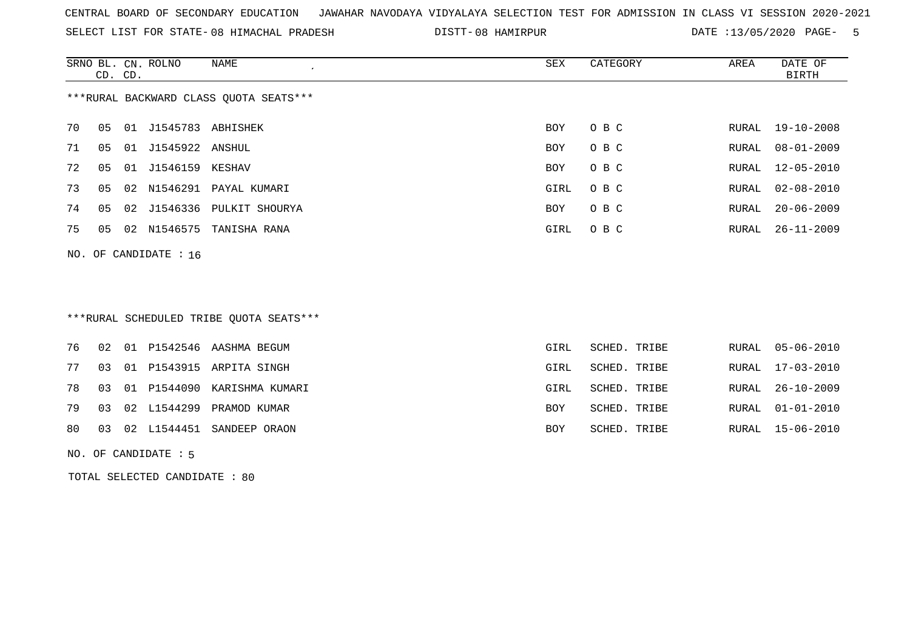CENTRAL BOARD OF SECONDARY EDUCATION JAWAHAR NAVODAYA VIDYALAYA SELECTION TEST FOR ADMISSION IN CLASS VI SESSION 2020-2021

SELECT LIST FOR STATE- 08 HIMACHAL PRADESH DISTT- 08 HAMIRPUR DATE :13/05/2020 PAGE- 5

***RURAL BACKWARD CLASS QUOTA SEATS***

| SRNO | BL. CD. | CN. CD. | ROLNO | NAME | SEX | CATEGORY | AREA | DATE OF BIRTH |
|---|---|---|---|---|---|---|---|---|
| 70 | 05 | 01 | J1545783 | ABHISHEK | BOY | O B C | RURAL | 19-10-2008 |
| 71 | 05 | 01 | J1545922 | ANSHUL | BOY | O B C | RURAL | 08-01-2009 |
| 72 | 05 | 01 | J1546159 | KESHAV | BOY | O B C | RURAL | 12-05-2010 |
| 73 | 05 | 02 | N1546291 | PAYAL KUMARI | GIRL | O B C | RURAL | 02-08-2010 |
| 74 | 05 | 02 | J1546336 | PULKIT SHOURYA | BOY | O B C | RURAL | 20-06-2009 |
| 75 | 05 | 02 | N1546575 | TANISHA RANA | GIRL | O B C | RURAL | 26-11-2009 |

NO. OF CANDIDATE : 16

***RURAL SCHEDULED TRIBE QUOTA SEATS***

| SRNO | BL. CD. | CN. CD. | ROLNO | NAME | SEX | CATEGORY | AREA | DATE OF BIRTH |
|---|---|---|---|---|---|---|---|---|
| 76 | 02 | 01 | P1542546 | AASHMA BEGUM | GIRL | SCHED. TRIBE | RURAL | 05-06-2010 |
| 77 | 03 | 01 | P1543915 | ARPITA SINGH | GIRL | SCHED. TRIBE | RURAL | 17-03-2010 |
| 78 | 03 | 01 | P1544090 | KARISHMA KUMARI | GIRL | SCHED. TRIBE | RURAL | 26-10-2009 |
| 79 | 03 | 02 | L1544299 | PRAMOD KUMAR | BOY | SCHED. TRIBE | RURAL | 01-01-2010 |
| 80 | 03 | 02 | L1544451 | SANDEEP ORAON | BOY | SCHED. TRIBE | RURAL | 15-06-2010 |

NO. OF CANDIDATE : 5

TOTAL SELECTED CANDIDATE : 80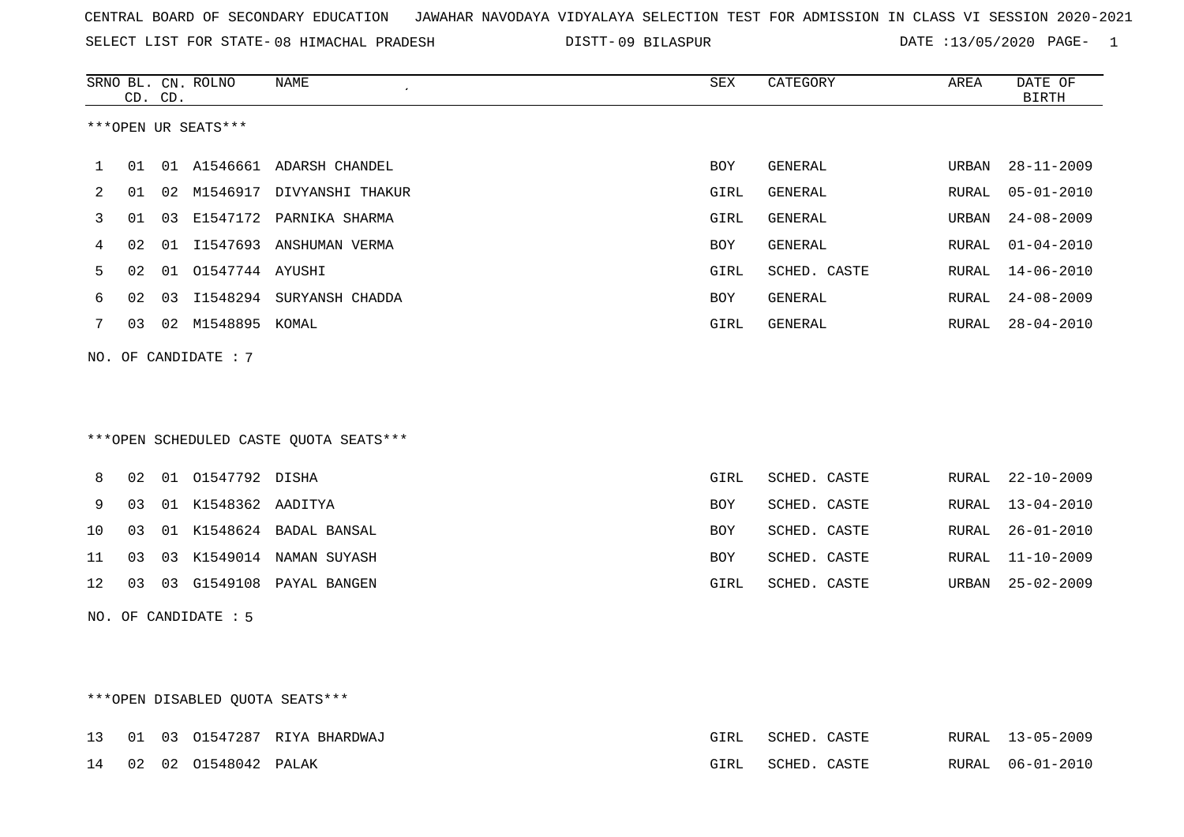CENTRAL BOARD OF SECONDARY EDUCATION JAWAHAR NAVODAYA VIDYALAYA SELECTION TEST FOR ADMISSION IN CLASS VI SESSION 2020-2021

SELECT LIST FOR STATE- 08 HIMACHAL PRADESH DISTT- 09 BILASPUR DATE :13/05/2020

***OPEN UR SEATS***

| SRNO | BL. CD. | CN. CD. | ROLNO | NAME | SEX | CATEGORY | AREA | DATE OF BIRTH |
|---|---|---|---|---|---|---|---|---|
| 1 | 01 | 01 | A1546661 | ADARSH CHANDEL | BOY | GENERAL | URBAN | 28-11-2009 |
| 2 | 01 | 02 | M1546917 | DIVYANSHI THAKUR | GIRL | GENERAL | RURAL | 05-01-2010 |
| 3 | 01 | 03 | E1547172 | PARNIKA SHARMA | GIRL | GENERAL | URBAN | 24-08-2009 |
| 4 | 02 | 01 | I1547693 | ANSHUMAN VERMA | BOY | GENERAL | RURAL | 01-04-2010 |
| 5 | 02 | 01 | O1547744 | AYUSHI | GIRL | SCHED. CASTE | RURAL | 14-06-2010 |
| 6 | 02 | 03 | I1548294 | SURYANSH CHADDA | BOY | GENERAL | RURAL | 24-08-2009 |
| 7 | 03 | 02 | M1548895 | KOMAL | GIRL | GENERAL | RURAL | 28-04-2010 |

NO. OF CANDIDATE : 7

***OPEN SCHEDULED CASTE QUOTA SEATS***

| SRNO | BL. CD. | CN. CD. | ROLNO | NAME | SEX | CATEGORY | AREA | DATE OF BIRTH |
|---|---|---|---|---|---|---|---|---|
| 8 | 02 | 01 | O1547792 | DISHA | GIRL | SCHED. CASTE | RURAL | 22-10-2009 |
| 9 | 03 | 01 | K1548362 | AADITYA | BOY | SCHED. CASTE | RURAL | 13-04-2010 |
| 10 | 03 | 01 | K1548624 | BADAL BANSAL | BOY | SCHED. CASTE | RURAL | 26-01-2010 |
| 11 | 03 | 03 | K1549014 | NAMAN SUYASH | BOY | SCHED. CASTE | RURAL | 11-10-2009 |
| 12 | 03 | 03 | G1549108 | PAYAL BANGEN | GIRL | SCHED. CASTE | URBAN | 25-02-2009 |

NO. OF CANDIDATE : 5

***OPEN DISABLED QUOTA SEATS***

| SRNO | BL. CD. | CN. CD. | ROLNO | NAME | SEX | CATEGORY | AREA | DATE OF BIRTH |
|---|---|---|---|---|---|---|---|---|
| 13 | 01 | 03 | O1547287 | RIYA BHARDWAJ | GIRL | SCHED. CASTE | RURAL | 13-05-2009 |
| 14 | 02 | 02 | O1548042 | PALAK | GIRL | SCHED. CASTE | RURAL | 06-01-2010 |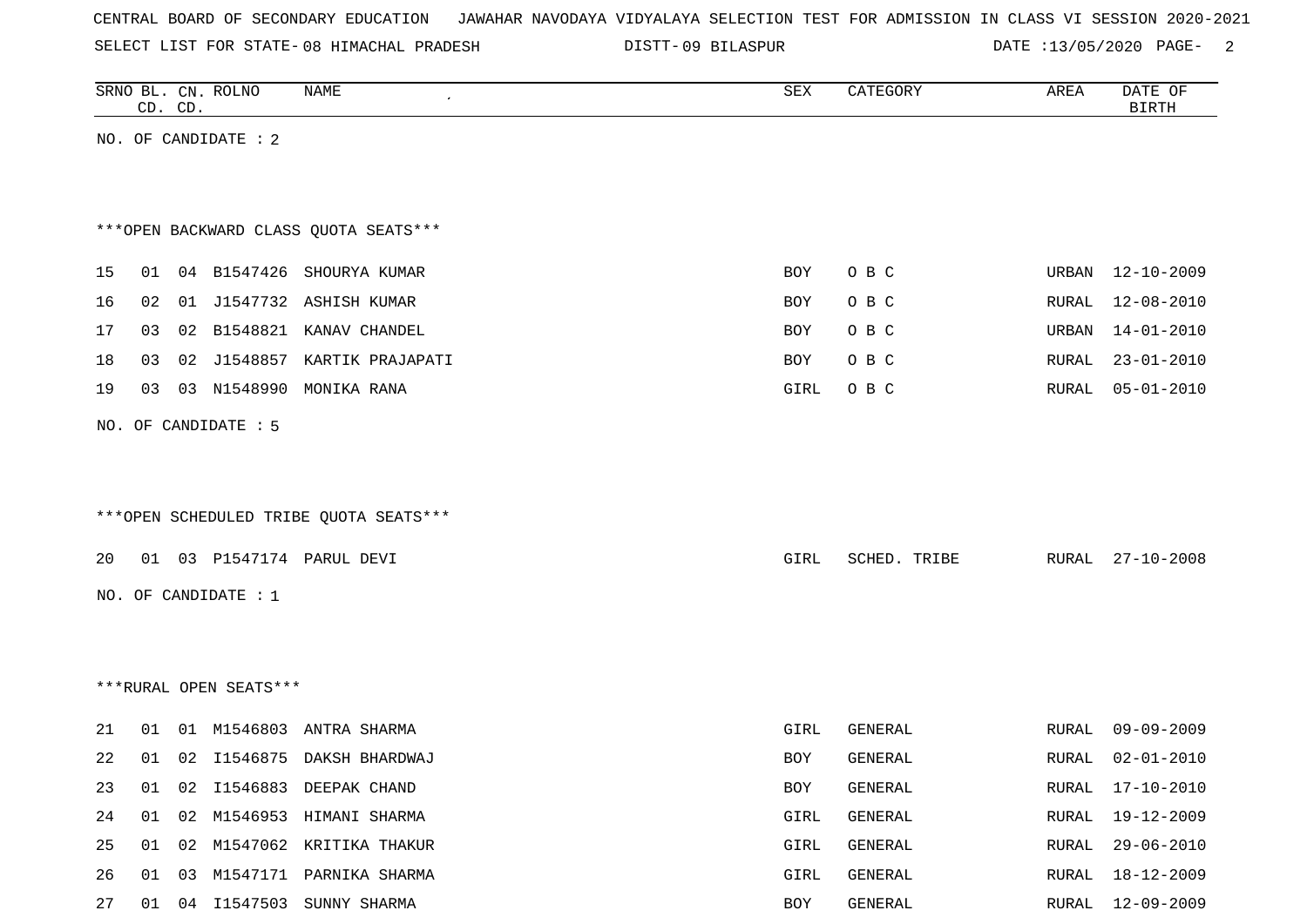CENTRAL BOARD OF SECONDARY EDUCATION JAWAHAR NAVODAYA VIDYALAYA SELECTION TEST FOR ADMISSION IN CLASS VI SESSION 2020-2021

SELECT LIST FOR STATE- 08 HIMACHAL PRADESH DISTT- 09 BILASPUR DATE :13/05/2020

| SRNO | BL. CD. | CN. CD. | ROLNO | NAME | SEX | CATEGORY | AREA | DATE OF BIRTH |
|---|---|---|---|---|---|---|---|---|

NO. OF CANDIDATE : 2

***OPEN BACKWARD CLASS QUOTA SEATS***

| SRNO | BL. CD. | CN. CD. | ROLNO | NAME | SEX | CATEGORY | AREA | DATE OF BIRTH |
|---|---|---|---|---|---|---|---|---|
| 15 | 01 | 04 | B1547426 | SHOURYA KUMAR | BOY | O B C | URBAN | 12-10-2009 |
| 16 | 02 | 01 | J1547732 | ASHISH KUMAR | BOY | O B C | RURAL | 12-08-2010 |
| 17 | 03 | 02 | B1548821 | KANAV CHANDEL | BOY | O B C | URBAN | 14-01-2010 |
| 18 | 03 | 02 | J1548857 | KARTIK PRAJAPATI | BOY | O B C | RURAL | 23-01-2010 |
| 19 | 03 | 03 | N1548990 | MONIKA RANA | GIRL | O B C | RURAL | 05-01-2010 |

NO. OF CANDIDATE : 5

***OPEN SCHEDULED TRIBE QUOTA SEATS***

| SRNO | BL. CD. | CN. CD. | ROLNO | NAME | SEX | CATEGORY | AREA | DATE OF BIRTH |
|---|---|---|---|---|---|---|---|---|
| 20 | 01 | 03 | P1547174 | PARUL DEVI | GIRL | SCHED. TRIBE | RURAL | 27-10-2008 |

NO. OF CANDIDATE : 1

***RURAL OPEN SEATS***

| SRNO | BL. CD. | CN. CD. | ROLNO | NAME | SEX | CATEGORY | AREA | DATE OF BIRTH |
|---|---|---|---|---|---|---|---|---|
| 21 | 01 | 01 | M1546803 | ANTRA SHARMA | GIRL | GENERAL | RURAL | 09-09-2009 |
| 22 | 01 | 02 | I1546875 | DAKSH BHARDWAJ | BOY | GENERAL | RURAL | 02-01-2010 |
| 23 | 01 | 02 | I1546883 | DEEPAK CHAND | BOY | GENERAL | RURAL | 17-10-2010 |
| 24 | 01 | 02 | M1546953 | HIMANI SHARMA | GIRL | GENERAL | RURAL | 19-12-2009 |
| 25 | 01 | 02 | M1547062 | KRITIKA THAKUR | GIRL | GENERAL | RURAL | 29-06-2010 |
| 26 | 01 | 03 | M1547171 | PARNIKA SHARMA | GIRL | GENERAL | RURAL | 18-12-2009 |
| 27 | 01 | 04 | I1547503 | SUNNY SHARMA | BOY | GENERAL | RURAL | 12-09-2009 |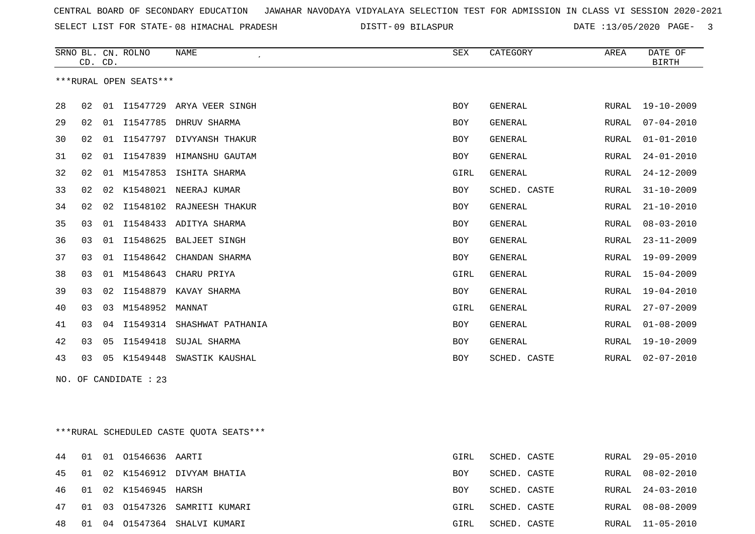CENTRAL BOARD OF SECONDARY EDUCATION JAWAHAR NAVODAYA VIDYALAYA SELECTION TEST FOR ADMISSION IN CLASS VI SESSION 2020-2021

SELECT LIST FOR STATE- 08 HIMACHAL PRADESH DISTT- 09 BILASPUR DATE :13/05/2020

***RURAL OPEN SEATS***

| SRNO | BL. CD. | CN. CD. | ROLNO | NAME | SEX | CATEGORY | AREA | DATE OF BIRTH |
|---|---|---|---|---|---|---|---|---|
| 28 | 02 | 01 | I1547729 | ARYA VEER SINGH | BOY | GENERAL | RURAL | 19-10-2009 |
| 29 | 02 | 01 | I1547785 | DHRUV SHARMA | BOY | GENERAL | RURAL | 07-04-2010 |
| 30 | 02 | 01 | I1547797 | DIVYANSH THAKUR | BOY | GENERAL | RURAL | 01-01-2010 |
| 31 | 02 | 01 | I1547839 | HIMANSHU GAUTAM | BOY | GENERAL | RURAL | 24-01-2010 |
| 32 | 02 | 01 | M1547853 | ISHITA SHARMA | GIRL | GENERAL | RURAL | 24-12-2009 |
| 33 | 02 | 02 | K1548021 | NEERAJ KUMAR | BOY | SCHED. CASTE | RURAL | 31-10-2009 |
| 34 | 02 | 02 | I1548102 | RAJNEESH THAKUR | BOY | GENERAL | RURAL | 21-10-2010 |
| 35 | 03 | 01 | I1548433 | ADITYA SHARMA | BOY | GENERAL | RURAL | 08-03-2010 |
| 36 | 03 | 01 | I1548625 | BALJEET SINGH | BOY | GENERAL | RURAL | 23-11-2009 |
| 37 | 03 | 01 | I1548642 | CHANDAN SHARMA | BOY | GENERAL | RURAL | 19-09-2009 |
| 38 | 03 | 01 | M1548643 | CHARU PRIYA | GIRL | GENERAL | RURAL | 15-04-2009 |
| 39 | 03 | 02 | I1548879 | KAVAY SHARMA | BOY | GENERAL | RURAL | 19-04-2010 |
| 40 | 03 | 03 | M1548952 | MANNAT | GIRL | GENERAL | RURAL | 27-07-2009 |
| 41 | 03 | 04 | I1549314 | SHASHWAT PATHANIA | BOY | GENERAL | RURAL | 01-08-2009 |
| 42 | 03 | 05 | I1549418 | SUJAL SHARMA | BOY | GENERAL | RURAL | 19-10-2009 |
| 43 | 03 | 05 | K1549448 | SWASTIK KAUSHAL | BOY | SCHED. CASTE | RURAL | 02-07-2010 |

NO. OF CANDIDATE : 23

***RURAL SCHEDULED CASTE QUOTA SEATS***

| SRNO | BL. CD. | CN. CD. | ROLNO | NAME | SEX | CATEGORY | AREA | DATE OF BIRTH |
|---|---|---|---|---|---|---|---|---|
| 44 | 01 | 01 | O1546636 | AARTI | GIRL | SCHED. CASTE | RURAL | 29-05-2010 |
| 45 | 01 | 02 | K1546912 | DIVYAM BHATIA | BOY | SCHED. CASTE | RURAL | 08-02-2010 |
| 46 | 01 | 02 | K1546945 | HARSH | BOY | SCHED. CASTE | RURAL | 24-03-2010 |
| 47 | 01 | 03 | O1547326 | SAMRITI KUMARI | GIRL | SCHED. CASTE | RURAL | 08-08-2009 |
| 48 | 01 | 04 | O1547364 | SHALVI KUMARI | GIRL | SCHED. CASTE | RURAL | 11-05-2010 |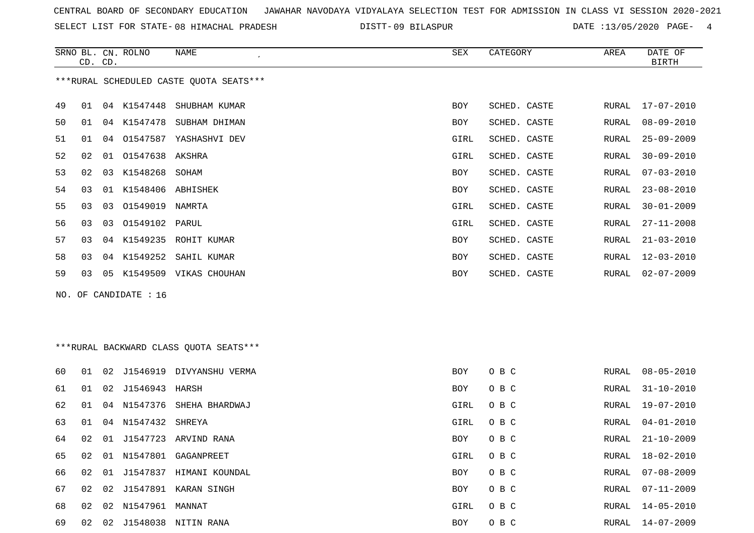CENTRAL BOARD OF SECONDARY EDUCATION JAWAHAR NAVODAYA VIDYALAYA SELECTION TEST FOR ADMISSION IN CLASS VI SESSION 2020-2021

SELECT LIST FOR STATE- 08 HIMACHAL PRADESH DISTT- 09 BILASPUR DATE :13/05/2020

***RURAL SCHEDULED CASTE QUOTA SEATS***

| SRNO | BL. CD. | CN. CD. | ROLNO | NAME | SEX | CATEGORY | AREA | DATE OF BIRTH |
|---|---|---|---|---|---|---|---|---|
| 49 | 01 | 04 | K1547448 | SHUBHAM KUMAR | BOY | SCHED. CASTE | RURAL | 17-07-2010 |
| 50 | 01 | 04 | K1547478 | SUBHAM DHIMAN | BOY | SCHED. CASTE | RURAL | 08-09-2010 |
| 51 | 01 | 04 | O1547587 | YASHASHVI DEV | GIRL | SCHED. CASTE | RURAL | 25-09-2009 |
| 52 | 02 | 01 | O1547638 | AKSHRA | GIRL | SCHED. CASTE | RURAL | 30-09-2010 |
| 53 | 02 | 03 | K1548268 | SOHAM | BOY | SCHED. CASTE | RURAL | 07-03-2010 |
| 54 | 03 | 01 | K1548406 | ABHISHEK | BOY | SCHED. CASTE | RURAL | 23-08-2010 |
| 55 | 03 | 03 | O1549019 | NAMRTA | GIRL | SCHED. CASTE | RURAL | 30-01-2009 |
| 56 | 03 | 03 | O1549102 | PARUL | GIRL | SCHED. CASTE | RURAL | 27-11-2008 |
| 57 | 03 | 04 | K1549235 | ROHIT KUMAR | BOY | SCHED. CASTE | RURAL | 21-03-2010 |
| 58 | 03 | 04 | K1549252 | SAHIL KUMAR | BOY | SCHED. CASTE | RURAL | 12-03-2010 |
| 59 | 03 | 05 | K1549509 | VIKAS CHOUHAN | BOY | SCHED. CASTE | RURAL | 02-07-2009 |

NO. OF CANDIDATE : 16

***RURAL BACKWARD CLASS QUOTA SEATS***

| SRNO | BL. CD. | CN. CD. | ROLNO | NAME | SEX | CATEGORY | AREA | DATE OF BIRTH |
|---|---|---|---|---|---|---|---|---|
| 60 | 01 | 02 | J1546919 | DIVYANSHU VERMA | BOY | O B C | RURAL | 08-05-2010 |
| 61 | 01 | 02 | J1546943 | HARSH | BOY | O B C | RURAL | 31-10-2010 |
| 62 | 01 | 04 | N1547376 | SHEHA BHARDWAJ | GIRL | O B C | RURAL | 19-07-2010 |
| 63 | 01 | 04 | N1547432 | SHREYA | GIRL | O B C | RURAL | 04-01-2010 |
| 64 | 02 | 01 | J1547723 | ARVIND RANA | BOY | O B C | RURAL | 21-10-2009 |
| 65 | 02 | 01 | N1547801 | GAGANPREET | GIRL | O B C | RURAL | 18-02-2010 |
| 66 | 02 | 01 | J1547837 | HIMANI KOUNDAL | BOY | O B C | RURAL | 07-08-2009 |
| 67 | 02 | 02 | J1547891 | KARAN SINGH | BOY | O B C | RURAL | 07-11-2009 |
| 68 | 02 | 02 | N1547961 | MANNAT | GIRL | O B C | RURAL | 14-05-2010 |
| 69 | 02 | 02 | J1548038 | NITIN RANA | BOY | O B C | RURAL | 14-07-2009 |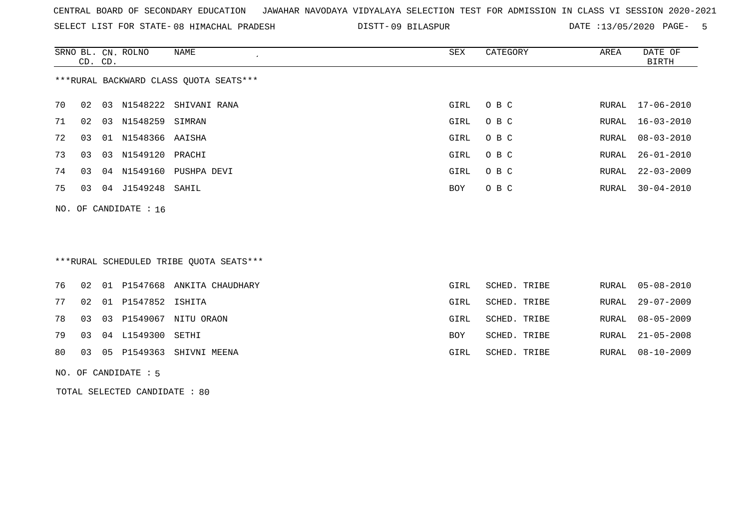CENTRAL BOARD OF SECONDARY EDUCATION JAWAHAR NAVODAYA VIDYALAYA SELECTION TEST FOR ADMISSION IN CLASS VI SESSION 2020-2021

SELECT LIST FOR STATE- 08 HIMACHAL PRADESH DISTT- 09 BILASPUR DATE :13/05/2020

***RURAL BACKWARD CLASS QUOTA SEATS***

| SRNO | BL. CD. | CN. CD. | ROLNO | NAME | SEX | CATEGORY | AREA | DATE OF BIRTH |
|---|---|---|---|---|---|---|---|---|
| 70 | 02 | 03 | N1548222 | SHIVANI RANA | GIRL | O B C | RURAL | 17-06-2010 |
| 71 | 02 | 03 | N1548259 | SIMRAN | GIRL | O B C | RURAL | 16-03-2010 |
| 72 | 03 | 01 | N1548366 | AAISHA | GIRL | O B C | RURAL | 08-03-2010 |
| 73 | 03 | 03 | N1549120 | PRACHI | GIRL | O B C | RURAL | 26-01-2010 |
| 74 | 03 | 04 | N1549160 | PUSHPA DEVI | GIRL | O B C | RURAL | 22-03-2009 |
| 75 | 03 | 04 | J1549248 | SAHIL | BOY | O B C | RURAL | 30-04-2010 |

NO. OF CANDIDATE : 16

***RURAL SCHEDULED TRIBE QUOTA SEATS***

| SRNO | BL. CD. | CN. CD. | ROLNO | NAME | SEX | CATEGORY | AREA | DATE OF BIRTH |
|---|---|---|---|---|---|---|---|---|
| 76 | 02 | 01 | P1547668 | ANKITA CHAUDHARY | GIRL | SCHED. TRIBE | RURAL | 05-08-2010 |
| 77 | 02 | 01 | P1547852 | ISHITA | GIRL | SCHED. TRIBE | RURAL | 29-07-2009 |
| 78 | 03 | 03 | P1549067 | NITU ORAON | GIRL | SCHED. TRIBE | RURAL | 08-05-2009 |
| 79 | 03 | 04 | L1549300 | SETHI | BOY | SCHED. TRIBE | RURAL | 21-05-2008 |
| 80 | 03 | 05 | P1549363 | SHIVNI MEENA | GIRL | SCHED. TRIBE | RURAL | 08-10-2009 |

NO. OF CANDIDATE : 5

TOTAL SELECTED CANDIDATE : 80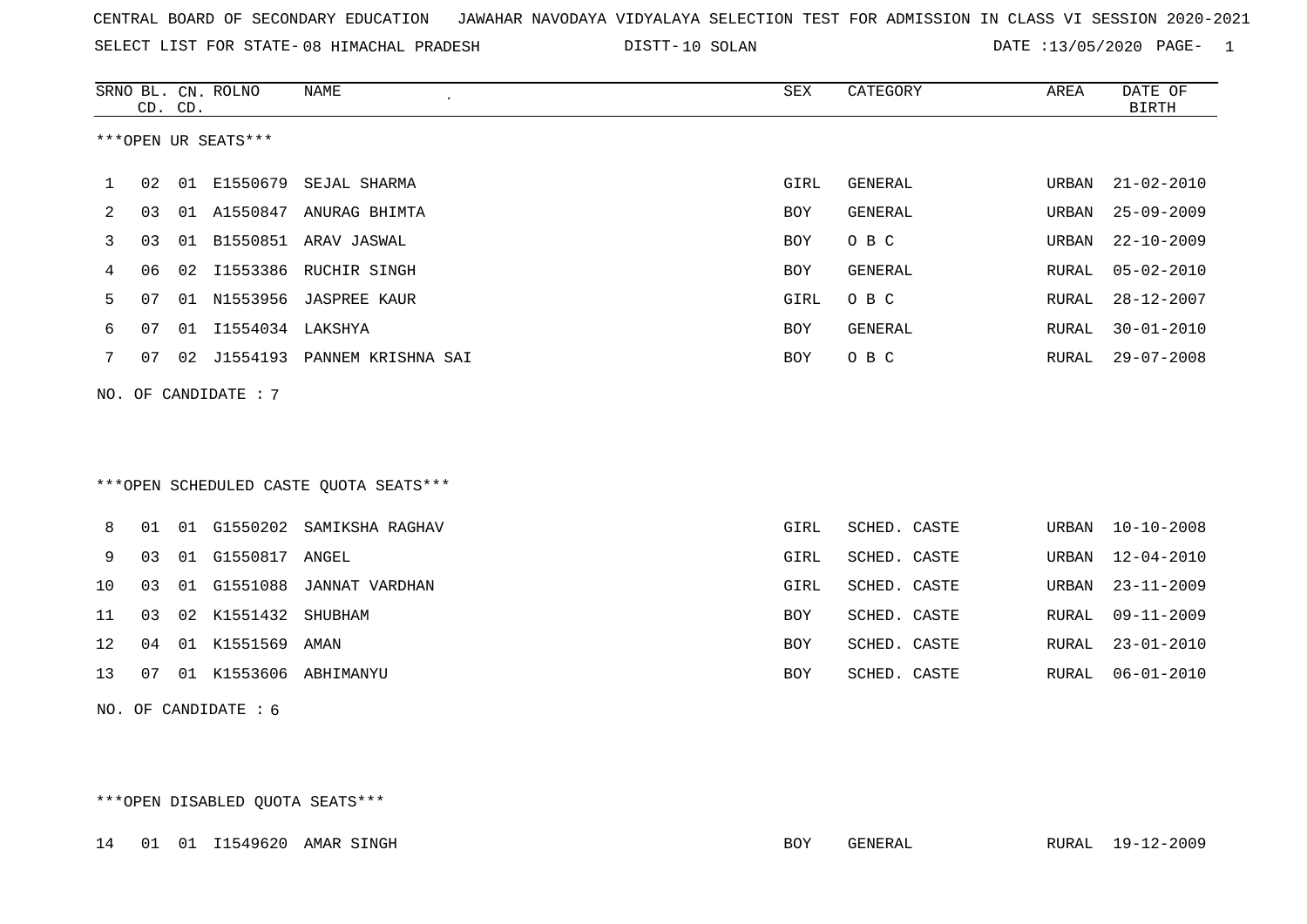CENTRAL BOARD OF SECONDARY EDUCATION JAWAHAR NAVODAYA VIDYALAYA SELECTION TEST FOR ADMISSION IN CLASS VI SESSION 2020-2021

SELECT LIST FOR STATE- 08 HIMACHAL PRADESH DISTT- 10 SOLAN DATE :13/05/2020

***OPEN UR SEATS***

| SRNO | BL. CD. | CN. CD. | ROLNO | NAME | SEX | CATEGORY | AREA | DATE OF BIRTH |
|---|---|---|---|---|---|---|---|---|
| 1 | 02 | 01 | E1550679 | SEJAL SHARMA | GIRL | GENERAL | URBAN | 21-02-2010 |
| 2 | 03 | 01 | A1550847 | ANURAG BHIMTA | BOY | GENERAL | URBAN | 25-09-2009 |
| 3 | 03 | 01 | B1550851 | ARAV JASWAL | BOY | O B C | URBAN | 22-10-2009 |
| 4 | 06 | 02 | I1553386 | RUCHIR SINGH | BOY | GENERAL | RURAL | 05-02-2010 |
| 5 | 07 | 01 | N1553956 | JASPREE KAUR | GIRL | O B C | RURAL | 28-12-2007 |
| 6 | 07 | 01 | I1554034 | LAKSHYA | BOY | GENERAL | RURAL | 30-01-2010 |
| 7 | 07 | 02 | J1554193 | PANNEM KRISHNA SAI | BOY | O B C | RURAL | 29-07-2008 |

NO. OF CANDIDATE : 7

***OPEN SCHEDULED CASTE QUOTA SEATS***

| SRNO | BL. CD. | CN. CD. | ROLNO | NAME | SEX | CATEGORY | AREA | DATE OF BIRTH |
|---|---|---|---|---|---|---|---|---|
| 8 | 01 | 01 | G1550202 | SAMIKSHA RAGHAV | GIRL | SCHED. CASTE | URBAN | 10-10-2008 |
| 9 | 03 | 01 | G1550817 | ANGEL | GIRL | SCHED. CASTE | URBAN | 12-04-2010 |
| 10 | 03 | 01 | G1551088 | JANNAT VARDHAN | GIRL | SCHED. CASTE | URBAN | 23-11-2009 |
| 11 | 03 | 02 | K1551432 | SHUBHAM | BOY | SCHED. CASTE | RURAL | 09-11-2009 |
| 12 | 04 | 01 | K1551569 | AMAN | BOY | SCHED. CASTE | RURAL | 23-01-2010 |
| 13 | 07 | 01 | K1553606 | ABHIMANYU | BOY | SCHED. CASTE | RURAL | 06-01-2010 |

NO. OF CANDIDATE : 6

***OPEN DISABLED QUOTA SEATS***

| SRNO | BL. CD. | CN. CD. | ROLNO | NAME | SEX | CATEGORY | AREA | DATE OF BIRTH |
|---|---|---|---|---|---|---|---|---|
| 14 | 01 | 01 | I1549620 | AMAR SINGH | BOY | GENERAL | RURAL | 19-12-2009 |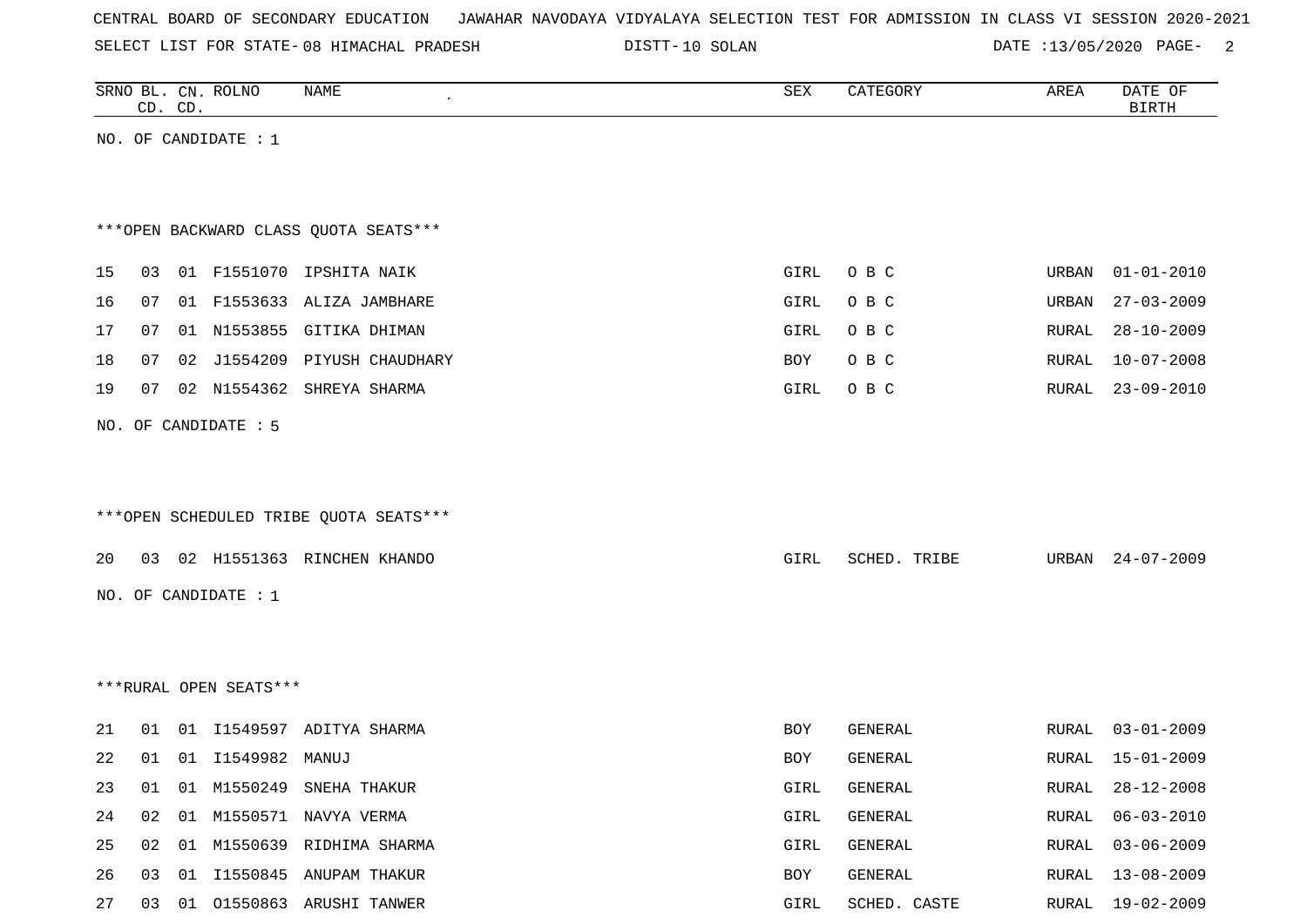CENTRAL BOARD OF SECONDARY EDUCATION JAWAHAR NAVODAYA VIDYALAYA SELECTION TEST FOR ADMISSION IN CLASS VI SESSION 2020-2021

SELECT LIST FOR STATE- 08 HIMACHAL PRADESH DISTT- 10 SOLAN DATE :13/05/2020

| SRNO | BL. CD. | CN. CD. | ROLNO | NAME | SEX | CATEGORY | AREA | DATE OF BIRTH |
|---|---|---|---|---|---|---|---|---|

NO. OF CANDIDATE : 1

***OPEN BACKWARD CLASS QUOTA SEATS***

| SRNO | BL. CD. | CN. CD. | ROLNO | NAME | SEX | CATEGORY | AREA | DATE OF BIRTH |
|---|---|---|---|---|---|---|---|---|
| 15 | 03 | 01 | F1551070 | IPSHITA NAIK | GIRL | O B C | URBAN | 01-01-2010 |
| 16 | 07 | 01 | F1553633 | ALIZA JAMBHARE | GIRL | O B C | URBAN | 27-03-2009 |
| 17 | 07 | 01 | N1553855 | GITIKA DHIMAN | GIRL | O B C | RURAL | 28-10-2009 |
| 18 | 07 | 02 | J1554209 | PIYUSH CHAUDHARY | BOY | O B C | RURAL | 10-07-2008 |
| 19 | 07 | 02 | N1554362 | SHREYA SHARMA | GIRL | O B C | RURAL | 23-09-2010 |

NO. OF CANDIDATE : 5

***OPEN SCHEDULED TRIBE QUOTA SEATS***

| SRNO | BL. CD. | CN. CD. | ROLNO | NAME | SEX | CATEGORY | AREA | DATE OF BIRTH |
|---|---|---|---|---|---|---|---|---|
| 20 | 03 | 02 | H1551363 | RINCHEN KHANDO | GIRL | SCHED. TRIBE | URBAN | 24-07-2009 |

NO. OF CANDIDATE : 1

***RURAL OPEN SEATS***

| SRNO | BL. CD. | CN. CD. | ROLNO | NAME | SEX | CATEGORY | AREA | DATE OF BIRTH |
|---|---|---|---|---|---|---|---|---|
| 21 | 01 | 01 | I1549597 | ADITYA SHARMA | BOY | GENERAL | RURAL | 03-01-2009 |
| 22 | 01 | 01 | I1549982 | MANUJ | BOY | GENERAL | RURAL | 15-01-2009 |
| 23 | 01 | 01 | M1550249 | SNEHA THAKUR | GIRL | GENERAL | RURAL | 28-12-2008 |
| 24 | 02 | 01 | M1550571 | NAVYA VERMA | GIRL | GENERAL | RURAL | 06-03-2010 |
| 25 | 02 | 01 | M1550639 | RIDHIMA SHARMA | GIRL | GENERAL | RURAL | 03-06-2009 |
| 26 | 03 | 01 | I1550845 | ANUPAM THAKUR | BOY | GENERAL | RURAL | 13-08-2009 |
| 27 | 03 | 01 | O1550863 | ARUSHI TANWER | GIRL | SCHED. CASTE | RURAL | 19-02-2009 |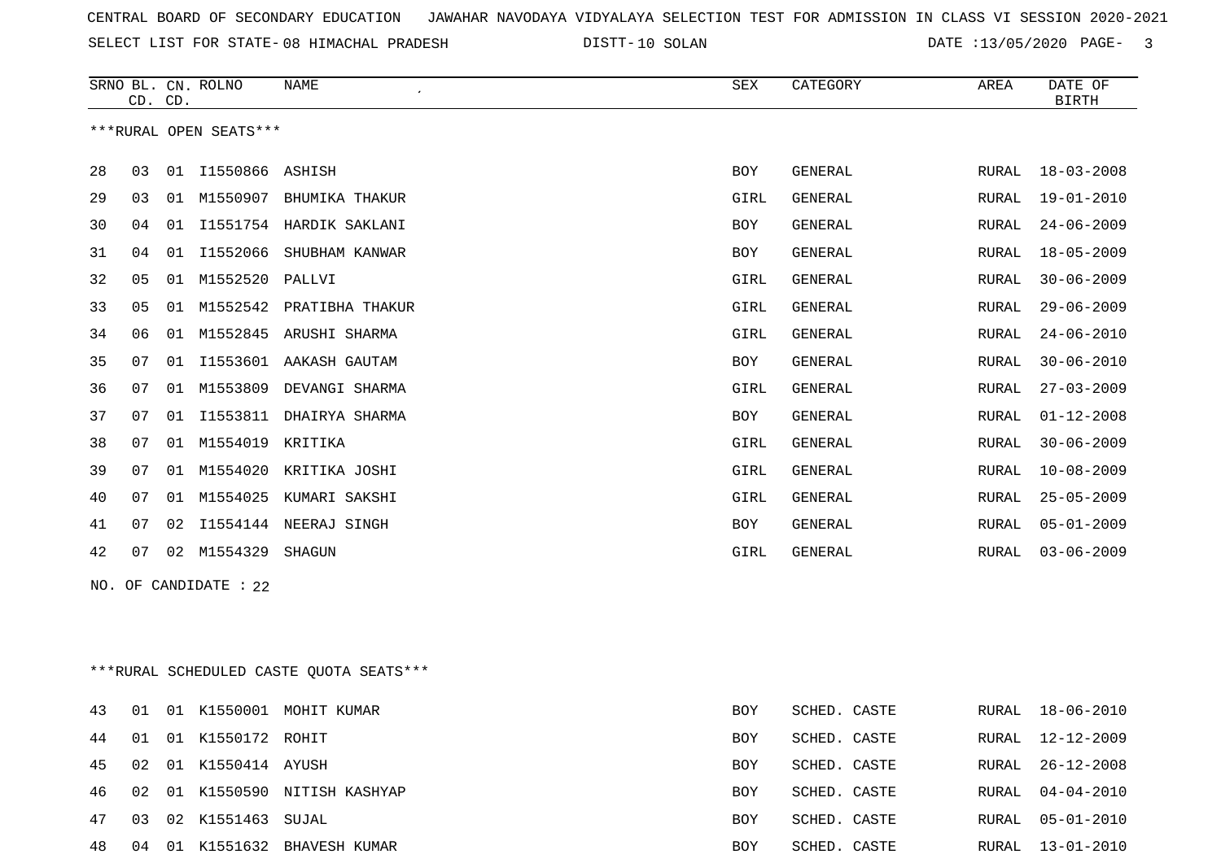CENTRAL BOARD OF SECONDARY EDUCATION   JAWAHAR NAVODAYA VIDYALAYA SELECTION TEST FOR ADMISSION IN CLASS VI SESSION 2020-2021

SELECT LIST FOR STATE- 08 HIMACHAL PRADESH   DISTT- 10 SOLAN   DATE :13/05/2020

***RURAL OPEN SEATS***

| SRNO | BL. CD. | CN. CD. | ROLNO | NAME | SEX | CATEGORY | AREA | DATE OF BIRTH |
|---|---|---|---|---|---|---|---|---|
| 28 | 03 | 01 | I1550866 | ASHISH | BOY | GENERAL | RURAL | 18-03-2008 |
| 29 | 03 | 01 | M1550907 | BHUMIKA THAKUR | GIRL | GENERAL | RURAL | 19-01-2010 |
| 30 | 04 | 01 | I1551754 | HARDIK SAKLANI | BOY | GENERAL | RURAL | 24-06-2009 |
| 31 | 04 | 01 | I1552066 | SHUBHAM KANWAR | BOY | GENERAL | RURAL | 18-05-2009 |
| 32 | 05 | 01 | M1552520 | PALLVI | GIRL | GENERAL | RURAL | 30-06-2009 |
| 33 | 05 | 01 | M1552542 | PRATIBHA THAKUR | GIRL | GENERAL | RURAL | 29-06-2009 |
| 34 | 06 | 01 | M1552845 | ARUSHI SHARMA | GIRL | GENERAL | RURAL | 24-06-2010 |
| 35 | 07 | 01 | I1553601 | AAKASH GAUTAM | BOY | GENERAL | RURAL | 30-06-2010 |
| 36 | 07 | 01 | M1553809 | DEVANGI SHARMA | GIRL | GENERAL | RURAL | 27-03-2009 |
| 37 | 07 | 01 | I1553811 | DHAIRYA SHARMA | BOY | GENERAL | RURAL | 01-12-2008 |
| 38 | 07 | 01 | M1554019 | KRITIKA | GIRL | GENERAL | RURAL | 30-06-2009 |
| 39 | 07 | 01 | M1554020 | KRITIKA JOSHI | GIRL | GENERAL | RURAL | 10-08-2009 |
| 40 | 07 | 01 | M1554025 | KUMARI SAKSHI | GIRL | GENERAL | RURAL | 25-05-2009 |
| 41 | 07 | 02 | I1554144 | NEERAJ SINGH | BOY | GENERAL | RURAL | 05-01-2009 |
| 42 | 07 | 02 | M1554329 | SHAGUN | GIRL | GENERAL | RURAL | 03-06-2009 |

NO. OF CANDIDATE : 22

***RURAL SCHEDULED CASTE QUOTA SEATS***

| SRNO | BL. CD. | CN. CD. | ROLNO | NAME | SEX | CATEGORY | AREA | DATE OF BIRTH |
|---|---|---|---|---|---|---|---|---|
| 43 | 01 | 01 | K1550001 | MOHIT KUMAR | BOY | SCHED. CASTE | RURAL | 18-06-2010 |
| 44 | 01 | 01 | K1550172 | ROHIT | BOY | SCHED. CASTE | RURAL | 12-12-2009 |
| 45 | 02 | 01 | K1550414 | AYUSH | BOY | SCHED. CASTE | RURAL | 26-12-2008 |
| 46 | 02 | 01 | K1550590 | NITISH KASHYAP | BOY | SCHED. CASTE | RURAL | 04-04-2010 |
| 47 | 03 | 02 | K1551463 | SUJAL | BOY | SCHED. CASTE | RURAL | 05-01-2010 |
| 48 | 04 | 01 | K1551632 | BHAVESH KUMAR | BOY | SCHED. CASTE | RURAL | 13-01-2010 |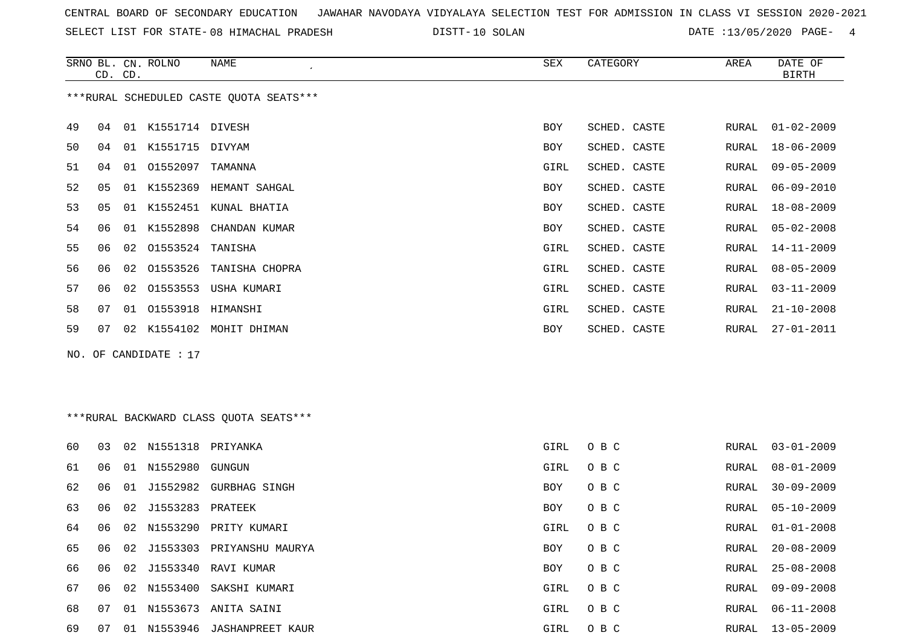CENTRAL BOARD OF SECONDARY EDUCATION JAWAHAR NAVODAYA VIDYALAYA SELECTION TEST FOR ADMISSION IN CLASS VI SESSION 2020-2021

SELECT LIST FOR STATE- 08 HIMACHAL PRADESH DISTT- 10 SOLAN DATE :13/05/2020

***RURAL SCHEDULED CASTE QUOTA SEATS***

| SRNO | BL. CD. | CN. CD. | ROLNO | NAME | SEX | CATEGORY | AREA | DATE OF BIRTH |
|---|---|---|---|---|---|---|---|---|
| 49 | 04 | 01 | K1551714 | DIVESH | BOY | SCHED. CASTE | RURAL | 01-02-2009 |
| 50 | 04 | 01 | K1551715 | DIVYAM | BOY | SCHED. CASTE | RURAL | 18-06-2009 |
| 51 | 04 | 01 | O1552097 | TAMANNA | GIRL | SCHED. CASTE | RURAL | 09-05-2009 |
| 52 | 05 | 01 | K1552369 | HEMANT SAHGAL | BOY | SCHED. CASTE | RURAL | 06-09-2010 |
| 53 | 05 | 01 | K1552451 | KUNAL BHATIA | BOY | SCHED. CASTE | RURAL | 18-08-2009 |
| 54 | 06 | 01 | K1552898 | CHANDAN KUMAR | BOY | SCHED. CASTE | RURAL | 05-02-2008 |
| 55 | 06 | 02 | O1553524 | TANISHA | GIRL | SCHED. CASTE | RURAL | 14-11-2009 |
| 56 | 06 | 02 | O1553526 | TANISHA CHOPRA | GIRL | SCHED. CASTE | RURAL | 08-05-2009 |
| 57 | 06 | 02 | O1553553 | USHA KUMARI | GIRL | SCHED. CASTE | RURAL | 03-11-2009 |
| 58 | 07 | 01 | O1553918 | HIMANSHI | GIRL | SCHED. CASTE | RURAL | 21-10-2008 |
| 59 | 07 | 02 | K1554102 | MOHIT DHIMAN | BOY | SCHED. CASTE | RURAL | 27-01-2011 |

NO. OF CANDIDATE : 17

***RURAL BACKWARD CLASS QUOTA SEATS***

| SRNO | BL. CD. | CN. CD. | ROLNO | NAME | SEX | CATEGORY | AREA | DATE OF BIRTH |
|---|---|---|---|---|---|---|---|---|
| 60 | 03 | 02 | N1551318 | PRIYANKA | GIRL | O B C | RURAL | 03-01-2009 |
| 61 | 06 | 01 | N1552980 | GUNGUN | GIRL | O B C | RURAL | 08-01-2009 |
| 62 | 06 | 01 | J1552982 | GURBHAG SINGH | BOY | O B C | RURAL | 30-09-2009 |
| 63 | 06 | 02 | J1553283 | PRATEEK | BOY | O B C | RURAL | 05-10-2009 |
| 64 | 06 | 02 | N1553290 | PRITY KUMARI | GIRL | O B C | RURAL | 01-01-2008 |
| 65 | 06 | 02 | J1553303 | PRIYANSHU MAURYA | BOY | O B C | RURAL | 20-08-2009 |
| 66 | 06 | 02 | J1553340 | RAVI KUMAR | BOY | O B C | RURAL | 25-08-2008 |
| 67 | 06 | 02 | N1553400 | SAKSHI KUMARI | GIRL | O B C | RURAL | 09-09-2008 |
| 68 | 07 | 01 | N1553673 | ANITA SAINI | GIRL | O B C | RURAL | 06-11-2008 |
| 69 | 07 | 01 | N1553946 | JASHANPREET KAUR | GIRL | O B C | RURAL | 13-05-2009 |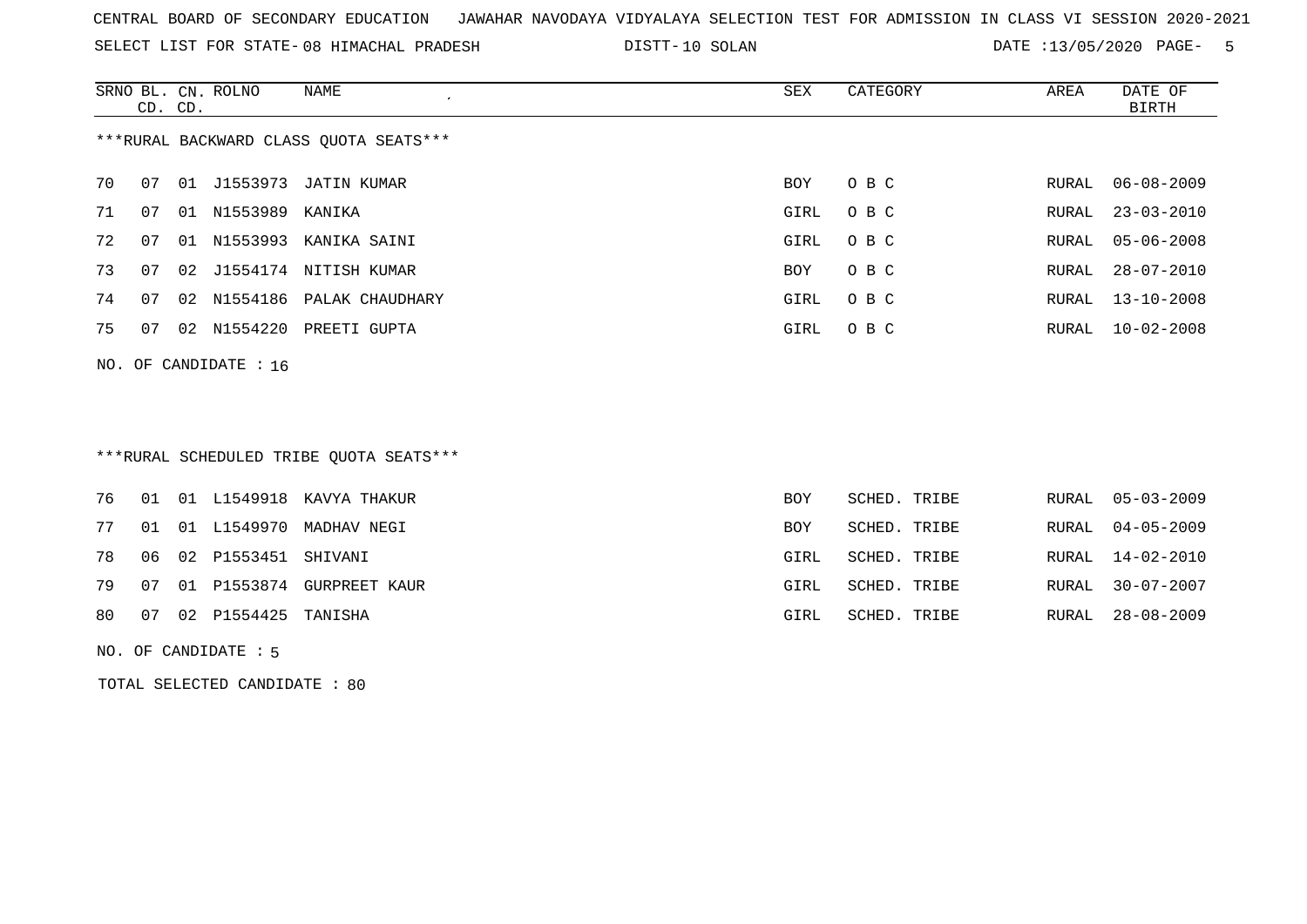CENTRAL BOARD OF SECONDARY EDUCATION JAWAHAR NAVODAYA VIDYALAYA SELECTION TEST FOR ADMISSION IN CLASS VI SESSION 2020-2021

SELECT LIST FOR STATE- 08 HIMACHAL PRADESH DISTT- 10 SOLAN DATE :13/05/2020 PAGE- 5

***RURAL BACKWARD CLASS QUOTA SEATS***

| SRNO | BL. CD. | CN. CD. | ROLNO | NAME | SEX | CATEGORY | AREA | DATE OF BIRTH |
|---|---|---|---|---|---|---|---|---|
| 70 | 07 | 01 | J1553973 | JATIN KUMAR | BOY | O B C | RURAL | 06-08-2009 |
| 71 | 07 | 01 | N1553989 | KANIKA | GIRL | O B C | RURAL | 23-03-2010 |
| 72 | 07 | 01 | N1553993 | KANIKA SAINI | GIRL | O B C | RURAL | 05-06-2008 |
| 73 | 07 | 02 | J1554174 | NITISH KUMAR | BOY | O B C | RURAL | 28-07-2010 |
| 74 | 07 | 02 | N1554186 | PALAK CHAUDHARY | GIRL | O B C | RURAL | 13-10-2008 |
| 75 | 07 | 02 | N1554220 | PREETI GUPTA | GIRL | O B C | RURAL | 10-02-2008 |

NO. OF CANDIDATE : 16

***RURAL SCHEDULED TRIBE QUOTA SEATS***

| SRNO | BL. CD. | CN. CD. | ROLNO | NAME | SEX | CATEGORY | AREA | DATE OF BIRTH |
|---|---|---|---|---|---|---|---|---|
| 76 | 01 | 01 | L1549918 | KAVYA THAKUR | BOY | SCHED. TRIBE | RURAL | 05-03-2009 |
| 77 | 01 | 01 | L1549970 | MADHAV NEGI | BOY | SCHED. TRIBE | RURAL | 04-05-2009 |
| 78 | 06 | 02 | P1553451 | SHIVANI | GIRL | SCHED. TRIBE | RURAL | 14-02-2010 |
| 79 | 07 | 01 | P1553874 | GURPREET KAUR | GIRL | SCHED. TRIBE | RURAL | 30-07-2007 |
| 80 | 07 | 02 | P1554425 | TANISHA | GIRL | SCHED. TRIBE | RURAL | 28-08-2009 |

NO. OF CANDIDATE : 5

TOTAL SELECTED CANDIDATE : 80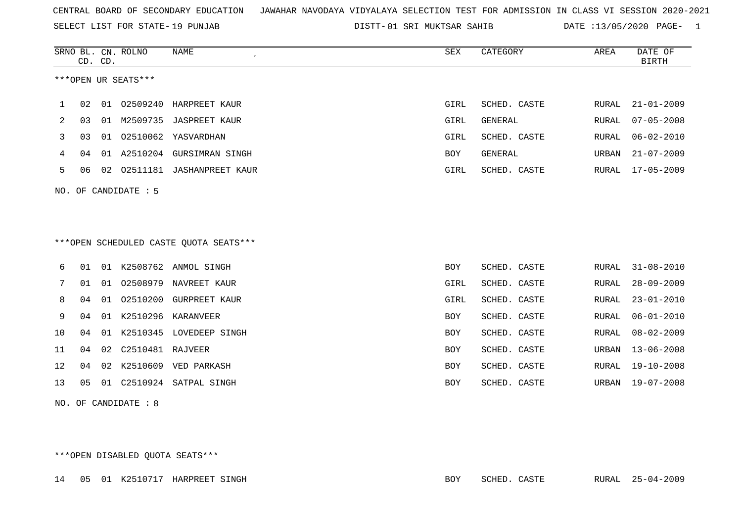CENTRAL BOARD OF SECONDARY EDUCATION JAWAHAR NAVODAYA VIDYALAYA SELECTION TEST FOR ADMISSION IN CLASS VI SESSION 2020-2021

SELECT LIST FOR STATE- 19 PUNJAB DISTT- 01 SRI MUKTSAR SAHIB DATE :13/05/2020

***OPEN UR SEATS***

| SRNO | BL. CD. | CN. CD. | ROLNO | NAME | SEX | CATEGORY | AREA | DATE OF BIRTH |
|---|---|---|---|---|---|---|---|---|
| 1 | 02 | 01 | O2509240 | HARPREET KAUR | GIRL | SCHED. CASTE | RURAL | 21-01-2009 |
| 2 | 03 | 01 | M2509735 | JASPREET KAUR | GIRL | GENERAL | RURAL | 07-05-2008 |
| 3 | 03 | 01 | O2510062 | YASVARDHAN | GIRL | SCHED. CASTE | RURAL | 06-02-2010 |
| 4 | 04 | 01 | A2510204 | GURSIMRAN SINGH | BOY | GENERAL | URBAN | 21-07-2009 |
| 5 | 06 | 02 | O2511181 | JASHANPREET KAUR | GIRL | SCHED. CASTE | RURAL | 17-05-2009 |

NO. OF CANDIDATE : 5

***OPEN SCHEDULED CASTE QUOTA SEATS***

| SRNO | BL. CD. | CN. CD. | ROLNO | NAME | SEX | CATEGORY | AREA | DATE OF BIRTH |
|---|---|---|---|---|---|---|---|---|
| 6 | 01 | 01 | K2508762 | ANMOL SINGH | BOY | SCHED. CASTE | RURAL | 31-08-2010 |
| 7 | 01 | 01 | O2508979 | NAVREET KAUR | GIRL | SCHED. CASTE | RURAL | 28-09-2009 |
| 8 | 04 | 01 | O2510200 | GURPREET KAUR | GIRL | SCHED. CASTE | RURAL | 23-01-2010 |
| 9 | 04 | 01 | K2510296 | KARANVEER | BOY | SCHED. CASTE | RURAL | 06-01-2010 |
| 10 | 04 | 01 | K2510345 | LOVEDEEP SINGH | BOY | SCHED. CASTE | RURAL | 08-02-2009 |
| 11 | 04 | 02 | C2510481 | RAJVEER | BOY | SCHED. CASTE | URBAN | 13-06-2008 |
| 12 | 04 | 02 | K2510609 | VED PARKASH | BOY | SCHED. CASTE | RURAL | 19-10-2008 |
| 13 | 05 | 01 | C2510924 | SATPAL SINGH | BOY | SCHED. CASTE | URBAN | 19-07-2008 |

NO. OF CANDIDATE : 8

***OPEN DISABLED QUOTA SEATS***

| SRNO | BL. CD. | CN. CD. | ROLNO | NAME | SEX | CATEGORY | AREA | DATE OF BIRTH |
|---|---|---|---|---|---|---|---|---|
| 14 | 05 | 01 | K2510717 | HARPREET SINGH | BOY | SCHED. CASTE | RURAL | 25-04-2009 |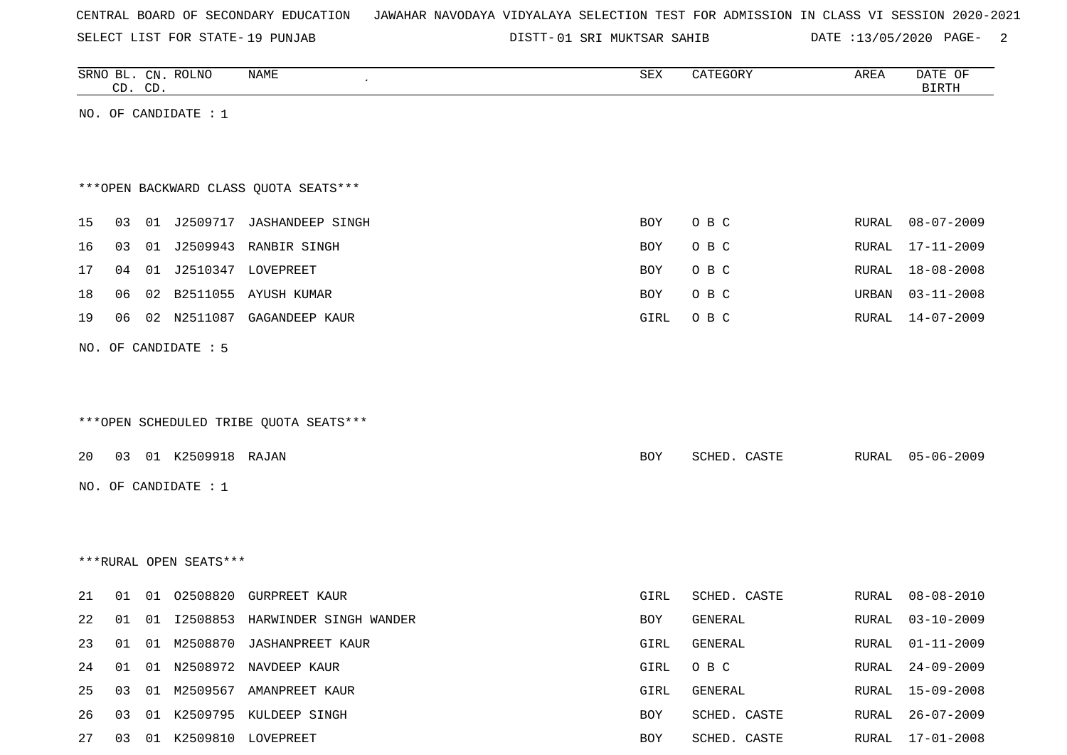CENTRAL BOARD OF SECONDARY EDUCATION   JAWAHAR NAVODAYA VIDYALAYA SELECTION TEST FOR ADMISSION IN CLASS VI SESSION 2020-2021

SELECT LIST FOR STATE- 19 PUNJAB   DISTT- 01 SRI MUKTSAR SAHIB   DATE :13/05/2020

| SRNO | BL. CD. | CN. CD. | ROLNO | NAME | SEX | CATEGORY | AREA | DATE OF BIRTH |
|---|---|---|---|---|---|---|---|---|

NO. OF CANDIDATE : 1

***OPEN BACKWARD CLASS QUOTA SEATS***

| SRNO | BL. CD. | CN. CD. | ROLNO | NAME | SEX | CATEGORY | AREA | DATE OF BIRTH |
|---|---|---|---|---|---|---|---|---|
| 15 | 03 | 01 | J2509717 | JASHANDEEP SINGH | BOY | O B C | RURAL | 08-07-2009 |
| 16 | 03 | 01 | J2509943 | RANBIR SINGH | BOY | O B C | RURAL | 17-11-2009 |
| 17 | 04 | 01 | J2510347 | LOVEPREET | BOY | O B C | RURAL | 18-08-2008 |
| 18 | 06 | 02 | B2511055 | AYUSH KUMAR | BOY | O B C | URBAN | 03-11-2008 |
| 19 | 06 | 02 | N2511087 | GAGANDEEP KAUR | GIRL | O B C | RURAL | 14-07-2009 |

NO. OF CANDIDATE : 5

***OPEN SCHEDULED TRIBE QUOTA SEATS***

| SRNO | BL. CD. | CN. CD. | ROLNO | NAME | SEX | CATEGORY | AREA | DATE OF BIRTH |
|---|---|---|---|---|---|---|---|---|
| 20 | 03 | 01 | K2509918 | RAJAN | BOY | SCHED. CASTE | RURAL | 05-06-2009 |

NO. OF CANDIDATE : 1

***RURAL OPEN SEATS***

| SRNO | BL. CD. | CN. CD. | ROLNO | NAME | SEX | CATEGORY | AREA | DATE OF BIRTH |
|---|---|---|---|---|---|---|---|---|
| 21 | 01 | 01 | O2508820 | GURPREET KAUR | GIRL | SCHED. CASTE | RURAL | 08-08-2010 |
| 22 | 01 | 01 | I2508853 | HARWINDER SINGH WANDER | BOY | GENERAL | RURAL | 03-10-2009 |
| 23 | 01 | 01 | M2508870 | JASHANPREET KAUR | GIRL | GENERAL | RURAL | 01-11-2009 |
| 24 | 01 | 01 | N2508972 | NAVDEEP KAUR | GIRL | O B C | RURAL | 24-09-2009 |
| 25 | 03 | 01 | M2509567 | AMANPREET KAUR | GIRL | GENERAL | RURAL | 15-09-2008 |
| 26 | 03 | 01 | K2509795 | KULDEEP SINGH | BOY | SCHED. CASTE | RURAL | 26-07-2009 |
| 27 | 03 | 01 | K2509810 | LOVEPREET | BOY | SCHED. CASTE | RURAL | 17-01-2008 |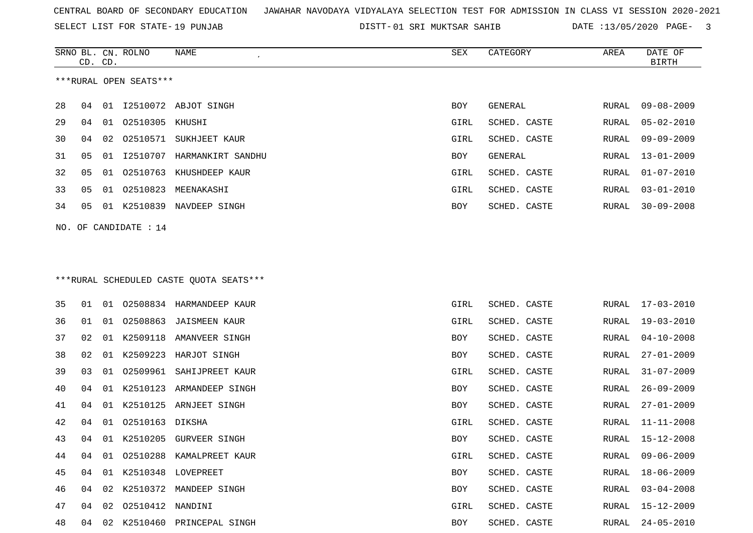CENTRAL BOARD OF SECONDARY EDUCATION JAWAHAR NAVODAYA VIDYALAYA SELECTION TEST FOR ADMISSION IN CLASS VI SESSION 2020-2021

SELECT LIST FOR STATE- 19 PUNJAB DISTT- 01 SRI MUKTSAR SAHIB DATE :13/05/2020

***RURAL OPEN SEATS***

| SRNO | BL. CD. | CN. CD. | ROLNO | NAME | SEX | CATEGORY | AREA | DATE OF BIRTH |
|---|---|---|---|---|---|---|---|---|
| 28 | 04 | 01 | I2510072 | ABJOT SINGH | BOY | GENERAL | RURAL | 09-08-2009 |
| 29 | 04 | 01 | O2510305 | KHUSHI | GIRL | SCHED. CASTE | RURAL | 05-02-2010 |
| 30 | 04 | 02 | O2510571 | SUKHJEET KAUR | GIRL | SCHED. CASTE | RURAL | 09-09-2009 |
| 31 | 05 | 01 | I2510707 | HARMANKIRT SANDHU | BOY | GENERAL | RURAL | 13-01-2009 |
| 32 | 05 | 01 | O2510763 | KHUSHDEEP KAUR | GIRL | SCHED. CASTE | RURAL | 01-07-2010 |
| 33 | 05 | 01 | O2510823 | MEENAKASHI | GIRL | SCHED. CASTE | RURAL | 03-01-2010 |
| 34 | 05 | 01 | K2510839 | NAVDEEP SINGH | BOY | SCHED. CASTE | RURAL | 30-09-2008 |

NO. OF CANDIDATE : 14

***RURAL SCHEDULED CASTE QUOTA SEATS***

| SRNO | BL. CD. | CN. CD. | ROLNO | NAME | SEX | CATEGORY | AREA | DATE OF BIRTH |
|---|---|---|---|---|---|---|---|---|
| 35 | 01 | 01 | O2508834 | HARMANDEEP KAUR | GIRL | SCHED. CASTE | RURAL | 17-03-2010 |
| 36 | 01 | 01 | O2508863 | JAISMEEN KAUR | GIRL | SCHED. CASTE | RURAL | 19-03-2010 |
| 37 | 02 | 01 | K2509118 | AMANVEER SINGH | BOY | SCHED. CASTE | RURAL | 04-10-2008 |
| 38 | 02 | 01 | K2509223 | HARJOT SINGH | BOY | SCHED. CASTE | RURAL | 27-01-2009 |
| 39 | 03 | 01 | O2509961 | SAHIJPREET KAUR | GIRL | SCHED. CASTE | RURAL | 31-07-2009 |
| 40 | 04 | 01 | K2510123 | ARMANDEEP SINGH | BOY | SCHED. CASTE | RURAL | 26-09-2009 |
| 41 | 04 | 01 | K2510125 | ARNJEET SINGH | BOY | SCHED. CASTE | RURAL | 27-01-2009 |
| 42 | 04 | 01 | O2510163 | DIKSHA | GIRL | SCHED. CASTE | RURAL | 11-11-2008 |
| 43 | 04 | 01 | K2510205 | GURVEER SINGH | BOY | SCHED. CASTE | RURAL | 15-12-2008 |
| 44 | 04 | 01 | O2510288 | KAMALPREET KAUR | GIRL | SCHED. CASTE | RURAL | 09-06-2009 |
| 45 | 04 | 01 | K2510348 | LOVEPREET | BOY | SCHED. CASTE | RURAL | 18-06-2009 |
| 46 | 04 | 02 | K2510372 | MANDEEP SINGH | BOY | SCHED. CASTE | RURAL | 03-04-2008 |
| 47 | 04 | 02 | O2510412 | NANDINI | GIRL | SCHED. CASTE | RURAL | 15-12-2009 |
| 48 | 04 | 02 | K2510460 | PRINCEPAL SINGH | BOY | SCHED. CASTE | RURAL | 24-05-2010 |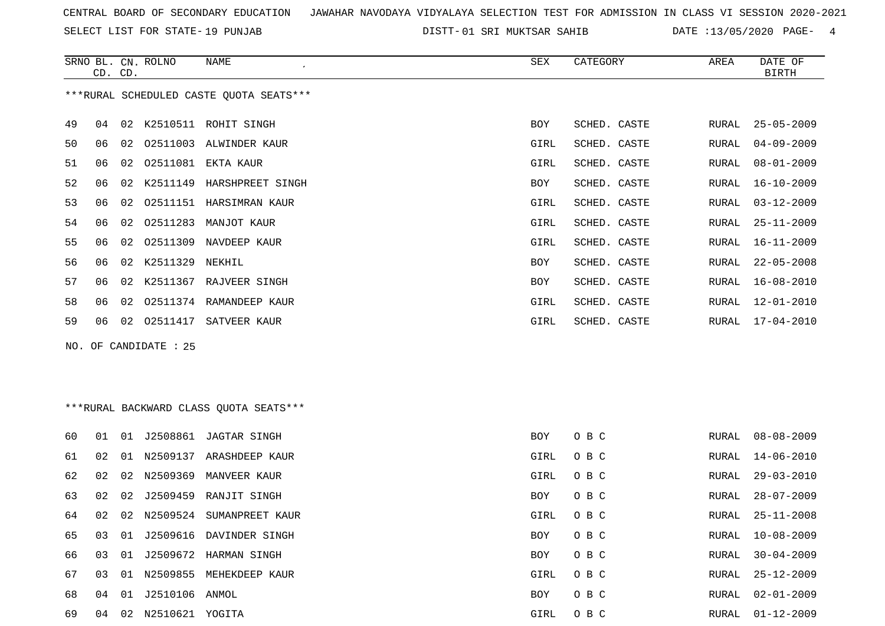CENTRAL BOARD OF SECONDARY EDUCATION JAWAHAR NAVODAYA VIDYALAYA SELECTION TEST FOR ADMISSION IN CLASS VI SESSION 2020-2021

SELECT LIST FOR STATE- 19 PUNJAB DISTT- 01 SRI MUKTSAR SAHIB DATE :13/05/2020

***RURAL SCHEDULED CASTE QUOTA SEATS***

| SRNO | BL. CD. | CN. CD. | ROLNO | NAME | SEX | CATEGORY | AREA | DATE OF BIRTH |
|---|---|---|---|---|---|---|---|---|
| 49 | 04 | 02 | K2510511 | ROHIT SINGH | BOY | SCHED. CASTE | RURAL | 25-05-2009 |
| 50 | 06 | 02 | O2511003 | ALWINDER KAUR | GIRL | SCHED. CASTE | RURAL | 04-09-2009 |
| 51 | 06 | 02 | O2511081 | EKTA KAUR | GIRL | SCHED. CASTE | RURAL | 08-01-2009 |
| 52 | 06 | 02 | K2511149 | HARSHPREET SINGH | BOY | SCHED. CASTE | RURAL | 16-10-2009 |
| 53 | 06 | 02 | O2511151 | HARSIMRAN KAUR | GIRL | SCHED. CASTE | RURAL | 03-12-2009 |
| 54 | 06 | 02 | O2511283 | MANJOT KAUR | GIRL | SCHED. CASTE | RURAL | 25-11-2009 |
| 55 | 06 | 02 | O2511309 | NAVDEEP KAUR | GIRL | SCHED. CASTE | RURAL | 16-11-2009 |
| 56 | 06 | 02 | K2511329 | NEKHIL | BOY | SCHED. CASTE | RURAL | 22-05-2008 |
| 57 | 06 | 02 | K2511367 | RAJVEER SINGH | BOY | SCHED. CASTE | RURAL | 16-08-2010 |
| 58 | 06 | 02 | O2511374 | RAMANDEEP KAUR | GIRL | SCHED. CASTE | RURAL | 12-01-2010 |
| 59 | 06 | 02 | O2511417 | SATVEER KAUR | GIRL | SCHED. CASTE | RURAL | 17-04-2010 |

NO. OF CANDIDATE : 25

***RURAL BACKWARD CLASS QUOTA SEATS***

| SRNO | BL. CD. | CN. CD. | ROLNO | NAME | SEX | CATEGORY | AREA | DATE OF BIRTH |
|---|---|---|---|---|---|---|---|---|
| 60 | 01 | 01 | J2508861 | JAGTAR SINGH | BOY | O B C | RURAL | 08-08-2009 |
| 61 | 02 | 01 | N2509137 | ARASHDEEP KAUR | GIRL | O B C | RURAL | 14-06-2010 |
| 62 | 02 | 02 | N2509369 | MANVEER KAUR | GIRL | O B C | RURAL | 29-03-2010 |
| 63 | 02 | 02 | J2509459 | RANJIT SINGH | BOY | O B C | RURAL | 28-07-2009 |
| 64 | 02 | 02 | N2509524 | SUMANPREET KAUR | GIRL | O B C | RURAL | 25-11-2008 |
| 65 | 03 | 01 | J2509616 | DAVINDER SINGH | BOY | O B C | RURAL | 10-08-2009 |
| 66 | 03 | 01 | J2509672 | HARMAN SINGH | BOY | O B C | RURAL | 30-04-2009 |
| 67 | 03 | 01 | N2509855 | MEHEKDEEP KAUR | GIRL | O B C | RURAL | 25-12-2009 |
| 68 | 04 | 01 | J2510106 | ANMOL | BOY | O B C | RURAL | 02-01-2009 |
| 69 | 04 | 02 | N2510621 | YOGITA | GIRL | O B C | RURAL | 01-12-2009 |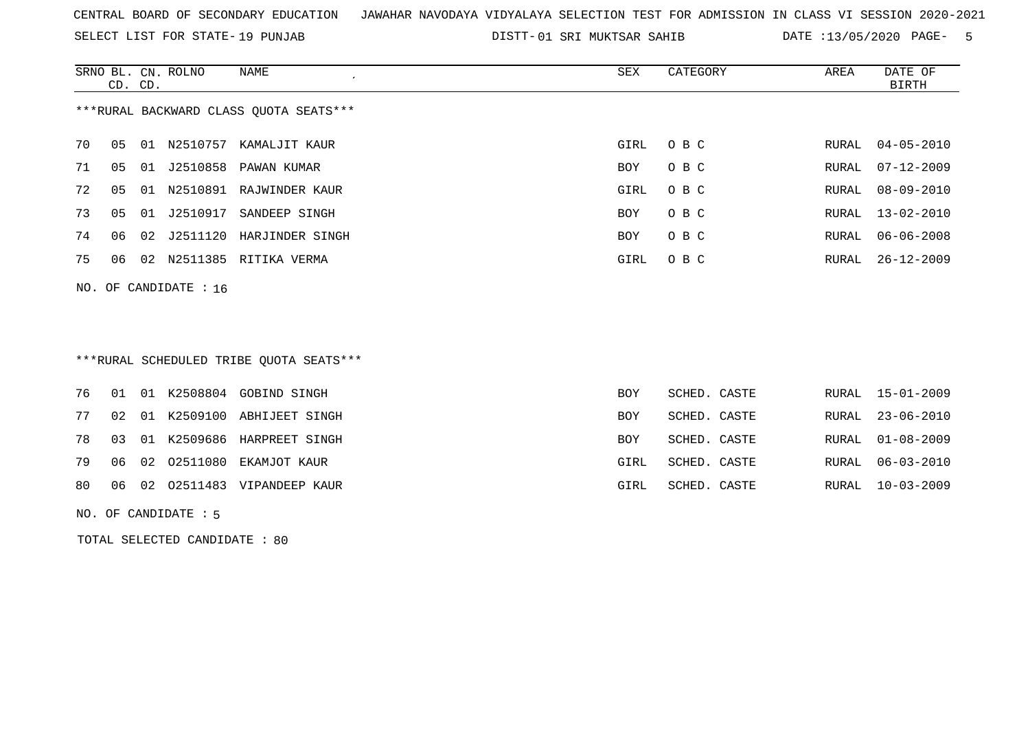CENTRAL BOARD OF SECONDARY EDUCATION JAWAHAR NAVODAYA VIDYALAYA SELECTION TEST FOR ADMISSION IN CLASS VI SESSION 2020-2021

SELECT LIST FOR STATE- 19 PUNJAB DISTT- 01 SRI MUKTSAR SAHIB DATE :13/05/2020

***RURAL BACKWARD CLASS QUOTA SEATS***

| SRNO | BL. CD. | CN. CD. | ROLNO | NAME | SEX | CATEGORY | AREA | DATE OF BIRTH |
|---|---|---|---|---|---|---|---|---|
| 70 | 05 | 01 | N2510757 | KAMALJIT KAUR | GIRL | O B C | RURAL | 04-05-2010 |
| 71 | 05 | 01 | J2510858 | PAWAN KUMAR | BOY | O B C | RURAL | 07-12-2009 |
| 72 | 05 | 01 | N2510891 | RAJWINDER KAUR | GIRL | O B C | RURAL | 08-09-2010 |
| 73 | 05 | 01 | J2510917 | SANDEEP SINGH | BOY | O B C | RURAL | 13-02-2010 |
| 74 | 06 | 02 | J2511120 | HARJINDER SINGH | BOY | O B C | RURAL | 06-06-2008 |
| 75 | 06 | 02 | N2511385 | RITIKA VERMA | GIRL | O B C | RURAL | 26-12-2009 |

NO. OF CANDIDATE : 16

***RURAL SCHEDULED TRIBE QUOTA SEATS***

| SRNO | BL. CD. | CN. CD. | ROLNO | NAME | SEX | CATEGORY | AREA | DATE OF BIRTH |
|---|---|---|---|---|---|---|---|---|
| 76 | 01 | 01 | K2508804 | GOBIND SINGH | BOY | SCHED. CASTE | RURAL | 15-01-2009 |
| 77 | 02 | 01 | K2509100 | ABHIJEET SINGH | BOY | SCHED. CASTE | RURAL | 23-06-2010 |
| 78 | 03 | 01 | K2509686 | HARPREET SINGH | BOY | SCHED. CASTE | RURAL | 01-08-2009 |
| 79 | 06 | 02 | O2511080 | EKAMJOT KAUR | GIRL | SCHED. CASTE | RURAL | 06-03-2010 |
| 80 | 06 | 02 | O2511483 | VIPANDEEP KAUR | GIRL | SCHED. CASTE | RURAL | 10-03-2009 |

NO. OF CANDIDATE : 5

TOTAL SELECTED CANDIDATE : 80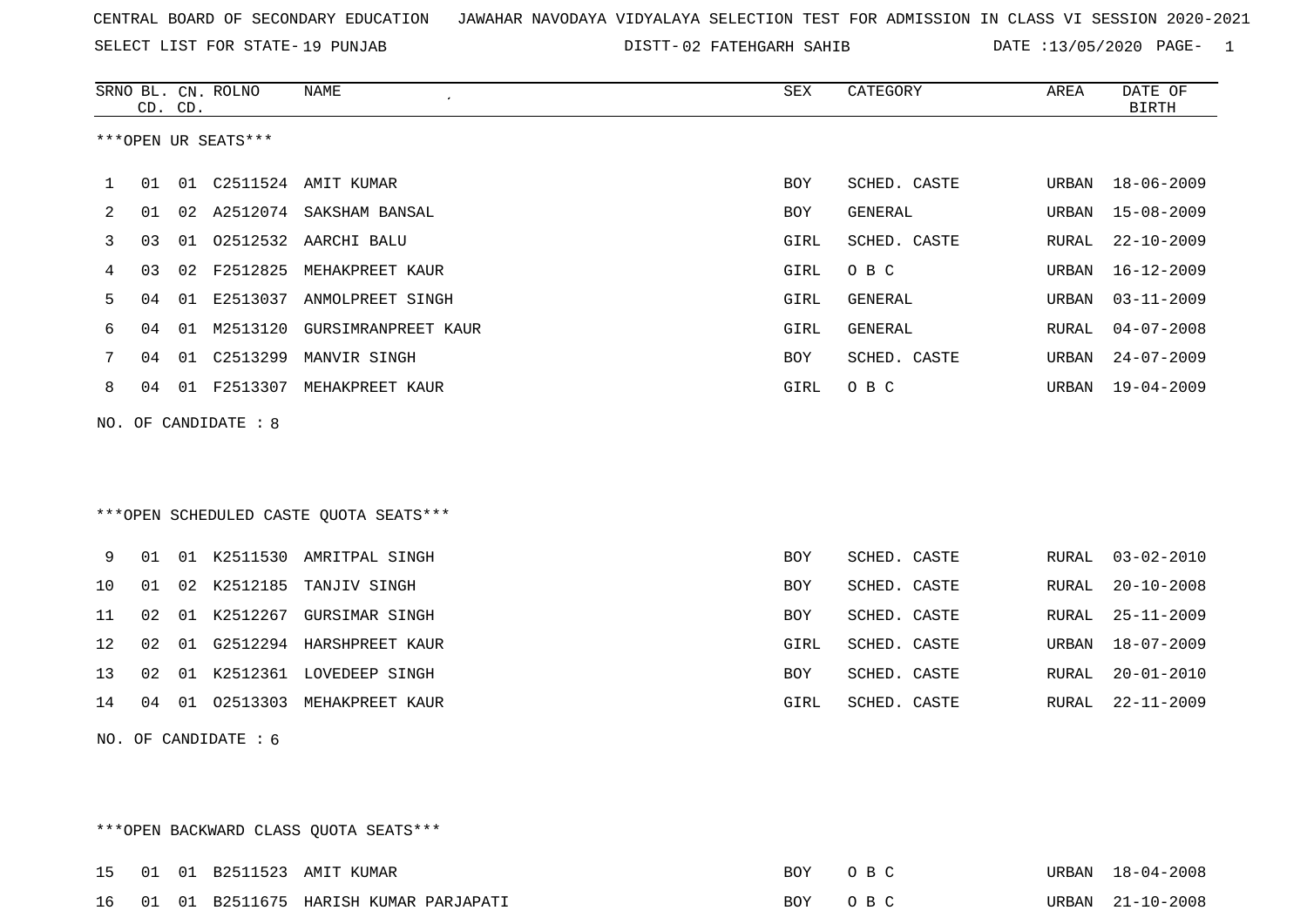CENTRAL BOARD OF SECONDARY EDUCATION JAWAHAR NAVODAYA VIDYALAYA SELECTION TEST FOR ADMISSION IN CLASS VI SESSION 2020-2021

SELECT LIST FOR STATE- 19 PUNJAB DISTT- 02 FATEHGARH SAHIB DATE :13/05/2020

***OPEN UR SEATS***

| SRNO | BL. CD. | CN. CD. | ROLNO | NAME | SEX | CATEGORY | AREA | DATE OF BIRTH |
|---|---|---|---|---|---|---|---|---|
| 1 | 01 | 01 | C2511524 | AMIT KUMAR | BOY | SCHED. CASTE | URBAN | 18-06-2009 |
| 2 | 01 | 02 | A2512074 | SAKSHAM BANSAL | BOY | GENERAL | URBAN | 15-08-2009 |
| 3 | 03 | 01 | O2512532 | AARCHI BALU | GIRL | SCHED. CASTE | RURAL | 22-10-2009 |
| 4 | 03 | 02 | F2512825 | MEHAKPREET KAUR | GIRL | O B C | URBAN | 16-12-2009 |
| 5 | 04 | 01 | E2513037 | ANMOLPREET SINGH | GIRL | GENERAL | URBAN | 03-11-2009 |
| 6 | 04 | 01 | M2513120 | GURSIMRANPREET KAUR | GIRL | GENERAL | RURAL | 04-07-2008 |
| 7 | 04 | 01 | C2513299 | MANVIR SINGH | BOY | SCHED. CASTE | URBAN | 24-07-2009 |
| 8 | 04 | 01 | F2513307 | MEHAKPREET KAUR | GIRL | O B C | URBAN | 19-04-2009 |

NO. OF CANDIDATE : 8

***OPEN SCHEDULED CASTE QUOTA SEATS***

| SRNO | BL. CD. | CN. CD. | ROLNO | NAME | SEX | CATEGORY | AREA | DATE OF BIRTH |
|---|---|---|---|---|---|---|---|---|
| 9 | 01 | 01 | K2511530 | AMRITPAL SINGH | BOY | SCHED. CASTE | RURAL | 03-02-2010 |
| 10 | 01 | 02 | K2512185 | TANJIV SINGH | BOY | SCHED. CASTE | RURAL | 20-10-2008 |
| 11 | 02 | 01 | K2512267 | GURSIMAR SINGH | BOY | SCHED. CASTE | RURAL | 25-11-2009 |
| 12 | 02 | 01 | G2512294 | HARSHPREET KAUR | GIRL | SCHED. CASTE | URBAN | 18-07-2009 |
| 13 | 02 | 01 | K2512361 | LOVEDEEP SINGH | BOY | SCHED. CASTE | RURAL | 20-01-2010 |
| 14 | 04 | 01 | O2513303 | MEHAKPREET KAUR | GIRL | SCHED. CASTE | RURAL | 22-11-2009 |

NO. OF CANDIDATE : 6

***OPEN BACKWARD CLASS QUOTA SEATS***

| SRNO | BL. CD. | CN. CD. | ROLNO | NAME | SEX | CATEGORY | AREA | DATE OF BIRTH |
|---|---|---|---|---|---|---|---|---|
| 15 | 01 | 01 | B2511523 | AMIT KUMAR | BOY | O B C | URBAN | 18-04-2008 |
| 16 | 01 | 01 | B2511675 | HARISH KUMAR PARJAPATI | BOY | O B C | URBAN | 21-10-2008 |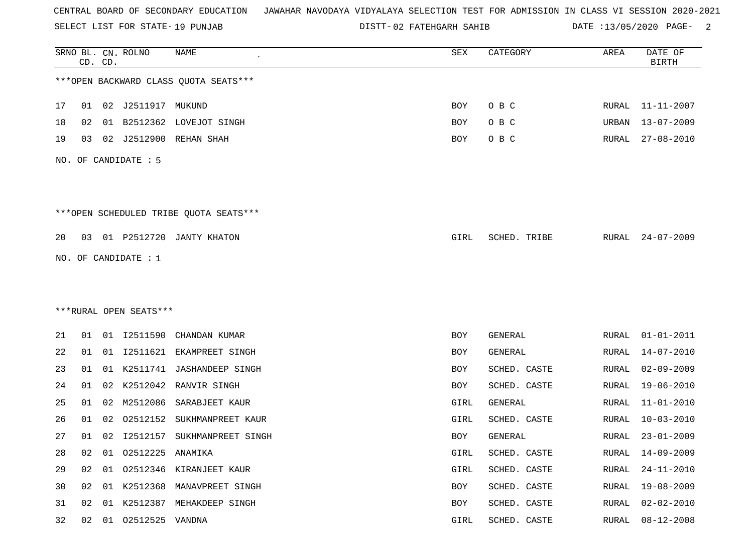CENTRAL BOARD OF SECONDARY EDUCATION JAWAHAR NAVODAYA VIDYALAYA SELECTION TEST FOR ADMISSION IN CLASS VI SESSION 2020-2021

SELECT LIST FOR STATE- 19 PUNJAB DISTT- 02 FATEHGARH SAHIB DATE :13/05/2020 PAGE- 2

| SRNO | BL. CD. | CN. CD. | ROLNO | NAME | SEX | CATEGORY | AREA | DATE OF BIRTH |
|---|---|---|---|---|---|---|---|---|

***OPEN BACKWARD CLASS QUOTA SEATS***

| SRNO | BL. CD. | CN. CD. | ROLNO | NAME | SEX | CATEGORY | AREA | DATE OF BIRTH |
|---|---|---|---|---|---|---|---|---|
| 17 | 01 | 02 | J2511917 | MUKUND | BOY | O B C | RURAL | 11-11-2007 |
| 18 | 02 | 01 | B2512362 | LOVEJOT SINGH | BOY | O B C | URBAN | 13-07-2009 |
| 19 | 03 | 02 | J2512900 | REHAN SHAH | BOY | O B C | RURAL | 27-08-2010 |

NO. OF CANDIDATE : 5

***OPEN SCHEDULED TRIBE QUOTA SEATS***

| SRNO | BL. CD. | CN. CD. | ROLNO | NAME | SEX | CATEGORY | AREA | DATE OF BIRTH |
|---|---|---|---|---|---|---|---|---|
| 20 | 03 | 01 | P2512720 | JANTY KHATON | GIRL | SCHED. TRIBE | RURAL | 24-07-2009 |

NO. OF CANDIDATE : 1

***RURAL OPEN SEATS***

| SRNO | BL. CD. | CN. CD. | ROLNO | NAME | SEX | CATEGORY | AREA | DATE OF BIRTH |
|---|---|---|---|---|---|---|---|---|
| 21 | 01 | 01 | I2511590 | CHANDAN KUMAR | BOY | GENERAL | RURAL | 01-01-2011 |
| 22 | 01 | 01 | I2511621 | EKAMPREET SINGH | BOY | GENERAL | RURAL | 14-07-2010 |
| 23 | 01 | 01 | K2511741 | JASHANDEEP SINGH | BOY | SCHED. CASTE | RURAL | 02-09-2009 |
| 24 | 01 | 02 | K2512042 | RANVIR SINGH | BOY | SCHED. CASTE | RURAL | 19-06-2010 |
| 25 | 01 | 02 | M2512086 | SARABJEET KAUR | GIRL | GENERAL | RURAL | 11-01-2010 |
| 26 | 01 | 02 | O2512152 | SUKHMANPREET KAUR | GIRL | SCHED. CASTE | RURAL | 10-03-2010 |
| 27 | 01 | 02 | I2512157 | SUKHMANPREET SINGH | BOY | GENERAL | RURAL | 23-01-2009 |
| 28 | 02 | 01 | O2512225 | ANAMIKA | GIRL | SCHED. CASTE | RURAL | 14-09-2009 |
| 29 | 02 | 01 | O2512346 | KIRANJEET KAUR | GIRL | SCHED. CASTE | RURAL | 24-11-2010 |
| 30 | 02 | 01 | K2512368 | MANAVPREET SINGH | BOY | SCHED. CASTE | RURAL | 19-08-2009 |
| 31 | 02 | 01 | K2512387 | MEHAKDEEP SINGH | BOY | SCHED. CASTE | RURAL | 02-02-2010 |
| 32 | 02 | 01 | O2512525 | VANDNA | GIRL | SCHED. CASTE | RURAL | 08-12-2008 |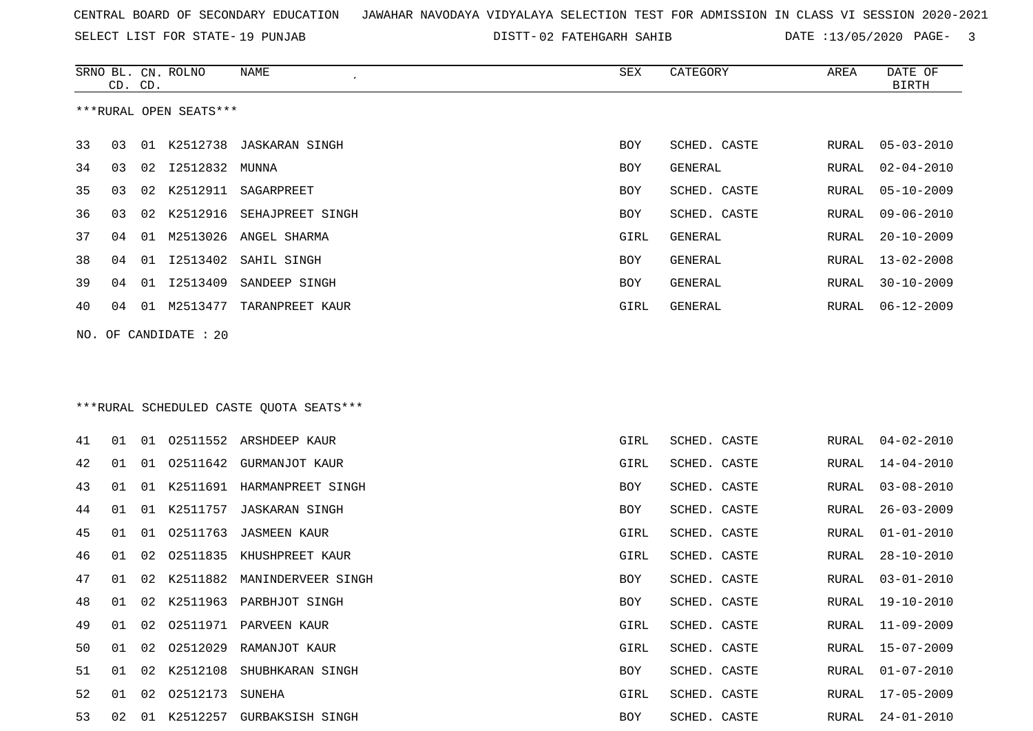CENTRAL BOARD OF SECONDARY EDUCATION JAWAHAR NAVODAYA VIDYALAYA SELECTION TEST FOR ADMISSION IN CLASS VI SESSION 2020-2021

SELECT LIST FOR STATE- 19 PUNJAB DISTT- 02 FATEHGARH SAHIB DATE :13/05/2020

***RURAL OPEN SEATS***

| SRNO | BL. CD. | CN. CD. | ROLNO | NAME | SEX | CATEGORY | AREA | DATE OF BIRTH |
|---|---|---|---|---|---|---|---|---|
| 33 | 03 | 01 | K2512738 | JASKARAN SINGH | BOY | SCHED. CASTE | RURAL | 05-03-2010 |
| 34 | 03 | 02 | I2512832 | MUNNA | BOY | GENERAL | RURAL | 02-04-2010 |
| 35 | 03 | 02 | K2512911 | SAGARPREET | BOY | SCHED. CASTE | RURAL | 05-10-2009 |
| 36 | 03 | 02 | K2512916 | SEHAJPREET SINGH | BOY | SCHED. CASTE | RURAL | 09-06-2010 |
| 37 | 04 | 01 | M2513026 | ANGEL SHARMA | GIRL | GENERAL | RURAL | 20-10-2009 |
| 38 | 04 | 01 | I2513402 | SAHIL SINGH | BOY | GENERAL | RURAL | 13-02-2008 |
| 39 | 04 | 01 | I2513409 | SANDEEP SINGH | BOY | GENERAL | RURAL | 30-10-2009 |
| 40 | 04 | 01 | M2513477 | TARANPREET KAUR | GIRL | GENERAL | RURAL | 06-12-2009 |

NO. OF CANDIDATE : 20

***RURAL SCHEDULED CASTE QUOTA SEATS***

| SRNO | BL. CD. | CN. CD. | ROLNO | NAME | SEX | CATEGORY | AREA | DATE OF BIRTH |
|---|---|---|---|---|---|---|---|---|
| 41 | 01 | 01 | O2511552 | ARSHDEEP KAUR | GIRL | SCHED. CASTE | RURAL | 04-02-2010 |
| 42 | 01 | 01 | O2511642 | GURMANJOT KAUR | GIRL | SCHED. CASTE | RURAL | 14-04-2010 |
| 43 | 01 | 01 | K2511691 | HARMANPREET SINGH | BOY | SCHED. CASTE | RURAL | 03-08-2010 |
| 44 | 01 | 01 | K2511757 | JASKARAN SINGH | BOY | SCHED. CASTE | RURAL | 26-03-2009 |
| 45 | 01 | 01 | O2511763 | JASMEEN KAUR | GIRL | SCHED. CASTE | RURAL | 01-01-2010 |
| 46 | 01 | 02 | O2511835 | KHUSHPREET KAUR | GIRL | SCHED. CASTE | RURAL | 28-10-2010 |
| 47 | 01 | 02 | K2511882 | MANINDERVEER SINGH | BOY | SCHED. CASTE | RURAL | 03-01-2010 |
| 48 | 01 | 02 | K2511963 | PARBHJOT SINGH | BOY | SCHED. CASTE | RURAL | 19-10-2010 |
| 49 | 01 | 02 | O2511971 | PARVEEN KAUR | GIRL | SCHED. CASTE | RURAL | 11-09-2009 |
| 50 | 01 | 02 | O2512029 | RAMANJOT KAUR | GIRL | SCHED. CASTE | RURAL | 15-07-2009 |
| 51 | 01 | 02 | K2512108 | SHUBHKARAN SINGH | BOY | SCHED. CASTE | RURAL | 01-07-2010 |
| 52 | 01 | 02 | O2512173 | SUNEHA | GIRL | SCHED. CASTE | RURAL | 17-05-2009 |
| 53 | 02 | 01 | K2512257 | GURBAKSISH SINGH | BOY | SCHED. CASTE | RURAL | 24-01-2010 |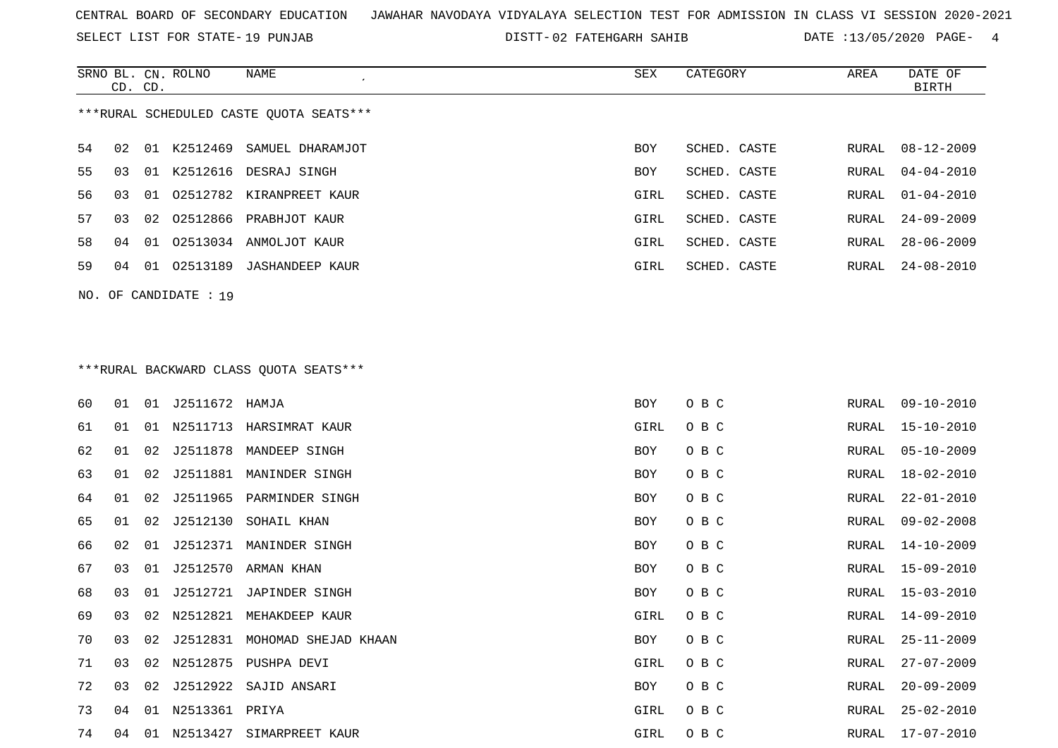CENTRAL BOARD OF SECONDARY EDUCATION JAWAHAR NAVODAYA VIDYALAYA SELECTION TEST FOR ADMISSION IN CLASS VI SESSION 2020-2021

SELECT LIST FOR STATE- 19 PUNJAB DISTT- 02 FATEHGARH SAHIB DATE :13/05/2020

***RURAL SCHEDULED CASTE QUOTA SEATS***

| SRNO | BL. CD. | CN. CD. | ROLNO | NAME | SEX | CATEGORY | AREA | DATE OF BIRTH |
|---|---|---|---|---|---|---|---|---|
| 54 | 02 | 01 | K2512469 | SAMUEL DHARAMJOT | BOY | SCHED. CASTE | RURAL | 08-12-2009 |
| 55 | 03 | 01 | K2512616 | DESRAJ SINGH | BOY | SCHED. CASTE | RURAL | 04-04-2010 |
| 56 | 03 | 01 | O2512782 | KIRANPREET KAUR | GIRL | SCHED. CASTE | RURAL | 01-04-2010 |
| 57 | 03 | 02 | O2512866 | PRABHJOT KAUR | GIRL | SCHED. CASTE | RURAL | 24-09-2009 |
| 58 | 04 | 01 | O2513034 | ANMOLJOT KAUR | GIRL | SCHED. CASTE | RURAL | 28-06-2009 |
| 59 | 04 | 01 | O2513189 | JASHANDEEP KAUR | GIRL | SCHED. CASTE | RURAL | 24-08-2010 |

NO. OF CANDIDATE : 19

***RURAL BACKWARD CLASS QUOTA SEATS***

| SRNO | BL. CD. | CN. CD. | ROLNO | NAME | SEX | CATEGORY | AREA | DATE OF BIRTH |
|---|---|---|---|---|---|---|---|---|
| 60 | 01 | 01 | J2511672 | HAMJA | BOY | O B C | RURAL | 09-10-2010 |
| 61 | 01 | 01 | N2511713 | HARSIMRAT KAUR | GIRL | O B C | RURAL | 15-10-2010 |
| 62 | 01 | 02 | J2511878 | MANDEEP SINGH | BOY | O B C | RURAL | 05-10-2009 |
| 63 | 01 | 02 | J2511881 | MANINDER SINGH | BOY | O B C | RURAL | 18-02-2010 |
| 64 | 01 | 02 | J2511965 | PARMINDER SINGH | BOY | O B C | RURAL | 22-01-2010 |
| 65 | 01 | 02 | J2512130 | SOHAIL KHAN | BOY | O B C | RURAL | 09-02-2008 |
| 66 | 02 | 01 | J2512371 | MANINDER SINGH | BOY | O B C | RURAL | 14-10-2009 |
| 67 | 03 | 01 | J2512570 | ARMAN KHAN | BOY | O B C | RURAL | 15-09-2010 |
| 68 | 03 | 01 | J2512721 | JAPINDER SINGH | BOY | O B C | RURAL | 15-03-2010 |
| 69 | 03 | 02 | N2512821 | MEHAKDEEP KAUR | GIRL | O B C | RURAL | 14-09-2010 |
| 70 | 03 | 02 | J2512831 | MOHOMAD SHEJAD KHAAN | BOY | O B C | RURAL | 25-11-2009 |
| 71 | 03 | 02 | N2512875 | PUSHPA DEVI | GIRL | O B C | RURAL | 27-07-2009 |
| 72 | 03 | 02 | J2512922 | SAJID ANSARI | BOY | O B C | RURAL | 20-09-2009 |
| 73 | 04 | 01 | N2513361 | PRIYA | GIRL | O B C | RURAL | 25-02-2010 |
| 74 | 04 | 01 | N2513427 | SIMARPREET KAUR | GIRL | O B C | RURAL | 17-07-2010 |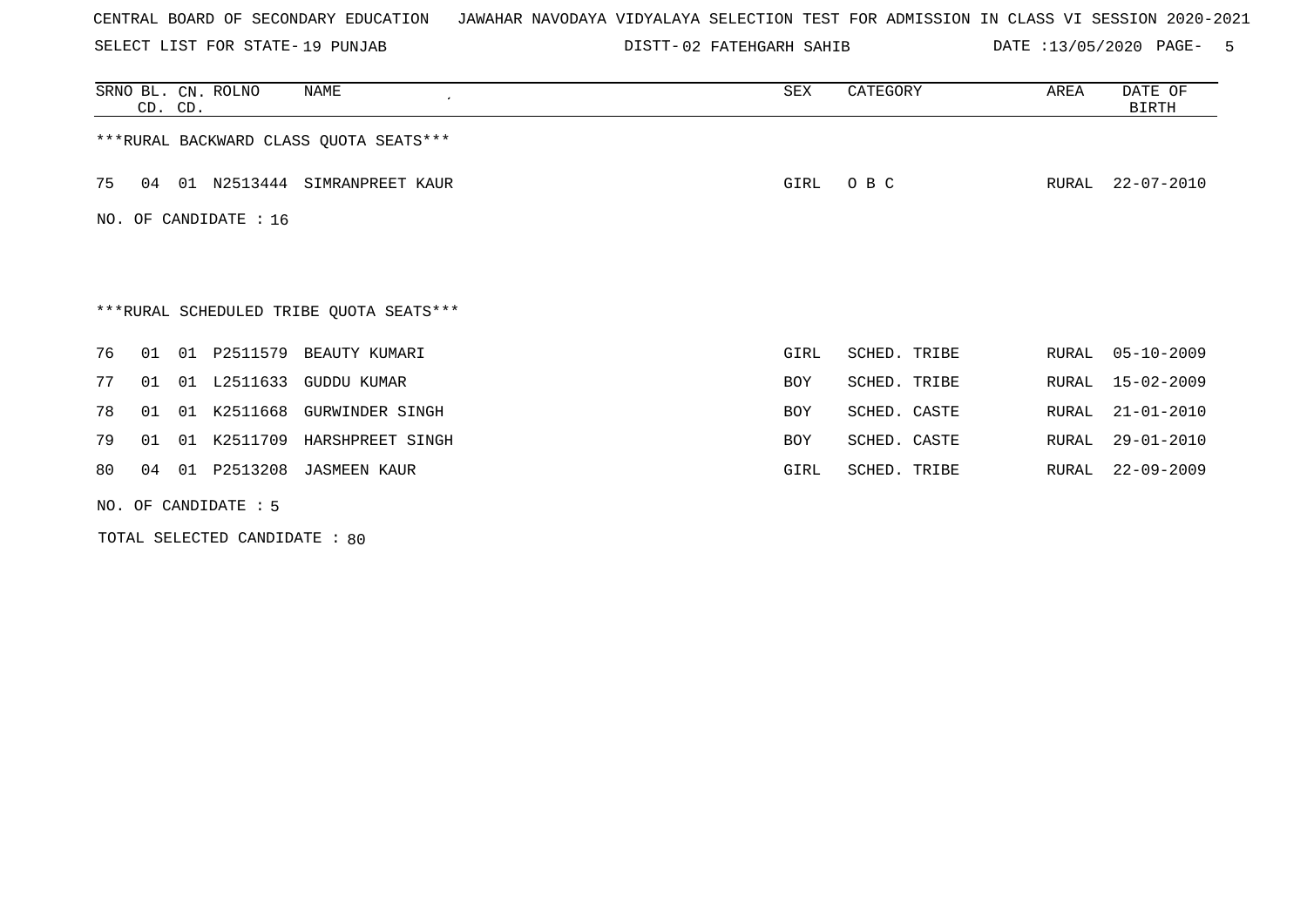CENTRAL BOARD OF SECONDARY EDUCATION   JAWAHAR NAVODAYA VIDYALAYA SELECTION TEST FOR ADMISSION IN CLASS VI SESSION 2020-2021

SELECT LIST FOR STATE- 19 PUNJAB   DISTT- 02 FATEHGARH SAHIB   DATE :13/05/2020

| SRNO | BL. CD. | CN. CD. | ROLNO | NAME | SEX | CATEGORY | AREA | DATE OF BIRTH |
|---|---|---|---|---|---|---|---|---|

***RURAL BACKWARD CLASS QUOTA SEATS***

| SRNO | BL. CD. | CN. CD. | ROLNO | NAME | SEX | CATEGORY | AREA | DATE OF BIRTH |
|---|---|---|---|---|---|---|---|---|
| 75 | 04 | 01 | N2513444 | SIMRANPREET KAUR | GIRL | O B C | RURAL | 22-07-2010 |

NO. OF CANDIDATE : 16

***RURAL SCHEDULED TRIBE QUOTA SEATS***

| SRNO | BL. CD. | CN. CD. | ROLNO | NAME | SEX | CATEGORY | AREA | DATE OF BIRTH |
|---|---|---|---|---|---|---|---|---|
| 76 | 01 | 01 | P2511579 | BEAUTY KUMARI | GIRL | SCHED. TRIBE | RURAL | 05-10-2009 |
| 77 | 01 | 01 | L2511633 | GUDDU KUMAR | BOY | SCHED. TRIBE | RURAL | 15-02-2009 |
| 78 | 01 | 01 | K2511668 | GURWINDER SINGH | BOY | SCHED. CASTE | RURAL | 21-01-2010 |
| 79 | 01 | 01 | K2511709 | HARSHPREET SINGH | BOY | SCHED. CASTE | RURAL | 29-01-2010 |
| 80 | 04 | 01 | P2513208 | JASMEEN KAUR | GIRL | SCHED. TRIBE | RURAL | 22-09-2009 |

NO. OF CANDIDATE : 5

TOTAL SELECTED CANDIDATE : 80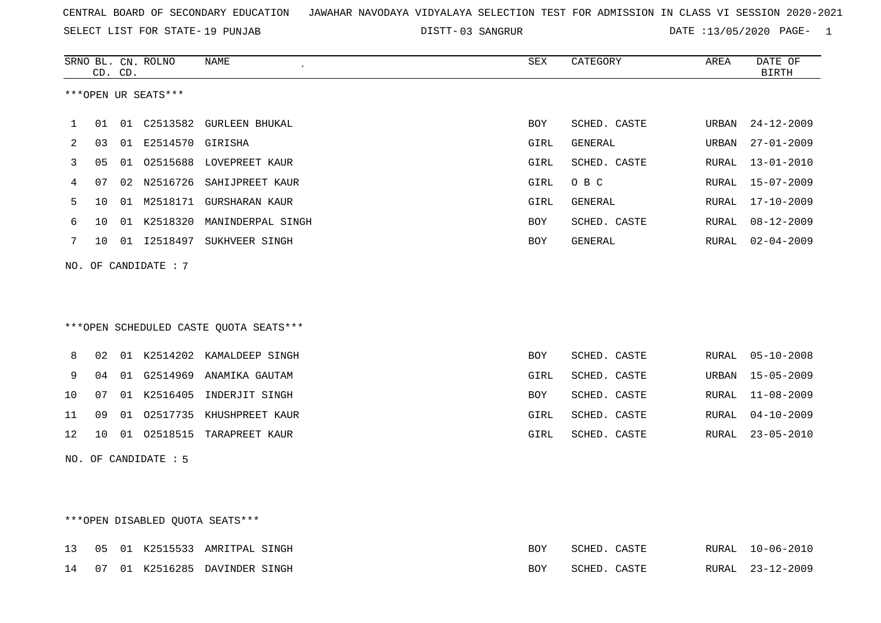CENTRAL BOARD OF SECONDARY EDUCATION JAWAHAR NAVODAYA VIDYALAYA SELECTION TEST FOR ADMISSION IN CLASS VI SESSION 2020-2021

SELECT LIST FOR STATE- 19 PUNJAB DISTT- 03 SANGRUR DATE :13/05/2020

| SRNO | BL. CD. | CN. CD. | ROLNO | NAME | SEX | CATEGORY | AREA | DATE OF BIRTH |
|---|---|---|---|---|---|---|---|---|

***OPEN UR SEATS***

| SRNO | BL. CD. | CN. CD. | ROLNO | NAME | SEX | CATEGORY | AREA | DATE OF BIRTH |
|---|---|---|---|---|---|---|---|---|
| 1 | 01 | 01 | C2513582 | GURLEEN BHUKAL | BOY | SCHED. CASTE | URBAN | 24-12-2009 |
| 2 | 03 | 01 | E2514570 | GIRISHA | GIRL | GENERAL | URBAN | 27-01-2009 |
| 3 | 05 | 01 | O2515688 | LOVEPREET KAUR | GIRL | SCHED. CASTE | RURAL | 13-01-2010 |
| 4 | 07 | 02 | N2516726 | SAHIJPREET KAUR | GIRL | O B C | RURAL | 15-07-2009 |
| 5 | 10 | 01 | M2518171 | GURSHARAN KAUR | GIRL | GENERAL | RURAL | 17-10-2009 |
| 6 | 10 | 01 | K2518320 | MANINDERPAL SINGH | BOY | SCHED. CASTE | RURAL | 08-12-2009 |
| 7 | 10 | 01 | I2518497 | SUKHVEER SINGH | BOY | GENERAL | RURAL | 02-04-2009 |

NO. OF CANDIDATE : 7

***OPEN SCHEDULED CASTE QUOTA SEATS***

| SRNO | BL. CD. | CN. CD. | ROLNO | NAME | SEX | CATEGORY | AREA | DATE OF BIRTH |
|---|---|---|---|---|---|---|---|---|
| 8 | 02 | 01 | K2514202 | KAMALDEEP SINGH | BOY | SCHED. CASTE | RURAL | 05-10-2008 |
| 9 | 04 | 01 | G2514969 | ANAMIKA GAUTAM | GIRL | SCHED. CASTE | URBAN | 15-05-2009 |
| 10 | 07 | 01 | K2516405 | INDERJIT SINGH | BOY | SCHED. CASTE | RURAL | 11-08-2009 |
| 11 | 09 | 01 | O2517735 | KHUSHPREET KAUR | GIRL | SCHED. CASTE | RURAL | 04-10-2009 |
| 12 | 10 | 01 | O2518515 | TARAPREET KAUR | GIRL | SCHED. CASTE | RURAL | 23-05-2010 |

NO. OF CANDIDATE : 5

***OPEN DISABLED QUOTA SEATS***

| SRNO | BL. CD. | CN. CD. | ROLNO | NAME | SEX | CATEGORY | AREA | DATE OF BIRTH |
|---|---|---|---|---|---|---|---|---|
| 13 | 05 | 01 | K2515533 | AMRITPAL SINGH | BOY | SCHED. CASTE | RURAL | 10-06-2010 |
| 14 | 07 | 01 | K2516285 | DAVINDER SINGH | BOY | SCHED. CASTE | RURAL | 23-12-2009 |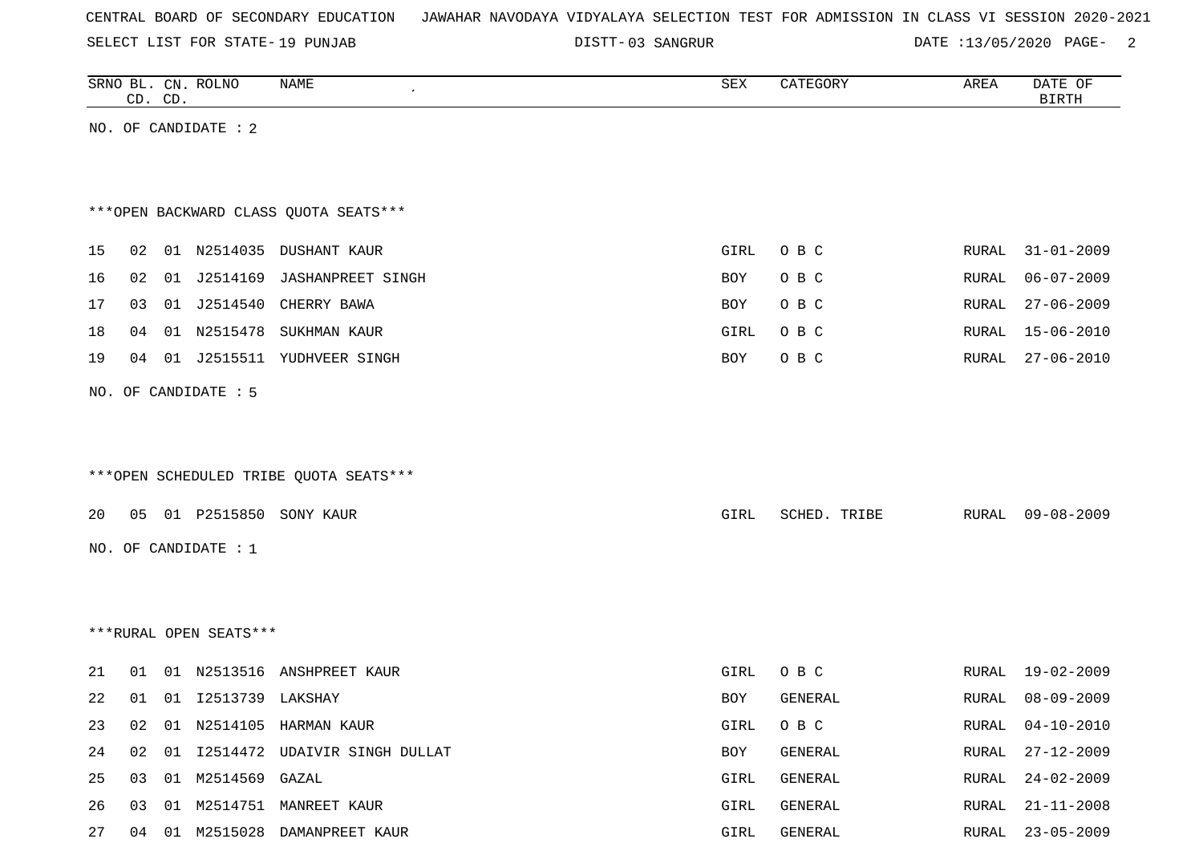CENTRAL BOARD OF SECONDARY EDUCATION JAWAHAR NAVODAYA VIDYALAYA SELECTION TEST FOR ADMISSION IN CLASS VI SESSION 2020-2021

SELECT LIST FOR STATE- 19 PUNJAB DISTT- 03 SANGRUR DATE :13/05/2020

| SRNO | BL. CD. | CN. CD. | ROLNO | NAME | SEX | CATEGORY | AREA | DATE OF BIRTH |
|---|---|---|---|---|---|---|---|---|

NO. OF CANDIDATE : 2

***OPEN BACKWARD CLASS QUOTA SEATS***

| SRNO | BL. CD. | CN. CD. | ROLNO | NAME | SEX | CATEGORY | AREA | DATE OF BIRTH |
|---|---|---|---|---|---|---|---|---|
| 15 | 02 | 01 | N2514035 | DUSHANT KAUR | GIRL | O B C | RURAL | 31-01-2009 |
| 16 | 02 | 01 | J2514169 | JASHANPREET SINGH | BOY | O B C | RURAL | 06-07-2009 |
| 17 | 03 | 01 | J2514540 | CHERRY BAWA | BOY | O B C | RURAL | 27-06-2009 |
| 18 | 04 | 01 | N2515478 | SUKHMAN KAUR | GIRL | O B C | RURAL | 15-06-2010 |
| 19 | 04 | 01 | J2515511 | YUDHVEER SINGH | BOY | O B C | RURAL | 27-06-2010 |

NO. OF CANDIDATE : 5

***OPEN SCHEDULED TRIBE QUOTA SEATS***

| SRNO | BL. CD. | CN. CD. | ROLNO | NAME | SEX | CATEGORY | AREA | DATE OF BIRTH |
|---|---|---|---|---|---|---|---|---|
| 20 | 05 | 01 | P2515850 | SONY KAUR | GIRL | SCHED. TRIBE | RURAL | 09-08-2009 |

NO. OF CANDIDATE : 1

***RURAL OPEN SEATS***

| SRNO | BL. CD. | CN. CD. | ROLNO | NAME | SEX | CATEGORY | AREA | DATE OF BIRTH |
|---|---|---|---|---|---|---|---|---|
| 21 | 01 | 01 | N2513516 | ANSHPREET KAUR | GIRL | O B C | RURAL | 19-02-2009 |
| 22 | 01 | 01 | I2513739 | LAKSHAY | BOY | GENERAL | RURAL | 08-09-2009 |
| 23 | 02 | 01 | N2514105 | HARMAN KAUR | GIRL | O B C | RURAL | 04-10-2010 |
| 24 | 02 | 01 | I2514472 | UDAIVIR SINGH DULLAT | BOY | GENERAL | RURAL | 27-12-2009 |
| 25 | 03 | 01 | M2514569 | GAZAL | GIRL | GENERAL | RURAL | 24-02-2009 |
| 26 | 03 | 01 | M2514751 | MANREET KAUR | GIRL | GENERAL | RURAL | 21-11-2008 |
| 27 | 04 | 01 | M2515028 | DAMANPREET KAUR | GIRL | GENERAL | RURAL | 23-05-2009 |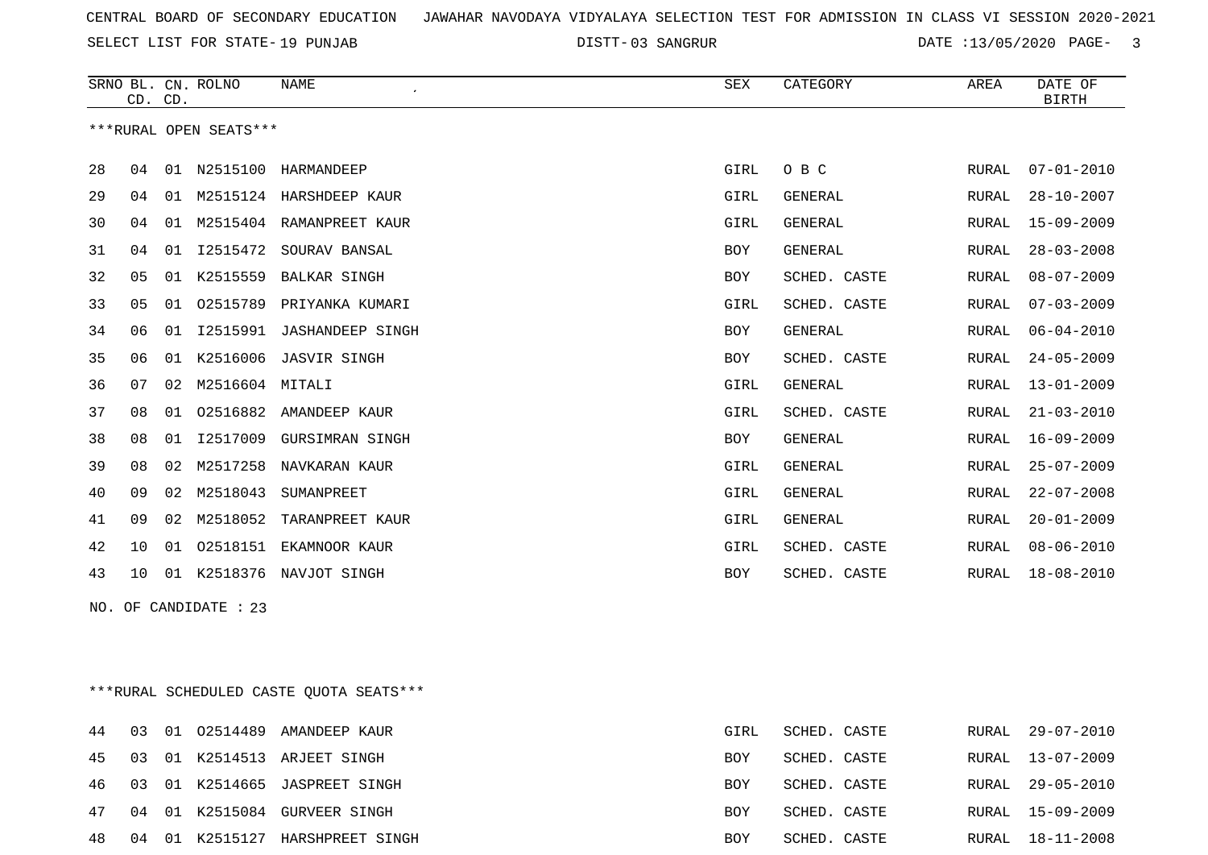CENTRAL BOARD OF SECONDARY EDUCATION JAWAHAR NAVODAYA VIDYALAYA SELECTION TEST FOR ADMISSION IN CLASS VI SESSION 2020-2021

SELECT LIST FOR STATE- 19 PUNJAB DISTT- 03 SANGRUR DATE :13/05/2020

***RURAL OPEN SEATS***

| SRNO | BL. CD. | CN. CD. | ROLNO | NAME | SEX | CATEGORY | AREA | DATE OF BIRTH |
|---|---|---|---|---|---|---|---|---|
| 28 | 04 | 01 | N2515100 | HARMANDEEP | GIRL | O B C | RURAL | 07-01-2010 |
| 29 | 04 | 01 | M2515124 | HARSHDEEP KAUR | GIRL | GENERAL | RURAL | 28-10-2007 |
| 30 | 04 | 01 | M2515404 | RAMANPREET KAUR | GIRL | GENERAL | RURAL | 15-09-2009 |
| 31 | 04 | 01 | I2515472 | SOURAV BANSAL | BOY | GENERAL | RURAL | 28-03-2008 |
| 32 | 05 | 01 | K2515559 | BALKAR SINGH | BOY | SCHED. CASTE | RURAL | 08-07-2009 |
| 33 | 05 | 01 | O2515789 | PRIYANKA KUMARI | GIRL | SCHED. CASTE | RURAL | 07-03-2009 |
| 34 | 06 | 01 | I2515991 | JASHANDEEP SINGH | BOY | GENERAL | RURAL | 06-04-2010 |
| 35 | 06 | 01 | K2516006 | JASVIR SINGH | BOY | SCHED. CASTE | RURAL | 24-05-2009 |
| 36 | 07 | 02 | M2516604 | MITALI | GIRL | GENERAL | RURAL | 13-01-2009 |
| 37 | 08 | 01 | O2516882 | AMANDEEP KAUR | GIRL | SCHED. CASTE | RURAL | 21-03-2010 |
| 38 | 08 | 01 | I2517009 | GURSIMRAN SINGH | BOY | GENERAL | RURAL | 16-09-2009 |
| 39 | 08 | 02 | M2517258 | NAVKARAN KAUR | GIRL | GENERAL | RURAL | 25-07-2009 |
| 40 | 09 | 02 | M2518043 | SUMANPREET | GIRL | GENERAL | RURAL | 22-07-2008 |
| 41 | 09 | 02 | M2518052 | TARANPREET KAUR | GIRL | GENERAL | RURAL | 20-01-2009 |
| 42 | 10 | 01 | O2518151 | EKAMNOOR KAUR | GIRL | SCHED. CASTE | RURAL | 08-06-2010 |
| 43 | 10 | 01 | K2518376 | NAVJOT SINGH | BOY | SCHED. CASTE | RURAL | 18-08-2010 |

NO. OF CANDIDATE : 23

***RURAL SCHEDULED CASTE QUOTA SEATS***

| SRNO | BL. CD. | CN. CD. | ROLNO | NAME | SEX | CATEGORY | AREA | DATE OF BIRTH |
|---|---|---|---|---|---|---|---|---|
| 44 | 03 | 01 | O2514489 | AMANDEEP KAUR | GIRL | SCHED. CASTE | RURAL | 29-07-2010 |
| 45 | 03 | 01 | K2514513 | ARJEET SINGH | BOY | SCHED. CASTE | RURAL | 13-07-2009 |
| 46 | 03 | 01 | K2514665 | JASPREET SINGH | BOY | SCHED. CASTE | RURAL | 29-05-2010 |
| 47 | 04 | 01 | K2515084 | GURVEER SINGH | BOY | SCHED. CASTE | RURAL | 15-09-2009 |
| 48 | 04 | 01 | K2515127 | HARSHPREET SINGH | BOY | SCHED. CASTE | RURAL | 18-11-2008 |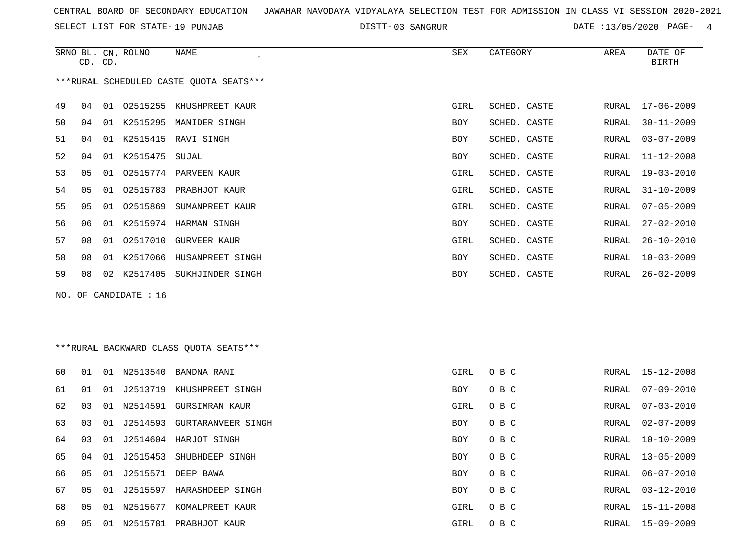CENTRAL BOARD OF SECONDARY EDUCATION JAWAHAR NAVODAYA VIDYALAYA SELECTION TEST FOR ADMISSION IN CLASS VI SESSION 2020-2021

SELECT LIST FOR STATE- 19 PUNJAB DISTT- 03 SANGRUR DATE :13/05/2020

***RURAL SCHEDULED CASTE QUOTA SEATS***

| SRNO | BL. CD. | CN. CD. | ROLNO | NAME | SEX | CATEGORY | AREA | DATE OF BIRTH |
|---|---|---|---|---|---|---|---|---|
| 49 | 04 | 01 | O2515255 | KHUSHPREET KAUR | GIRL | SCHED. CASTE | RURAL | 17-06-2009 |
| 50 | 04 | 01 | K2515295 | MANIDER SINGH | BOY | SCHED. CASTE | RURAL | 30-11-2009 |
| 51 | 04 | 01 | K2515415 | RAVI SINGH | BOY | SCHED. CASTE | RURAL | 03-07-2009 |
| 52 | 04 | 01 | K2515475 | SUJAL | BOY | SCHED. CASTE | RURAL | 11-12-2008 |
| 53 | 05 | 01 | O2515774 | PARVEEN KAUR | GIRL | SCHED. CASTE | RURAL | 19-03-2010 |
| 54 | 05 | 01 | O2515783 | PRABHJOT KAUR | GIRL | SCHED. CASTE | RURAL | 31-10-2009 |
| 55 | 05 | 01 | O2515869 | SUMANPREET KAUR | GIRL | SCHED. CASTE | RURAL | 07-05-2009 |
| 56 | 06 | 01 | K2515974 | HARMAN SINGH | BOY | SCHED. CASTE | RURAL | 27-02-2010 |
| 57 | 08 | 01 | O2517010 | GURVEER KAUR | GIRL | SCHED. CASTE | RURAL | 26-10-2010 |
| 58 | 08 | 01 | K2517066 | HUSANPREET SINGH | BOY | SCHED. CASTE | RURAL | 10-03-2009 |
| 59 | 08 | 02 | K2517405 | SUKHJINDER SINGH | BOY | SCHED. CASTE | RURAL | 26-02-2009 |

NO. OF CANDIDATE : 16

***RURAL BACKWARD CLASS QUOTA SEATS***

| SRNO | BL. CD. | CN. CD. | ROLNO | NAME | SEX | CATEGORY | AREA | DATE OF BIRTH |
|---|---|---|---|---|---|---|---|---|
| 60 | 01 | 01 | N2513540 | BANDNA RANI | GIRL | O B C | RURAL | 15-12-2008 |
| 61 | 01 | 01 | J2513719 | KHUSHPREET SINGH | BOY | O B C | RURAL | 07-09-2010 |
| 62 | 03 | 01 | N2514591 | GURSIMRAN KAUR | GIRL | O B C | RURAL | 07-03-2010 |
| 63 | 03 | 01 | J2514593 | GURTARANVEER SINGH | BOY | O B C | RURAL | 02-07-2009 |
| 64 | 03 | 01 | J2514604 | HARJOT SINGH | BOY | O B C | RURAL | 10-10-2009 |
| 65 | 04 | 01 | J2515453 | SHUBHDEEP SINGH | BOY | O B C | RURAL | 13-05-2009 |
| 66 | 05 | 01 | J2515571 | DEEP BAWA | BOY | O B C | RURAL | 06-07-2010 |
| 67 | 05 | 01 | J2515597 | HARASHDEEP SINGH | BOY | O B C | RURAL | 03-12-2010 |
| 68 | 05 | 01 | N2515677 | KOMALPREET KAUR | GIRL | O B C | RURAL | 15-11-2008 |
| 69 | 05 | 01 | N2515781 | PRABHJOT KAUR | GIRL | O B C | RURAL | 15-09-2009 |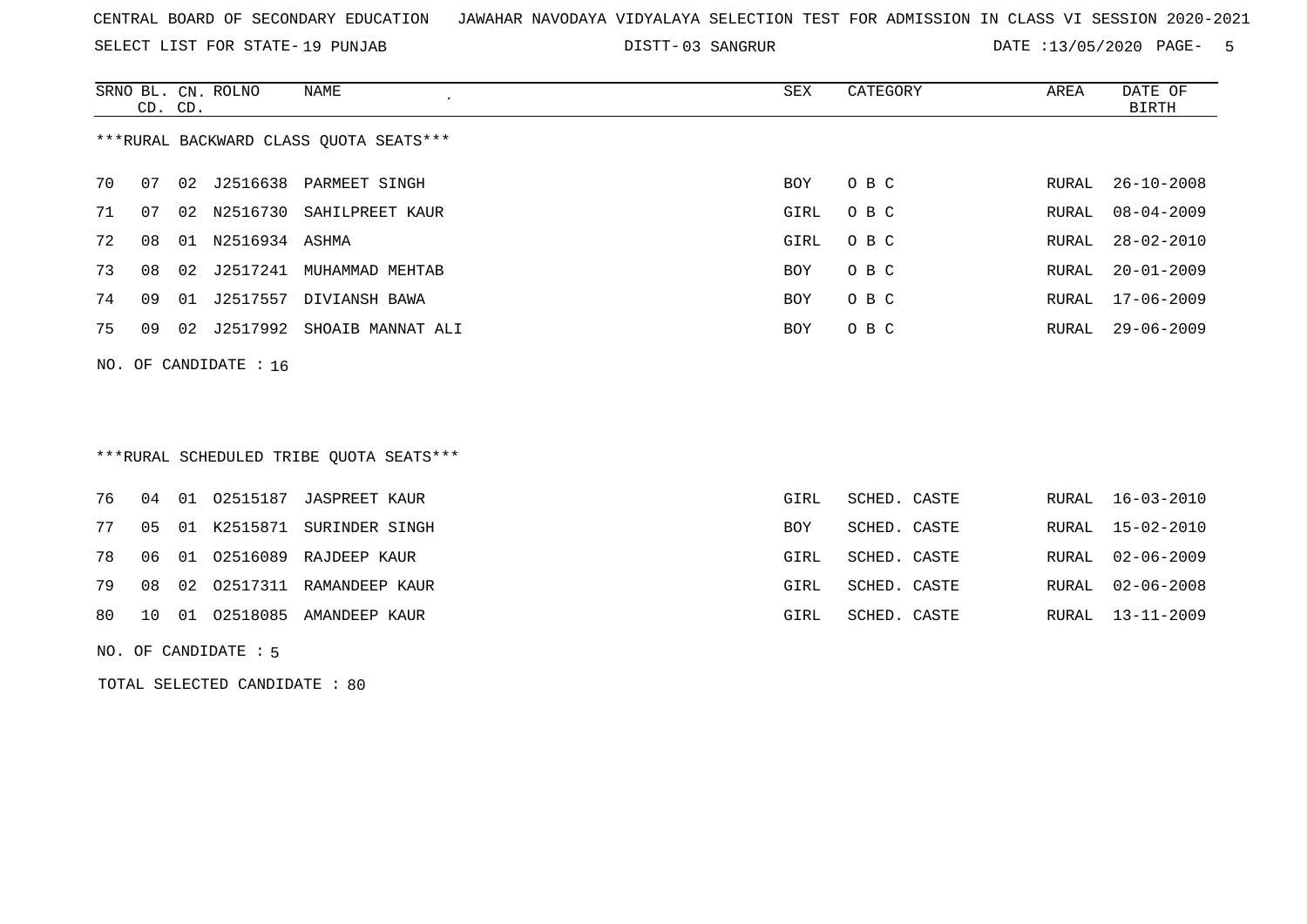CENTRAL BOARD OF SECONDARY EDUCATION JAWAHAR NAVODAYA VIDYALAYA SELECTION TEST FOR ADMISSION IN CLASS VI SESSION 2020-2021

SELECT LIST FOR STATE- 19 PUNJAB DISTT- 03 SANGRUR DATE :13/05/2020 PAGE- 5

***RURAL BACKWARD CLASS QUOTA SEATS***

| SRNO | BL. CD. | CN. CD. | ROLNO | NAME | SEX | CATEGORY | AREA | DATE OF BIRTH |
|---|---|---|---|---|---|---|---|---|
| 70 | 07 | 02 | J2516638 | PARMEET SINGH | BOY | O B C | RURAL | 26-10-2008 |
| 71 | 07 | 02 | N2516730 | SAHILPREET KAUR | GIRL | O B C | RURAL | 08-04-2009 |
| 72 | 08 | 01 | N2516934 | ASHMA | GIRL | O B C | RURAL | 28-02-2010 |
| 73 | 08 | 02 | J2517241 | MUHAMMAD MEHTAB | BOY | O B C | RURAL | 20-01-2009 |
| 74 | 09 | 01 | J2517557 | DIVIANSH BAWA | BOY | O B C | RURAL | 17-06-2009 |
| 75 | 09 | 02 | J2517992 | SHOAIB MANNAT ALI | BOY | O B C | RURAL | 29-06-2009 |

NO. OF CANDIDATE : 16

***RURAL SCHEDULED TRIBE QUOTA SEATS***

| SRNO | BL. CD. | CN. CD. | ROLNO | NAME | SEX | CATEGORY | AREA | DATE OF BIRTH |
|---|---|---|---|---|---|---|---|---|
| 76 | 04 | 01 | O2515187 | JASPREET KAUR | GIRL | SCHED. CASTE | RURAL | 16-03-2010 |
| 77 | 05 | 01 | K2515871 | SURINDER SINGH | BOY | SCHED. CASTE | RURAL | 15-02-2010 |
| 78 | 06 | 01 | O2516089 | RAJDEEP KAUR | GIRL | SCHED. CASTE | RURAL | 02-06-2009 |
| 79 | 08 | 02 | O2517311 | RAMANDEEP KAUR | GIRL | SCHED. CASTE | RURAL | 02-06-2008 |
| 80 | 10 | 01 | O2518085 | AMANDEEP KAUR | GIRL | SCHED. CASTE | RURAL | 13-11-2009 |

NO. OF CANDIDATE : 5

TOTAL SELECTED CANDIDATE : 80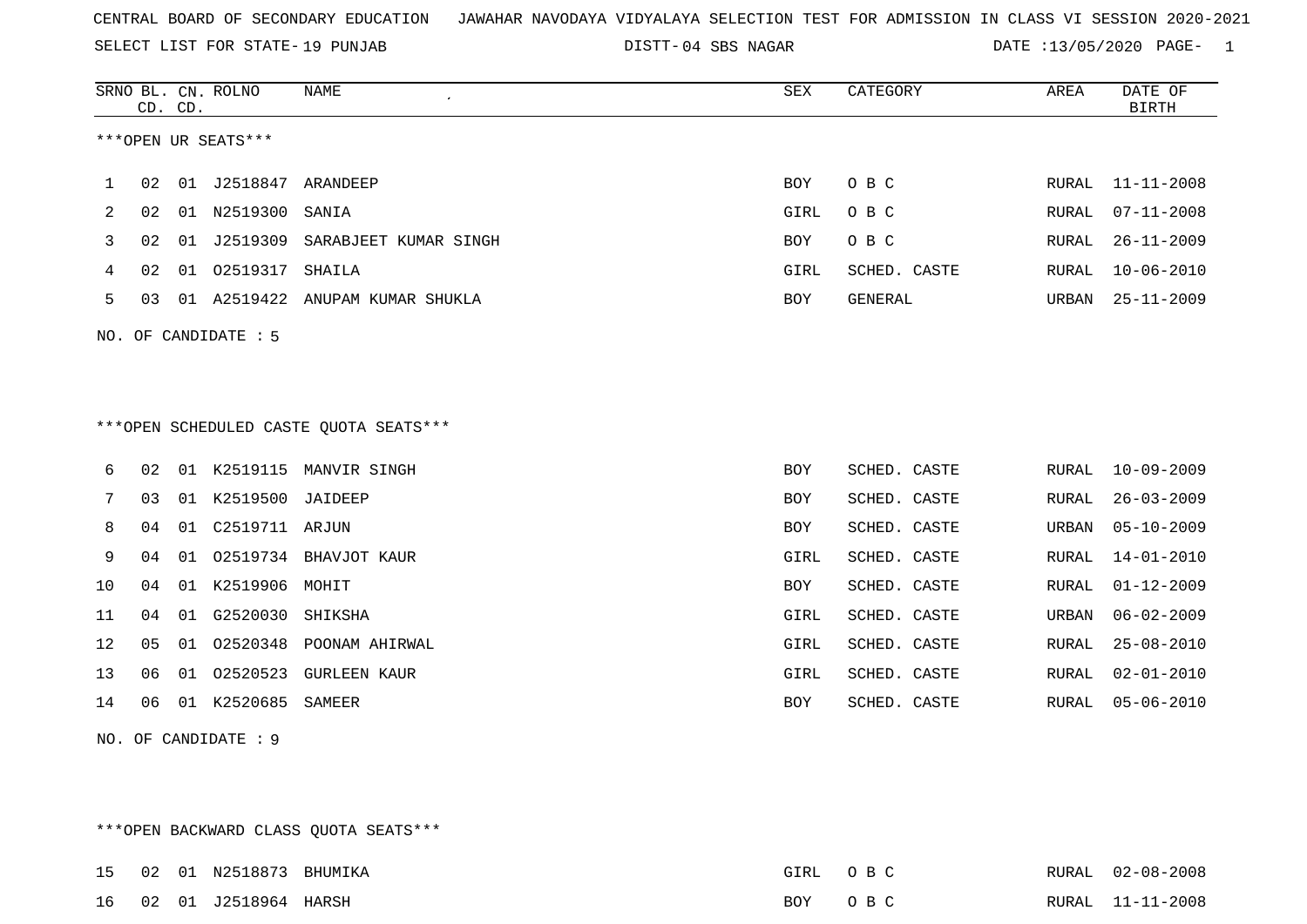CENTRAL BOARD OF SECONDARY EDUCATION JAWAHAR NAVODAYA VIDYALAYA SELECTION TEST FOR ADMISSION IN CLASS VI SESSION 2020-2021

SELECT LIST FOR STATE- 19 PUNJAB DISTT- 04 SBS NAGAR DATE :13/05/2020

***OPEN UR SEATS***

| SRNO | BL. CD. | CN. CD. | ROLNO | NAME | SEX | CATEGORY | AREA | DATE OF BIRTH |
|---|---|---|---|---|---|---|---|---|
| 1 | 02 | 01 | J2518847 | ARANDEEP | BOY | O B C | RURAL | 11-11-2008 |
| 2 | 02 | 01 | N2519300 | SANIA | GIRL | O B C | RURAL | 07-11-2008 |
| 3 | 02 | 01 | J2519309 | SARABJEET KUMAR SINGH | BOY | O B C | RURAL | 26-11-2009 |
| 4 | 02 | 01 | O2519317 | SHAILA | GIRL | SCHED. CASTE | RURAL | 10-06-2010 |
| 5 | 03 | 01 | A2519422 | ANUPAM KUMAR SHUKLA | BOY | GENERAL | URBAN | 25-11-2009 |

NO. OF CANDIDATE : 5

***OPEN SCHEDULED CASTE QUOTA SEATS***

| SRNO | BL. CD. | CN. CD. | ROLNO | NAME | SEX | CATEGORY | AREA | DATE OF BIRTH |
|---|---|---|---|---|---|---|---|---|
| 6 | 02 | 01 | K2519115 | MANVIR SINGH | BOY | SCHED. CASTE | RURAL | 10-09-2009 |
| 7 | 03 | 01 | K2519500 | JAIDEEP | BOY | SCHED. CASTE | RURAL | 26-03-2009 |
| 8 | 04 | 01 | C2519711 | ARJUN | BOY | SCHED. CASTE | URBAN | 05-10-2009 |
| 9 | 04 | 01 | O2519734 | BHAVJOT KAUR | GIRL | SCHED. CASTE | RURAL | 14-01-2010 |
| 10 | 04 | 01 | K2519906 | MOHIT | BOY | SCHED. CASTE | RURAL | 01-12-2009 |
| 11 | 04 | 01 | G2520030 | SHIKSHA | GIRL | SCHED. CASTE | URBAN | 06-02-2009 |
| 12 | 05 | 01 | O2520348 | POONAM AHIRWAL | GIRL | SCHED. CASTE | RURAL | 25-08-2010 |
| 13 | 06 | 01 | O2520523 | GURLEEN KAUR | GIRL | SCHED. CASTE | RURAL | 02-01-2010 |
| 14 | 06 | 01 | K2520685 | SAMEER | BOY | SCHED. CASTE | RURAL | 05-06-2010 |

NO. OF CANDIDATE : 9

***OPEN BACKWARD CLASS QUOTA SEATS***

| SRNO | BL. CD. | CN. CD. | ROLNO | NAME | SEX | CATEGORY | AREA | DATE OF BIRTH |
|---|---|---|---|---|---|---|---|---|
| 15 | 02 | 01 | N2518873 | BHUMIKA | GIRL | O B C | RURAL | 02-08-2008 |
| 16 | 02 | 01 | J2518964 | HARSH | BOY | O B C | RURAL | 11-11-2008 |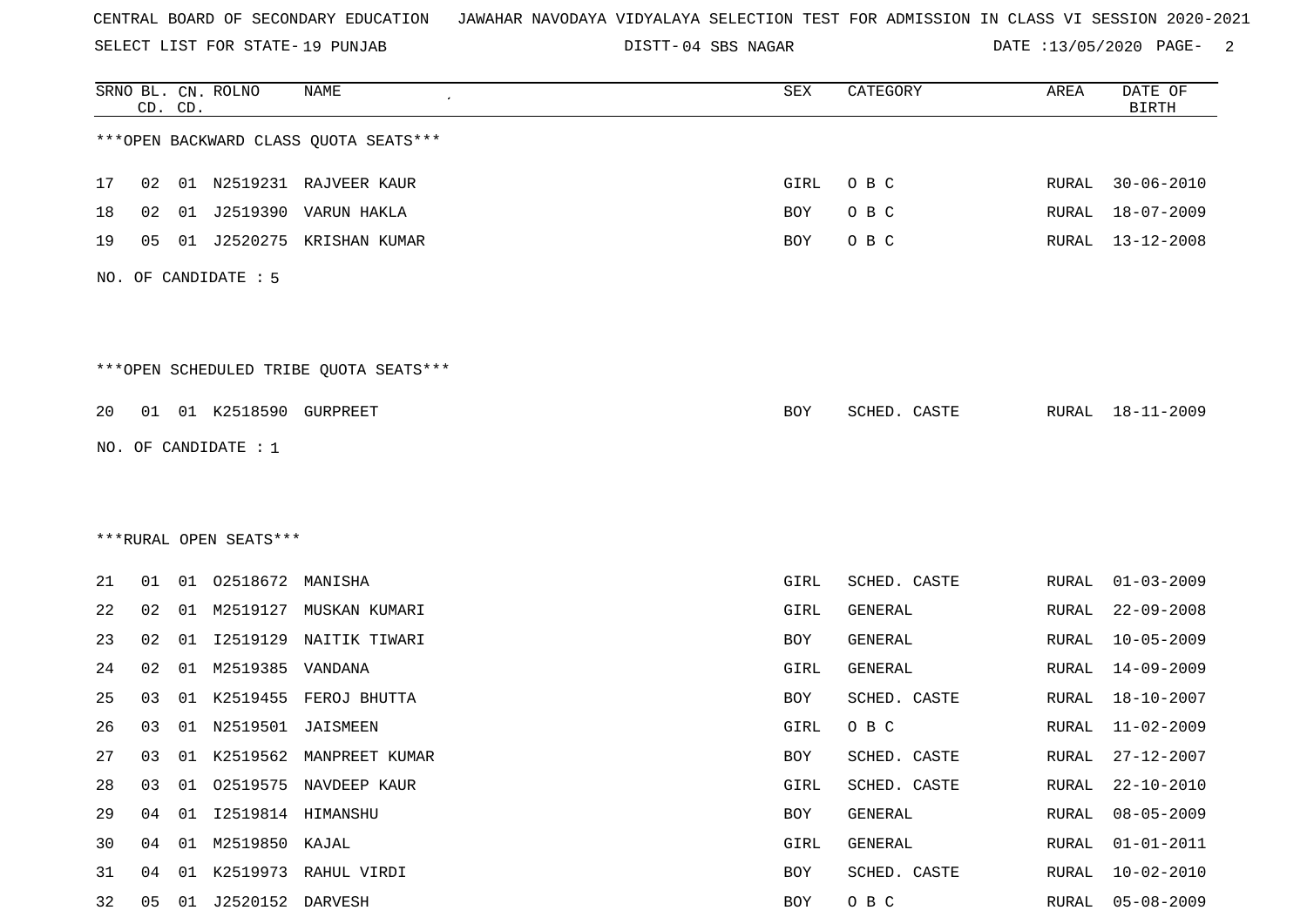CENTRAL BOARD OF SECONDARY EDUCATION JAWAHAR NAVODAYA VIDYALAYA SELECTION TEST FOR ADMISSION IN CLASS VI SESSION 2020-2021

SELECT LIST FOR STATE- 19 PUNJAB DISTT- 04 SBS NAGAR DATE :13/05/2020

| SRNO | BL. CD. | CN. CD. | ROLNO | NAME | SEX | CATEGORY | AREA | DATE OF BIRTH |
|---|---|---|---|---|---|---|---|---|
| ***OPEN BACKWARD CLASS QUOTA SEATS*** | | | | | | | | |
| 17 | 02 | 01 | N2519231 | RAJVEER KAUR | GIRL | O B C | RURAL | 30-06-2010 |
| 18 | 02 | 01 | J2519390 | VARUN HAKLA | BOY | O B C | RURAL | 18-07-2009 |
| 19 | 05 | 01 | J2520275 | KRISHAN KUMAR | BOY | O B C | RURAL | 13-12-2008 |

NO. OF CANDIDATE : 5

| SRNO | BL. CD. | CN. CD. | ROLNO | NAME | SEX | CATEGORY | AREA | DATE OF BIRTH |
|---|---|---|---|---|---|---|---|---|
| ***OPEN SCHEDULED TRIBE QUOTA SEATS*** | | | | | | | | |
| 20 | 01 | 01 | K2518590 | GURPREET | BOY | SCHED. CASTE | RURAL | 18-11-2009 |

NO. OF CANDIDATE : 1

| SRNO | BL. CD. | CN. CD. | ROLNO | NAME | SEX | CATEGORY | AREA | DATE OF BIRTH |
|---|---|---|---|---|---|---|---|---|
| ***RURAL OPEN SEATS*** | | | | | | | | |
| 21 | 01 | 01 | O2518672 | MANISHA | GIRL | SCHED. CASTE | RURAL | 01-03-2009 |
| 22 | 02 | 01 | M2519127 | MUSKAN KUMARI | GIRL | GENERAL | RURAL | 22-09-2008 |
| 23 | 02 | 01 | I2519129 | NAITIK TIWARI | BOY | GENERAL | RURAL | 10-05-2009 |
| 24 | 02 | 01 | M2519385 | VANDANA | GIRL | GENERAL | RURAL | 14-09-2009 |
| 25 | 03 | 01 | K2519455 | FEROJ BHUTTA | BOY | SCHED. CASTE | RURAL | 18-10-2007 |
| 26 | 03 | 01 | N2519501 | JAISMEEN | GIRL | O B C | RURAL | 11-02-2009 |
| 27 | 03 | 01 | K2519562 | MANPREET KUMAR | BOY | SCHED. CASTE | RURAL | 27-12-2007 |
| 28 | 03 | 01 | O2519575 | NAVDEEP KAUR | GIRL | SCHED. CASTE | RURAL | 22-10-2010 |
| 29 | 04 | 01 | I2519814 | HIMANSHU | BOY | GENERAL | RURAL | 08-05-2009 |
| 30 | 04 | 01 | M2519850 | KAJAL | GIRL | GENERAL | RURAL | 01-01-2011 |
| 31 | 04 | 01 | K2519973 | RAHUL VIRDI | BOY | SCHED. CASTE | RURAL | 10-02-2010 |
| 32 | 05 | 01 | J2520152 | DARVESH | BOY | O B C | RURAL | 05-08-2009 |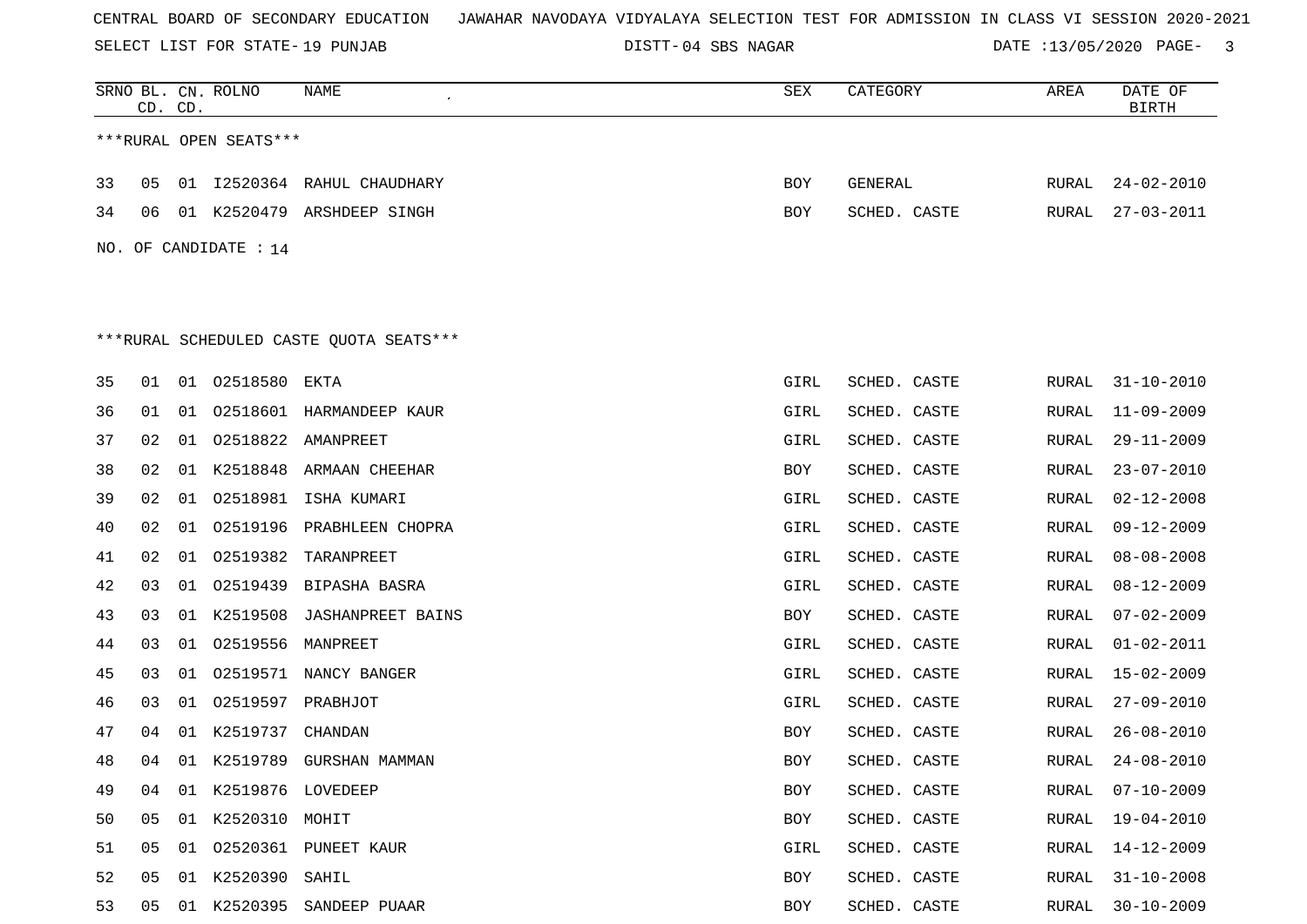CENTRAL BOARD OF SECONDARY EDUCATION JAWAHAR NAVODAYA VIDYALAYA SELECTION TEST FOR ADMISSION IN CLASS VI SESSION 2020-2021

SELECT LIST FOR STATE- 19 PUNJAB DISTT- 04 SBS NAGAR DATE :13/05/2020

***RURAL OPEN SEATS***

| SRNO | BL. CD. | CN. CD. | ROLNO | NAME | SEX | CATEGORY | AREA | DATE OF BIRTH |
|---|---|---|---|---|---|---|---|---|
| 33 | 05 | 01 | I2520364 | RAHUL CHAUDHARY | BOY | GENERAL | RURAL | 24-02-2010 |
| 34 | 06 | 01 | K2520479 | ARSHDEEP SINGH | BOY | SCHED. CASTE | RURAL | 27-03-2011 |

NO. OF CANDIDATE : 14

***RURAL SCHEDULED CASTE QUOTA SEATS***

| SRNO | BL. CD. | CN. CD. | ROLNO | NAME | SEX | CATEGORY | AREA | DATE OF BIRTH |
|---|---|---|---|---|---|---|---|---|
| 35 | 01 | 01 | O2518580 | EKTA | GIRL | SCHED. CASTE | RURAL | 31-10-2010 |
| 36 | 01 | 01 | O2518601 | HARMANDEEP KAUR | GIRL | SCHED. CASTE | RURAL | 11-09-2009 |
| 37 | 02 | 01 | O2518822 | AMANPREET | GIRL | SCHED. CASTE | RURAL | 29-11-2009 |
| 38 | 02 | 01 | K2518848 | ARMAAN CHEEHAR | BOY | SCHED. CASTE | RURAL | 23-07-2010 |
| 39 | 02 | 01 | O2518981 | ISHA KUMARI | GIRL | SCHED. CASTE | RURAL | 02-12-2008 |
| 40 | 02 | 01 | O2519196 | PRABHLEEN CHOPRA | GIRL | SCHED. CASTE | RURAL | 09-12-2009 |
| 41 | 02 | 01 | O2519382 | TARANPREET | GIRL | SCHED. CASTE | RURAL | 08-08-2008 |
| 42 | 03 | 01 | O2519439 | BIPASHA BASRA | GIRL | SCHED. CASTE | RURAL | 08-12-2009 |
| 43 | 03 | 01 | K2519508 | JASHANPREET BAINS | BOY | SCHED. CASTE | RURAL | 07-02-2009 |
| 44 | 03 | 01 | O2519556 | MANPREET | GIRL | SCHED. CASTE | RURAL | 01-02-2011 |
| 45 | 03 | 01 | O2519571 | NANCY BANGER | GIRL | SCHED. CASTE | RURAL | 15-02-2009 |
| 46 | 03 | 01 | O2519597 | PRABHJOT | GIRL | SCHED. CASTE | RURAL | 27-09-2010 |
| 47 | 04 | 01 | K2519737 | CHANDAN | BOY | SCHED. CASTE | RURAL | 26-08-2010 |
| 48 | 04 | 01 | K2519789 | GURSHAN MAMMAN | BOY | SCHED. CASTE | RURAL | 24-08-2010 |
| 49 | 04 | 01 | K2519876 | LOVEDEEP | BOY | SCHED. CASTE | RURAL | 07-10-2009 |
| 50 | 05 | 01 | K2520310 | MOHIT | BOY | SCHED. CASTE | RURAL | 19-04-2010 |
| 51 | 05 | 01 | O2520361 | PUNEET KAUR | GIRL | SCHED. CASTE | RURAL | 14-12-2009 |
| 52 | 05 | 01 | K2520390 | SAHIL | BOY | SCHED. CASTE | RURAL | 31-10-2008 |
| 53 | 05 | 01 | K2520395 | SANDEEP PUAAR | BOY | SCHED. CASTE | RURAL | 30-10-2009 |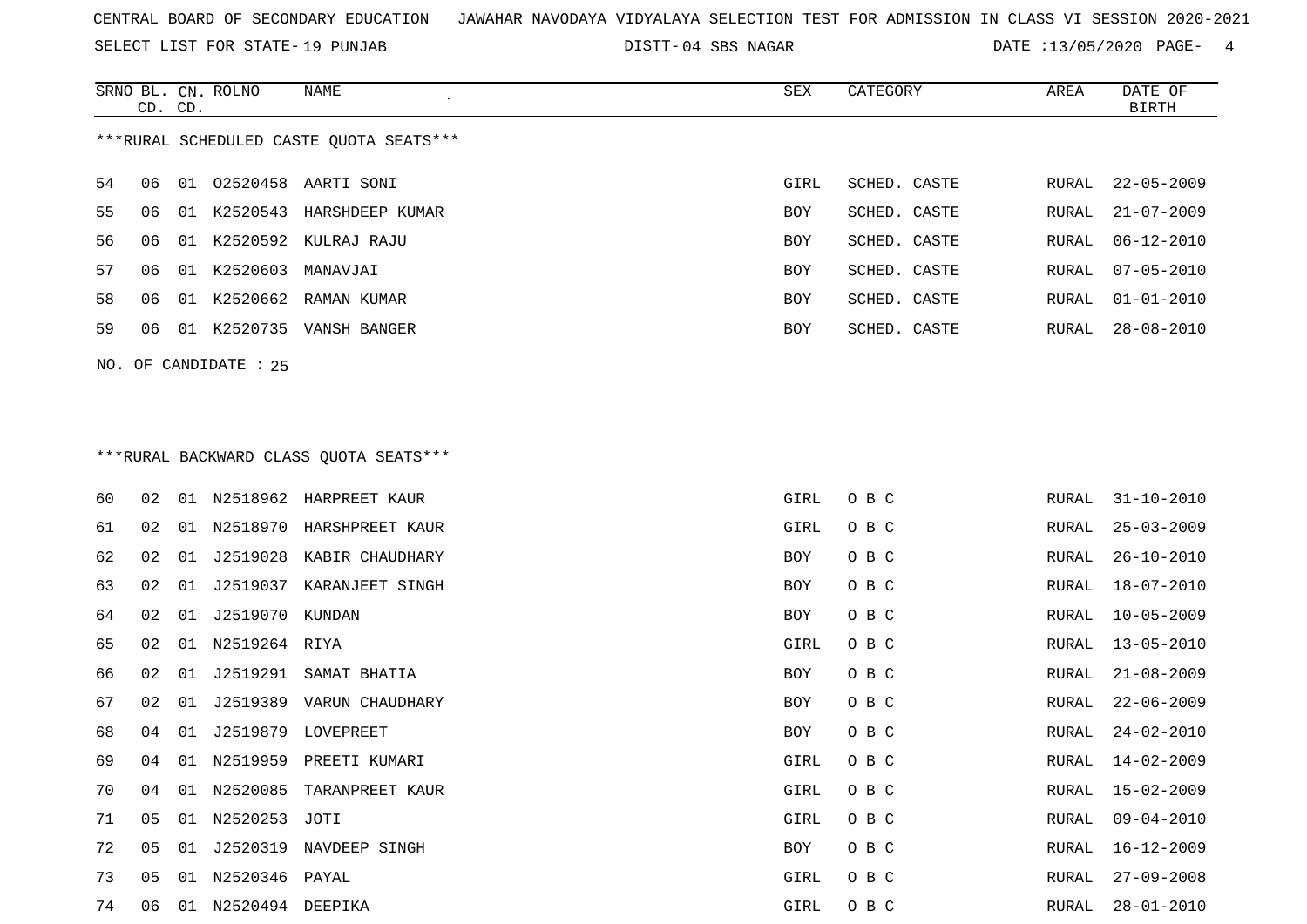CENTRAL BOARD OF SECONDARY EDUCATION JAWAHAR NAVODAYA VIDYALAYA SELECTION TEST FOR ADMISSION IN CLASS VI SESSION 2020-2021

SELECT LIST FOR STATE- 19 PUNJAB DISTT- 04 SBS NAGAR DATE :13/05/2020

***RURAL SCHEDULED CASTE QUOTA SEATS***

| SRNO | BL. CD. | CN. CD. | ROLNO | NAME | SEX | CATEGORY | AREA | DATE OF BIRTH |
|---|---|---|---|---|---|---|---|---|
| 54 | 06 | 01 | O2520458 | AARTI SONI | GIRL | SCHED. CASTE | RURAL | 22-05-2009 |
| 55 | 06 | 01 | K2520543 | HARSHDEEP KUMAR | BOY | SCHED. CASTE | RURAL | 21-07-2009 |
| 56 | 06 | 01 | K2520592 | KULRAJ RAJU | BOY | SCHED. CASTE | RURAL | 06-12-2010 |
| 57 | 06 | 01 | K2520603 | MANAVJAI | BOY | SCHED. CASTE | RURAL | 07-05-2010 |
| 58 | 06 | 01 | K2520662 | RAMAN KUMAR | BOY | SCHED. CASTE | RURAL | 01-01-2010 |
| 59 | 06 | 01 | K2520735 | VANSH BANGER | BOY | SCHED. CASTE | RURAL | 28-08-2010 |

NO. OF CANDIDATE : 25

***RURAL BACKWARD CLASS QUOTA SEATS***

| SRNO | BL. CD. | CN. CD. | ROLNO | NAME | SEX | CATEGORY | AREA | DATE OF BIRTH |
|---|---|---|---|---|---|---|---|---|
| 60 | 02 | 01 | N2518962 | HARPREET KAUR | GIRL | O B C | RURAL | 31-10-2010 |
| 61 | 02 | 01 | N2518970 | HARSHPREET KAUR | GIRL | O B C | RURAL | 25-03-2009 |
| 62 | 02 | 01 | J2519028 | KABIR CHAUDHARY | BOY | O B C | RURAL | 26-10-2010 |
| 63 | 02 | 01 | J2519037 | KARANJEET SINGH | BOY | O B C | RURAL | 18-07-2010 |
| 64 | 02 | 01 | J2519070 | KUNDAN | BOY | O B C | RURAL | 10-05-2009 |
| 65 | 02 | 01 | N2519264 | RIYA | GIRL | O B C | RURAL | 13-05-2010 |
| 66 | 02 | 01 | J2519291 | SAMAT BHATIA | BOY | O B C | RURAL | 21-08-2009 |
| 67 | 02 | 01 | J2519389 | VARUN CHAUDHARY | BOY | O B C | RURAL | 22-06-2009 |
| 68 | 04 | 01 | J2519879 | LOVEPREET | BOY | O B C | RURAL | 24-02-2010 |
| 69 | 04 | 01 | N2519959 | PREETI KUMARI | GIRL | O B C | RURAL | 14-02-2009 |
| 70 | 04 | 01 | N2520085 | TARANPREET KAUR | GIRL | O B C | RURAL | 15-02-2009 |
| 71 | 05 | 01 | N2520253 | JOTI | GIRL | O B C | RURAL | 09-04-2010 |
| 72 | 05 | 01 | J2520319 | NAVDEEP SINGH | BOY | O B C | RURAL | 16-12-2009 |
| 73 | 05 | 01 | N2520346 | PAYAL | GIRL | O B C | RURAL | 27-09-2008 |
| 74 | 06 | 01 | N2520494 | DEEPIKA | GIRL | O B C | RURAL | 28-01-2010 |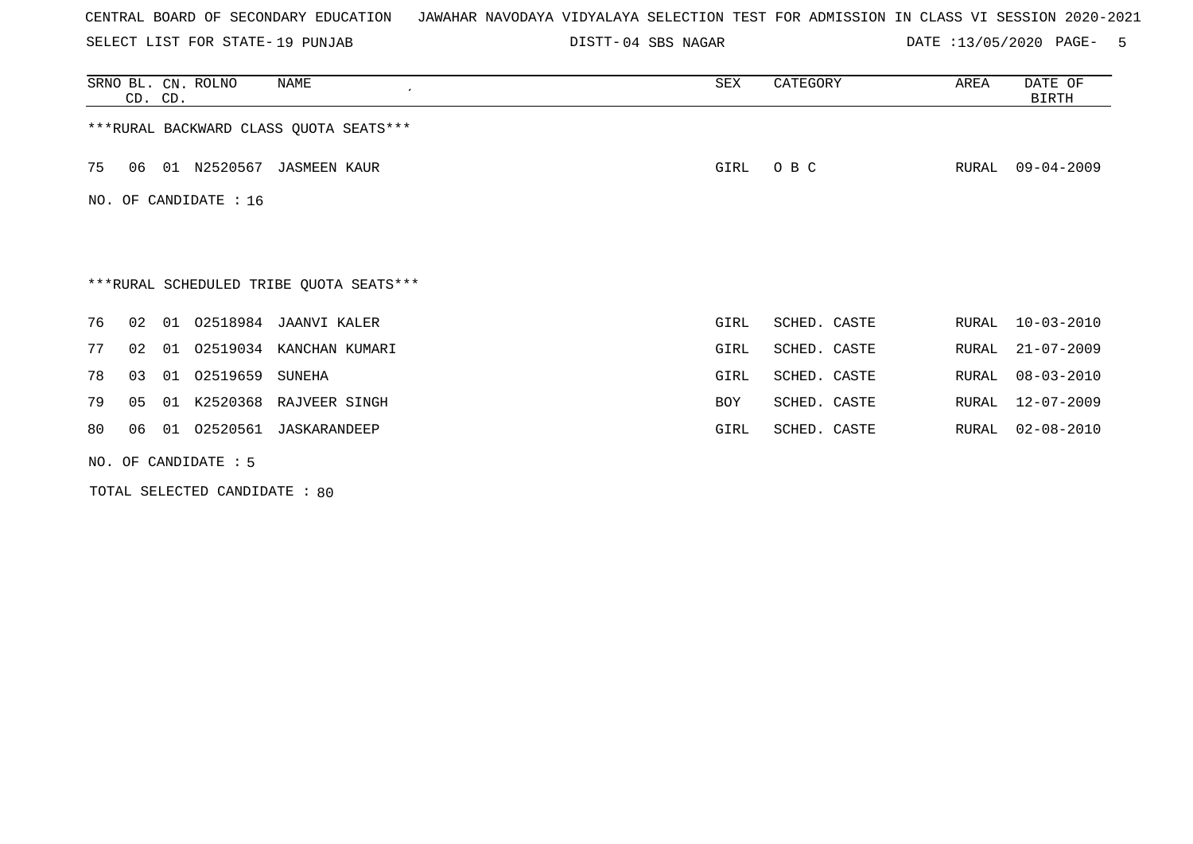CENTRAL BOARD OF SECONDARY EDUCATION   JAWAHAR NAVODAYA VIDYALAYA SELECTION TEST FOR ADMISSION IN CLASS VI SESSION 2020-2021

SELECT LIST FOR STATE- 19 PUNJAB   DISTT- 04 SBS NAGAR   DATE :13/05/2020

| SRNO | BL. CD. | CN. CD. | ROLNO | NAME | SEX | CATEGORY | AREA | DATE OF BIRTH |
|---|---|---|---|---|---|---|---|---|
| ***RURAL BACKWARD CLASS QUOTA SEATS*** | | | | | | | | |
| 75 | 06 | 01 | N2520567 | JASMEEN KAUR | GIRL | O B C | RURAL | 09-04-2009 |

NO. OF CANDIDATE : 16

***RURAL SCHEDULED TRIBE QUOTA SEATS***

| SRNO | BL. CD. | CN. CD. | ROLNO | NAME | SEX | CATEGORY | AREA | DATE OF BIRTH |
|---|---|---|---|---|---|---|---|---|
| 76 | 02 | 01 | O2518984 | JAANVI KALER | GIRL | SCHED. CASTE | RURAL | 10-03-2010 |
| 77 | 02 | 01 | O2519034 | KANCHAN KUMARI | GIRL | SCHED. CASTE | RURAL | 21-07-2009 |
| 78 | 03 | 01 | O2519659 | SUNEHA | GIRL | SCHED. CASTE | RURAL | 08-03-2010 |
| 79 | 05 | 01 | K2520368 | RAJVEER SINGH | BOY | SCHED. CASTE | RURAL | 12-07-2009 |
| 80 | 06 | 01 | O2520561 | JASKARANDEEP | GIRL | SCHED. CASTE | RURAL | 02-08-2010 |

NO. OF CANDIDATE : 5

TOTAL SELECTED CANDIDATE : 80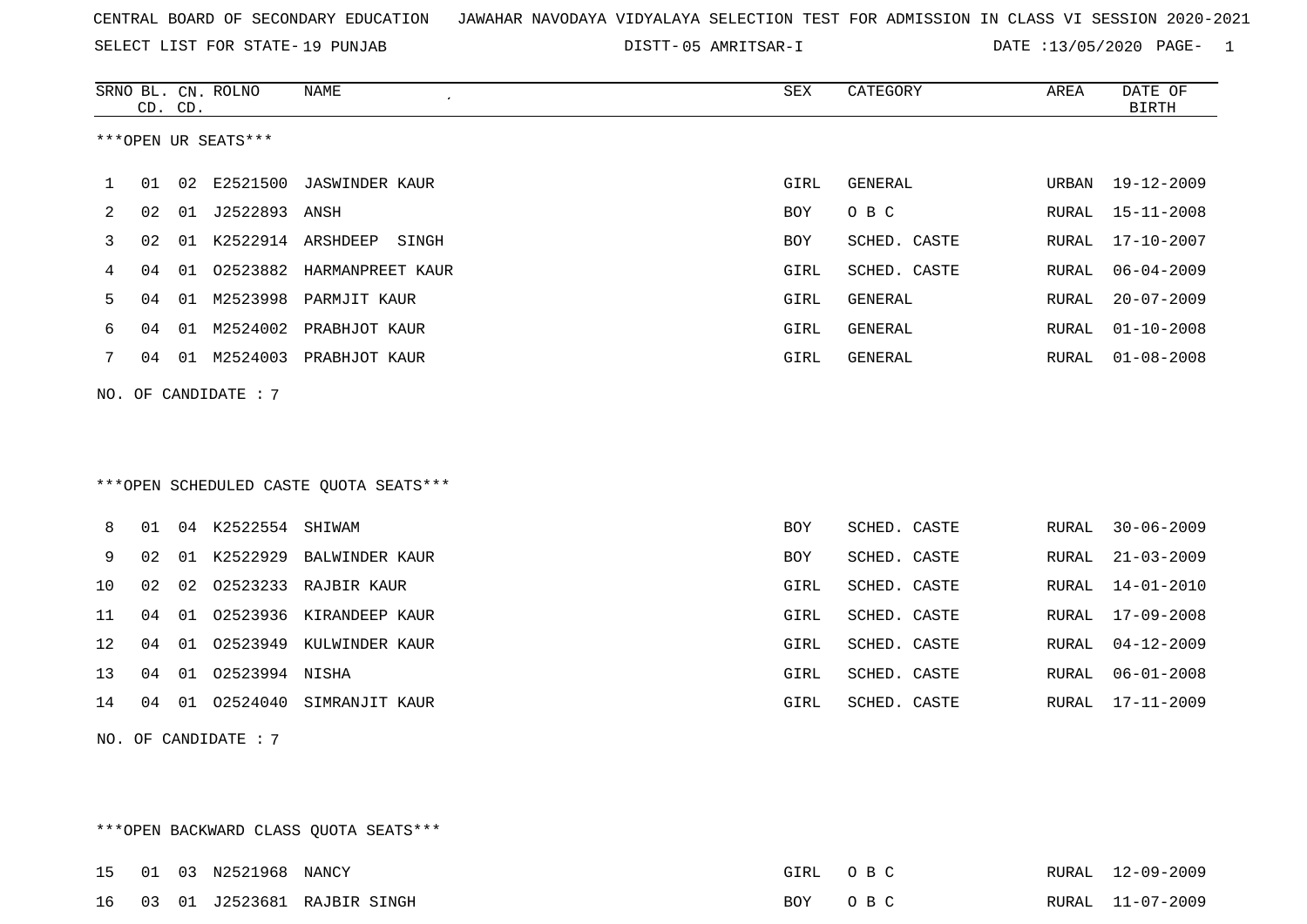CENTRAL BOARD OF SECONDARY EDUCATION JAWAHAR NAVODAYA VIDYALAYA SELECTION TEST FOR ADMISSION IN CLASS VI SESSION 2020-2021

SELECT LIST FOR STATE- 19 PUNJAB DISTT- 05 AMRITSAR-I DATE :13/05/2020

***OPEN UR SEATS***

| SRNO | BL. CD. | CN. CD. | ROLNO | NAME | SEX | CATEGORY | AREA | DATE OF BIRTH |
|---|---|---|---|---|---|---|---|---|
| 1 | 01 | 02 | E2521500 | JASWINDER KAUR | GIRL | GENERAL | URBAN | 19-12-2009 |
| 2 | 02 | 01 | J2522893 | ANSH | BOY | O B C | RURAL | 15-11-2008 |
| 3 | 02 | 01 | K2522914 | ARSHDEEP SINGH | BOY | SCHED. CASTE | RURAL | 17-10-2007 |
| 4 | 04 | 01 | O2523882 | HARMANPREET KAUR | GIRL | SCHED. CASTE | RURAL | 06-04-2009 |
| 5 | 04 | 01 | M2523998 | PARMJIT KAUR | GIRL | GENERAL | RURAL | 20-07-2009 |
| 6 | 04 | 01 | M2524002 | PRABHJOT KAUR | GIRL | GENERAL | RURAL | 01-10-2008 |
| 7 | 04 | 01 | M2524003 | PRABHJOT KAUR | GIRL | GENERAL | RURAL | 01-08-2008 |

NO. OF CANDIDATE : 7

***OPEN SCHEDULED CASTE QUOTA SEATS***

| SRNO | BL. CD. | CN. CD. | ROLNO | NAME | SEX | CATEGORY | AREA | DATE OF BIRTH |
|---|---|---|---|---|---|---|---|---|
| 8 | 01 | 04 | K2522554 | SHIWAM | BOY | SCHED. CASTE | RURAL | 30-06-2009 |
| 9 | 02 | 01 | K2522929 | BALWINDER KAUR | BOY | SCHED. CASTE | RURAL | 21-03-2009 |
| 10 | 02 | 02 | O2523233 | RAJBIR KAUR | GIRL | SCHED. CASTE | RURAL | 14-01-2010 |
| 11 | 04 | 01 | O2523936 | KIRANDEEP KAUR | GIRL | SCHED. CASTE | RURAL | 17-09-2008 |
| 12 | 04 | 01 | O2523949 | KULWINDER KAUR | GIRL | SCHED. CASTE | RURAL | 04-12-2009 |
| 13 | 04 | 01 | O2523994 | NISHA | GIRL | SCHED. CASTE | RURAL | 06-01-2008 |
| 14 | 04 | 01 | O2524040 | SIMRANJIT KAUR | GIRL | SCHED. CASTE | RURAL | 17-11-2009 |

NO. OF CANDIDATE : 7

***OPEN BACKWARD CLASS QUOTA SEATS***

| SRNO | BL. CD. | CN. CD. | ROLNO | NAME | SEX | CATEGORY | AREA | DATE OF BIRTH |
|---|---|---|---|---|---|---|---|---|
| 15 | 01 | 03 | N2521968 | NANCY | GIRL | O B C | RURAL | 12-09-2009 |
| 16 | 03 | 01 | J2523681 | RAJBIR SINGH | BOY | O B C | RURAL | 11-07-2009 |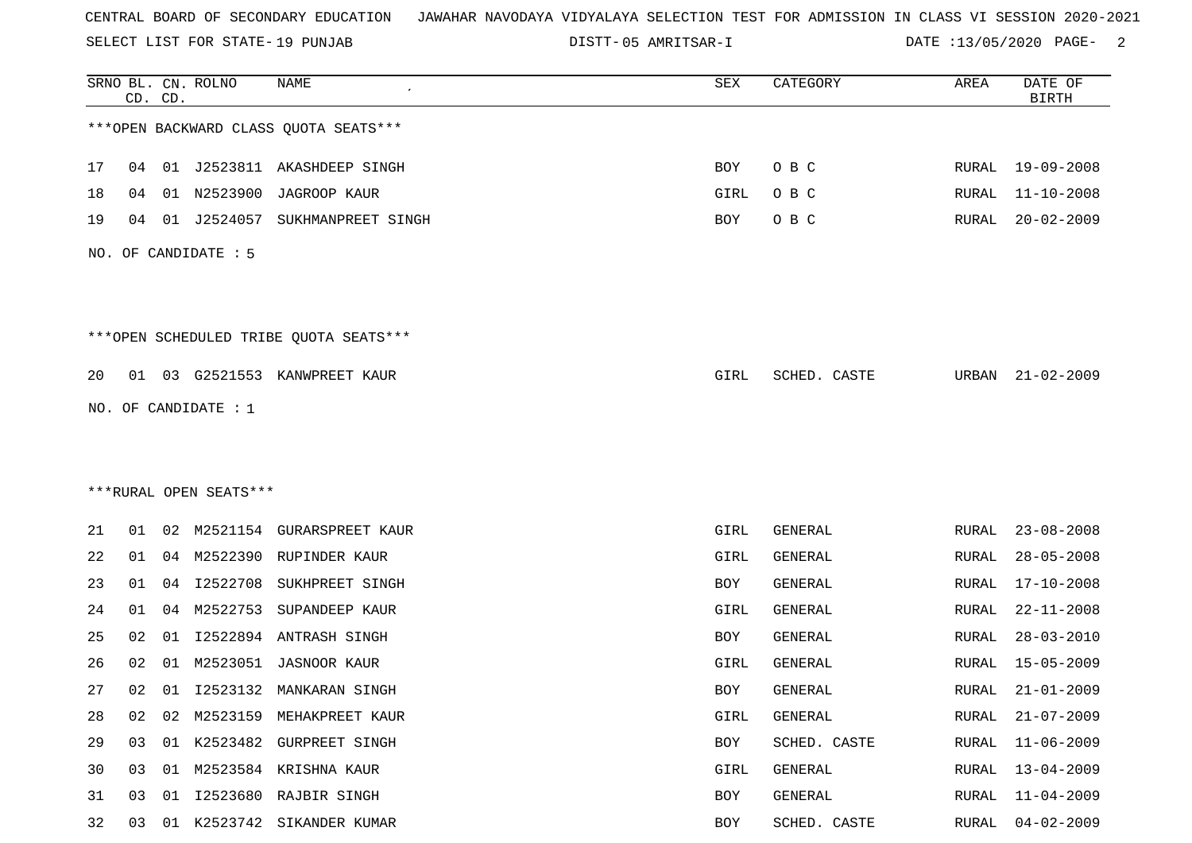CENTRAL BOARD OF SECONDARY EDUCATION JAWAHAR NAVODAYA VIDYALAYA SELECTION TEST FOR ADMISSION IN CLASS VI SESSION 2020-2021

SELECT LIST FOR STATE- 19 PUNJAB DISTT- 05 AMRITSAR-I DATE :13/05/2020 PAGE- 2

***OPEN BACKWARD CLASS QUOTA SEATS***

| SRNO | BL. CD. | CN. CD. | ROLNO | NAME | SEX | CATEGORY | AREA | DATE OF BIRTH |
|---|---|---|---|---|---|---|---|---|
| 17 | 04 | 01 | J2523811 | AKASHDEEP SINGH | BOY | O B C | RURAL | 19-09-2008 |
| 18 | 04 | 01 | N2523900 | JAGROOP KAUR | GIRL | O B C | RURAL | 11-10-2008 |
| 19 | 04 | 01 | J2524057 | SUKHMANPREET SINGH | BOY | O B C | RURAL | 20-02-2009 |

NO. OF CANDIDATE : 5

***OPEN SCHEDULED TRIBE QUOTA SEATS***

| SRNO | BL. CD. | CN. CD. | ROLNO | NAME | SEX | CATEGORY | AREA | DATE OF BIRTH |
|---|---|---|---|---|---|---|---|---|
| 20 | 01 | 03 | G2521553 | KANWPREET KAUR | GIRL | SCHED. CASTE | URBAN | 21-02-2009 |

NO. OF CANDIDATE : 1

***RURAL OPEN SEATS***

| SRNO | BL. CD. | CN. CD. | ROLNO | NAME | SEX | CATEGORY | AREA | DATE OF BIRTH |
|---|---|---|---|---|---|---|---|---|
| 21 | 01 | 02 | M2521154 | GURARSPREET KAUR | GIRL | GENERAL | RURAL | 23-08-2008 |
| 22 | 01 | 04 | M2522390 | RUPINDER KAUR | GIRL | GENERAL | RURAL | 28-05-2008 |
| 23 | 01 | 04 | I2522708 | SUKHPREET SINGH | BOY | GENERAL | RURAL | 17-10-2008 |
| 24 | 01 | 04 | M2522753 | SUPANDEEP KAUR | GIRL | GENERAL | RURAL | 22-11-2008 |
| 25 | 02 | 01 | I2522894 | ANTRASH SINGH | BOY | GENERAL | RURAL | 28-03-2010 |
| 26 | 02 | 01 | M2523051 | JASNOOR KAUR | GIRL | GENERAL | RURAL | 15-05-2009 |
| 27 | 02 | 01 | I2523132 | MANKARAN SINGH | BOY | GENERAL | RURAL | 21-01-2009 |
| 28 | 02 | 02 | M2523159 | MEHAKPREET KAUR | GIRL | GENERAL | RURAL | 21-07-2009 |
| 29 | 03 | 01 | K2523482 | GURPREET SINGH | BOY | SCHED. CASTE | RURAL | 11-06-2009 |
| 30 | 03 | 01 | M2523584 | KRISHNA KAUR | GIRL | GENERAL | RURAL | 13-04-2009 |
| 31 | 03 | 01 | I2523680 | RAJBIR SINGH | BOY | GENERAL | RURAL | 11-04-2009 |
| 32 | 03 | 01 | K2523742 | SIKANDER KUMAR | BOY | SCHED. CASTE | RURAL | 04-02-2009 |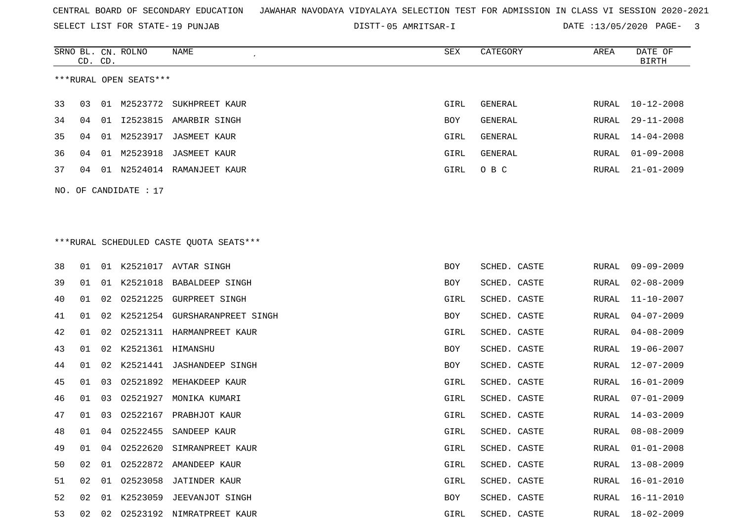CENTRAL BOARD OF SECONDARY EDUCATION JAWAHAR NAVODAYA VIDYALAYA SELECTION TEST FOR ADMISSION IN CLASS VI SESSION 2020-2021

SELECT LIST FOR STATE- 19 PUNJAB DISTT- 05 AMRITSAR-I DATE :13/05/2020

| SRNO | BL. CD. | CN. CD. | ROLNO | NAME | SEX | CATEGORY | AREA | DATE OF BIRTH |
|---|---|---|---|---|---|---|---|---|

***RURAL OPEN SEATS***

| SRNO | BL. CD. | CN. CD. | ROLNO | NAME | SEX | CATEGORY | AREA | DATE OF BIRTH |
|---|---|---|---|---|---|---|---|---|
| 33 | 03 | 01 | M2523772 | SUKHPREET KAUR | GIRL | GENERAL | RURAL | 10-12-2008 |
| 34 | 04 | 01 | I2523815 | AMARBIR SINGH | BOY | GENERAL | RURAL | 29-11-2008 |
| 35 | 04 | 01 | M2523917 | JASMEET KAUR | GIRL | GENERAL | RURAL | 14-04-2008 |
| 36 | 04 | 01 | M2523918 | JASMEET KAUR | GIRL | GENERAL | RURAL | 01-09-2008 |
| 37 | 04 | 01 | N2524014 | RAMANJEET KAUR | GIRL | O B C | RURAL | 21-01-2009 |

NO. OF CANDIDATE : 17

***RURAL SCHEDULED CASTE QUOTA SEATS***

| SRNO | BL. CD. | CN. CD. | ROLNO | NAME | SEX | CATEGORY | AREA | DATE OF BIRTH |
|---|---|---|---|---|---|---|---|---|
| 38 | 01 | 01 | K2521017 | AVTAR SINGH | BOY | SCHED. CASTE | RURAL | 09-09-2009 |
| 39 | 01 | 01 | K2521018 | BABALDEEP SINGH | BOY | SCHED. CASTE | RURAL | 02-08-2009 |
| 40 | 01 | 02 | O2521225 | GURPREET SINGH | GIRL | SCHED. CASTE | RURAL | 11-10-2007 |
| 41 | 01 | 02 | K2521254 | GURSHARANPREET SINGH | BOY | SCHED. CASTE | RURAL | 04-07-2009 |
| 42 | 01 | 02 | O2521311 | HARMANPREET KAUR | GIRL | SCHED. CASTE | RURAL | 04-08-2009 |
| 43 | 01 | 02 | K2521361 | HIMANSHU | BOY | SCHED. CASTE | RURAL | 19-06-2007 |
| 44 | 01 | 02 | K2521441 | JASHANDEEP SINGH | BOY | SCHED. CASTE | RURAL | 12-07-2009 |
| 45 | 01 | 03 | O2521892 | MEHAKDEEP KAUR | GIRL | SCHED. CASTE | RURAL | 16-01-2009 |
| 46 | 01 | 03 | O2521927 | MONIKA KUMARI | GIRL | SCHED. CASTE | RURAL | 07-01-2009 |
| 47 | 01 | 03 | O2522167 | PRABHJOT KAUR | GIRL | SCHED. CASTE | RURAL | 14-03-2009 |
| 48 | 01 | 04 | O2522455 | SANDEEP KAUR | GIRL | SCHED. CASTE | RURAL | 08-08-2009 |
| 49 | 01 | 04 | O2522620 | SIMRANPREET KAUR | GIRL | SCHED. CASTE | RURAL | 01-01-2008 |
| 50 | 02 | 01 | O2522872 | AMANDEEP KAUR | GIRL | SCHED. CASTE | RURAL | 13-08-2009 |
| 51 | 02 | 01 | O2523058 | JATINDER KAUR | GIRL | SCHED. CASTE | RURAL | 16-01-2010 |
| 52 | 02 | 01 | K2523059 | JEEVANJOT SINGH | BOY | SCHED. CASTE | RURAL | 16-11-2010 |
| 53 | 02 | 02 | O2523192 | NIMRATPREET KAUR | GIRL | SCHED. CASTE | RURAL | 18-02-2009 |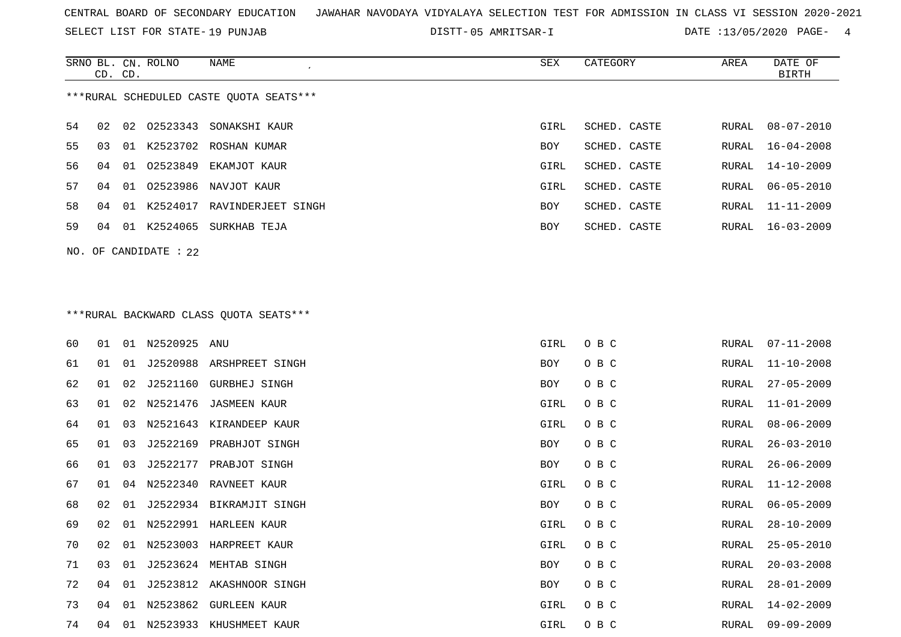CENTRAL BOARD OF SECONDARY EDUCATION JAWAHAR NAVODAYA VIDYALAYA SELECTION TEST FOR ADMISSION IN CLASS VI SESSION 2020-2021

SELECT LIST FOR STATE- 19 PUNJAB DISTT- 05 AMRITSAR-I DATE :13/05/2020

***RURAL SCHEDULED CASTE QUOTA SEATS***

| SRNO | BL. CD. | CN. CD. | ROLNO | NAME | SEX | CATEGORY | AREA | DATE OF BIRTH |
|---|---|---|---|---|---|---|---|---|
| 54 | 02 | 02 | O2523343 | SONAKSHI KAUR | GIRL | SCHED. CASTE | RURAL | 08-07-2010 |
| 55 | 03 | 01 | K2523702 | ROSHAN KUMAR | BOY | SCHED. CASTE | RURAL | 16-04-2008 |
| 56 | 04 | 01 | O2523849 | EKAMJOT KAUR | GIRL | SCHED. CASTE | RURAL | 14-10-2009 |
| 57 | 04 | 01 | O2523986 | NAVJOT KAUR | GIRL | SCHED. CASTE | RURAL | 06-05-2010 |
| 58 | 04 | 01 | K2524017 | RAVINDERJEET SINGH | BOY | SCHED. CASTE | RURAL | 11-11-2009 |
| 59 | 04 | 01 | K2524065 | SURKHAB TEJA | BOY | SCHED. CASTE | RURAL | 16-03-2009 |

NO. OF CANDIDATE : 22

***RURAL BACKWARD CLASS QUOTA SEATS***

| SRNO | BL. CD. | CN. CD. | ROLNO | NAME | SEX | CATEGORY | AREA | DATE OF BIRTH |
|---|---|---|---|---|---|---|---|---|
| 60 | 01 | 01 | N2520925 | ANU | GIRL | O B C | RURAL | 07-11-2008 |
| 61 | 01 | 01 | J2520988 | ARSHPREET SINGH | BOY | O B C | RURAL | 11-10-2008 |
| 62 | 01 | 02 | J2521160 | GURBHEJ SINGH | BOY | O B C | RURAL | 27-05-2009 |
| 63 | 01 | 02 | N2521476 | JASMEEN KAUR | GIRL | O B C | RURAL | 11-01-2009 |
| 64 | 01 | 03 | N2521643 | KIRANDEEP KAUR | GIRL | O B C | RURAL | 08-06-2009 |
| 65 | 01 | 03 | J2522169 | PRABHJOT SINGH | BOY | O B C | RURAL | 26-03-2010 |
| 66 | 01 | 03 | J2522177 | PRABJOT SINGH | BOY | O B C | RURAL | 26-06-2009 |
| 67 | 01 | 04 | N2522340 | RAVNEET KAUR | GIRL | O B C | RURAL | 11-12-2008 |
| 68 | 02 | 01 | J2522934 | BIKRAMJIT SINGH | BOY | O B C | RURAL | 06-05-2009 |
| 69 | 02 | 01 | N2522991 | HARLEEN KAUR | GIRL | O B C | RURAL | 28-10-2009 |
| 70 | 02 | 01 | N2523003 | HARPREET KAUR | GIRL | O B C | RURAL | 25-05-2010 |
| 71 | 03 | 01 | J2523624 | MEHTAB SINGH | BOY | O B C | RURAL | 20-03-2008 |
| 72 | 04 | 01 | J2523812 | AKASHNOOR SINGH | BOY | O B C | RURAL | 28-01-2009 |
| 73 | 04 | 01 | N2523862 | GURLEEN KAUR | GIRL | O B C | RURAL | 14-02-2009 |
| 74 | 04 | 01 | N2523933 | KHUSHMEET KAUR | GIRL | O B C | RURAL | 09-09-2009 |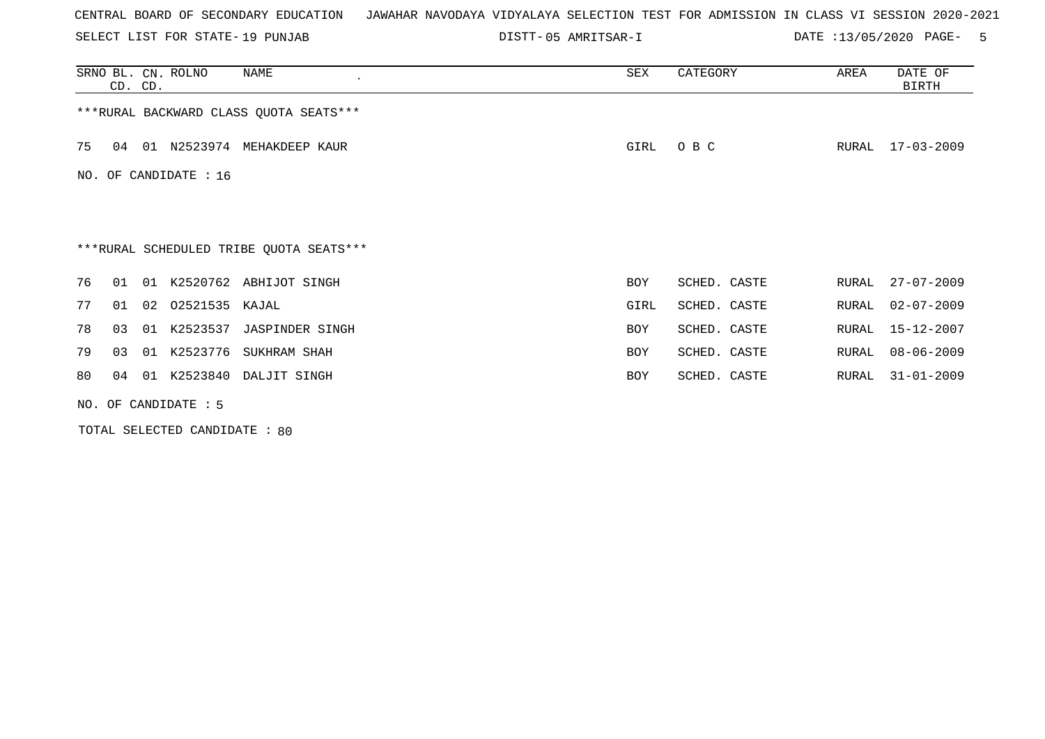CENTRAL BOARD OF SECONDARY EDUCATION JAWAHAR NAVODAYA VIDYALAYA SELECTION TEST FOR ADMISSION IN CLASS VI SESSION 2020-2021

SELECT LIST FOR STATE- 19 PUNJAB DISTT- 05 AMRITSAR-I DATE :13/05/2020

| SRNO | BL. CD. | CN. CD. | ROLNO | NAME | SEX | CATEGORY | AREA | DATE OF BIRTH |
|---|---|---|---|---|---|---|---|---|

***RURAL BACKWARD CLASS QUOTA SEATS***

| SRNO | BL. CD. | CN. CD. | ROLNO | NAME | SEX | CATEGORY | AREA | DATE OF BIRTH |
|---|---|---|---|---|---|---|---|---|
| 75 | 04 | 01 | N2523974 | MEHAKDEEP KAUR | GIRL | O B C | RURAL | 17-03-2009 |

NO. OF CANDIDATE : 16

***RURAL SCHEDULED TRIBE QUOTA SEATS***

| SRNO | BL. CD. | CN. CD. | ROLNO | NAME | SEX | CATEGORY | AREA | DATE OF BIRTH |
|---|---|---|---|---|---|---|---|---|
| 76 | 01 | 01 | K2520762 | ABHIJOT SINGH | BOY | SCHED. CASTE | RURAL | 27-07-2009 |
| 77 | 01 | 02 | O2521535 | KAJAL | GIRL | SCHED. CASTE | RURAL | 02-07-2009 |
| 78 | 03 | 01 | K2523537 | JASPINDER SINGH | BOY | SCHED. CASTE | RURAL | 15-12-2007 |
| 79 | 03 | 01 | K2523776 | SUKHRAM SHAH | BOY | SCHED. CASTE | RURAL | 08-06-2009 |
| 80 | 04 | 01 | K2523840 | DALJIT SINGH | BOY | SCHED. CASTE | RURAL | 31-01-2009 |

NO. OF CANDIDATE : 5

TOTAL SELECTED CANDIDATE : 80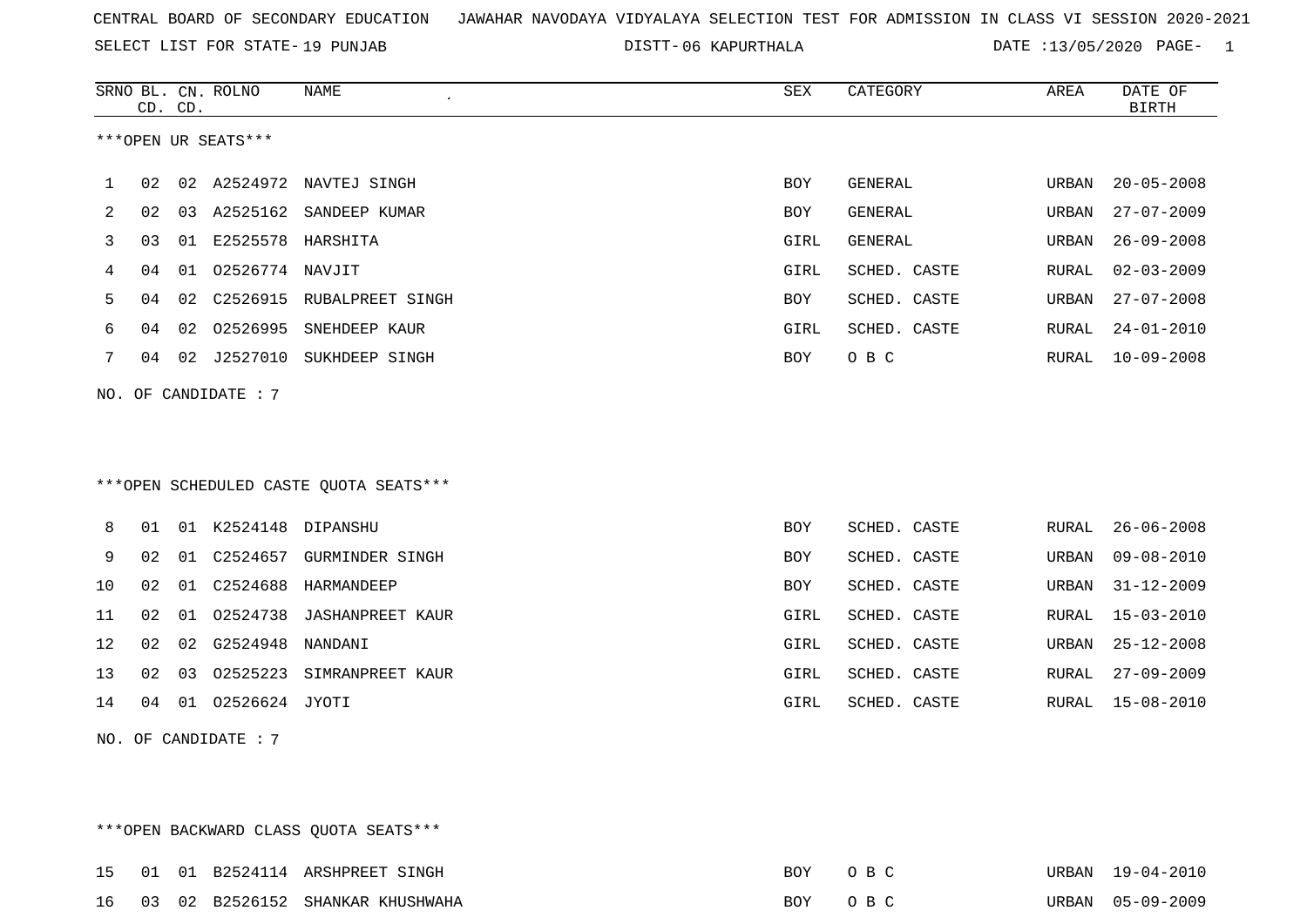CENTRAL BOARD OF SECONDARY EDUCATION JAWAHAR NAVODAYA VIDYALAYA SELECTION TEST FOR ADMISSION IN CLASS VI SESSION 2020-2021

SELECT LIST FOR STATE- 19 PUNJAB DISTT- 06 KAPURTHALA DATE :13/05/2020

***OPEN UR SEATS***

| SRNO | BL. CD. | CN. CD. | ROLNO | NAME | SEX | CATEGORY | AREA | DATE OF BIRTH |
|---|---|---|---|---|---|---|---|---|
| 1 | 02 | 02 | A2524972 | NAVTEJ SINGH | BOY | GENERAL | URBAN | 20-05-2008 |
| 2 | 02 | 03 | A2525162 | SANDEEP KUMAR | BOY | GENERAL | URBAN | 27-07-2009 |
| 3 | 03 | 01 | E2525578 | HARSHITA | GIRL | GENERAL | URBAN | 26-09-2008 |
| 4 | 04 | 01 | O2526774 | NAVJIT | GIRL | SCHED. CASTE | RURAL | 02-03-2009 |
| 5 | 04 | 02 | C2526915 | RUBALPREET SINGH | BOY | SCHED. CASTE | URBAN | 27-07-2008 |
| 6 | 04 | 02 | O2526995 | SNEHDEEP KAUR | GIRL | SCHED. CASTE | RURAL | 24-01-2010 |
| 7 | 04 | 02 | J2527010 | SUKHDEEP SINGH | BOY | O B C | RURAL | 10-09-2008 |

NO. OF CANDIDATE : 7

***OPEN SCHEDULED CASTE QUOTA SEATS***

| SRNO | BL. CD. | CN. CD. | ROLNO | NAME | SEX | CATEGORY | AREA | DATE OF BIRTH |
|---|---|---|---|---|---|---|---|---|
| 8 | 01 | 01 | K2524148 | DIPANSHU | BOY | SCHED. CASTE | RURAL | 26-06-2008 |
| 9 | 02 | 01 | C2524657 | GURMINDER SINGH | BOY | SCHED. CASTE | URBAN | 09-08-2010 |
| 10 | 02 | 01 | C2524688 | HARMANDEEP | BOY | SCHED. CASTE | URBAN | 31-12-2009 |
| 11 | 02 | 01 | O2524738 | JASHANPREET KAUR | GIRL | SCHED. CASTE | RURAL | 15-03-2010 |
| 12 | 02 | 02 | G2524948 | NANDANI | GIRL | SCHED. CASTE | URBAN | 25-12-2008 |
| 13 | 02 | 03 | O2525223 | SIMRANPREET KAUR | GIRL | SCHED. CASTE | RURAL | 27-09-2009 |
| 14 | 04 | 01 | O2526624 | JYOTI | GIRL | SCHED. CASTE | RURAL | 15-08-2010 |

NO. OF CANDIDATE : 7

***OPEN BACKWARD CLASS QUOTA SEATS***

| SRNO | BL. CD. | CN. CD. | ROLNO | NAME | SEX | CATEGORY | AREA | DATE OF BIRTH |
|---|---|---|---|---|---|---|---|---|
| 15 | 01 | 01 | B2524114 | ARSHPREET SINGH | BOY | O B C | URBAN | 19-04-2010 |
| 16 | 03 | 02 | B2526152 | SHANKAR KHUSHWAHA | BOY | O B C | URBAN | 05-09-2009 |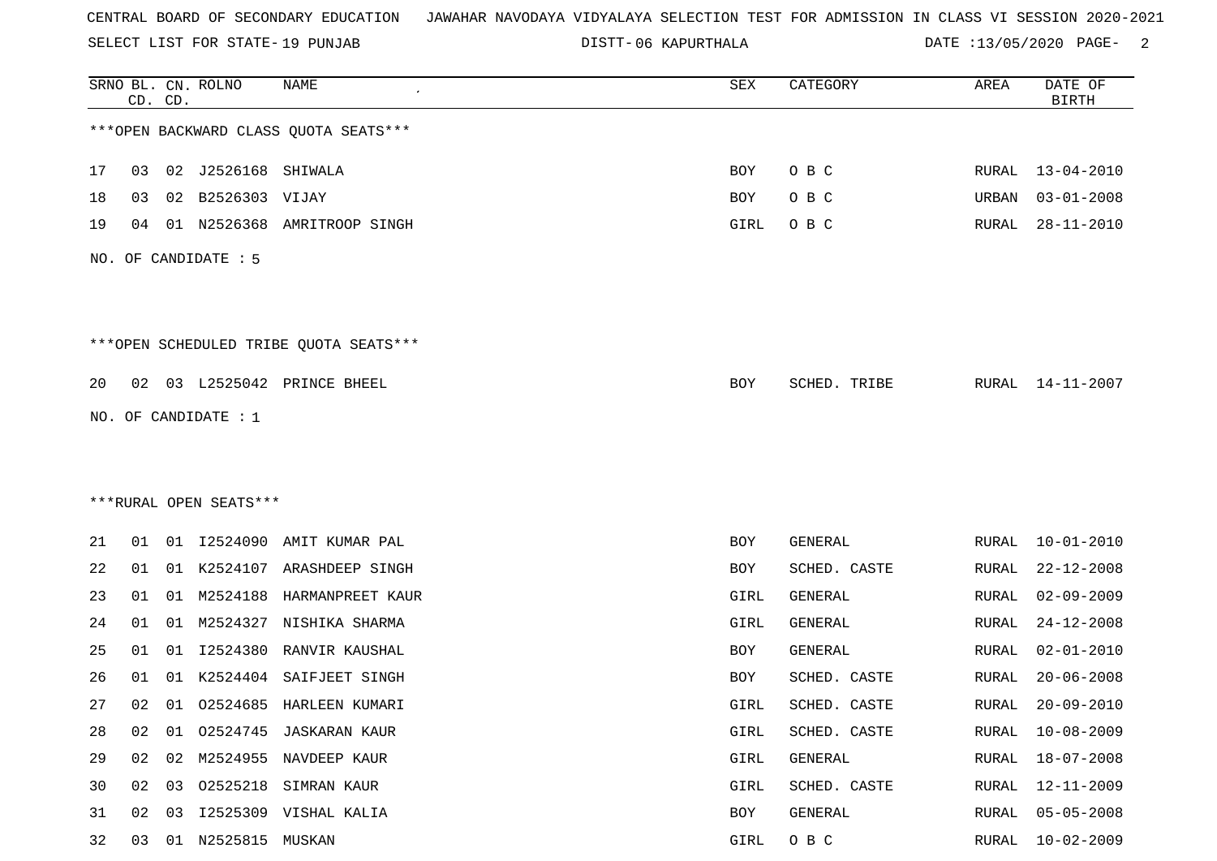CENTRAL BOARD OF SECONDARY EDUCATION JAWAHAR NAVODAYA VIDYALAYA SELECTION TEST FOR ADMISSION IN CLASS VI SESSION 2020-2021

SELECT LIST FOR STATE- 19 PUNJAB DISTT- 06 KAPURTHALA DATE :13/05/2020

| SRNO | BL. CD. | CN. CD. | ROLNO | NAME | SEX | CATEGORY | AREA | DATE OF BIRTH |
|---|---|---|---|---|---|---|---|---|

***OPEN BACKWARD CLASS QUOTA SEATS***

| SRNO | BL. CD. | CN. CD. | ROLNO | NAME | SEX | CATEGORY | AREA | DATE OF BIRTH |
|---|---|---|---|---|---|---|---|---|
| 17 | 03 | 02 | J2526168 | SHIWALA | BOY | O B C | RURAL | 13-04-2010 |
| 18 | 03 | 02 | B2526303 | VIJAY | BOY | O B C | URBAN | 03-01-2008 |
| 19 | 04 | 01 | N2526368 | AMRITROOP SINGH | GIRL | O B C | RURAL | 28-11-2010 |

NO. OF CANDIDATE : 5

***OPEN SCHEDULED TRIBE QUOTA SEATS***

| SRNO | BL. CD. | CN. CD. | ROLNO | NAME | SEX | CATEGORY | AREA | DATE OF BIRTH |
|---|---|---|---|---|---|---|---|---|
| 20 | 02 | 03 | L2525042 | PRINCE BHEEL | BOY | SCHED. TRIBE | RURAL | 14-11-2007 |

NO. OF CANDIDATE : 1

***RURAL OPEN SEATS***

| SRNO | BL. CD. | CN. CD. | ROLNO | NAME | SEX | CATEGORY | AREA | DATE OF BIRTH |
|---|---|---|---|---|---|---|---|---|
| 21 | 01 | 01 | I2524090 | AMIT KUMAR PAL | BOY | GENERAL | RURAL | 10-01-2010 |
| 22 | 01 | 01 | K2524107 | ARASHDEEP SINGH | BOY | SCHED. CASTE | RURAL | 22-12-2008 |
| 23 | 01 | 01 | M2524188 | HARMANPREET KAUR | GIRL | GENERAL | RURAL | 02-09-2009 |
| 24 | 01 | 01 | M2524327 | NISHIKA SHARMA | GIRL | GENERAL | RURAL | 24-12-2008 |
| 25 | 01 | 01 | I2524380 | RANVIR KAUSHAL | BOY | GENERAL | RURAL | 02-01-2010 |
| 26 | 01 | 01 | K2524404 | SAIFJEET SINGH | BOY | SCHED. CASTE | RURAL | 20-06-2008 |
| 27 | 02 | 01 | O2524685 | HARLEEN KUMARI | GIRL | SCHED. CASTE | RURAL | 20-09-2010 |
| 28 | 02 | 01 | O2524745 | JASKARAN KAUR | GIRL | SCHED. CASTE | RURAL | 10-08-2009 |
| 29 | 02 | 02 | M2524955 | NAVDEEP KAUR | GIRL | GENERAL | RURAL | 18-07-2008 |
| 30 | 02 | 03 | O2525218 | SIMRAN KAUR | GIRL | SCHED. CASTE | RURAL | 12-11-2009 |
| 31 | 02 | 03 | I2525309 | VISHAL KALIA | BOY | GENERAL | RURAL | 05-05-2008 |
| 32 | 03 | 01 | N2525815 | MUSKAN | GIRL | O B C | RURAL | 10-02-2009 |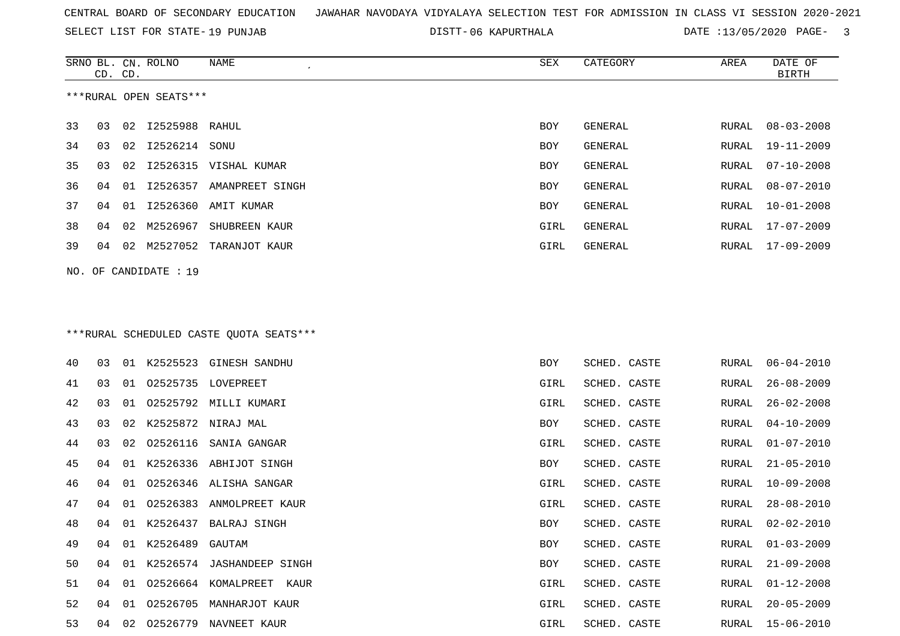CENTRAL BOARD OF SECONDARY EDUCATION JAWAHAR NAVODAYA VIDYALAYA SELECTION TEST FOR ADMISSION IN CLASS VI SESSION 2020-2021

SELECT LIST FOR STATE- 19 PUNJAB DISTT- 06 KAPURTHALA DATE :13/05/2020

***RURAL OPEN SEATS***

| SRNO | BL. CD. | CN. CD. | ROLNO | NAME | SEX | CATEGORY | AREA | DATE OF BIRTH |
|---|---|---|---|---|---|---|---|---|
| 33 | 03 | 02 | I2525988 | RAHUL | BOY | GENERAL | RURAL | 08-03-2008 |
| 34 | 03 | 02 | I2526214 | SONU | BOY | GENERAL | RURAL | 19-11-2009 |
| 35 | 03 | 02 | I2526315 | VISHAL KUMAR | BOY | GENERAL | RURAL | 07-10-2008 |
| 36 | 04 | 01 | I2526357 | AMANPREET SINGH | BOY | GENERAL | RURAL | 08-07-2010 |
| 37 | 04 | 01 | I2526360 | AMIT KUMAR | BOY | GENERAL | RURAL | 10-01-2008 |
| 38 | 04 | 02 | M2526967 | SHUBREEN KAUR | GIRL | GENERAL | RURAL | 17-07-2009 |
| 39 | 04 | 02 | M2527052 | TARANJOT KAUR | GIRL | GENERAL | RURAL | 17-09-2009 |

NO. OF CANDIDATE : 19

***RURAL SCHEDULED CASTE QUOTA SEATS***

| SRNO | BL. CD. | CN. CD. | ROLNO | NAME | SEX | CATEGORY | AREA | DATE OF BIRTH |
|---|---|---|---|---|---|---|---|---|
| 40 | 03 | 01 | K2525523 | GINESH SANDHU | BOY | SCHED. CASTE | RURAL | 06-04-2010 |
| 41 | 03 | 01 | O2525735 | LOVEPREET | GIRL | SCHED. CASTE | RURAL | 26-08-2009 |
| 42 | 03 | 01 | O2525792 | MILLI KUMARI | GIRL | SCHED. CASTE | RURAL | 26-02-2008 |
| 43 | 03 | 02 | K2525872 | NIRAJ MAL | BOY | SCHED. CASTE | RURAL | 04-10-2009 |
| 44 | 03 | 02 | O2526116 | SANIA GANGAR | GIRL | SCHED. CASTE | RURAL | 01-07-2010 |
| 45 | 04 | 01 | K2526336 | ABHIJOT SINGH | BOY | SCHED. CASTE | RURAL | 21-05-2010 |
| 46 | 04 | 01 | O2526346 | ALISHA SANGAR | GIRL | SCHED. CASTE | RURAL | 10-09-2008 |
| 47 | 04 | 01 | O2526383 | ANMOLPREET KAUR | GIRL | SCHED. CASTE | RURAL | 28-08-2010 |
| 48 | 04 | 01 | K2526437 | BALRAJ SINGH | BOY | SCHED. CASTE | RURAL | 02-02-2010 |
| 49 | 04 | 01 | K2526489 | GAUTAM | BOY | SCHED. CASTE | RURAL | 01-03-2009 |
| 50 | 04 | 01 | K2526574 | JASHANDEEP SINGH | BOY | SCHED. CASTE | RURAL | 21-09-2008 |
| 51 | 04 | 01 | O2526664 | KOMALPREET KAUR | GIRL | SCHED. CASTE | RURAL | 01-12-2008 |
| 52 | 04 | 01 | O2526705 | MANHARJOT KAUR | GIRL | SCHED. CASTE | RURAL | 20-05-2009 |
| 53 | 04 | 02 | O2526779 | NAVNEET KAUR | GIRL | SCHED. CASTE | RURAL | 15-06-2010 |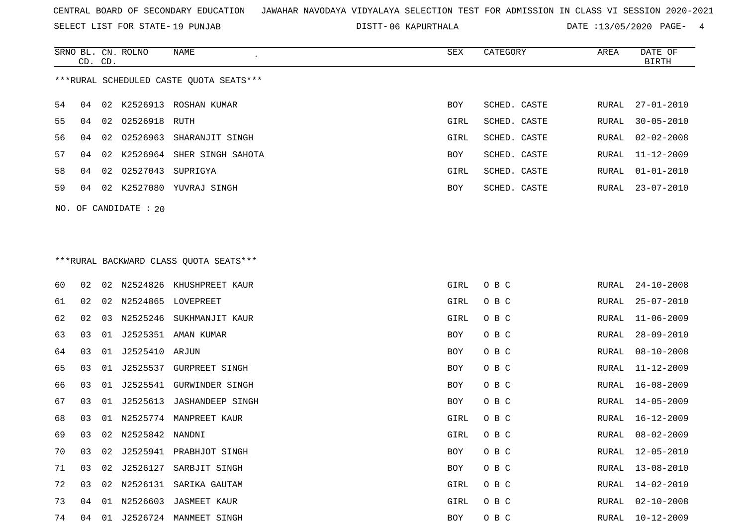CENTRAL BOARD OF SECONDARY EDUCATION JAWAHAR NAVODAYA VIDYALAYA SELECTION TEST FOR ADMISSION IN CLASS VI SESSION 2020-2021

SELECT LIST FOR STATE- 19 PUNJAB DISTT- 06 KAPURTHALA DATE :13/05/2020

***RURAL SCHEDULED CASTE QUOTA SEATS***

| SRNO | BL. CD. | CN. CD. | ROLNO | NAME | SEX | CATEGORY | AREA | DATE OF BIRTH |
|---|---|---|---|---|---|---|---|---|
| 54 | 04 | 02 | K2526913 | ROSHAN KUMAR | BOY | SCHED. CASTE | RURAL | 27-01-2010 |
| 55 | 04 | 02 | O2526918 | RUTH | GIRL | SCHED. CASTE | RURAL | 30-05-2010 |
| 56 | 04 | 02 | O2526963 | SHARANJIT SINGH | GIRL | SCHED. CASTE | RURAL | 02-02-2008 |
| 57 | 04 | 02 | K2526964 | SHER SINGH SAHOTA | BOY | SCHED. CASTE | RURAL | 11-12-2009 |
| 58 | 04 | 02 | O2527043 | SUPRIGYA | GIRL | SCHED. CASTE | RURAL | 01-01-2010 |
| 59 | 04 | 02 | K2527080 | YUVRAJ SINGH | BOY | SCHED. CASTE | RURAL | 23-07-2010 |

NO. OF CANDIDATE : 20

***RURAL BACKWARD CLASS QUOTA SEATS***

| SRNO | BL. CD. | CN. CD. | ROLNO | NAME | SEX | CATEGORY | AREA | DATE OF BIRTH |
|---|---|---|---|---|---|---|---|---|
| 60 | 02 | 02 | N2524826 | KHUSHPREET KAUR | GIRL | O B C | RURAL | 24-10-2008 |
| 61 | 02 | 02 | N2524865 | LOVEPREET | GIRL | O B C | RURAL | 25-07-2010 |
| 62 | 02 | 03 | N2525246 | SUKHMANJIT KAUR | GIRL | O B C | RURAL | 11-06-2009 |
| 63 | 03 | 01 | J2525351 | AMAN KUMAR | BOY | O B C | RURAL | 28-09-2010 |
| 64 | 03 | 01 | J2525410 | ARJUN | BOY | O B C | RURAL | 08-10-2008 |
| 65 | 03 | 01 | J2525537 | GURPREET SINGH | BOY | O B C | RURAL | 11-12-2009 |
| 66 | 03 | 01 | J2525541 | GURWINDER SINGH | BOY | O B C | RURAL | 16-08-2009 |
| 67 | 03 | 01 | J2525613 | JASHANDEEP SINGH | BOY | O B C | RURAL | 14-05-2009 |
| 68 | 03 | 01 | N2525774 | MANPREET KAUR | GIRL | O B C | RURAL | 16-12-2009 |
| 69 | 03 | 02 | N2525842 | NANDNI | GIRL | O B C | RURAL | 08-02-2009 |
| 70 | 03 | 02 | J2525941 | PRABHJOT SINGH | BOY | O B C | RURAL | 12-05-2010 |
| 71 | 03 | 02 | J2526127 | SARBJIT SINGH | BOY | O B C | RURAL | 13-08-2010 |
| 72 | 03 | 02 | N2526131 | SARIKA GAUTAM | GIRL | O B C | RURAL | 14-02-2010 |
| 73 | 04 | 01 | N2526603 | JASMEET KAUR | GIRL | O B C | RURAL | 02-10-2008 |
| 74 | 04 | 01 | J2526724 | MANMEET SINGH | BOY | O B C | RURAL | 10-12-2009 |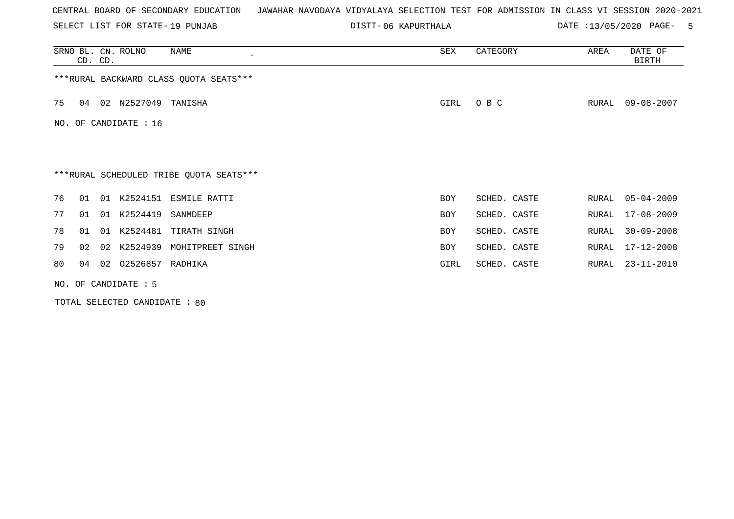CENTRAL BOARD OF SECONDARY EDUCATION JAWAHAR NAVODAYA VIDYALAYA SELECTION TEST FOR ADMISSION IN CLASS VI SESSION 2020-2021

SELECT LIST FOR STATE- 19 PUNJAB DISTT- 06 KAPURTHALA DATE :13/05/2020

| SRNO | BL. CD. | CN. CD. | ROLNO | NAME | SEX | CATEGORY | AREA | DATE OF BIRTH |
|---|---|---|---|---|---|---|---|---|

***RURAL BACKWARD CLASS QUOTA SEATS***

| SRNO | BL. CD. | CN. CD. | ROLNO | NAME | SEX | CATEGORY | AREA | DATE OF BIRTH |
|---|---|---|---|---|---|---|---|---|
| 75 | 04 | 02 | N2527049 | TANISHA | GIRL | O B C | RURAL | 09-08-2007 |

NO. OF CANDIDATE : 16

***RURAL SCHEDULED TRIBE QUOTA SEATS***

| SRNO | BL. CD. | CN. CD. | ROLNO | NAME | SEX | CATEGORY | AREA | DATE OF BIRTH |
|---|---|---|---|---|---|---|---|---|
| 76 | 01 | 01 | K2524151 | ESMILE RATTI | BOY | SCHED. CASTE | RURAL | 05-04-2009 |
| 77 | 01 | 01 | K2524419 | SANMDEEP | BOY | SCHED. CASTE | RURAL | 17-08-2009 |
| 78 | 01 | 01 | K2524481 | TIRATH SINGH | BOY | SCHED. CASTE | RURAL | 30-09-2008 |
| 79 | 02 | 02 | K2524939 | MOHITPREET SINGH | BOY | SCHED. CASTE | RURAL | 17-12-2008 |
| 80 | 04 | 02 | O2526857 | RADHIKA | GIRL | SCHED. CASTE | RURAL | 23-11-2010 |

NO. OF CANDIDATE : 5

TOTAL SELECTED CANDIDATE : 80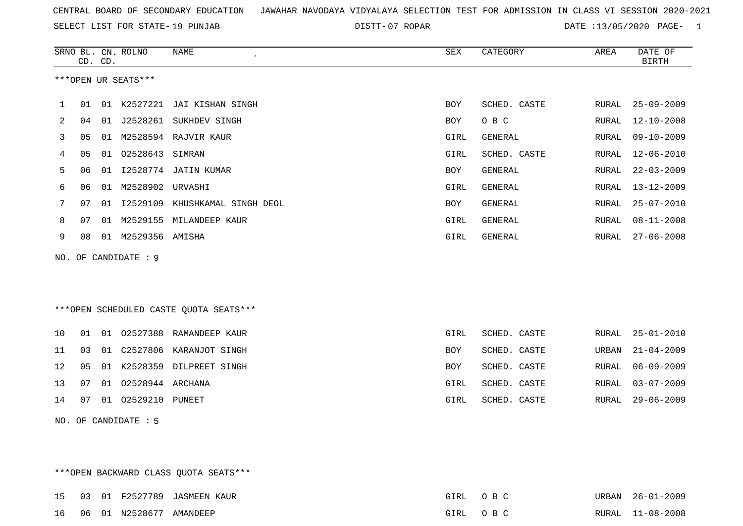CENTRAL BOARD OF SECONDARY EDUCATION JAWAHAR NAVODAYA VIDYALAYA SELECTION TEST FOR ADMISSION IN CLASS VI SESSION 2020-2021

SELECT LIST FOR STATE- 19 PUNJAB DISTT- 07 ROPAR DATE :13/05/2020 PAGE- 1

***OPEN UR SEATS***

| SRNO | BL. CD. | CN. CD. | ROLNO | NAME | SEX | CATEGORY | AREA | DATE OF BIRTH |
|---|---|---|---|---|---|---|---|---|
| 1 | 01 | 01 | K2527221 | JAI KISHAN SINGH | BOY | SCHED. CASTE | RURAL | 25-09-2009 |
| 2 | 04 | 01 | J2528261 | SUKHDEV SINGH | BOY | O B C | RURAL | 12-10-2008 |
| 3 | 05 | 01 | M2528594 | RAJVIR KAUR | GIRL | GENERAL | RURAL | 09-10-2009 |
| 4 | 05 | 01 | O2528643 | SIMRAN | GIRL | SCHED. CASTE | RURAL | 12-06-2010 |
| 5 | 06 | 01 | I2528774 | JATIN KUMAR | BOY | GENERAL | RURAL | 22-03-2009 |
| 6 | 06 | 01 | M2528902 | URVASHI | GIRL | GENERAL | RURAL | 13-12-2009 |
| 7 | 07 | 01 | I2529109 | KHUSHKAMAL SINGH DEOL | BOY | GENERAL | RURAL | 25-07-2010 |
| 8 | 07 | 01 | M2529155 | MILANDEEP KAUR | GIRL | GENERAL | RURAL | 08-11-2008 |
| 9 | 08 | 01 | M2529356 | AMISHA | GIRL | GENERAL | RURAL | 27-06-2008 |

NO. OF CANDIDATE : 9

***OPEN SCHEDULED CASTE QUOTA SEATS***

| SRNO | BL. CD. | CN. CD. | ROLNO | NAME | SEX | CATEGORY | AREA | DATE OF BIRTH |
|---|---|---|---|---|---|---|---|---|
| 10 | 01 | 01 | O2527388 | RAMANDEEP KAUR | GIRL | SCHED. CASTE | RURAL | 25-01-2010 |
| 11 | 03 | 01 | C2527806 | KARANJOT SINGH | BOY | SCHED. CASTE | URBAN | 21-04-2009 |
| 12 | 05 | 01 | K2528359 | DILPREET SINGH | BOY | SCHED. CASTE | RURAL | 06-09-2009 |
| 13 | 07 | 01 | O2528944 | ARCHANA | GIRL | SCHED. CASTE | RURAL | 03-07-2009 |
| 14 | 07 | 01 | O2529210 | PUNEET | GIRL | SCHED. CASTE | RURAL | 29-06-2009 |

NO. OF CANDIDATE : 5

***OPEN BACKWARD CLASS QUOTA SEATS***

| SRNO | BL. CD. | CN. CD. | ROLNO | NAME | SEX | CATEGORY | AREA | DATE OF BIRTH |
|---|---|---|---|---|---|---|---|---|
| 15 | 03 | 01 | F2527789 | JASMEEN KAUR | GIRL | O B C | URBAN | 26-01-2009 |
| 16 | 06 | 01 | N2528677 | AMANDEEP | GIRL | O B C | RURAL | 11-08-2008 |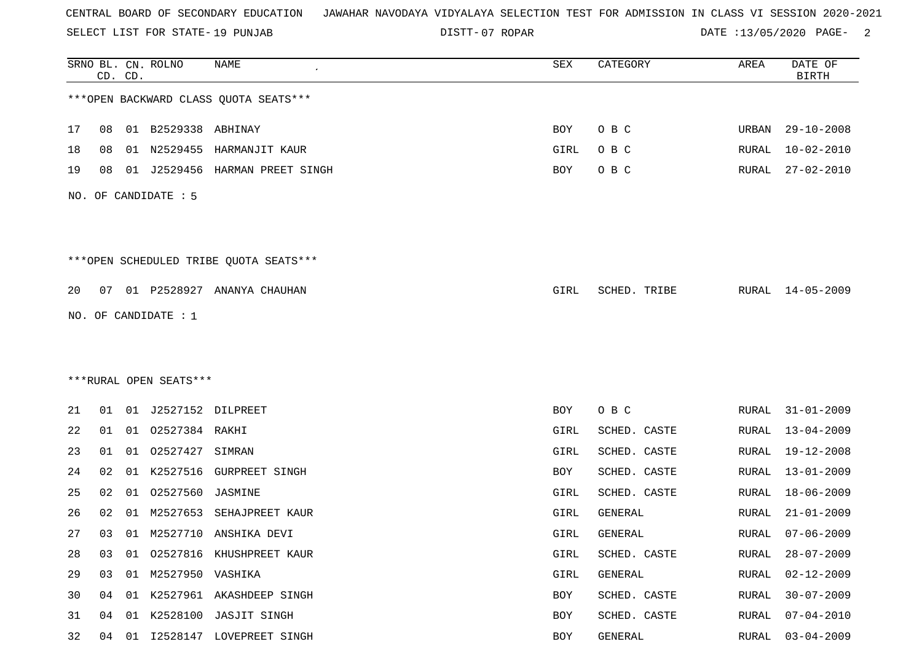CENTRAL BOARD OF SECONDARY EDUCATION JAWAHAR NAVODAYA VIDYALAYA SELECTION TEST FOR ADMISSION IN CLASS VI SESSION 2020-2021

SELECT LIST FOR STATE- 19 PUNJAB DISTT- 07 ROPAR DATE :13/05/2020

| SRNO | BL. CD. | CN. CD. | ROLNO | NAME | SEX | CATEGORY | AREA | DATE OF BIRTH |
|---|---|---|---|---|---|---|---|---|

***OPEN BACKWARD CLASS QUOTA SEATS***

| SRNO | BL. CD. | CN. CD. | ROLNO | NAME | SEX | CATEGORY | AREA | DATE OF BIRTH |
|---|---|---|---|---|---|---|---|---|
| 17 | 08 | 01 | B2529338 | ABHINAY | BOY | O B C | URBAN | 29-10-2008 |
| 18 | 08 | 01 | N2529455 | HARMANJIT KAUR | GIRL | O B C | RURAL | 10-02-2010 |
| 19 | 08 | 01 | J2529456 | HARMAN PREET SINGH | BOY | O B C | RURAL | 27-02-2010 |

NO. OF CANDIDATE : 5

***OPEN SCHEDULED TRIBE QUOTA SEATS***

| SRNO | BL. CD. | CN. CD. | ROLNO | NAME | SEX | CATEGORY | AREA | DATE OF BIRTH |
|---|---|---|---|---|---|---|---|---|
| 20 | 07 | 01 | P2528927 | ANANYA CHAUHAN | GIRL | SCHED. TRIBE | RURAL | 14-05-2009 |

NO. OF CANDIDATE : 1

***RURAL OPEN SEATS***

| SRNO | BL. CD. | CN. CD. | ROLNO | NAME | SEX | CATEGORY | AREA | DATE OF BIRTH |
|---|---|---|---|---|---|---|---|---|
| 21 | 01 | 01 | J2527152 | DILPREET | BOY | O B C | RURAL | 31-01-2009 |
| 22 | 01 | 01 | O2527384 | RAKHI | GIRL | SCHED. CASTE | RURAL | 13-04-2009 |
| 23 | 01 | 01 | O2527427 | SIMRAN | GIRL | SCHED. CASTE | RURAL | 19-12-2008 |
| 24 | 02 | 01 | K2527516 | GURPREET SINGH | BOY | SCHED. CASTE | RURAL | 13-01-2009 |
| 25 | 02 | 01 | O2527560 | JASMINE | GIRL | SCHED. CASTE | RURAL | 18-06-2009 |
| 26 | 02 | 01 | M2527653 | SEHAJPREET KAUR | GIRL | GENERAL | RURAL | 21-01-2009 |
| 27 | 03 | 01 | M2527710 | ANSHIKA DEVI | GIRL | GENERAL | RURAL | 07-06-2009 |
| 28 | 03 | 01 | O2527816 | KHUSHPREET KAUR | GIRL | SCHED. CASTE | RURAL | 28-07-2009 |
| 29 | 03 | 01 | M2527950 | VASHIKA | GIRL | GENERAL | RURAL | 02-12-2009 |
| 30 | 04 | 01 | K2527961 | AKASHDEEP SINGH | BOY | SCHED. CASTE | RURAL | 30-07-2009 |
| 31 | 04 | 01 | K2528100 | JASJIT SINGH | BOY | SCHED. CASTE | RURAL | 07-04-2010 |
| 32 | 04 | 01 | I2528147 | LOVEPREET SINGH | BOY | GENERAL | RURAL | 03-04-2009 |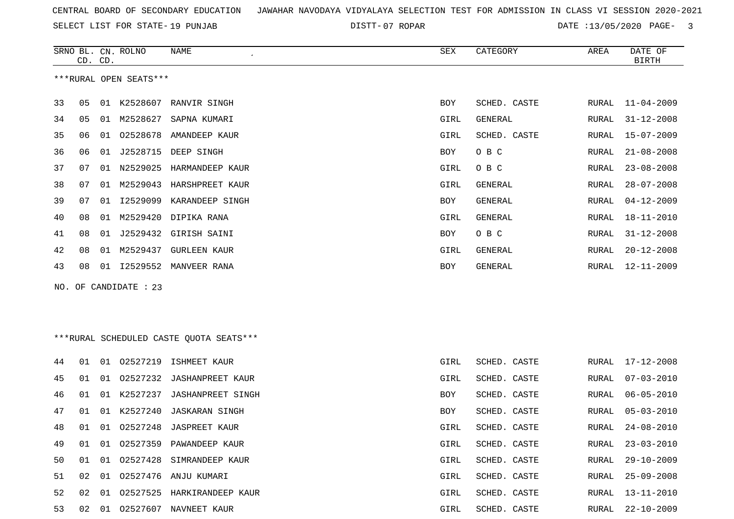CENTRAL BOARD OF SECONDARY EDUCATION JAWAHAR NAVODAYA VIDYALAYA SELECTION TEST FOR ADMISSION IN CLASS VI SESSION 2020-2021

SELECT LIST FOR STATE- 19 PUNJAB DISTT- 07 ROPAR DATE :13/05/2020

***RURAL OPEN SEATS***

| SRNO | BL. CD. | CN. CD. | ROLNO | NAME | SEX | CATEGORY | AREA | DATE OF BIRTH |
|---|---|---|---|---|---|---|---|---|
| 33 | 05 | 01 | K2528607 | RANVIR SINGH | BOY | SCHED. CASTE | RURAL | 11-04-2009 |
| 34 | 05 | 01 | M2528627 | SAPNA KUMARI | GIRL | GENERAL | RURAL | 31-12-2008 |
| 35 | 06 | 01 | O2528678 | AMANDEEP KAUR | GIRL | SCHED. CASTE | RURAL | 15-07-2009 |
| 36 | 06 | 01 | J2528715 | DEEP SINGH | BOY | O B C | RURAL | 21-08-2008 |
| 37 | 07 | 01 | N2529025 | HARMANDEEP KAUR | GIRL | O B C | RURAL | 23-08-2008 |
| 38 | 07 | 01 | M2529043 | HARSHPREET KAUR | GIRL | GENERAL | RURAL | 28-07-2008 |
| 39 | 07 | 01 | I2529099 | KARANDEEP SINGH | BOY | GENERAL | RURAL | 04-12-2009 |
| 40 | 08 | 01 | M2529420 | DIPIKA RANA | GIRL | GENERAL | RURAL | 18-11-2010 |
| 41 | 08 | 01 | J2529432 | GIRISH SAINI | BOY | O B C | RURAL | 31-12-2008 |
| 42 | 08 | 01 | M2529437 | GURLEEN KAUR | GIRL | GENERAL | RURAL | 20-12-2008 |
| 43 | 08 | 01 | I2529552 | MANVEER RANA | BOY | GENERAL | RURAL | 12-11-2009 |

NO. OF CANDIDATE : 23

***RURAL SCHEDULED CASTE QUOTA SEATS***

| SRNO | BL. CD. | CN. CD. | ROLNO | NAME | SEX | CATEGORY | AREA | DATE OF BIRTH |
|---|---|---|---|---|---|---|---|---|
| 44 | 01 | 01 | O2527219 | ISHMEET KAUR | GIRL | SCHED. CASTE | RURAL | 17-12-2008 |
| 45 | 01 | 01 | O2527232 | JASHANPREET KAUR | GIRL | SCHED. CASTE | RURAL | 07-03-2010 |
| 46 | 01 | 01 | K2527237 | JASHANPREET SINGH | BOY | SCHED. CASTE | RURAL | 06-05-2010 |
| 47 | 01 | 01 | K2527240 | JASKARAN SINGH | BOY | SCHED. CASTE | RURAL | 05-03-2010 |
| 48 | 01 | 01 | O2527248 | JASPREET KAUR | GIRL | SCHED. CASTE | RURAL | 24-08-2010 |
| 49 | 01 | 01 | O2527359 | PAWANDEEP KAUR | GIRL | SCHED. CASTE | RURAL | 23-03-2010 |
| 50 | 01 | 01 | O2527428 | SIMRANDEEP KAUR | GIRL | SCHED. CASTE | RURAL | 29-10-2009 |
| 51 | 02 | 01 | O2527476 | ANJU KUMARI | GIRL | SCHED. CASTE | RURAL | 25-09-2008 |
| 52 | 02 | 01 | O2527525 | HARKIRANDEEP KAUR | GIRL | SCHED. CASTE | RURAL | 13-11-2010 |
| 53 | 02 | 01 | O2527607 | NAVNEET KAUR | GIRL | SCHED. CASTE | RURAL | 22-10-2009 |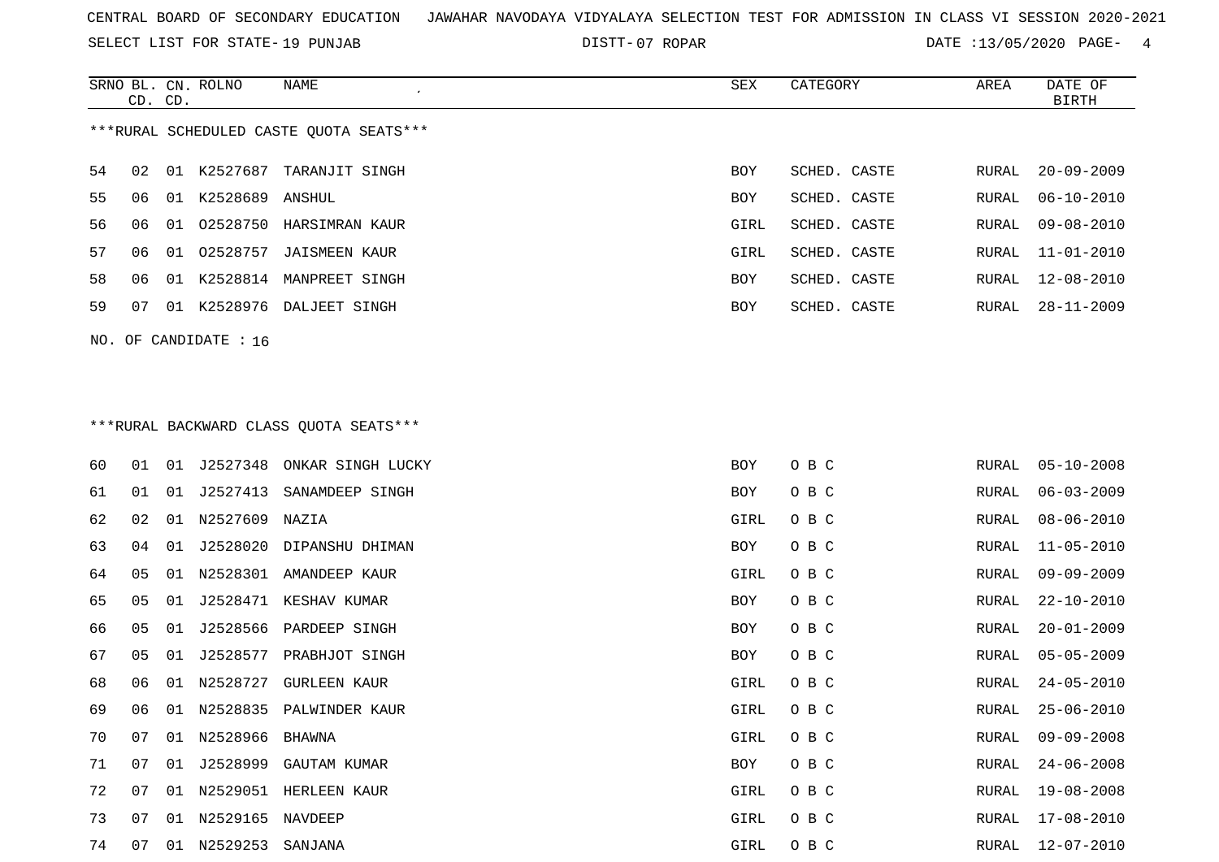CENTRAL BOARD OF SECONDARY EDUCATION JAWAHAR NAVODAYA VIDYALAYA SELECTION TEST FOR ADMISSION IN CLASS VI SESSION 2020-2021

SELECT LIST FOR STATE- 19 PUNJAB DISTT- 07 ROPAR DATE :13/05/2020

***RURAL SCHEDULED CASTE QUOTA SEATS***

| SRNO | BL. CD. | CN. CD. | ROLNO | NAME | SEX | CATEGORY | AREA | DATE OF BIRTH |
|---|---|---|---|---|---|---|---|---|
| 54 | 02 | 01 | K2527687 | TARANJIT SINGH | BOY | SCHED. CASTE | RURAL | 20-09-2009 |
| 55 | 06 | 01 | K2528689 | ANSHUL | BOY | SCHED. CASTE | RURAL | 06-10-2010 |
| 56 | 06 | 01 | O2528750 | HARSIMRAN KAUR | GIRL | SCHED. CASTE | RURAL | 09-08-2010 |
| 57 | 06 | 01 | O2528757 | JAISMEEN KAUR | GIRL | SCHED. CASTE | RURAL | 11-01-2010 |
| 58 | 06 | 01 | K2528814 | MANPREET SINGH | BOY | SCHED. CASTE | RURAL | 12-08-2010 |
| 59 | 07 | 01 | K2528976 | DALJEET SINGH | BOY | SCHED. CASTE | RURAL | 28-11-2009 |

NO. OF CANDIDATE : 16

***RURAL BACKWARD CLASS QUOTA SEATS***

| SRNO | BL. CD. | CN. CD. | ROLNO | NAME | SEX | CATEGORY | AREA | DATE OF BIRTH |
|---|---|---|---|---|---|---|---|---|
| 60 | 01 | 01 | J2527348 | ONKAR SINGH LUCKY | BOY | O B C | RURAL | 05-10-2008 |
| 61 | 01 | 01 | J2527413 | SANAMDEEP SINGH | BOY | O B C | RURAL | 06-03-2009 |
| 62 | 02 | 01 | N2527609 | NAZIA | GIRL | O B C | RURAL | 08-06-2010 |
| 63 | 04 | 01 | J2528020 | DIPANSHU DHIMAN | BOY | O B C | RURAL | 11-05-2010 |
| 64 | 05 | 01 | N2528301 | AMANDEEP KAUR | GIRL | O B C | RURAL | 09-09-2009 |
| 65 | 05 | 01 | J2528471 | KESHAV KUMAR | BOY | O B C | RURAL | 22-10-2010 |
| 66 | 05 | 01 | J2528566 | PARDEEP SINGH | BOY | O B C | RURAL | 20-01-2009 |
| 67 | 05 | 01 | J2528577 | PRABHJOT SINGH | BOY | O B C | RURAL | 05-05-2009 |
| 68 | 06 | 01 | N2528727 | GURLEEN KAUR | GIRL | O B C | RURAL | 24-05-2010 |
| 69 | 06 | 01 | N2528835 | PALWINDER KAUR | GIRL | O B C | RURAL | 25-06-2010 |
| 70 | 07 | 01 | N2528966 | BHAWNA | GIRL | O B C | RURAL | 09-09-2008 |
| 71 | 07 | 01 | J2528999 | GAUTAM KUMAR | BOY | O B C | RURAL | 24-06-2008 |
| 72 | 07 | 01 | N2529051 | HERLEEN KAUR | GIRL | O B C | RURAL | 19-08-2008 |
| 73 | 07 | 01 | N2529165 | NAVDEEP | GIRL | O B C | RURAL | 17-08-2010 |
| 74 | 07 | 01 | N2529253 | SANJANA | GIRL | O B C | RURAL | 12-07-2010 |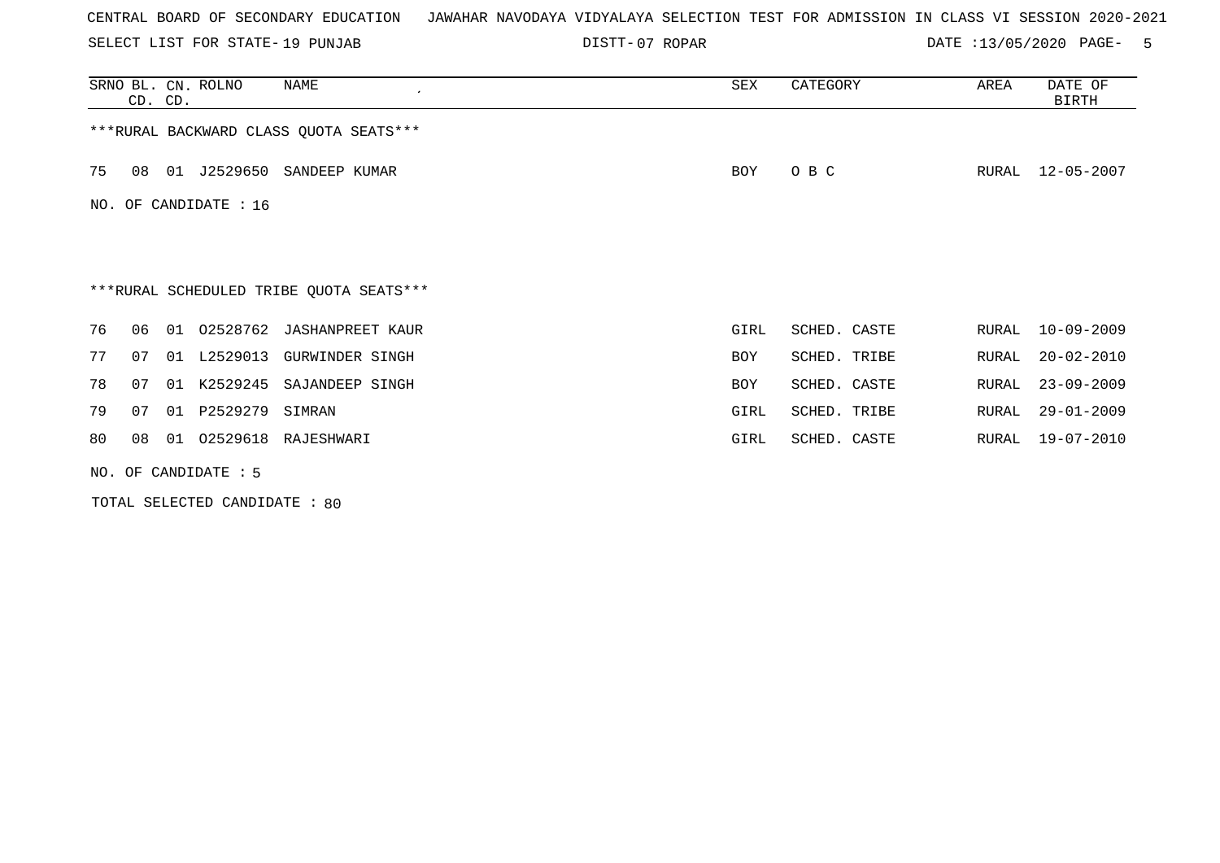CENTRAL BOARD OF SECONDARY EDUCATION JAWAHAR NAVODAYA VIDYALAYA SELECTION TEST FOR ADMISSION IN CLASS VI SESSION 2020-2021

SELECT LIST FOR STATE- 19 PUNJAB DISTT- 07 ROPAR DATE :13/05/2020

| SRNO | BL. CD. | CN. CD. | ROLNO | NAME | SEX | CATEGORY | AREA | DATE OF BIRTH |
|---|---|---|---|---|---|---|---|---|
| ***RURAL BACKWARD CLASS QUOTA SEATS*** | | | | | | | | |
| 75 | 08 | 01 | J2529650 | SANDEEP KUMAR | BOY | O B C | RURAL | 12-05-2007 |

NO. OF CANDIDATE : 16

***RURAL SCHEDULED TRIBE QUOTA SEATS***

| SRNO | BL. CD. | CN. CD. | ROLNO | NAME | SEX | CATEGORY | AREA | DATE OF BIRTH |
|---|---|---|---|---|---|---|---|---|
| 76 | 06 | 01 | O2528762 | JASHANPREET KAUR | GIRL | SCHED. CASTE | RURAL | 10-09-2009 |
| 77 | 07 | 01 | L2529013 | GURWINDER SINGH | BOY | SCHED. TRIBE | RURAL | 20-02-2010 |
| 78 | 07 | 01 | K2529245 | SAJANDEEP SINGH | BOY | SCHED. CASTE | RURAL | 23-09-2009 |
| 79 | 07 | 01 | P2529279 | SIMRAN | GIRL | SCHED. TRIBE | RURAL | 29-01-2009 |
| 80 | 08 | 01 | O2529618 | RAJESHWARI | GIRL | SCHED. CASTE | RURAL | 19-07-2010 |

NO. OF CANDIDATE : 5

TOTAL SELECTED CANDIDATE : 80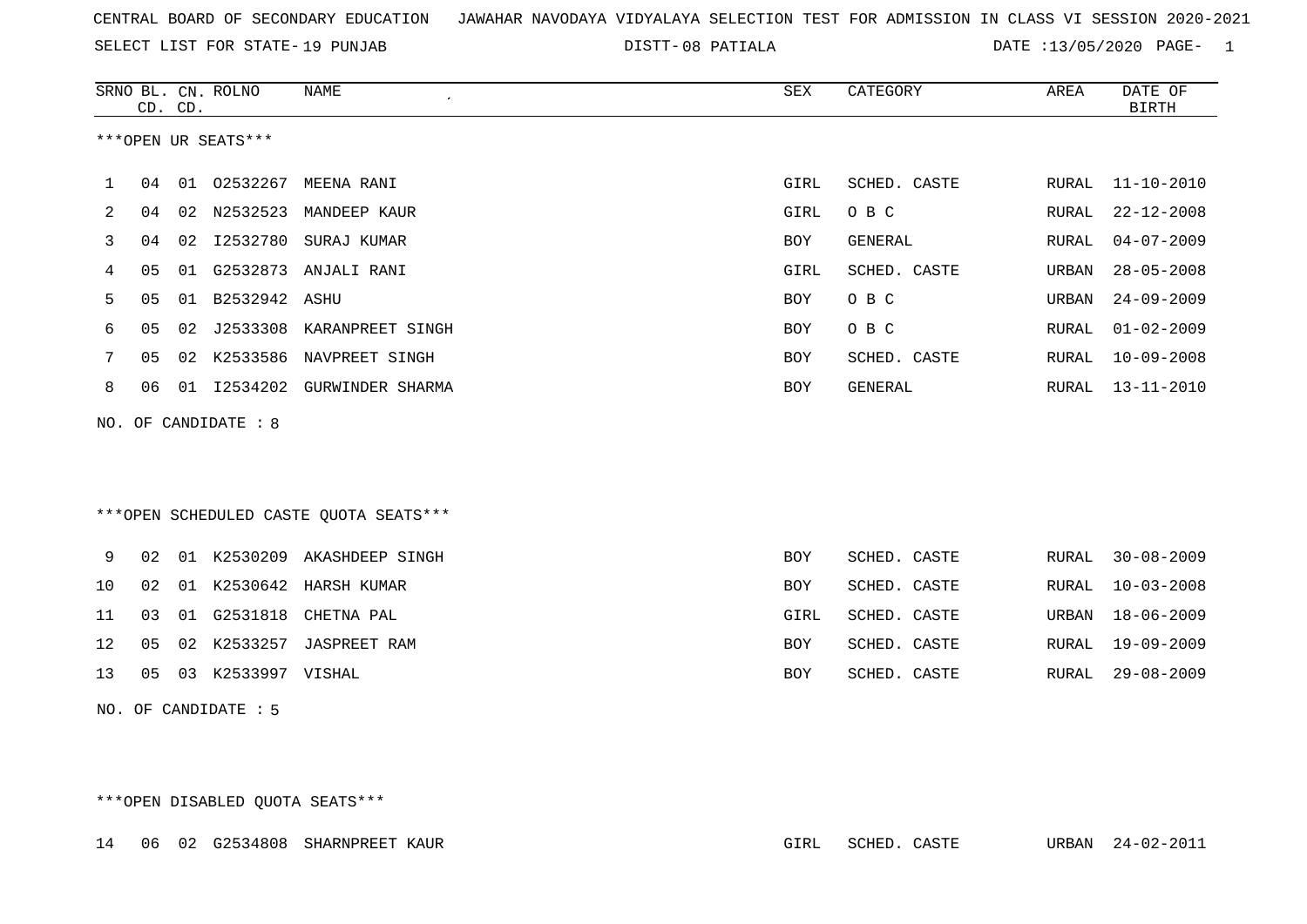CENTRAL BOARD OF SECONDARY EDUCATION JAWAHAR NAVODAYA VIDYALAYA SELECTION TEST FOR ADMISSION IN CLASS VI SESSION 2020-2021

SELECT LIST FOR STATE- 19 PUNJAB DISTT- 08 PATIALA DATE :13/05/2020

***OPEN UR SEATS***

| SRNO | BL. CD. | CN. CD. | ROLNO | NAME | SEX | CATEGORY | AREA | DATE OF BIRTH |
|---|---|---|---|---|---|---|---|---|
| 1 | 04 | 01 | O2532267 | MEENA RANI | GIRL | SCHED. CASTE | RURAL | 11-10-2010 |
| 2 | 04 | 02 | N2532523 | MANDEEP KAUR | GIRL | O B C | RURAL | 22-12-2008 |
| 3 | 04 | 02 | I2532780 | SURAJ KUMAR | BOY | GENERAL | RURAL | 04-07-2009 |
| 4 | 05 | 01 | G2532873 | ANJALI RANI | GIRL | SCHED. CASTE | URBAN | 28-05-2008 |
| 5 | 05 | 01 | B2532942 | ASHU | BOY | O B C | URBAN | 24-09-2009 |
| 6 | 05 | 02 | J2533308 | KARANPREET SINGH | BOY | O B C | RURAL | 01-02-2009 |
| 7 | 05 | 02 | K2533586 | NAVPREET SINGH | BOY | SCHED. CASTE | RURAL | 10-09-2008 |
| 8 | 06 | 01 | I2534202 | GURWINDER SHARMA | BOY | GENERAL | RURAL | 13-11-2010 |

NO. OF CANDIDATE : 8

***OPEN SCHEDULED CASTE QUOTA SEATS***

| SRNO | BL. CD. | CN. CD. | ROLNO | NAME | SEX | CATEGORY | AREA | DATE OF BIRTH |
|---|---|---|---|---|---|---|---|---|
| 9 | 02 | 01 | K2530209 | AKASHDEEP SINGH | BOY | SCHED. CASTE | RURAL | 30-08-2009 |
| 10 | 02 | 01 | K2530642 | HARSH KUMAR | BOY | SCHED. CASTE | RURAL | 10-03-2008 |
| 11 | 03 | 01 | G2531818 | CHETNA PAL | GIRL | SCHED. CASTE | URBAN | 18-06-2009 |
| 12 | 05 | 02 | K2533257 | JASPREET RAM | BOY | SCHED. CASTE | RURAL | 19-09-2009 |
| 13 | 05 | 03 | K2533997 | VISHAL | BOY | SCHED. CASTE | RURAL | 29-08-2009 |

NO. OF CANDIDATE : 5

***OPEN DISABLED QUOTA SEATS***

| SRNO | BL. CD. | CN. CD. | ROLNO | NAME | SEX | CATEGORY | AREA | DATE OF BIRTH |
|---|---|---|---|---|---|---|---|---|
| 14 | 06 | 02 | G2534808 | SHARNPREET KAUR | GIRL | SCHED. CASTE | URBAN | 24-02-2011 |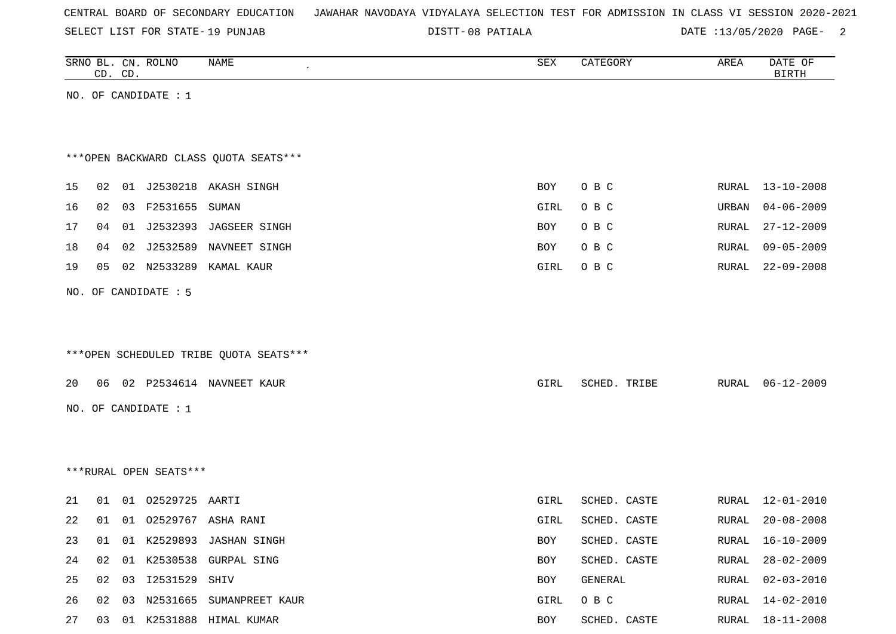CENTRAL BOARD OF SECONDARY EDUCATION JAWAHAR NAVODAYA VIDYALAYA SELECTION TEST FOR ADMISSION IN CLASS VI SESSION 2020-2021

SELECT LIST FOR STATE- 19 PUNJAB DISTT- 08 PATIALA DATE :13/05/2020

| SRNO | BL. CD. | CN. CD. | ROLNO | NAME | SEX | CATEGORY | AREA | DATE OF BIRTH |
|---|---|---|---|---|---|---|---|---|

NO. OF CANDIDATE : 1

***OPEN BACKWARD CLASS QUOTA SEATS***

| SRNO | BL. CD. | CN. CD. | ROLNO | NAME | SEX | CATEGORY | AREA | DATE OF BIRTH |
|---|---|---|---|---|---|---|---|---|
| 15 | 02 | 01 | J2530218 | AKASH SINGH | BOY | O B C | RURAL | 13-10-2008 |
| 16 | 02 | 03 | F2531655 | SUMAN | GIRL | O B C | URBAN | 04-06-2009 |
| 17 | 04 | 01 | J2532393 | JAGSEER SINGH | BOY | O B C | RURAL | 27-12-2009 |
| 18 | 04 | 02 | J2532589 | NAVNEET SINGH | BOY | O B C | RURAL | 09-05-2009 |
| 19 | 05 | 02 | N2533289 | KAMAL KAUR | GIRL | O B C | RURAL | 22-09-2008 |

NO. OF CANDIDATE : 5

***OPEN SCHEDULED TRIBE QUOTA SEATS***

| SRNO | BL. CD. | CN. CD. | ROLNO | NAME | SEX | CATEGORY | AREA | DATE OF BIRTH |
|---|---|---|---|---|---|---|---|---|
| 20 | 06 | 02 | P2534614 | NAVNEET KAUR | GIRL | SCHED. TRIBE | RURAL | 06-12-2009 |

NO. OF CANDIDATE : 1

***RURAL OPEN SEATS***

| SRNO | BL. CD. | CN. CD. | ROLNO | NAME | SEX | CATEGORY | AREA | DATE OF BIRTH |
|---|---|---|---|---|---|---|---|---|
| 21 | 01 | 01 | O2529725 | AARTI | GIRL | SCHED. CASTE | RURAL | 12-01-2010 |
| 22 | 01 | 01 | O2529767 | ASHA RANI | GIRL | SCHED. CASTE | RURAL | 20-08-2008 |
| 23 | 01 | 01 | K2529893 | JASHAN SINGH | BOY | SCHED. CASTE | RURAL | 16-10-2009 |
| 24 | 02 | 01 | K2530538 | GURPAL SING | BOY | SCHED. CASTE | RURAL | 28-02-2009 |
| 25 | 02 | 03 | I2531529 | SHIV | BOY | GENERAL | RURAL | 02-03-2010 |
| 26 | 02 | 03 | N2531665 | SUMANPREET KAUR | GIRL | O B C | RURAL | 14-02-2010 |
| 27 | 03 | 01 | K2531888 | HIMAL KUMAR | BOY | SCHED. CASTE | RURAL | 18-11-2008 |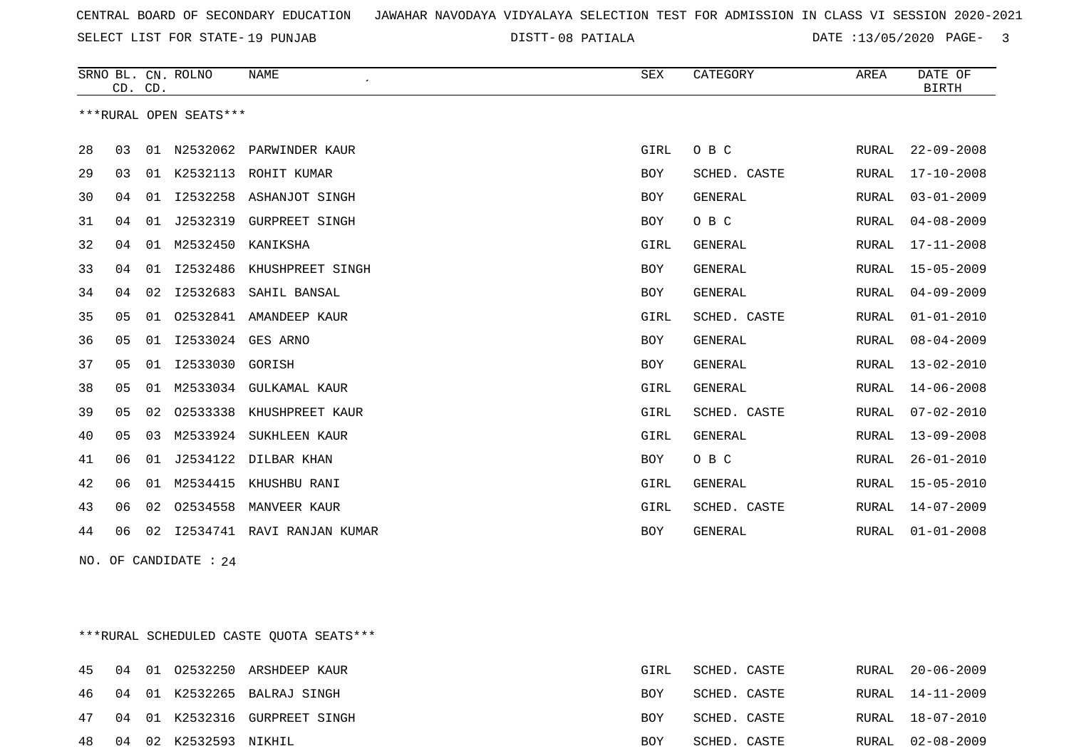CENTRAL BOARD OF SECONDARY EDUCATION JAWAHAR NAVODAYA VIDYALAYA SELECTION TEST FOR ADMISSION IN CLASS VI SESSION 2020-2021

SELECT LIST FOR STATE- 19 PUNJAB DISTT- 08 PATIALA DATE :13/05/2020

| SRNO | BL. CD. | CN. CD. | ROLNO | NAME | SEX | CATEGORY | AREA | DATE OF BIRTH |
|---|---|---|---|---|---|---|---|---|

***RURAL OPEN SEATS***

| SRNO | BL. CD. | CN. CD. | ROLNO | NAME | SEX | CATEGORY | AREA | DATE OF BIRTH |
|---|---|---|---|---|---|---|---|---|
| 28 | 03 | 01 | N2532062 | PARWINDER KAUR | GIRL | O B C | RURAL | 22-09-2008 |
| 29 | 03 | 01 | K2532113 | ROHIT KUMAR | BOY | SCHED. CASTE | RURAL | 17-10-2008 |
| 30 | 04 | 01 | I2532258 | ASHANJOT SINGH | BOY | GENERAL | RURAL | 03-01-2009 |
| 31 | 04 | 01 | J2532319 | GURPREET SINGH | BOY | O B C | RURAL | 04-08-2009 |
| 32 | 04 | 01 | M2532450 | KANIKSHA | GIRL | GENERAL | RURAL | 17-11-2008 |
| 33 | 04 | 01 | I2532486 | KHUSHPREET SINGH | BOY | GENERAL | RURAL | 15-05-2009 |
| 34 | 04 | 02 | I2532683 | SAHIL BANSAL | BOY | GENERAL | RURAL | 04-09-2009 |
| 35 | 05 | 01 | O2532841 | AMANDEEP KAUR | GIRL | SCHED. CASTE | RURAL | 01-01-2010 |
| 36 | 05 | 01 | I2533024 | GES ARNO | BOY | GENERAL | RURAL | 08-04-2009 |
| 37 | 05 | 01 | I2533030 | GORISH | BOY | GENERAL | RURAL | 13-02-2010 |
| 38 | 05 | 01 | M2533034 | GULKAMAL KAUR | GIRL | GENERAL | RURAL | 14-06-2008 |
| 39 | 05 | 02 | O2533338 | KHUSHPREET KAUR | GIRL | SCHED. CASTE | RURAL | 07-02-2010 |
| 40 | 05 | 03 | M2533924 | SUKHLEEN KAUR | GIRL | GENERAL | RURAL | 13-09-2008 |
| 41 | 06 | 01 | J2534122 | DILBAR KHAN | BOY | O B C | RURAL | 26-01-2010 |
| 42 | 06 | 01 | M2534415 | KHUSHBU RANI | GIRL | GENERAL | RURAL | 15-05-2010 |
| 43 | 06 | 02 | O2534558 | MANVEER KAUR | GIRL | SCHED. CASTE | RURAL | 14-07-2009 |
| 44 | 06 | 02 | I2534741 | RAVI RANJAN KUMAR | BOY | GENERAL | RURAL | 01-01-2008 |

NO. OF CANDIDATE : 24

***RURAL SCHEDULED CASTE QUOTA SEATS***

| SRNO | BL. CD. | CN. CD. | ROLNO | NAME | SEX | CATEGORY | AREA | DATE OF BIRTH |
|---|---|---|---|---|---|---|---|---|
| 45 | 04 | 01 | O2532250 | ARSHDEEP KAUR | GIRL | SCHED. CASTE | RURAL | 20-06-2009 |
| 46 | 04 | 01 | K2532265 | BALRAJ SINGH | BOY | SCHED. CASTE | RURAL | 14-11-2009 |
| 47 | 04 | 01 | K2532316 | GURPREET SINGH | BOY | SCHED. CASTE | RURAL | 18-07-2010 |
| 48 | 04 | 02 | K2532593 | NIKHIL | BOY | SCHED. CASTE | RURAL | 02-08-2009 |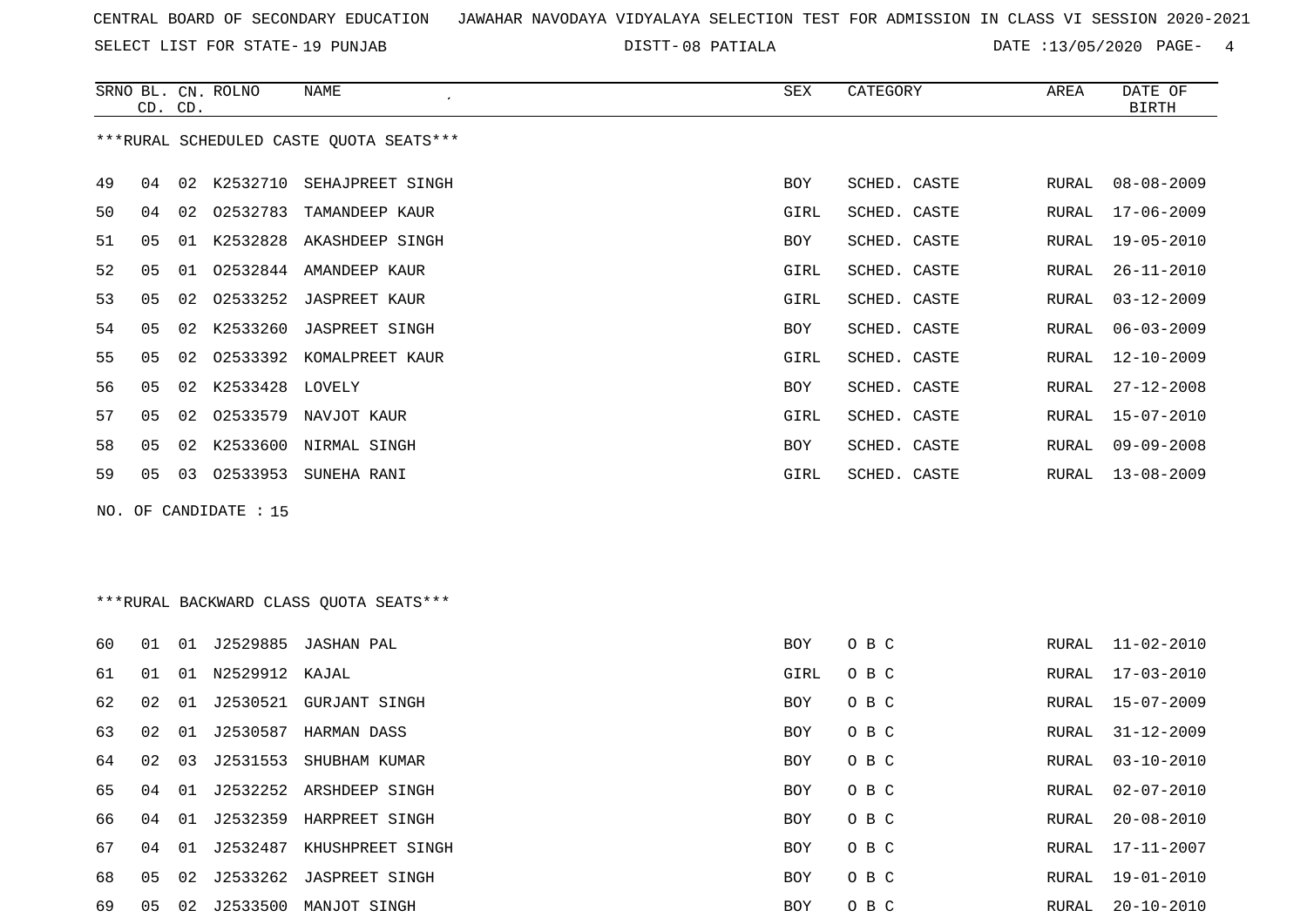CENTRAL BOARD OF SECONDARY EDUCATION JAWAHAR NAVODAYA VIDYALAYA SELECTION TEST FOR ADMISSION IN CLASS VI SESSION 2020-2021

SELECT LIST FOR STATE- 19 PUNJAB DISTT- 08 PATIALA DATE :13/05/2020

***RURAL SCHEDULED CASTE QUOTA SEATS***

| SRNO | BL. CD. | CN. CD. | ROLNO | NAME | SEX | CATEGORY | AREA | DATE OF BIRTH |
|---|---|---|---|---|---|---|---|---|
| 49 | 04 | 02 | K2532710 | SEHAJPREET SINGH | BOY | SCHED. CASTE | RURAL | 08-08-2009 |
| 50 | 04 | 02 | O2532783 | TAMANDEEP KAUR | GIRL | SCHED. CASTE | RURAL | 17-06-2009 |
| 51 | 05 | 01 | K2532828 | AKASHDEEP SINGH | BOY | SCHED. CASTE | RURAL | 19-05-2010 |
| 52 | 05 | 01 | O2532844 | AMANDEEP KAUR | GIRL | SCHED. CASTE | RURAL | 26-11-2010 |
| 53 | 05 | 02 | O2533252 | JASPREET KAUR | GIRL | SCHED. CASTE | RURAL | 03-12-2009 |
| 54 | 05 | 02 | K2533260 | JASPREET SINGH | BOY | SCHED. CASTE | RURAL | 06-03-2009 |
| 55 | 05 | 02 | O2533392 | KOMALPREET KAUR | GIRL | SCHED. CASTE | RURAL | 12-10-2009 |
| 56 | 05 | 02 | K2533428 | LOVELY | BOY | SCHED. CASTE | RURAL | 27-12-2008 |
| 57 | 05 | 02 | O2533579 | NAVJOT KAUR | GIRL | SCHED. CASTE | RURAL | 15-07-2010 |
| 58 | 05 | 02 | K2533600 | NIRMAL SINGH | BOY | SCHED. CASTE | RURAL | 09-09-2008 |
| 59 | 05 | 03 | O2533953 | SUNEHA RANI | GIRL | SCHED. CASTE | RURAL | 13-08-2009 |

NO. OF CANDIDATE : 15

***RURAL BACKWARD CLASS QUOTA SEATS***

| SRNO | BL. CD. | CN. CD. | ROLNO | NAME | SEX | CATEGORY | AREA | DATE OF BIRTH |
|---|---|---|---|---|---|---|---|---|
| 60 | 01 | 01 | J2529885 | JASHAN PAL | BOY | O B C | RURAL | 11-02-2010 |
| 61 | 01 | 01 | N2529912 | KAJAL | GIRL | O B C | RURAL | 17-03-2010 |
| 62 | 02 | 01 | J2530521 | GURJANT SINGH | BOY | O B C | RURAL | 15-07-2009 |
| 63 | 02 | 01 | J2530587 | HARMAN DASS | BOY | O B C | RURAL | 31-12-2009 |
| 64 | 02 | 03 | J2531553 | SHUBHAM KUMAR | BOY | O B C | RURAL | 03-10-2010 |
| 65 | 04 | 01 | J2532252 | ARSHDEEP SINGH | BOY | O B C | RURAL | 02-07-2010 |
| 66 | 04 | 01 | J2532359 | HARPREET SINGH | BOY | O B C | RURAL | 20-08-2010 |
| 67 | 04 | 01 | J2532487 | KHUSHPREET SINGH | BOY | O B C | RURAL | 17-11-2007 |
| 68 | 05 | 02 | J2533262 | JASPREET SINGH | BOY | O B C | RURAL | 19-01-2010 |
| 69 | 05 | 02 | J2533500 | MANJOT SINGH | BOY | O B C | RURAL | 20-10-2010 |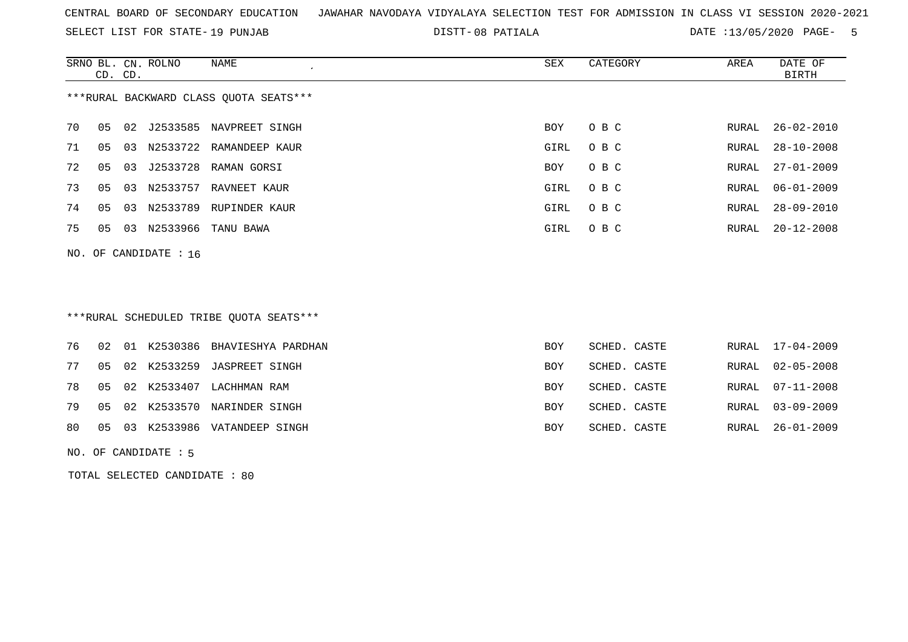CENTRAL BOARD OF SECONDARY EDUCATION JAWAHAR NAVODAYA VIDYALAYA SELECTION TEST FOR ADMISSION IN CLASS VI SESSION 2020-2021

SELECT LIST FOR STATE- 19 PUNJAB    DISTT- 08 PATIALA    DATE :13/05/2020

***RURAL BACKWARD CLASS QUOTA SEATS***

| SRNO | BL. CD. | CN. CD. | ROLNO | NAME | SEX | CATEGORY | AREA | DATE OF BIRTH |
|---|---|---|---|---|---|---|---|---|
| 70 | 05 | 02 | J2533585 | NAVPREET SINGH | BOY | O B C | RURAL | 26-02-2010 |
| 71 | 05 | 03 | N2533722 | RAMANDEEP KAUR | GIRL | O B C | RURAL | 28-10-2008 |
| 72 | 05 | 03 | J2533728 | RAMAN GORSI | BOY | O B C | RURAL | 27-01-2009 |
| 73 | 05 | 03 | N2533757 | RAVNEET KAUR | GIRL | O B C | RURAL | 06-01-2009 |
| 74 | 05 | 03 | N2533789 | RUPINDER KAUR | GIRL | O B C | RURAL | 28-09-2010 |
| 75 | 05 | 03 | N2533966 | TANU BAWA | GIRL | O B C | RURAL | 20-12-2008 |

NO. OF CANDIDATE : 16

***RURAL SCHEDULED TRIBE QUOTA SEATS***

| SRNO | BL. CD. | CN. CD. | ROLNO | NAME | SEX | CATEGORY | AREA | DATE OF BIRTH |
|---|---|---|---|---|---|---|---|---|
| 76 | 02 | 01 | K2530386 | BHAVIESHYA PARDHAN | BOY | SCHED. CASTE | RURAL | 17-04-2009 |
| 77 | 05 | 02 | K2533259 | JASPREET SINGH | BOY | SCHED. CASTE | RURAL | 02-05-2008 |
| 78 | 05 | 02 | K2533407 | LACHHMAN RAM | BOY | SCHED. CASTE | RURAL | 07-11-2008 |
| 79 | 05 | 02 | K2533570 | NARINDER SINGH | BOY | SCHED. CASTE | RURAL | 03-09-2009 |
| 80 | 05 | 03 | K2533986 | VATANDEEP SINGH | BOY | SCHED. CASTE | RURAL | 26-01-2009 |

NO. OF CANDIDATE : 5

TOTAL SELECTED CANDIDATE : 80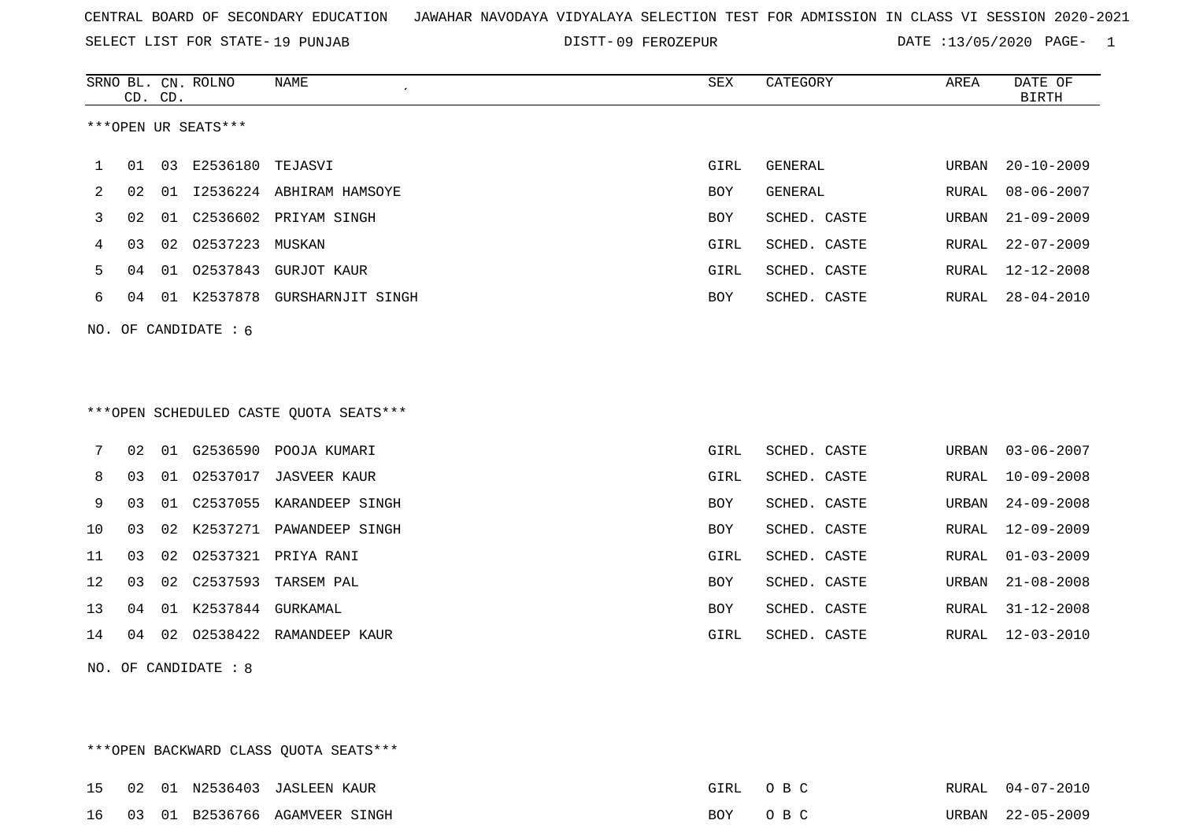CENTRAL BOARD OF SECONDARY EDUCATION JAWAHAR NAVODAYA VIDYALAYA SELECTION TEST FOR ADMISSION IN CLASS VI SESSION 2020-2021

SELECT LIST FOR STATE- 19 PUNJAB DISTT- 09 FEROZEPUR DATE :13/05/2020

***OPEN UR SEATS***

| SRNO | BL. CD. | CN. CD. | ROLNO | NAME | SEX | CATEGORY | AREA | DATE OF BIRTH |
|---|---|---|---|---|---|---|---|---|
| 1 | 01 | 03 | E2536180 | TEJASVI | GIRL | GENERAL | URBAN | 20-10-2009 |
| 2 | 02 | 01 | I2536224 | ABHIRAM HAMSOYE | BOY | GENERAL | RURAL | 08-06-2007 |
| 3 | 02 | 01 | C2536602 | PRIYAM SINGH | BOY | SCHED. CASTE | URBAN | 21-09-2009 |
| 4 | 03 | 02 | O2537223 | MUSKAN | GIRL | SCHED. CASTE | RURAL | 22-07-2009 |
| 5 | 04 | 01 | O2537843 | GURJOT KAUR | GIRL | SCHED. CASTE | RURAL | 12-12-2008 |
| 6 | 04 | 01 | K2537878 | GURSHARNJIT SINGH | BOY | SCHED. CASTE | RURAL | 28-04-2010 |

NO. OF CANDIDATE : 6

***OPEN SCHEDULED CASTE QUOTA SEATS***

| SRNO | BL. CD. | CN. CD. | ROLNO | NAME | SEX | CATEGORY | AREA | DATE OF BIRTH |
|---|---|---|---|---|---|---|---|---|
| 7 | 02 | 01 | G2536590 | POOJA KUMARI | GIRL | SCHED. CASTE | URBAN | 03-06-2007 |
| 8 | 03 | 01 | O2537017 | JASVEER KAUR | GIRL | SCHED. CASTE | RURAL | 10-09-2008 |
| 9 | 03 | 01 | C2537055 | KARANDEEP SINGH | BOY | SCHED. CASTE | URBAN | 24-09-2008 |
| 10 | 03 | 02 | K2537271 | PAWANDEEP SINGH | BOY | SCHED. CASTE | RURAL | 12-09-2009 |
| 11 | 03 | 02 | O2537321 | PRIYA RANI | GIRL | SCHED. CASTE | RURAL | 01-03-2009 |
| 12 | 03 | 02 | C2537593 | TARSEM PAL | BOY | SCHED. CASTE | URBAN | 21-08-2008 |
| 13 | 04 | 01 | K2537844 | GURKAMAL | BOY | SCHED. CASTE | RURAL | 31-12-2008 |
| 14 | 04 | 02 | O2538422 | RAMANDEEP KAUR | GIRL | SCHED. CASTE | RURAL | 12-03-2010 |

NO. OF CANDIDATE : 8

***OPEN BACKWARD CLASS QUOTA SEATS***

| SRNO | BL. CD. | CN. CD. | ROLNO | NAME | SEX | CATEGORY | AREA | DATE OF BIRTH |
|---|---|---|---|---|---|---|---|---|
| 15 | 02 | 01 | N2536403 | JASLEEN KAUR | GIRL | O B C | RURAL | 04-07-2010 |
| 16 | 03 | 01 | B2536766 | AGAMVEER SINGH | BOY | O B C | URBAN | 22-05-2009 |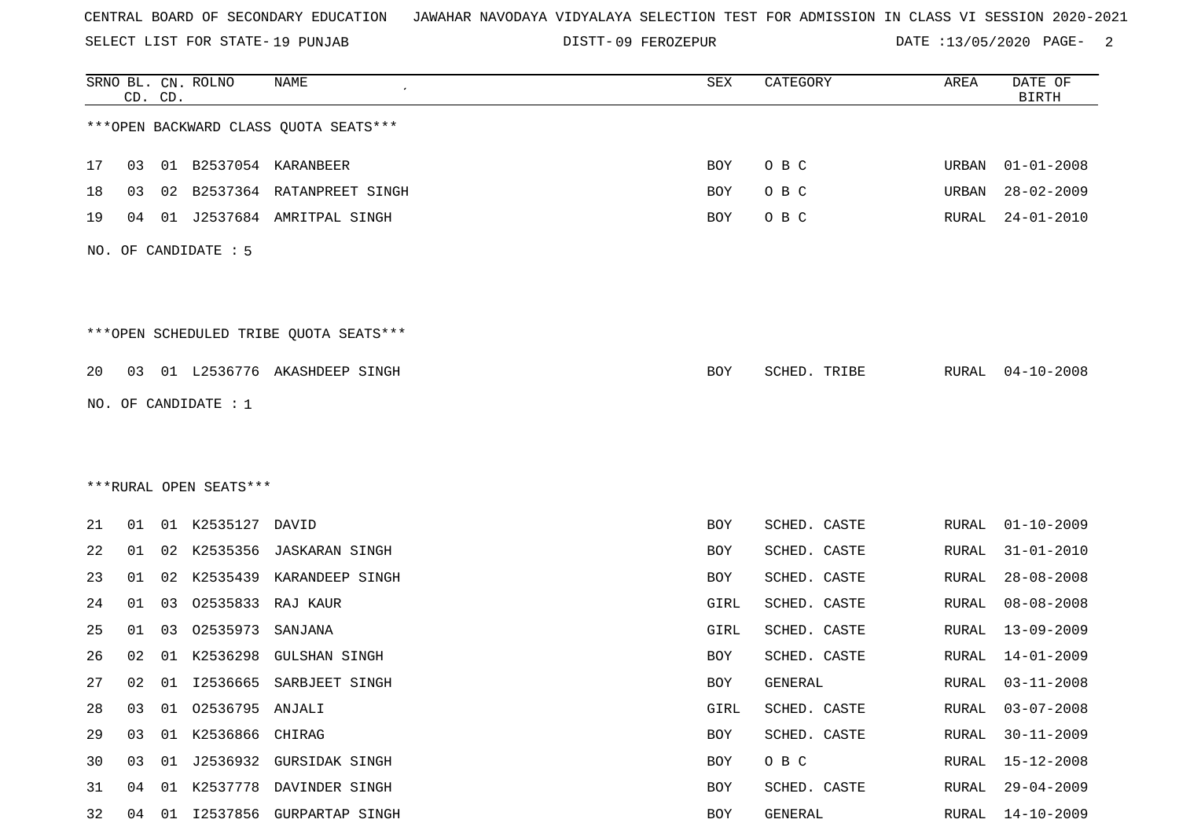CENTRAL BOARD OF SECONDARY EDUCATION JAWAHAR NAVODAYA VIDYALAYA SELECTION TEST FOR ADMISSION IN CLASS VI SESSION 2020-2021

SELECT LIST FOR STATE- 19 PUNJAB DISTT- 09 FEROZEPUR DATE :13/05/2020

***OPEN BACKWARD CLASS QUOTA SEATS***

| SRNO | BL. CD. | CN. CD. | ROLNO | NAME | SEX | CATEGORY | AREA | DATE OF BIRTH |
|---|---|---|---|---|---|---|---|---|
| 17 | 03 | 01 | B2537054 | KARANBEER | BOY | O B C | URBAN | 01-01-2008 |
| 18 | 03 | 02 | B2537364 | RATANPREET SINGH | BOY | O B C | URBAN | 28-02-2009 |
| 19 | 04 | 01 | J2537684 | AMRITPAL SINGH | BOY | O B C | RURAL | 24-01-2010 |

NO. OF CANDIDATE : 5

***OPEN SCHEDULED TRIBE QUOTA SEATS***

| SRNO | BL. CD. | CN. CD. | ROLNO | NAME | SEX | CATEGORY | AREA | DATE OF BIRTH |
|---|---|---|---|---|---|---|---|---|
| 20 | 03 | 01 | L2536776 | AKASHDEEP SINGH | BOY | SCHED. TRIBE | RURAL | 04-10-2008 |

NO. OF CANDIDATE : 1

***RURAL OPEN SEATS***

| SRNO | BL. CD. | CN. CD. | ROLNO | NAME | SEX | CATEGORY | AREA | DATE OF BIRTH |
|---|---|---|---|---|---|---|---|---|
| 21 | 01 | 01 | K2535127 | DAVID | BOY | SCHED. CASTE | RURAL | 01-10-2009 |
| 22 | 01 | 02 | K2535356 | JASKARAN SINGH | BOY | SCHED. CASTE | RURAL | 31-01-2010 |
| 23 | 01 | 02 | K2535439 | KARANDEEP SINGH | BOY | SCHED. CASTE | RURAL | 28-08-2008 |
| 24 | 01 | 03 | O2535833 | RAJ KAUR | GIRL | SCHED. CASTE | RURAL | 08-08-2008 |
| 25 | 01 | 03 | O2535973 | SANJANA | GIRL | SCHED. CASTE | RURAL | 13-09-2009 |
| 26 | 02 | 01 | K2536298 | GULSHAN SINGH | BOY | SCHED. CASTE | RURAL | 14-01-2009 |
| 27 | 02 | 01 | I2536665 | SARBJEET SINGH | BOY | GENERAL | RURAL | 03-11-2008 |
| 28 | 03 | 01 | O2536795 | ANJALI | GIRL | SCHED. CASTE | RURAL | 03-07-2008 |
| 29 | 03 | 01 | K2536866 | CHIRAG | BOY | SCHED. CASTE | RURAL | 30-11-2009 |
| 30 | 03 | 01 | J2536932 | GURSIDAK SINGH | BOY | O B C | RURAL | 15-12-2008 |
| 31 | 04 | 01 | K2537778 | DAVINDER SINGH | BOY | SCHED. CASTE | RURAL | 29-04-2009 |
| 32 | 04 | 01 | I2537856 | GURPARTAP SINGH | BOY | GENERAL | RURAL | 14-10-2009 |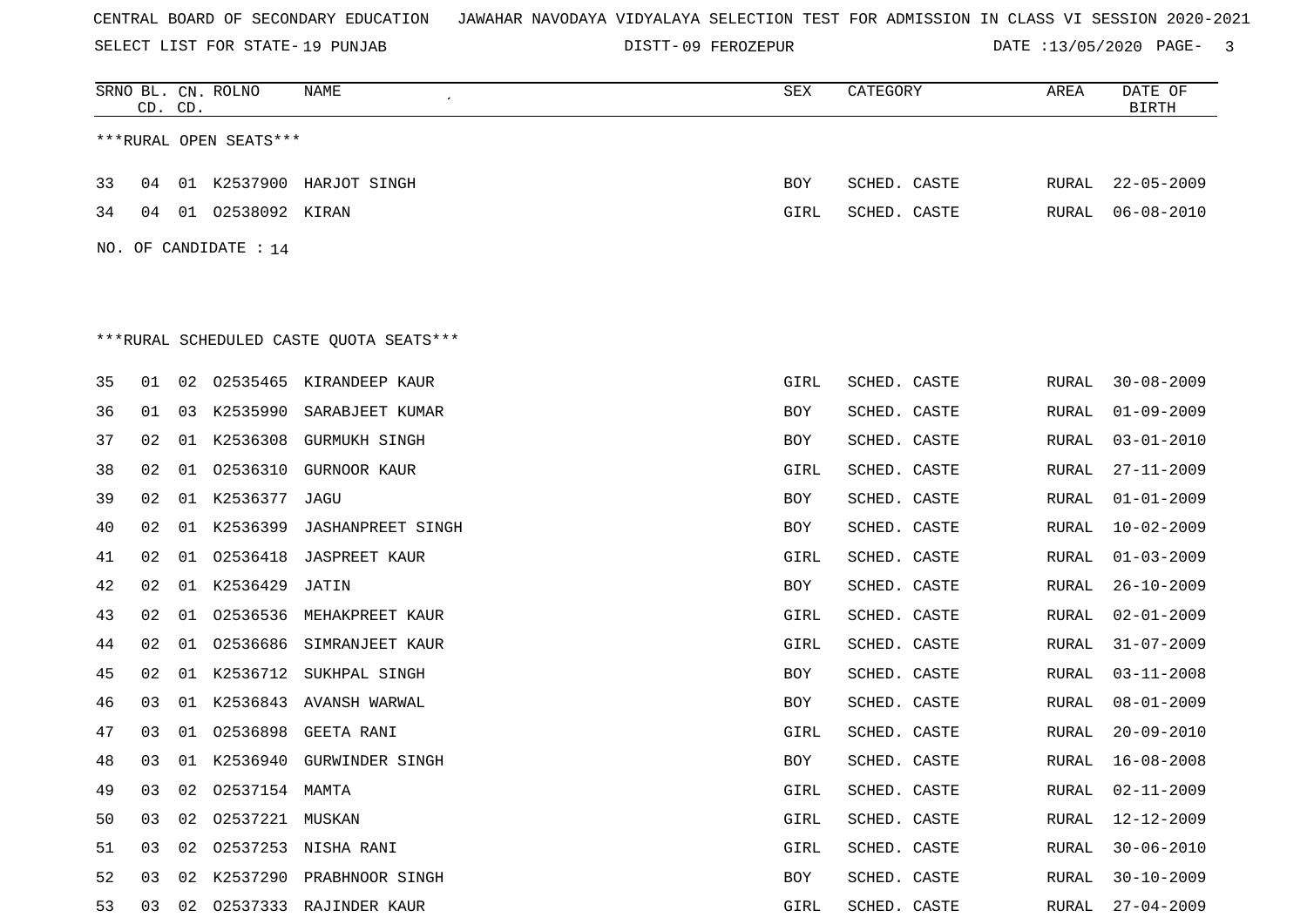CENTRAL BOARD OF SECONDARY EDUCATION JAWAHAR NAVODAYA VIDYALAYA SELECTION TEST FOR ADMISSION IN CLASS VI SESSION 2020-2021

SELECT LIST FOR STATE- 19 PUNJAB DISTT- 09 FEROZEPUR DATE :13/05/2020

***RURAL OPEN SEATS***

| SRNO | BL. CD. | CN. CD. | ROLNO | NAME | SEX | CATEGORY | AREA | DATE OF BIRTH |
|---|---|---|---|---|---|---|---|---|
| 33 | 04 | 01 | K2537900 | HARJOT SINGH | BOY | SCHED. CASTE | RURAL | 22-05-2009 |
| 34 | 04 | 01 | O2538092 | KIRAN | GIRL | SCHED. CASTE | RURAL | 06-08-2010 |

NO. OF CANDIDATE : 14

***RURAL SCHEDULED CASTE QUOTA SEATS***

| SRNO | BL. CD. | CN. CD. | ROLNO | NAME | SEX | CATEGORY | AREA | DATE OF BIRTH |
|---|---|---|---|---|---|---|---|---|
| 35 | 01 | 02 | O2535465 | KIRANDEEP KAUR | GIRL | SCHED. CASTE | RURAL | 30-08-2009 |
| 36 | 01 | 03 | K2535990 | SARABJEET KUMAR | BOY | SCHED. CASTE | RURAL | 01-09-2009 |
| 37 | 02 | 01 | K2536308 | GURMUKH SINGH | BOY | SCHED. CASTE | RURAL | 03-01-2010 |
| 38 | 02 | 01 | O2536310 | GURNOOR KAUR | GIRL | SCHED. CASTE | RURAL | 27-11-2009 |
| 39 | 02 | 01 | K2536377 | JAGU | BOY | SCHED. CASTE | RURAL | 01-01-2009 |
| 40 | 02 | 01 | K2536399 | JASHANPREET SINGH | BOY | SCHED. CASTE | RURAL | 10-02-2009 |
| 41 | 02 | 01 | O2536418 | JASPREET KAUR | GIRL | SCHED. CASTE | RURAL | 01-03-2009 |
| 42 | 02 | 01 | K2536429 | JATIN | BOY | SCHED. CASTE | RURAL | 26-10-2009 |
| 43 | 02 | 01 | O2536536 | MEHAKPREET KAUR | GIRL | SCHED. CASTE | RURAL | 02-01-2009 |
| 44 | 02 | 01 | O2536686 | SIMRANJEET KAUR | GIRL | SCHED. CASTE | RURAL | 31-07-2009 |
| 45 | 02 | 01 | K2536712 | SUKHPAL SINGH | BOY | SCHED. CASTE | RURAL | 03-11-2008 |
| 46 | 03 | 01 | K2536843 | AVANSH WARWAL | BOY | SCHED. CASTE | RURAL | 08-01-2009 |
| 47 | 03 | 01 | O2536898 | GEETA RANI | GIRL | SCHED. CASTE | RURAL | 20-09-2010 |
| 48 | 03 | 01 | K2536940 | GURWINDER SINGH | BOY | SCHED. CASTE | RURAL | 16-08-2008 |
| 49 | 03 | 02 | O2537154 | MAMTA | GIRL | SCHED. CASTE | RURAL | 02-11-2009 |
| 50 | 03 | 02 | O2537221 | MUSKAN | GIRL | SCHED. CASTE | RURAL | 12-12-2009 |
| 51 | 03 | 02 | O2537253 | NISHA RANI | GIRL | SCHED. CASTE | RURAL | 30-06-2010 |
| 52 | 03 | 02 | K2537290 | PRABHNOOR SINGH | BOY | SCHED. CASTE | RURAL | 30-10-2009 |
| 53 | 03 | 02 | O2537333 | RAJINDER KAUR | GIRL | SCHED. CASTE | RURAL | 27-04-2009 |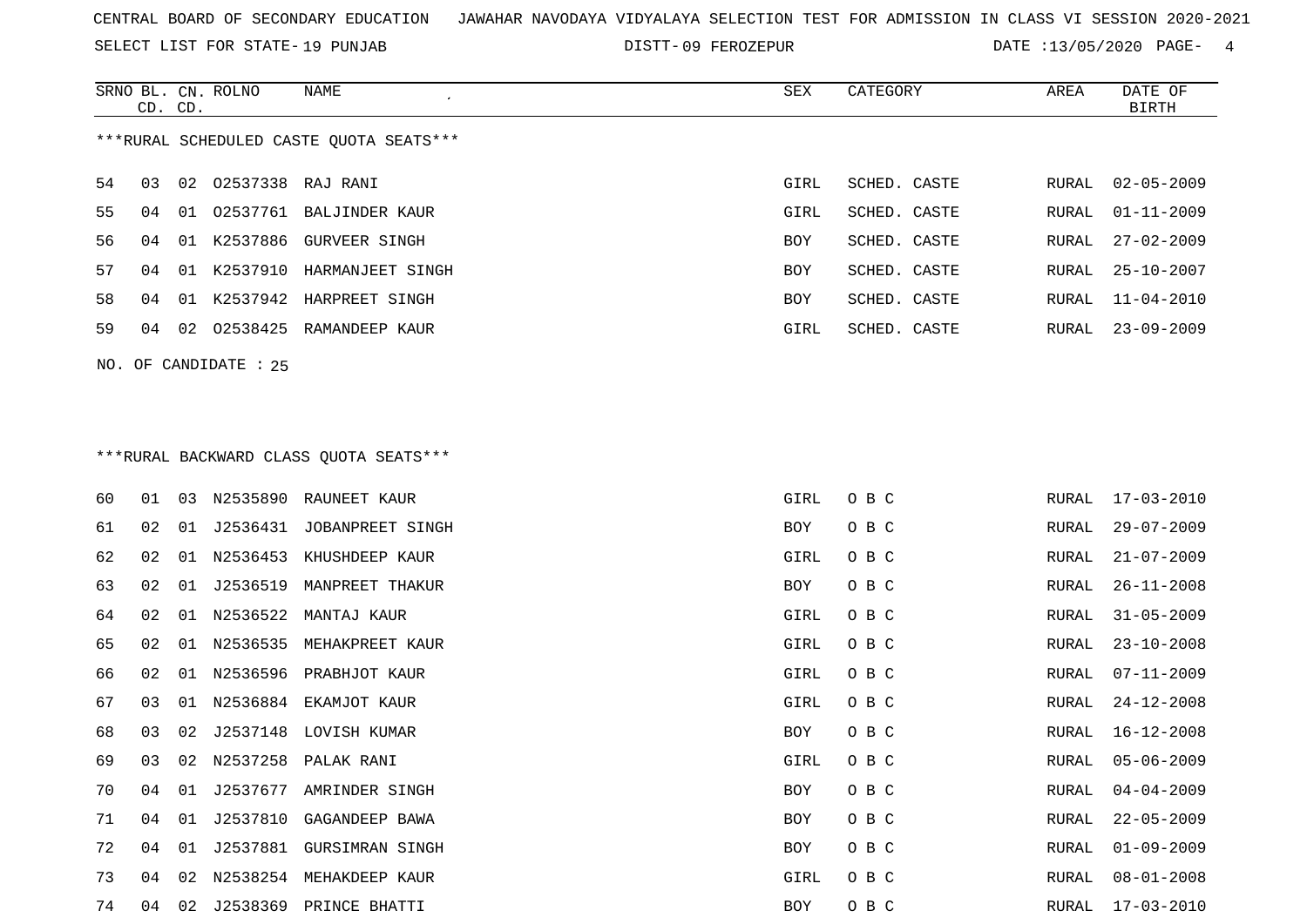CENTRAL BOARD OF SECONDARY EDUCATION   JAWAHAR NAVODAYA VIDYALAYA SELECTION TEST FOR ADMISSION IN CLASS VI SESSION 2020-2021

SELECT LIST FOR STATE- 19 PUNJAB   DISTT- 09 FEROZEPUR   DATE :13/05/2020

***RURAL SCHEDULED CASTE QUOTA SEATS***

| SRNO | BL. CD. | CN. CD. | ROLNO | NAME | SEX | CATEGORY | AREA | DATE OF BIRTH |
|---|---|---|---|---|---|---|---|---|
| 54 | 03 | 02 | O2537338 | RAJ RANI | GIRL | SCHED. CASTE | RURAL | 02-05-2009 |
| 55 | 04 | 01 | O2537761 | BALJINDER KAUR | GIRL | SCHED. CASTE | RURAL | 01-11-2009 |
| 56 | 04 | 01 | K2537886 | GURVEER SINGH | BOY | SCHED. CASTE | RURAL | 27-02-2009 |
| 57 | 04 | 01 | K2537910 | HARMANJEET SINGH | BOY | SCHED. CASTE | RURAL | 25-10-2007 |
| 58 | 04 | 01 | K2537942 | HARPREET SINGH | BOY | SCHED. CASTE | RURAL | 11-04-2010 |
| 59 | 04 | 02 | O2538425 | RAMANDEEP KAUR | GIRL | SCHED. CASTE | RURAL | 23-09-2009 |

NO. OF CANDIDATE : 25

***RURAL BACKWARD CLASS QUOTA SEATS***

| SRNO | BL. CD. | CN. CD. | ROLNO | NAME | SEX | CATEGORY | AREA | DATE OF BIRTH |
|---|---|---|---|---|---|---|---|---|
| 60 | 01 | 03 | N2535890 | RAUNEET KAUR | GIRL | O B C | RURAL | 17-03-2010 |
| 61 | 02 | 01 | J2536431 | JOBANPREET SINGH | BOY | O B C | RURAL | 29-07-2009 |
| 62 | 02 | 01 | N2536453 | KHUSHDEEP KAUR | GIRL | O B C | RURAL | 21-07-2009 |
| 63 | 02 | 01 | J2536519 | MANPREET THAKUR | BOY | O B C | RURAL | 26-11-2008 |
| 64 | 02 | 01 | N2536522 | MANTAJ KAUR | GIRL | O B C | RURAL | 31-05-2009 |
| 65 | 02 | 01 | N2536535 | MEHAKPREET KAUR | GIRL | O B C | RURAL | 23-10-2008 |
| 66 | 02 | 01 | N2536596 | PRABHJOT KAUR | GIRL | O B C | RURAL | 07-11-2009 |
| 67 | 03 | 01 | N2536884 | EKAMJOT KAUR | GIRL | O B C | RURAL | 24-12-2008 |
| 68 | 03 | 02 | J2537148 | LOVISH KUMAR | BOY | O B C | RURAL | 16-12-2008 |
| 69 | 03 | 02 | N2537258 | PALAK RANI | GIRL | O B C | RURAL | 05-06-2009 |
| 70 | 04 | 01 | J2537677 | AMRINDER SINGH | BOY | O B C | RURAL | 04-04-2009 |
| 71 | 04 | 01 | J2537810 | GAGANDEEP BAWA | BOY | O B C | RURAL | 22-05-2009 |
| 72 | 04 | 01 | J2537881 | GURSIMRAN SINGH | BOY | O B C | RURAL | 01-09-2009 |
| 73 | 04 | 02 | N2538254 | MEHAKDEEP KAUR | GIRL | O B C | RURAL | 08-01-2008 |
| 74 | 04 | 02 | J2538369 | PRINCE BHATTI | BOY | O B C | RURAL | 17-03-2010 |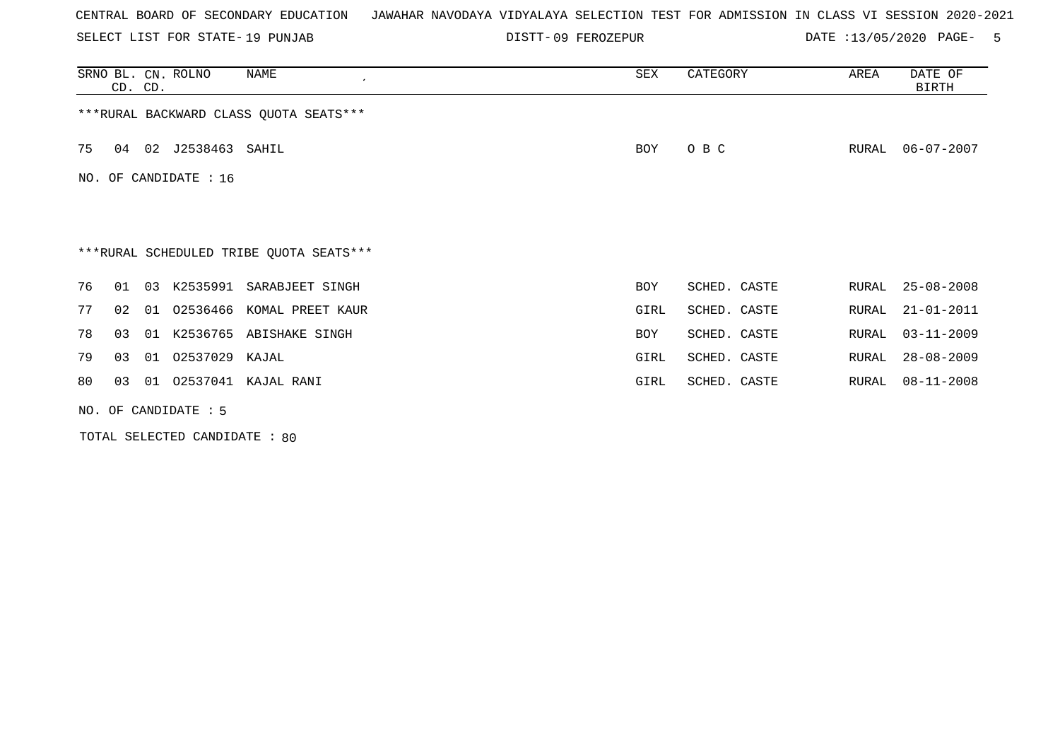CENTRAL BOARD OF SECONDARY EDUCATION JAWAHAR NAVODAYA VIDYALAYA SELECTION TEST FOR ADMISSION IN CLASS VI SESSION 2020-2021

SELECT LIST FOR STATE- 19 PUNJAB    DISTT- 09 FEROZEPUR    DATE :13/05/2020 PAGE- 5

| SRNO | BL. CD. | CN. CD. | ROLNO | NAME | SEX | CATEGORY | AREA | DATE OF BIRTH |
|---|---|---|---|---|---|---|---|---|

***RURAL BACKWARD CLASS QUOTA SEATS***

| SRNO | BL. CD. | CN. CD. | ROLNO | NAME | SEX | CATEGORY | AREA | DATE OF BIRTH |
|---|---|---|---|---|---|---|---|---|
| 75 | 04 | 02 | J2538463 | SAHIL | BOY | O B C | RURAL | 06-07-2007 |

NO. OF CANDIDATE : 16

***RURAL SCHEDULED TRIBE QUOTA SEATS***

| SRNO | BL. CD. | CN. CD. | ROLNO | NAME | SEX | CATEGORY | AREA | DATE OF BIRTH |
|---|---|---|---|---|---|---|---|---|
| 76 | 01 | 03 | K2535991 | SARABJEET SINGH | BOY | SCHED. CASTE | RURAL | 25-08-2008 |
| 77 | 02 | 01 | O2536466 | KOMAL PREET KAUR | GIRL | SCHED. CASTE | RURAL | 21-01-2011 |
| 78 | 03 | 01 | K2536765 | ABISHAKE SINGH | BOY | SCHED. CASTE | RURAL | 03-11-2009 |
| 79 | 03 | 01 | O2537029 | KAJAL | GIRL | SCHED. CASTE | RURAL | 28-08-2009 |
| 80 | 03 | 01 | O2537041 | KAJAL RANI | GIRL | SCHED. CASTE | RURAL | 08-11-2008 |

NO. OF CANDIDATE : 5

TOTAL SELECTED CANDIDATE : 80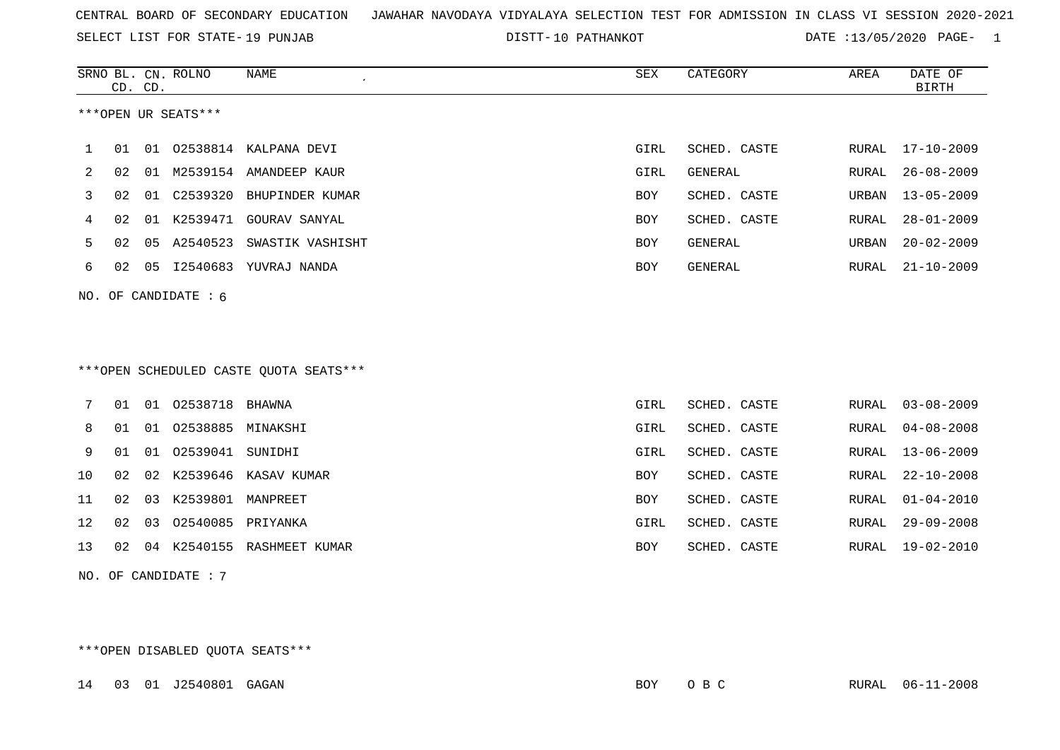CENTRAL BOARD OF SECONDARY EDUCATION JAWAHAR NAVODAYA VIDYALAYA SELECTION TEST FOR ADMISSION IN CLASS VI SESSION 2020-2021

SELECT LIST FOR STATE- 19 PUNJAB DISTT- 10 PATHANKOT DATE :13/05/2020

| SRNO | BL. CD. | CN. CD. | ROLNO | NAME | SEX | CATEGORY | AREA | DATE OF BIRTH |
|---|---|---|---|---|---|---|---|---|

***OPEN UR SEATS***

| SRNO | BL. CD. | CN. CD. | ROLNO | NAME | SEX | CATEGORY | AREA | DATE OF BIRTH |
|---|---|---|---|---|---|---|---|---|
| 1 | 01 | 01 | O2538814 | KALPANA DEVI | GIRL | SCHED. CASTE | RURAL | 17-10-2009 |
| 2 | 02 | 01 | M2539154 | AMANDEEP KAUR | GIRL | GENERAL | RURAL | 26-08-2009 |
| 3 | 02 | 01 | C2539320 | BHUPINDER KUMAR | BOY | SCHED. CASTE | URBAN | 13-05-2009 |
| 4 | 02 | 01 | K2539471 | GOURAV SANYAL | BOY | SCHED. CASTE | RURAL | 28-01-2009 |
| 5 | 02 | 05 | A2540523 | SWASTIK VASHISHT | BOY | GENERAL | URBAN | 20-02-2009 |
| 6 | 02 | 05 | I2540683 | YUVRAJ NANDA | BOY | GENERAL | RURAL | 21-10-2009 |

NO. OF CANDIDATE : 6

***OPEN SCHEDULED CASTE QUOTA SEATS***

| SRNO | BL. CD. | CN. CD. | ROLNO | NAME | SEX | CATEGORY | AREA | DATE OF BIRTH |
|---|---|---|---|---|---|---|---|---|
| 7 | 01 | 01 | O2538718 | BHAWNA | GIRL | SCHED. CASTE | RURAL | 03-08-2009 |
| 8 | 01 | 01 | O2538885 | MINAKSHI | GIRL | SCHED. CASTE | RURAL | 04-08-2008 |
| 9 | 01 | 01 | O2539041 | SUNIDHI | GIRL | SCHED. CASTE | RURAL | 13-06-2009 |
| 10 | 02 | 02 | K2539646 | KASAV KUMAR | BOY | SCHED. CASTE | RURAL | 22-10-2008 |
| 11 | 02 | 03 | K2539801 | MANPREET | BOY | SCHED. CASTE | RURAL | 01-04-2010 |
| 12 | 02 | 03 | O2540085 | PRIYANKA | GIRL | SCHED. CASTE | RURAL | 29-09-2008 |
| 13 | 02 | 04 | K2540155 | RASHMEET KUMAR | BOY | SCHED. CASTE | RURAL | 19-02-2010 |

NO. OF CANDIDATE : 7

***OPEN DISABLED QUOTA SEATS***

| SRNO | BL. CD. | CN. CD. | ROLNO | NAME | SEX | CATEGORY | AREA | DATE OF BIRTH |
|---|---|---|---|---|---|---|---|---|
| 14 | 03 | 01 | J2540801 | GAGAN | BOY | O B C | RURAL | 06-11-2008 |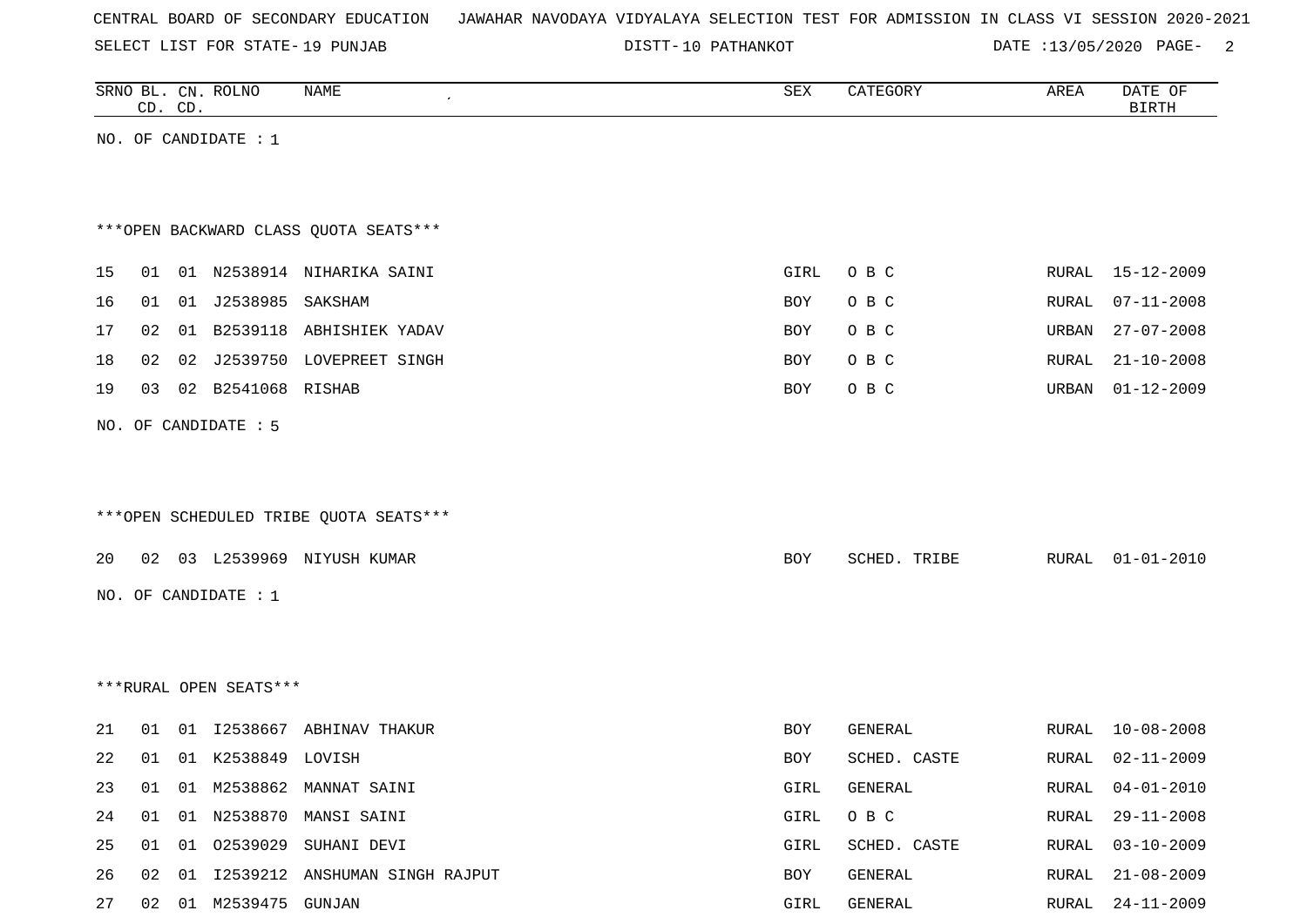CENTRAL BOARD OF SECONDARY EDUCATION JAWAHAR NAVODAYA VIDYALAYA SELECTION TEST FOR ADMISSION IN CLASS VI SESSION 2020-2021

SELECT LIST FOR STATE- 19 PUNJAB DISTT- 10 PATHANKOT DATE :13/05/2020

| SRNO | BL. CD. | CN. CD. | ROLNO | NAME | SEX | CATEGORY | AREA | DATE OF BIRTH |
|---|---|---|---|---|---|---|---|---|

NO. OF CANDIDATE : 1

***OPEN BACKWARD CLASS QUOTA SEATS***

| SRNO | BL. CD. | CN. CD. | ROLNO | NAME | SEX | CATEGORY | AREA | DATE OF BIRTH |
|---|---|---|---|---|---|---|---|---|
| 15 | 01 | 01 | N2538914 | NIHARIKA SAINI | GIRL | O B C | RURAL | 15-12-2009 |
| 16 | 01 | 01 | J2538985 | SAKSHAM | BOY | O B C | RURAL | 07-11-2008 |
| 17 | 02 | 01 | B2539118 | ABHISHIEK YADAV | BOY | O B C | URBAN | 27-07-2008 |
| 18 | 02 | 02 | J2539750 | LOVEPREET SINGH | BOY | O B C | RURAL | 21-10-2008 |
| 19 | 03 | 02 | B2541068 | RISHAB | BOY | O B C | URBAN | 01-12-2009 |

NO. OF CANDIDATE : 5

***OPEN SCHEDULED TRIBE QUOTA SEATS***

| SRNO | BL. CD. | CN. CD. | ROLNO | NAME | SEX | CATEGORY | AREA | DATE OF BIRTH |
|---|---|---|---|---|---|---|---|---|
| 20 | 02 | 03 | L2539969 | NIYUSH KUMAR | BOY | SCHED. TRIBE | RURAL | 01-01-2010 |

NO. OF CANDIDATE : 1

***RURAL OPEN SEATS***

| SRNO | BL. CD. | CN. CD. | ROLNO | NAME | SEX | CATEGORY | AREA | DATE OF BIRTH |
|---|---|---|---|---|---|---|---|---|
| 21 | 01 | 01 | I2538667 | ABHINAV THAKUR | BOY | GENERAL | RURAL | 10-08-2008 |
| 22 | 01 | 01 | K2538849 | LOVISH | BOY | SCHED. CASTE | RURAL | 02-11-2009 |
| 23 | 01 | 01 | M2538862 | MANNAT SAINI | GIRL | GENERAL | RURAL | 04-01-2010 |
| 24 | 01 | 01 | N2538870 | MANSI SAINI | GIRL | O B C | RURAL | 29-11-2008 |
| 25 | 01 | 01 | O2539029 | SUHANI DEVI | GIRL | SCHED. CASTE | RURAL | 03-10-2009 |
| 26 | 02 | 01 | I2539212 | ANSHUMAN SINGH RAJPUT | BOY | GENERAL | RURAL | 21-08-2009 |
| 27 | 02 | 01 | M2539475 | GUNJAN | GIRL | GENERAL | RURAL | 24-11-2009 |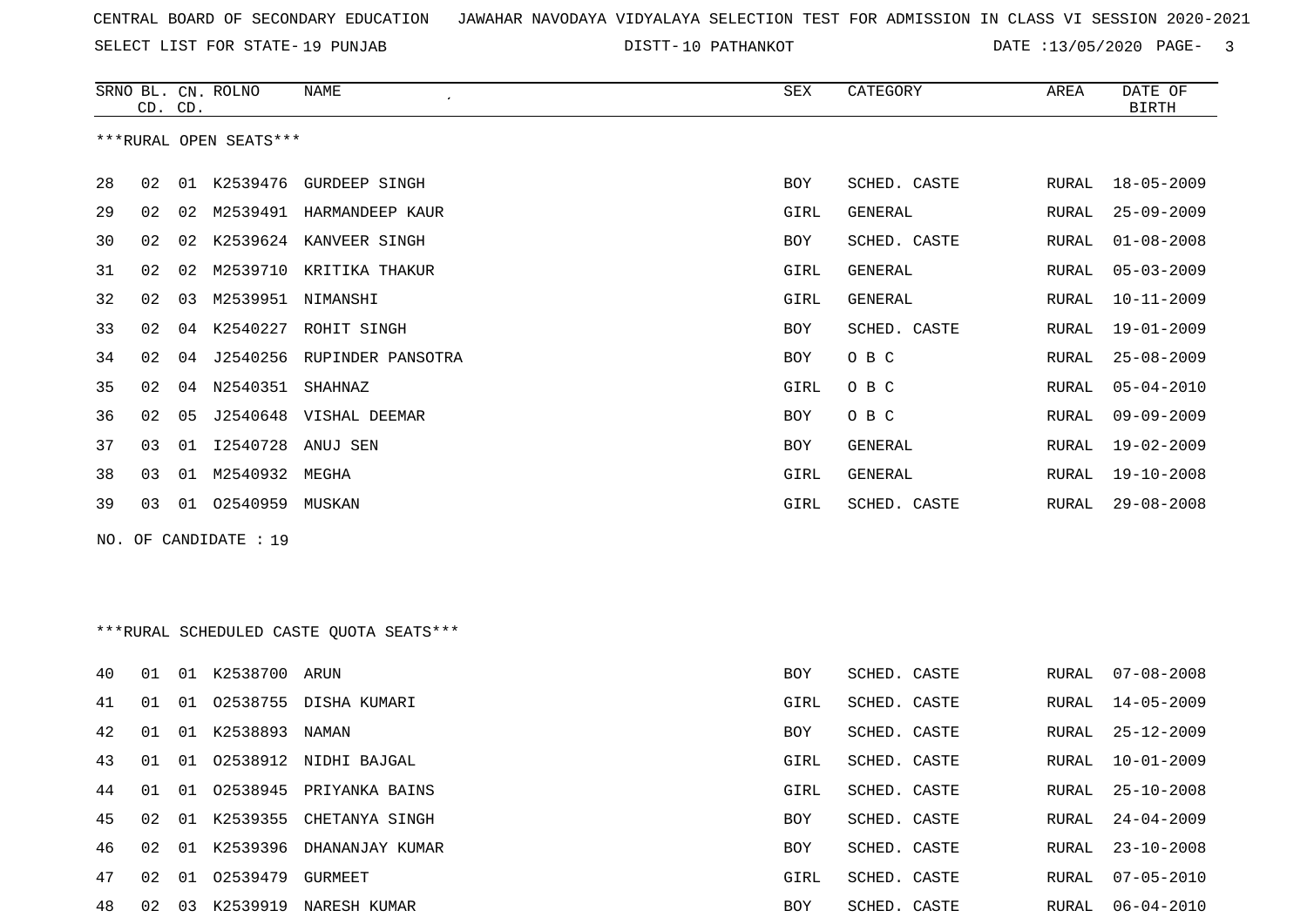CENTRAL BOARD OF SECONDARY EDUCATION JAWAHAR NAVODAYA VIDYALAYA SELECTION TEST FOR ADMISSION IN CLASS VI SESSION 2020-2021

SELECT LIST FOR STATE- 19 PUNJAB DISTT- 10 PATHANKOT DATE :13/05/2020

***RURAL OPEN SEATS***

| SRNO | BL. CD. | CN. CD. | ROLNO | NAME | SEX | CATEGORY | AREA | DATE OF BIRTH |
|---|---|---|---|---|---|---|---|---|
| 28 | 02 | 01 | K2539476 | GURDEEP SINGH | BOY | SCHED. CASTE | RURAL | 18-05-2009 |
| 29 | 02 | 02 | M2539491 | HARMANDEEP KAUR | GIRL | GENERAL | RURAL | 25-09-2009 |
| 30 | 02 | 02 | K2539624 | KANVEER SINGH | BOY | SCHED. CASTE | RURAL | 01-08-2008 |
| 31 | 02 | 02 | M2539710 | KRITIKA THAKUR | GIRL | GENERAL | RURAL | 05-03-2009 |
| 32 | 02 | 03 | M2539951 | NIMANSHI | GIRL | GENERAL | RURAL | 10-11-2009 |
| 33 | 02 | 04 | K2540227 | ROHIT SINGH | BOY | SCHED. CASTE | RURAL | 19-01-2009 |
| 34 | 02 | 04 | J2540256 | RUPINDER PANSOTRA | BOY | O B C | RURAL | 25-08-2009 |
| 35 | 02 | 04 | N2540351 | SHAHNAZ | GIRL | O B C | RURAL | 05-04-2010 |
| 36 | 02 | 05 | J2540648 | VISHAL DEEMAR | BOY | O B C | RURAL | 09-09-2009 |
| 37 | 03 | 01 | I2540728 | ANUJ SEN | BOY | GENERAL | RURAL | 19-02-2009 |
| 38 | 03 | 01 | M2540932 | MEGHA | GIRL | GENERAL | RURAL | 19-10-2008 |
| 39 | 03 | 01 | O2540959 | MUSKAN | GIRL | SCHED. CASTE | RURAL | 29-08-2008 |

NO. OF CANDIDATE : 19

***RURAL SCHEDULED CASTE QUOTA SEATS***

| SRNO | BL. CD. | CN. CD. | ROLNO | NAME | SEX | CATEGORY | AREA | DATE OF BIRTH |
|---|---|---|---|---|---|---|---|---|
| 40 | 01 | 01 | K2538700 | ARUN | BOY | SCHED. CASTE | RURAL | 07-08-2008 |
| 41 | 01 | 01 | O2538755 | DISHA KUMARI | GIRL | SCHED. CASTE | RURAL | 14-05-2009 |
| 42 | 01 | 01 | K2538893 | NAMAN | BOY | SCHED. CASTE | RURAL | 25-12-2009 |
| 43 | 01 | 01 | O2538912 | NIDHI BAJGAL | GIRL | SCHED. CASTE | RURAL | 10-01-2009 |
| 44 | 01 | 01 | O2538945 | PRIYANKA BAINS | GIRL | SCHED. CASTE | RURAL | 25-10-2008 |
| 45 | 02 | 01 | K2539355 | CHETANYA SINGH | BOY | SCHED. CASTE | RURAL | 24-04-2009 |
| 46 | 02 | 01 | K2539396 | DHANANJAY KUMAR | BOY | SCHED. CASTE | RURAL | 23-10-2008 |
| 47 | 02 | 01 | O2539479 | GURMEET | GIRL | SCHED. CASTE | RURAL | 07-05-2010 |
| 48 | 02 | 03 | K2539919 | NARESH KUMAR | BOY | SCHED. CASTE | RURAL | 06-04-2010 |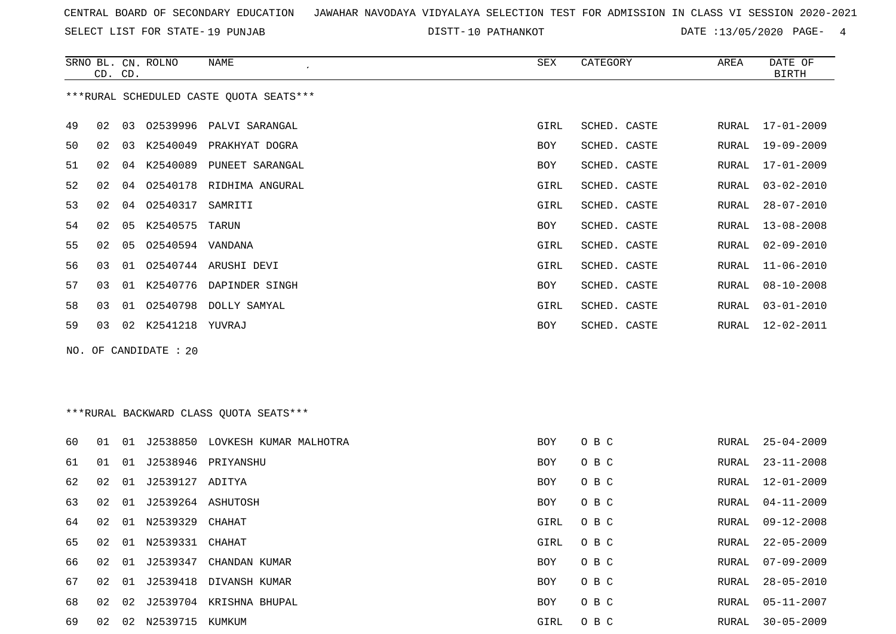CENTRAL BOARD OF SECONDARY EDUCATION JAWAHAR NAVODAYA VIDYALAYA SELECTION TEST FOR ADMISSION IN CLASS VI SESSION 2020-2021

SELECT LIST FOR STATE- 19 PUNJAB DISTT- 10 PATHANKOT DATE :13/05/2020

***RURAL SCHEDULED CASTE QUOTA SEATS***

| SRNO | BL. CD. | CN. CD. | ROLNO | NAME | SEX | CATEGORY | AREA | DATE OF BIRTH |
|---|---|---|---|---|---|---|---|---|
| 49 | 02 | 03 | O2539996 | PALVI SARANGAL | GIRL | SCHED. CASTE | RURAL | 17-01-2009 |
| 50 | 02 | 03 | K2540049 | PRAKHYAT DOGRA | BOY | SCHED. CASTE | RURAL | 19-09-2009 |
| 51 | 02 | 04 | K2540089 | PUNEET SARANGAL | BOY | SCHED. CASTE | RURAL | 17-01-2009 |
| 52 | 02 | 04 | O2540178 | RIDHIMA ANGURAL | GIRL | SCHED. CASTE | RURAL | 03-02-2010 |
| 53 | 02 | 04 | O2540317 | SAMRITI | GIRL | SCHED. CASTE | RURAL | 28-07-2010 |
| 54 | 02 | 05 | K2540575 | TARUN | BOY | SCHED. CASTE | RURAL | 13-08-2008 |
| 55 | 02 | 05 | O2540594 | VANDANA | GIRL | SCHED. CASTE | RURAL | 02-09-2010 |
| 56 | 03 | 01 | O2540744 | ARUSHI DEVI | GIRL | SCHED. CASTE | RURAL | 11-06-2010 |
| 57 | 03 | 01 | K2540776 | DAPINDER SINGH | BOY | SCHED. CASTE | RURAL | 08-10-2008 |
| 58 | 03 | 01 | O2540798 | DOLLY SAMYAL | GIRL | SCHED. CASTE | RURAL | 03-01-2010 |
| 59 | 03 | 02 | K2541218 | YUVRAJ | BOY | SCHED. CASTE | RURAL | 12-02-2011 |

NO. OF CANDIDATE : 20

***RURAL BACKWARD CLASS QUOTA SEATS***

| SRNO | BL. CD. | CN. CD. | ROLNO | NAME | SEX | CATEGORY | AREA | DATE OF BIRTH |
|---|---|---|---|---|---|---|---|---|
| 60 | 01 | 01 | J2538850 | LOVKESH KUMAR MALHOTRA | BOY | O B C | RURAL | 25-04-2009 |
| 61 | 01 | 01 | J2538946 | PRIYANSHU | BOY | O B C | RURAL | 23-11-2008 |
| 62 | 02 | 01 | J2539127 | ADITYA | BOY | O B C | RURAL | 12-01-2009 |
| 63 | 02 | 01 | J2539264 | ASHUTOSH | BOY | O B C | RURAL | 04-11-2009 |
| 64 | 02 | 01 | N2539329 | CHAHAT | GIRL | O B C | RURAL | 09-12-2008 |
| 65 | 02 | 01 | N2539331 | CHAHAT | GIRL | O B C | RURAL | 22-05-2009 |
| 66 | 02 | 01 | J2539347 | CHANDAN KUMAR | BOY | O B C | RURAL | 07-09-2009 |
| 67 | 02 | 01 | J2539418 | DIVANSH KUMAR | BOY | O B C | RURAL | 28-05-2010 |
| 68 | 02 | 02 | J2539704 | KRISHNA BHUPAL | BOY | O B C | RURAL | 05-11-2007 |
| 69 | 02 | 02 | N2539715 | KUMKUM | GIRL | O B C | RURAL | 30-05-2009 |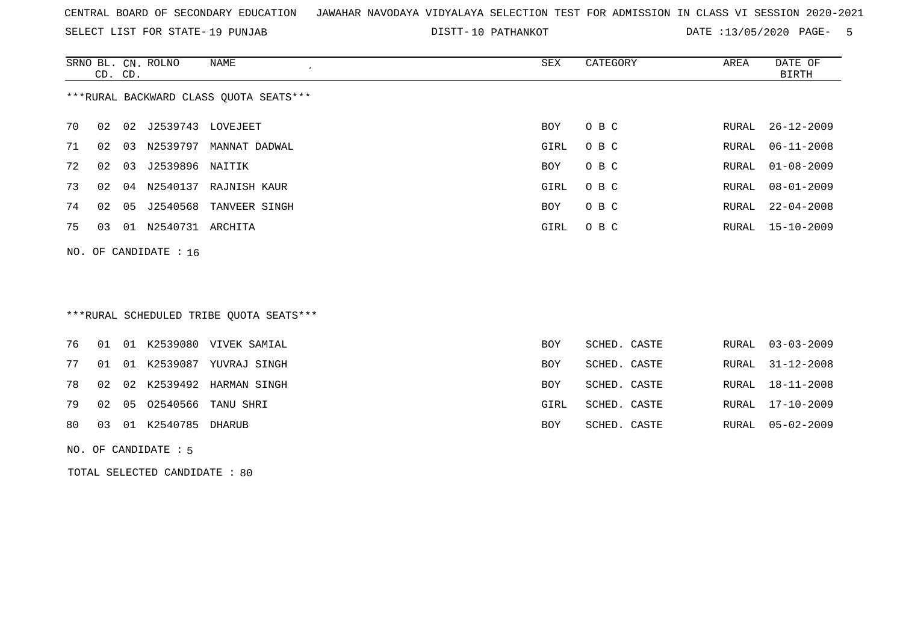CENTRAL BOARD OF SECONDARY EDUCATION JAWAHAR NAVODAYA VIDYALAYA SELECTION TEST FOR ADMISSION IN CLASS VI SESSION 2020-2021

SELECT LIST FOR STATE- 19 PUNJAB DISTT- 10 PATHANKOT DATE :13/05/2020 PAGE- 5

***RURAL BACKWARD CLASS QUOTA SEATS***

| SRNO | BL. CD. | CN. CD. | ROLNO | NAME | SEX | CATEGORY | AREA | DATE OF BIRTH |
|---|---|---|---|---|---|---|---|---|
| 70 | 02 | 02 | J2539743 | LOVEJEET | BOY | O B C | RURAL | 26-12-2009 |
| 71 | 02 | 03 | N2539797 | MANNAT DADWAL | GIRL | O B C | RURAL | 06-11-2008 |
| 72 | 02 | 03 | J2539896 | NAITIK | BOY | O B C | RURAL | 01-08-2009 |
| 73 | 02 | 04 | N2540137 | RAJNISH KAUR | GIRL | O B C | RURAL | 08-01-2009 |
| 74 | 02 | 05 | J2540568 | TANVEER SINGH | BOY | O B C | RURAL | 22-04-2008 |
| 75 | 03 | 01 | N2540731 | ARCHITA | GIRL | O B C | RURAL | 15-10-2009 |

NO. OF CANDIDATE : 16

***RURAL SCHEDULED TRIBE QUOTA SEATS***

| SRNO | BL. CD. | CN. CD. | ROLNO | NAME | SEX | CATEGORY | AREA | DATE OF BIRTH |
|---|---|---|---|---|---|---|---|---|
| 76 | 01 | 01 | K2539080 | VIVEK SAMIAL | BOY | SCHED. CASTE | RURAL | 03-03-2009 |
| 77 | 01 | 01 | K2539087 | YUVRAJ SINGH | BOY | SCHED. CASTE | RURAL | 31-12-2008 |
| 78 | 02 | 02 | K2539492 | HARMAN SINGH | BOY | SCHED. CASTE | RURAL | 18-11-2008 |
| 79 | 02 | 05 | O2540566 | TANU SHRI | GIRL | SCHED. CASTE | RURAL | 17-10-2009 |
| 80 | 03 | 01 | K2540785 | DHARUB | BOY | SCHED. CASTE | RURAL | 05-02-2009 |

NO. OF CANDIDATE : 5

TOTAL SELECTED CANDIDATE : 80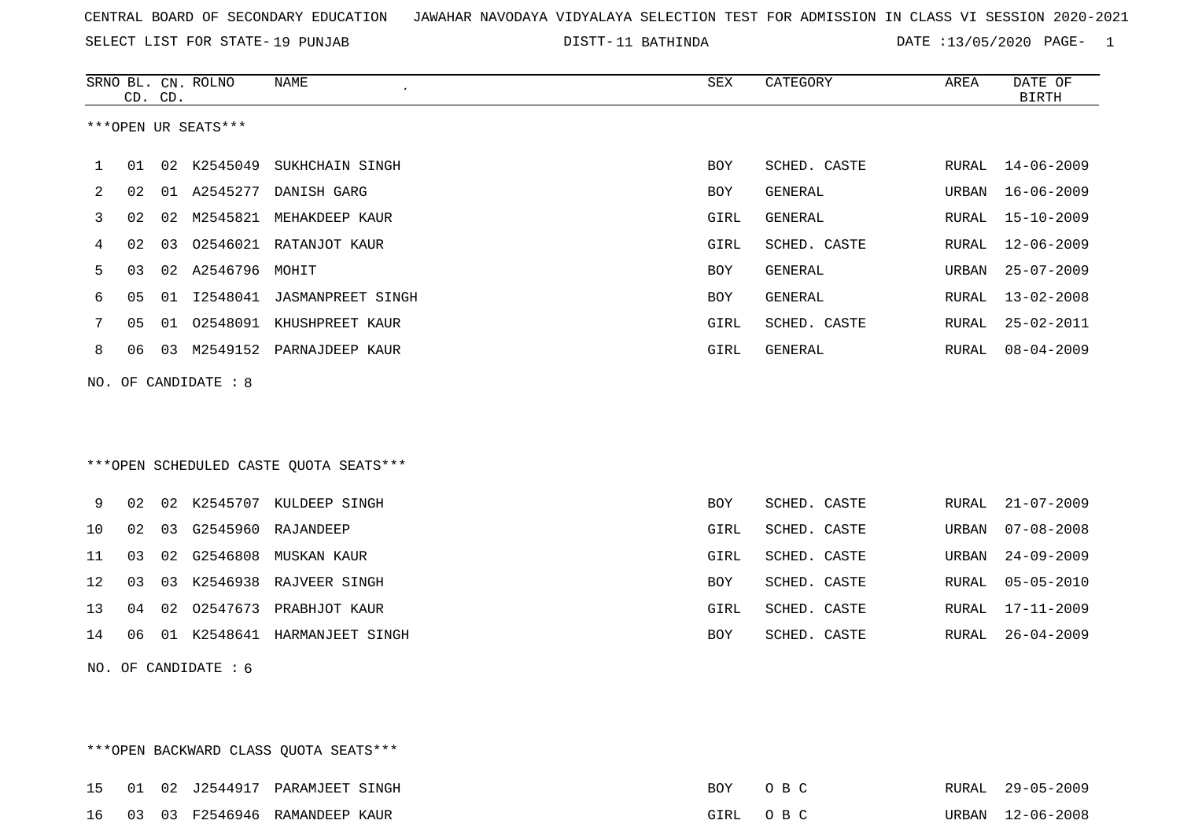CENTRAL BOARD OF SECONDARY EDUCATION JAWAHAR NAVODAYA VIDYALAYA SELECTION TEST FOR ADMISSION IN CLASS VI SESSION 2020-2021

SELECT LIST FOR STATE- 19 PUNJAB DISTT- 11 BATHINDA DATE :13/05/2020 PAGE- 1

***OPEN UR SEATS***

| SRNO | BL. CD. | CN. CD. | ROLNO | NAME | SEX | CATEGORY | AREA | DATE OF BIRTH |
|---|---|---|---|---|---|---|---|---|
| 1 | 01 | 02 | K2545049 | SUKHCHAIN SINGH | BOY | SCHED. CASTE | RURAL | 14-06-2009 |
| 2 | 02 | 01 | A2545277 | DANISH GARG | BOY | GENERAL | URBAN | 16-06-2009 |
| 3 | 02 | 02 | M2545821 | MEHAKDEEP KAUR | GIRL | GENERAL | RURAL | 15-10-2009 |
| 4 | 02 | 03 | O2546021 | RATANJOT KAUR | GIRL | SCHED. CASTE | RURAL | 12-06-2009 |
| 5 | 03 | 02 | A2546796 | MOHIT | BOY | GENERAL | URBAN | 25-07-2009 |
| 6 | 05 | 01 | I2548041 | JASMANPREET SINGH | BOY | GENERAL | RURAL | 13-02-2008 |
| 7 | 05 | 01 | O2548091 | KHUSHPREET KAUR | GIRL | SCHED. CASTE | RURAL | 25-02-2011 |
| 8 | 06 | 03 | M2549152 | PARNAJDEEP KAUR | GIRL | GENERAL | RURAL | 08-04-2009 |

NO. OF CANDIDATE : 8

***OPEN SCHEDULED CASTE QUOTA SEATS***

| SRNO | BL. CD. | CN. CD. | ROLNO | NAME | SEX | CATEGORY | AREA | DATE OF BIRTH |
|---|---|---|---|---|---|---|---|---|
| 9 | 02 | 02 | K2545707 | KULDEEP SINGH | BOY | SCHED. CASTE | RURAL | 21-07-2009 |
| 10 | 02 | 03 | G2545960 | RAJANDEEP | GIRL | SCHED. CASTE | URBAN | 07-08-2008 |
| 11 | 03 | 02 | G2546808 | MUSKAN KAUR | GIRL | SCHED. CASTE | URBAN | 24-09-2009 |
| 12 | 03 | 03 | K2546938 | RAJVEER SINGH | BOY | SCHED. CASTE | RURAL | 05-05-2010 |
| 13 | 04 | 02 | O2547673 | PRABHJOT KAUR | GIRL | SCHED. CASTE | RURAL | 17-11-2009 |
| 14 | 06 | 01 | K2548641 | HARMANJEET SINGH | BOY | SCHED. CASTE | RURAL | 26-04-2009 |

NO. OF CANDIDATE : 6

***OPEN BACKWARD CLASS QUOTA SEATS***

| SRNO | BL. CD. | CN. CD. | ROLNO | NAME | SEX | CATEGORY | AREA | DATE OF BIRTH |
|---|---|---|---|---|---|---|---|---|
| 15 | 01 | 02 | J2544917 | PARAMJEET SINGH | BOY | O B C | RURAL | 29-05-2009 |
| 16 | 03 | 03 | F2546946 | RAMANDEEP KAUR | GIRL | O B C | URBAN | 12-06-2008 |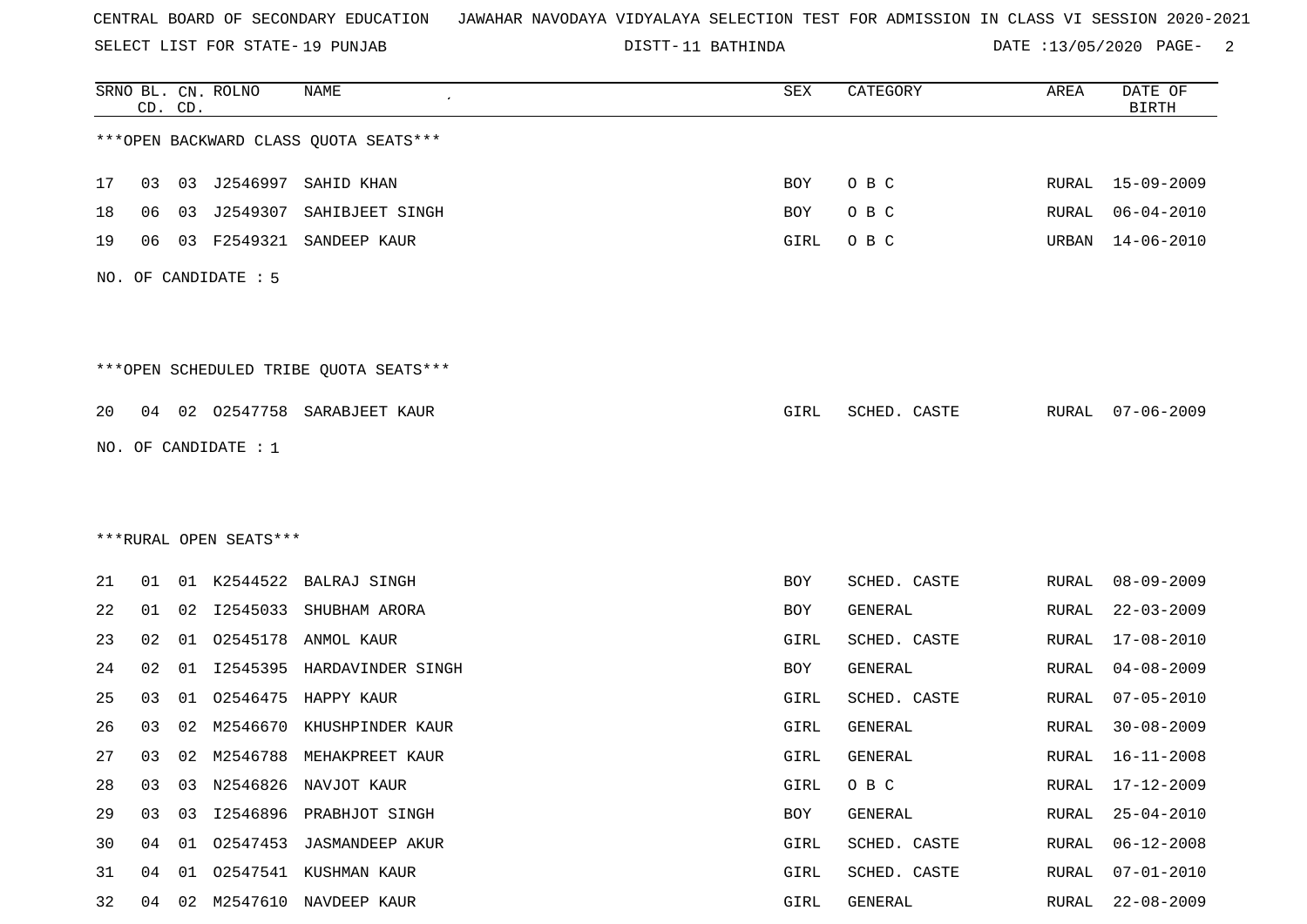CENTRAL BOARD OF SECONDARY EDUCATION JAWAHAR NAVODAYA VIDYALAYA SELECTION TEST FOR ADMISSION IN CLASS VI SESSION 2020-2021

SELECT LIST FOR STATE- 19 PUNJAB DISTT- 11 BATHINDA DATE :13/05/2020

| SRNO | BL. CD. | CN. CD. | ROLNO | NAME | SEX | CATEGORY | AREA | DATE OF BIRTH |
|---|---|---|---|---|---|---|---|---|
| ***OPEN BACKWARD CLASS QUOTA SEATS*** | | | | | | | | |
| 17 | 03 | 03 | J2546997 | SAHID KHAN | BOY | O B C | RURAL | 15-09-2009 |
| 18 | 06 | 03 | J2549307 | SAHIBJEET SINGH | BOY | O B C | RURAL | 06-04-2010 |
| 19 | 06 | 03 | F2549321 | SANDEEP KAUR | GIRL | O B C | URBAN | 14-06-2010 |

NO. OF CANDIDATE : 5

| SRNO | BL. CD. | CN. CD. | ROLNO | NAME | SEX | CATEGORY | AREA | DATE OF BIRTH |
|---|---|---|---|---|---|---|---|---|
| ***OPEN SCHEDULED TRIBE QUOTA SEATS*** | | | | | | | | |
| 20 | 04 | 02 | O2547758 | SARABJEET KAUR | GIRL | SCHED. CASTE | RURAL | 07-06-2009 |

NO. OF CANDIDATE : 1

| SRNO | BL. CD. | CN. CD. | ROLNO | NAME | SEX | CATEGORY | AREA | DATE OF BIRTH |
|---|---|---|---|---|---|---|---|---|
| ***RURAL OPEN SEATS*** | | | | | | | | |
| 21 | 01 | 01 | K2544522 | BALRAJ SINGH | BOY | SCHED. CASTE | RURAL | 08-09-2009 |
| 22 | 01 | 02 | I2545033 | SHUBHAM ARORA | BOY | GENERAL | RURAL | 22-03-2009 |
| 23 | 02 | 01 | O2545178 | ANMOL KAUR | GIRL | SCHED. CASTE | RURAL | 17-08-2010 |
| 24 | 02 | 01 | I2545395 | HARDAVINDER SINGH | BOY | GENERAL | RURAL | 04-08-2009 |
| 25 | 03 | 01 | O2546475 | HAPPY KAUR | GIRL | SCHED. CASTE | RURAL | 07-05-2010 |
| 26 | 03 | 02 | M2546670 | KHUSHPINDER KAUR | GIRL | GENERAL | RURAL | 30-08-2009 |
| 27 | 03 | 02 | M2546788 | MEHAKPREET KAUR | GIRL | GENERAL | RURAL | 16-11-2008 |
| 28 | 03 | 03 | N2546826 | NAVJOT KAUR | GIRL | O B C | RURAL | 17-12-2009 |
| 29 | 03 | 03 | I2546896 | PRABHJOT SINGH | BOY | GENERAL | RURAL | 25-04-2010 |
| 30 | 04 | 01 | O2547453 | JASMANDEEP AKUR | GIRL | SCHED. CASTE | RURAL | 06-12-2008 |
| 31 | 04 | 01 | O2547541 | KUSHMAN KAUR | GIRL | SCHED. CASTE | RURAL | 07-01-2010 |
| 32 | 04 | 02 | M2547610 | NAVDEEP KAUR | GIRL | GENERAL | RURAL | 22-08-2009 |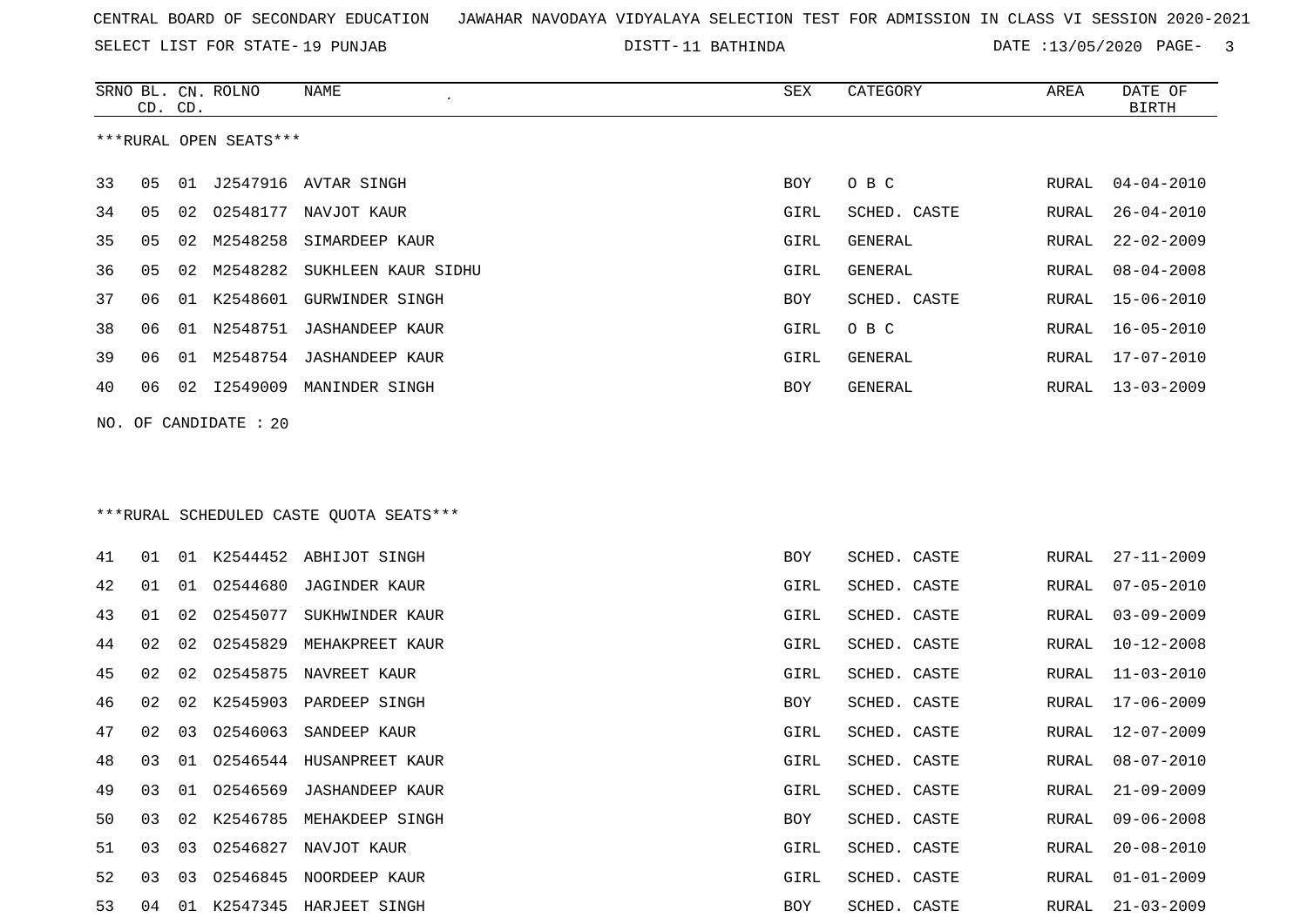CENTRAL BOARD OF SECONDARY EDUCATION JAWAHAR NAVODAYA VIDYALAYA SELECTION TEST FOR ADMISSION IN CLASS VI SESSION 2020-2021

SELECT LIST FOR STATE- 19 PUNJAB DISTT- 11 BATHINDA DATE :13/05/2020

***RURAL OPEN SEATS***

| SRNO | BL. CD. | CN. CD. | ROLNO | NAME | SEX | CATEGORY | AREA | DATE OF BIRTH |
|---|---|---|---|---|---|---|---|---|
| 33 | 05 | 01 | J2547916 | AVTAR SINGH | BOY | O B C | RURAL | 04-04-2010 |
| 34 | 05 | 02 | O2548177 | NAVJOT KAUR | GIRL | SCHED. CASTE | RURAL | 26-04-2010 |
| 35 | 05 | 02 | M2548258 | SIMARDEEP KAUR | GIRL | GENERAL | RURAL | 22-02-2009 |
| 36 | 05 | 02 | M2548282 | SUKHLEEN KAUR SIDHU | GIRL | GENERAL | RURAL | 08-04-2008 |
| 37 | 06 | 01 | K2548601 | GURWINDER SINGH | BOY | SCHED. CASTE | RURAL | 15-06-2010 |
| 38 | 06 | 01 | N2548751 | JASHANDEEP KAUR | GIRL | O B C | RURAL | 16-05-2010 |
| 39 | 06 | 01 | M2548754 | JASHANDEEP KAUR | GIRL | GENERAL | RURAL | 17-07-2010 |
| 40 | 06 | 02 | I2549009 | MANINDER SINGH | BOY | GENERAL | RURAL | 13-03-2009 |

NO. OF CANDIDATE : 20

***RURAL SCHEDULED CASTE QUOTA SEATS***

| SRNO | BL. CD. | CN. CD. | ROLNO | NAME | SEX | CATEGORY | AREA | DATE OF BIRTH |
|---|---|---|---|---|---|---|---|---|
| 41 | 01 | 01 | K2544452 | ABHIJOT SINGH | BOY | SCHED. CASTE | RURAL | 27-11-2009 |
| 42 | 01 | 01 | O2544680 | JAGINDER KAUR | GIRL | SCHED. CASTE | RURAL | 07-05-2010 |
| 43 | 01 | 02 | O2545077 | SUKHWINDER KAUR | GIRL | SCHED. CASTE | RURAL | 03-09-2009 |
| 44 | 02 | 02 | O2545829 | MEHAKPREET KAUR | GIRL | SCHED. CASTE | RURAL | 10-12-2008 |
| 45 | 02 | 02 | O2545875 | NAVREET KAUR | GIRL | SCHED. CASTE | RURAL | 11-03-2010 |
| 46 | 02 | 02 | K2545903 | PARDEEP SINGH | BOY | SCHED. CASTE | RURAL | 17-06-2009 |
| 47 | 02 | 03 | O2546063 | SANDEEP KAUR | GIRL | SCHED. CASTE | RURAL | 12-07-2009 |
| 48 | 03 | 01 | O2546544 | HUSANPREET KAUR | GIRL | SCHED. CASTE | RURAL | 08-07-2010 |
| 49 | 03 | 01 | O2546569 | JASHANDEEP KAUR | GIRL | SCHED. CASTE | RURAL | 21-09-2009 |
| 50 | 03 | 02 | K2546785 | MEHAKDEEP SINGH | BOY | SCHED. CASTE | RURAL | 09-06-2008 |
| 51 | 03 | 03 | O2546827 | NAVJOT KAUR | GIRL | SCHED. CASTE | RURAL | 20-08-2010 |
| 52 | 03 | 03 | O2546845 | NOORDEEP KAUR | GIRL | SCHED. CASTE | RURAL | 01-01-2009 |
| 53 | 04 | 01 | K2547345 | HARJEET SINGH | BOY | SCHED. CASTE | RURAL | 21-03-2009 |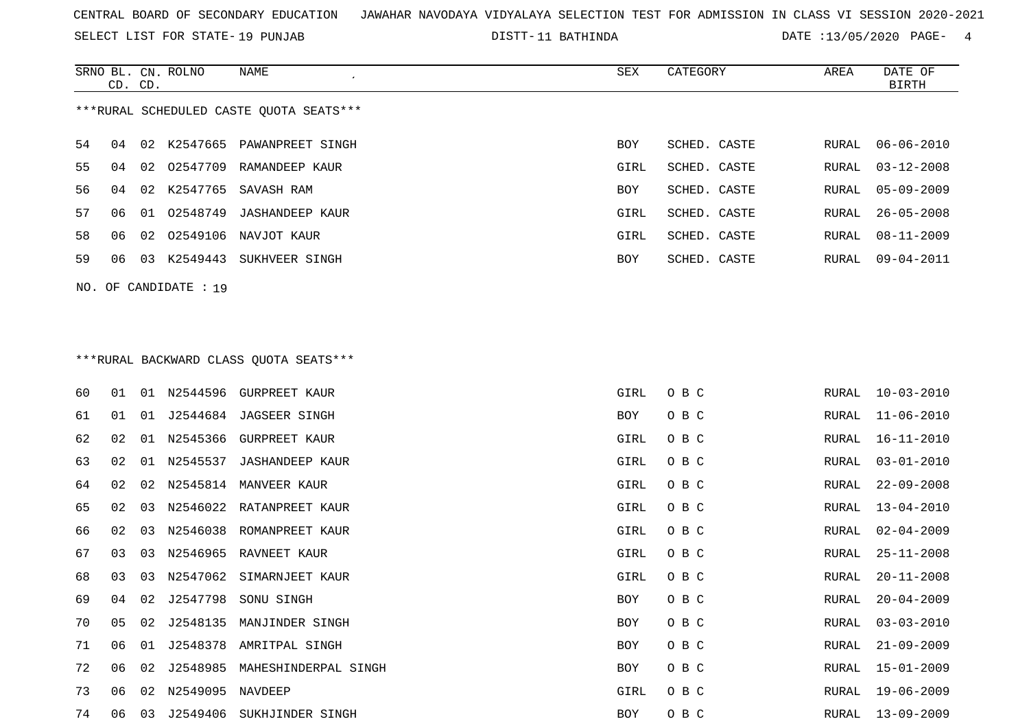CENTRAL BOARD OF SECONDARY EDUCATION JAWAHAR NAVODAYA VIDYALAYA SELECTION TEST FOR ADMISSION IN CLASS VI SESSION 2020-2021

SELECT LIST FOR STATE- 19 PUNJAB DISTT- 11 BATHINDA DATE :13/05/2020

***RURAL SCHEDULED CASTE QUOTA SEATS***

| SRNO | BL. CD. | CN. CD. | ROLNO | NAME | SEX | CATEGORY | AREA | DATE OF BIRTH |
|---|---|---|---|---|---|---|---|---|
| 54 | 04 | 02 | K2547665 | PAWANPREET SINGH | BOY | SCHED. CASTE | RURAL | 06-06-2010 |
| 55 | 04 | 02 | O2547709 | RAMANDEEP KAUR | GIRL | SCHED. CASTE | RURAL | 03-12-2008 |
| 56 | 04 | 02 | K2547765 | SAVASH RAM | BOY | SCHED. CASTE | RURAL | 05-09-2009 |
| 57 | 06 | 01 | O2548749 | JASHANDEEP KAUR | GIRL | SCHED. CASTE | RURAL | 26-05-2008 |
| 58 | 06 | 02 | O2549106 | NAVJOT KAUR | GIRL | SCHED. CASTE | RURAL | 08-11-2009 |
| 59 | 06 | 03 | K2549443 | SUKHVEER SINGH | BOY | SCHED. CASTE | RURAL | 09-04-2011 |

NO. OF CANDIDATE : 19

***RURAL BACKWARD CLASS QUOTA SEATS***

| SRNO | BL. CD. | CN. CD. | ROLNO | NAME | SEX | CATEGORY | AREA | DATE OF BIRTH |
|---|---|---|---|---|---|---|---|---|
| 60 | 01 | 01 | N2544596 | GURPREET KAUR | GIRL | O B C | RURAL | 10-03-2010 |
| 61 | 01 | 01 | J2544684 | JAGSEER SINGH | BOY | O B C | RURAL | 11-06-2010 |
| 62 | 02 | 01 | N2545366 | GURPREET KAUR | GIRL | O B C | RURAL | 16-11-2010 |
| 63 | 02 | 01 | N2545537 | JASHANDEEP KAUR | GIRL | O B C | RURAL | 03-01-2010 |
| 64 | 02 | 02 | N2545814 | MANVEER KAUR | GIRL | O B C | RURAL | 22-09-2008 |
| 65 | 02 | 03 | N2546022 | RATANPREET KAUR | GIRL | O B C | RURAL | 13-04-2010 |
| 66 | 02 | 03 | N2546038 | ROMANPREET KAUR | GIRL | O B C | RURAL | 02-04-2009 |
| 67 | 03 | 03 | N2546965 | RAVNEET KAUR | GIRL | O B C | RURAL | 25-11-2008 |
| 68 | 03 | 03 | N2547062 | SIMARNJEET KAUR | GIRL | O B C | RURAL | 20-11-2008 |
| 69 | 04 | 02 | J2547798 | SONU SINGH | BOY | O B C | RURAL | 20-04-2009 |
| 70 | 05 | 02 | J2548135 | MANJINDER SINGH | BOY | O B C | RURAL | 03-03-2010 |
| 71 | 06 | 01 | J2548378 | AMRITPAL SINGH | BOY | O B C | RURAL | 21-09-2009 |
| 72 | 06 | 02 | J2548985 | MAHESHINDERPAL SINGH | BOY | O B C | RURAL | 15-01-2009 |
| 73 | 06 | 02 | N2549095 | NAVDEEP | GIRL | O B C | RURAL | 19-06-2009 |
| 74 | 06 | 03 | J2549406 | SUKHJINDER SINGH | BOY | O B C | RURAL | 13-09-2009 |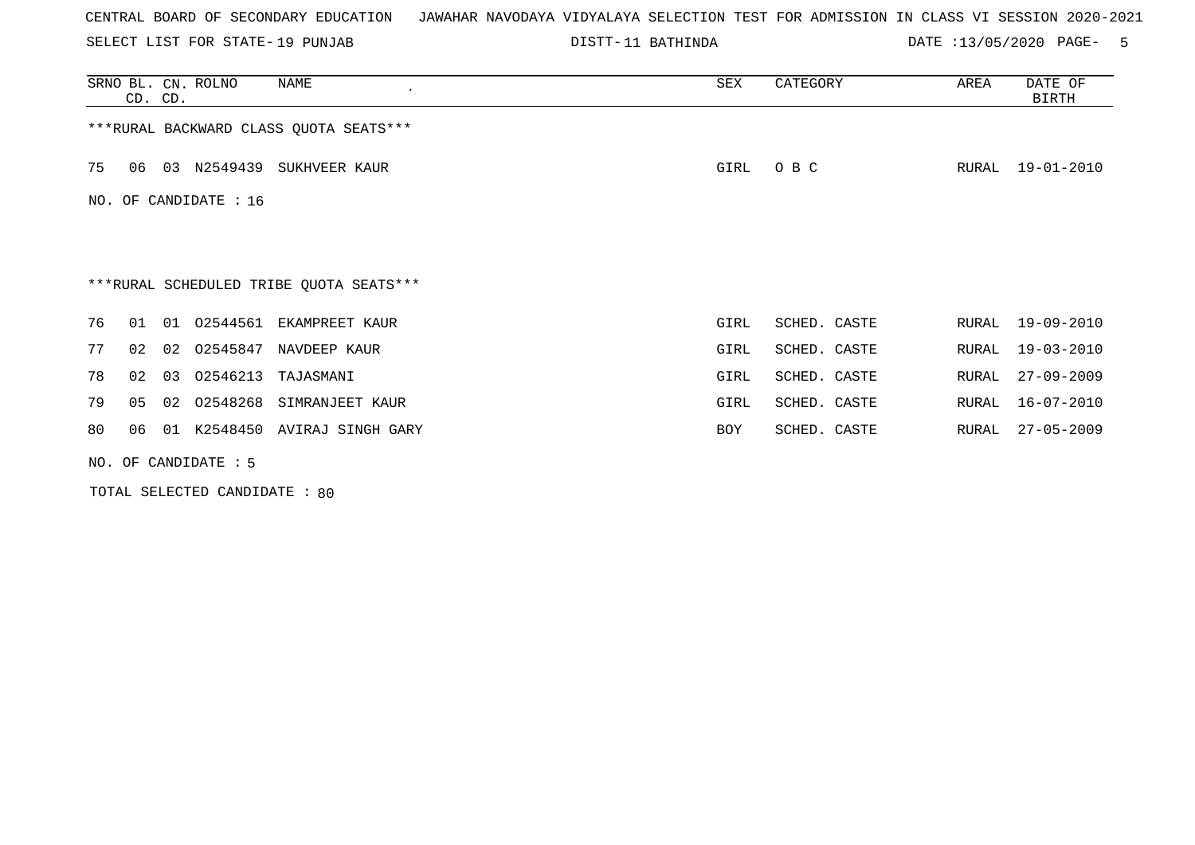CENTRAL BOARD OF SECONDARY EDUCATION JAWAHAR NAVODAYA VIDYALAYA SELECTION TEST FOR ADMISSION IN CLASS VI SESSION 2020-2021

SELECT LIST FOR STATE- 19 PUNJAB DISTT- 11 BATHINDA DATE :13/05/2020 PAGE- 5

| SRNO | BL. CD. | CN. CD. | ROLNO | NAME | SEX | CATEGORY | AREA | DATE OF BIRTH |
|---|---|---|---|---|---|---|---|---|
| ***RURAL BACKWARD CLASS QUOTA SEATS*** | | | | | | | | |
| 75 | 06 | 03 | N2549439 | SUKHVEER KAUR | GIRL | O B C | RURAL | 19-01-2010 |

NO. OF CANDIDATE : 16

***RURAL SCHEDULED TRIBE QUOTA SEATS***

| SRNO | BL. CD. | CN. CD. | ROLNO | NAME | SEX | CATEGORY | AREA | DATE OF BIRTH |
|---|---|---|---|---|---|---|---|---|
| 76 | 01 | 01 | O2544561 | EKAMPREET KAUR | GIRL | SCHED. CASTE | RURAL | 19-09-2010 |
| 77 | 02 | 02 | O2545847 | NAVDEEP KAUR | GIRL | SCHED. CASTE | RURAL | 19-03-2010 |
| 78 | 02 | 03 | O2546213 | TAJASMANI | GIRL | SCHED. CASTE | RURAL | 27-09-2009 |
| 79 | 05 | 02 | O2548268 | SIMRANJEET KAUR | GIRL | SCHED. CASTE | RURAL | 16-07-2010 |
| 80 | 06 | 01 | K2548450 | AVIRAJ SINGH GARY | BOY | SCHED. CASTE | RURAL | 27-05-2009 |

NO. OF CANDIDATE : 5

TOTAL SELECTED CANDIDATE : 80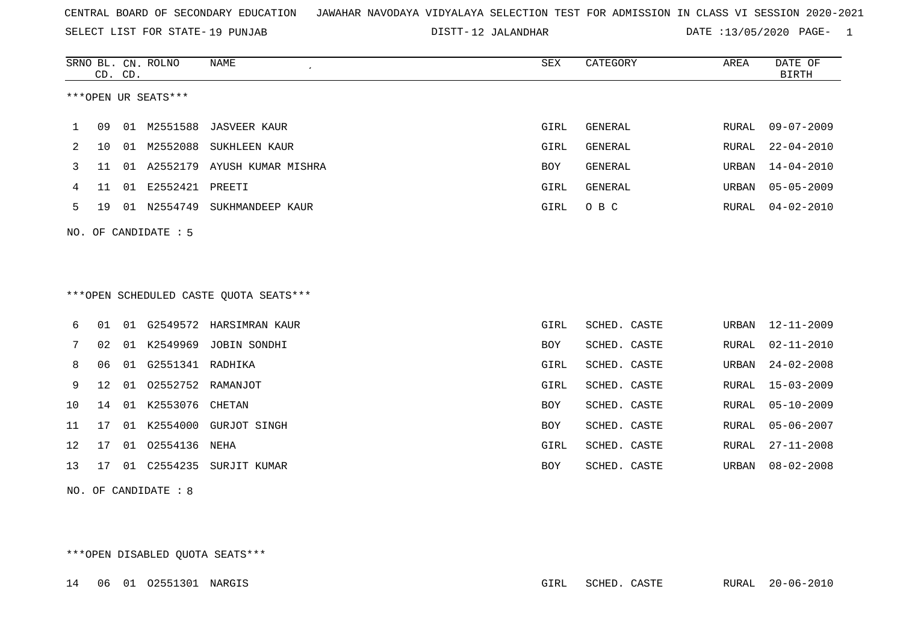CENTRAL BOARD OF SECONDARY EDUCATION   JAWAHAR NAVODAYA VIDYALAYA SELECTION TEST FOR ADMISSION IN CLASS VI SESSION 2020-2021

SELECT LIST FOR STATE- 19 PUNJAB   DISTT- 12 JALANDHAR   DATE :13/05/2020 PAGE- 1

***OPEN UR SEATS***

| SRNO | BL. CD. | CN. CD. | ROLNO | NAME | SEX | CATEGORY | AREA | DATE OF BIRTH |
|---|---|---|---|---|---|---|---|---|
| 1 | 09 | 01 | M2551588 | JASVEER KAUR | GIRL | GENERAL | RURAL | 09-07-2009 |
| 2 | 10 | 01 | M2552088 | SUKHLEEN KAUR | GIRL | GENERAL | RURAL | 22-04-2010 |
| 3 | 11 | 01 | A2552179 | AYUSH KUMAR MISHRA | BOY | GENERAL | URBAN | 14-04-2010 |
| 4 | 11 | 01 | E2552421 | PREETI | GIRL | GENERAL | URBAN | 05-05-2009 |
| 5 | 19 | 01 | N2554749 | SUKHMANDEEP KAUR | GIRL | O B C | RURAL | 04-02-2010 |

NO. OF CANDIDATE : 5

***OPEN SCHEDULED CASTE QUOTA SEATS***

| SRNO | BL. CD. | CN. CD. | ROLNO | NAME | SEX | CATEGORY | AREA | DATE OF BIRTH |
|---|---|---|---|---|---|---|---|---|
| 6 | 01 | 01 | G2549572 | HARSIMRAN KAUR | GIRL | SCHED. CASTE | URBAN | 12-11-2009 |
| 7 | 02 | 01 | K2549969 | JOBIN SONDHI | BOY | SCHED. CASTE | RURAL | 02-11-2010 |
| 8 | 06 | 01 | G2551341 | RADHIKA | GIRL | SCHED. CASTE | URBAN | 24-02-2008 |
| 9 | 12 | 01 | O2552752 | RAMANJOT | GIRL | SCHED. CASTE | RURAL | 15-03-2009 |
| 10 | 14 | 01 | K2553076 | CHETAN | BOY | SCHED. CASTE | RURAL | 05-10-2009 |
| 11 | 17 | 01 | K2554000 | GURJOT SINGH | BOY | SCHED. CASTE | RURAL | 05-06-2007 |
| 12 | 17 | 01 | O2554136 | NEHA | GIRL | SCHED. CASTE | RURAL | 27-11-2008 |
| 13 | 17 | 01 | C2554235 | SURJIT KUMAR | BOY | SCHED. CASTE | URBAN | 08-02-2008 |

NO. OF CANDIDATE : 8

***OPEN DISABLED QUOTA SEATS***

| SRNO | BL. CD. | CN. CD. | ROLNO | NAME | SEX | CATEGORY | AREA | DATE OF BIRTH |
|---|---|---|---|---|---|---|---|---|
| 14 | 06 | 01 | O2551301 | NARGIS | GIRL | SCHED. CASTE | RURAL | 20-06-2010 |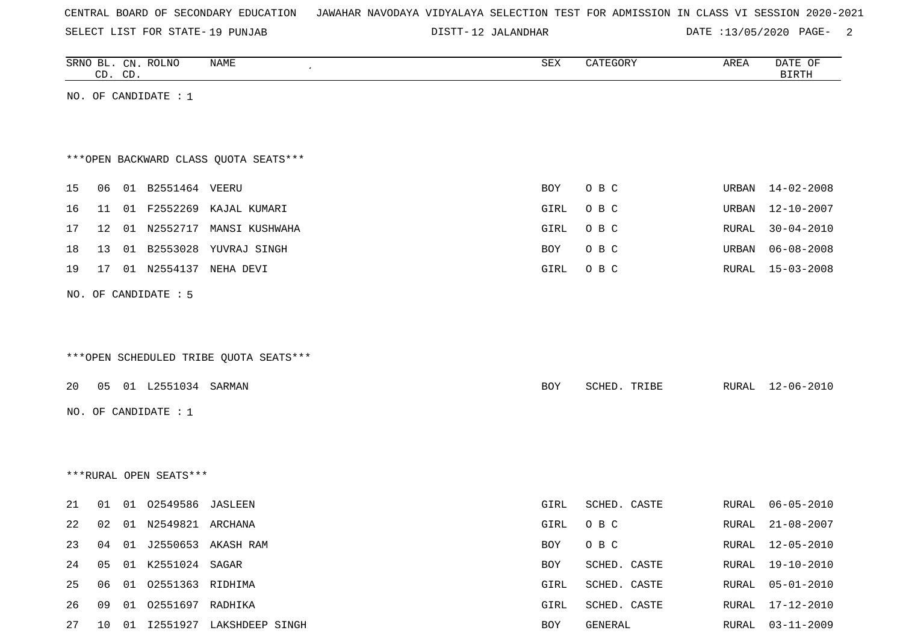CENTRAL BOARD OF SECONDARY EDUCATION JAWAHAR NAVODAYA VIDYALAYA SELECTION TEST FOR ADMISSION IN CLASS VI SESSION 2020-2021

SELECT LIST FOR STATE- 19 PUNJAB DISTT- 12 JALANDHAR DATE :13/05/2020

| SRNO | BL. CD. | CN. CD. | ROLNO | NAME | SEX | CATEGORY | AREA | DATE OF BIRTH |
|---|---|---|---|---|---|---|---|---|

NO. OF CANDIDATE : 1

***OPEN BACKWARD CLASS QUOTA SEATS***

| SRNO | BL. CD. | CN. CD. | ROLNO | NAME | SEX | CATEGORY | AREA | DATE OF BIRTH |
|---|---|---|---|---|---|---|---|---|
| 15 | 06 | 01 | B2551464 | VEERU | BOY | O B C | URBAN | 14-02-2008 |
| 16 | 11 | 01 | F2552269 | KAJAL KUMARI | GIRL | O B C | URBAN | 12-10-2007 |
| 17 | 12 | 01 | N2552717 | MANSI KUSHWAHA | GIRL | O B C | RURAL | 30-04-2010 |
| 18 | 13 | 01 | B2553028 | YUVRAJ SINGH | BOY | O B C | URBAN | 06-08-2008 |
| 19 | 17 | 01 | N2554137 | NEHA DEVI | GIRL | O B C | RURAL | 15-03-2008 |

NO. OF CANDIDATE : 5

***OPEN SCHEDULED TRIBE QUOTA SEATS***

| SRNO | BL. CD. | CN. CD. | ROLNO | NAME | SEX | CATEGORY | AREA | DATE OF BIRTH |
|---|---|---|---|---|---|---|---|---|
| 20 | 05 | 01 | L2551034 | SARMAN | BOY | SCHED. TRIBE | RURAL | 12-06-2010 |

NO. OF CANDIDATE : 1

***RURAL OPEN SEATS***

| SRNO | BL. CD. | CN. CD. | ROLNO | NAME | SEX | CATEGORY | AREA | DATE OF BIRTH |
|---|---|---|---|---|---|---|---|---|
| 21 | 01 | 01 | O2549586 | JASLEEN | GIRL | SCHED. CASTE | RURAL | 06-05-2010 |
| 22 | 02 | 01 | N2549821 | ARCHANA | GIRL | O B C | RURAL | 21-08-2007 |
| 23 | 04 | 01 | J2550653 | AKASH RAM | BOY | O B C | RURAL | 12-05-2010 |
| 24 | 05 | 01 | K2551024 | SAGAR | BOY | SCHED. CASTE | RURAL | 19-10-2010 |
| 25 | 06 | 01 | O2551363 | RIDHIMA | GIRL | SCHED. CASTE | RURAL | 05-01-2010 |
| 26 | 09 | 01 | O2551697 | RADHIKA | GIRL | SCHED. CASTE | RURAL | 17-12-2010 |
| 27 | 10 | 01 | I2551927 | LAKSHDEEP SINGH | BOY | GENERAL | RURAL | 03-11-2009 |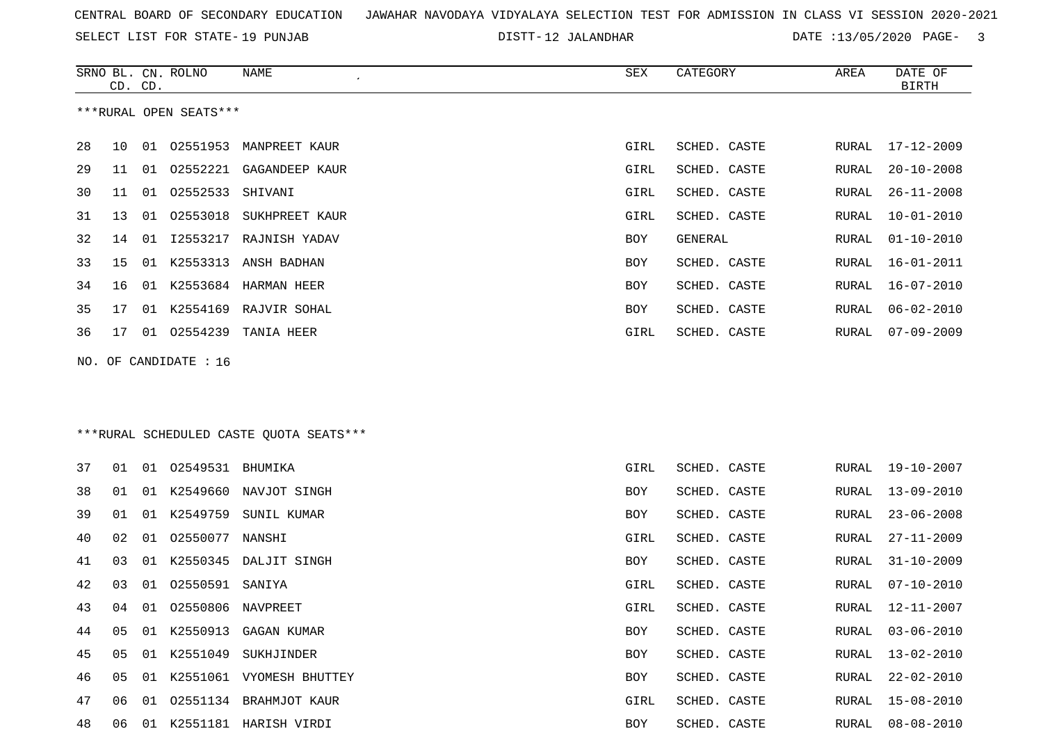CENTRAL BOARD OF SECONDARY EDUCATION JAWAHAR NAVODAYA VIDYALAYA SELECTION TEST FOR ADMISSION IN CLASS VI SESSION 2020-2021

SELECT LIST FOR STATE- 19 PUNJAB DISTT- 12 JALANDHAR DATE :13/05/2020

***RURAL OPEN SEATS***

| SRNO | BL. CD. | CN. CD. | ROLNO | NAME | SEX | CATEGORY | AREA | DATE OF BIRTH |
|---|---|---|---|---|---|---|---|---|
| 28 | 10 | 01 | O2551953 | MANPREET KAUR | GIRL | SCHED. CASTE | RURAL | 17-12-2009 |
| 29 | 11 | 01 | O2552221 | GAGANDEEP KAUR | GIRL | SCHED. CASTE | RURAL | 20-10-2008 |
| 30 | 11 | 01 | O2552533 | SHIVANI | GIRL | SCHED. CASTE | RURAL | 26-11-2008 |
| 31 | 13 | 01 | O2553018 | SUKHPREET KAUR | GIRL | SCHED. CASTE | RURAL | 10-01-2010 |
| 32 | 14 | 01 | I2553217 | RAJNISH YADAV | BOY | GENERAL | RURAL | 01-10-2010 |
| 33 | 15 | 01 | K2553313 | ANSH BADHAN | BOY | SCHED. CASTE | RURAL | 16-01-2011 |
| 34 | 16 | 01 | K2553684 | HARMAN HEER | BOY | SCHED. CASTE | RURAL | 16-07-2010 |
| 35 | 17 | 01 | K2554169 | RAJVIR SOHAL | BOY | SCHED. CASTE | RURAL | 06-02-2010 |
| 36 | 17 | 01 | O2554239 | TANIA HEER | GIRL | SCHED. CASTE | RURAL | 07-09-2009 |

NO. OF CANDIDATE : 16

***RURAL SCHEDULED CASTE QUOTA SEATS***

| SRNO | BL. CD. | CN. CD. | ROLNO | NAME | SEX | CATEGORY | AREA | DATE OF BIRTH |
|---|---|---|---|---|---|---|---|---|
| 37 | 01 | 01 | O2549531 | BHUMIKA | GIRL | SCHED. CASTE | RURAL | 19-10-2007 |
| 38 | 01 | 01 | K2549660 | NAVJOT SINGH | BOY | SCHED. CASTE | RURAL | 13-09-2010 |
| 39 | 01 | 01 | K2549759 | SUNIL KUMAR | BOY | SCHED. CASTE | RURAL | 23-06-2008 |
| 40 | 02 | 01 | O2550077 | NANSHI | GIRL | SCHED. CASTE | RURAL | 27-11-2009 |
| 41 | 03 | 01 | K2550345 | DALJIT SINGH | BOY | SCHED. CASTE | RURAL | 31-10-2009 |
| 42 | 03 | 01 | O2550591 | SANIYA | GIRL | SCHED. CASTE | RURAL | 07-10-2010 |
| 43 | 04 | 01 | O2550806 | NAVPREET | GIRL | SCHED. CASTE | RURAL | 12-11-2007 |
| 44 | 05 | 01 | K2550913 | GAGAN KUMAR | BOY | SCHED. CASTE | RURAL | 03-06-2010 |
| 45 | 05 | 01 | K2551049 | SUKHJINDER | BOY | SCHED. CASTE | RURAL | 13-02-2010 |
| 46 | 05 | 01 | K2551061 | VYOMESH BHUTTEY | BOY | SCHED. CASTE | RURAL | 22-02-2010 |
| 47 | 06 | 01 | O2551134 | BRAHMJOT KAUR | GIRL | SCHED. CASTE | RURAL | 15-08-2010 |
| 48 | 06 | 01 | K2551181 | HARISH VIRDI | BOY | SCHED. CASTE | RURAL | 08-08-2010 |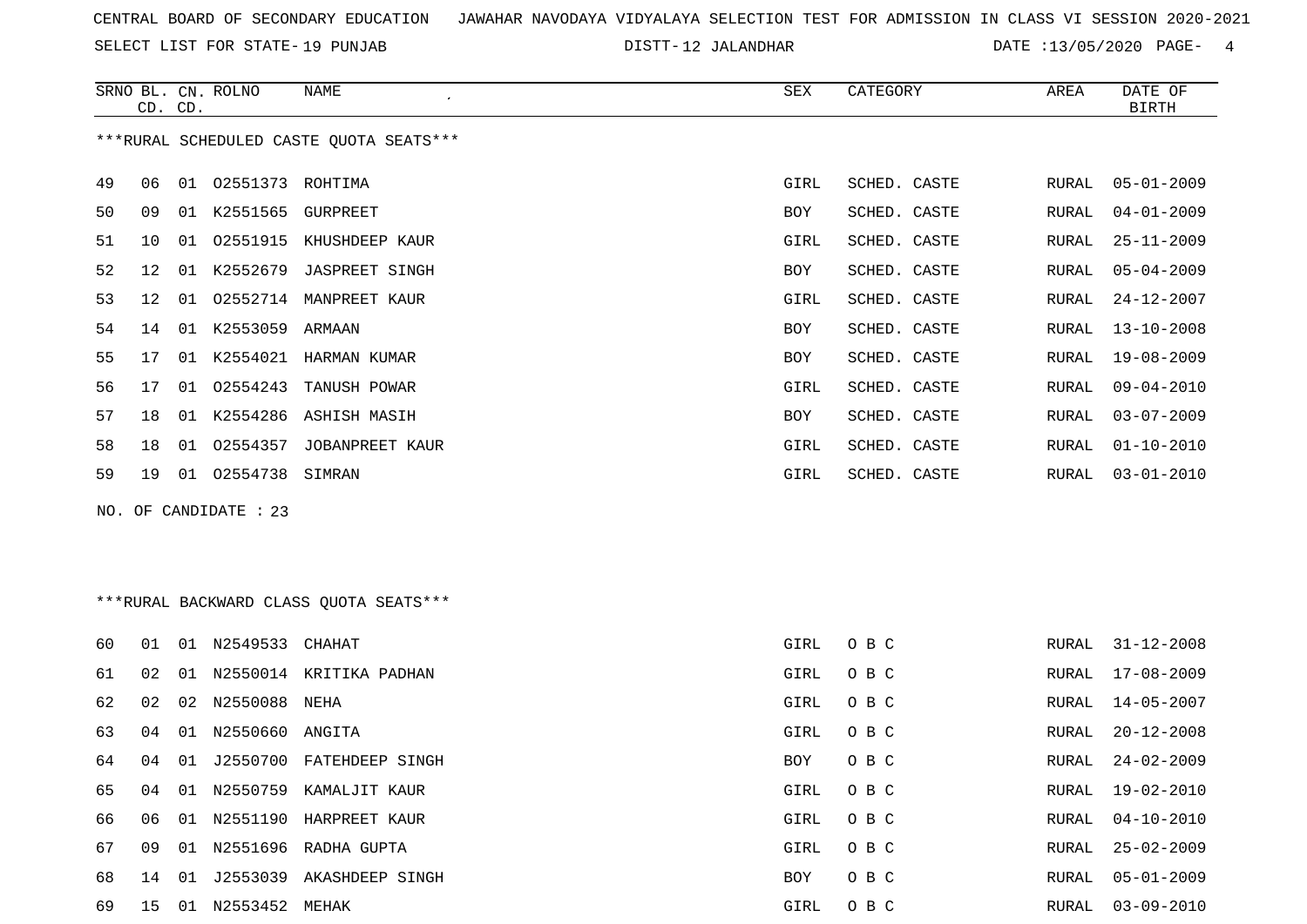CENTRAL BOARD OF SECONDARY EDUCATION JAWAHAR NAVODAYA VIDYALAYA SELECTION TEST FOR ADMISSION IN CLASS VI SESSION 2020-2021

SELECT LIST FOR STATE- 19 PUNJAB DISTT- 12 JALANDHAR DATE :13/05/2020

***RURAL SCHEDULED CASTE QUOTA SEATS***

| SRNO | BL. CD. | CN. CD. | ROLNO | NAME | SEX | CATEGORY | AREA | DATE OF BIRTH |
|---|---|---|---|---|---|---|---|---|
| 49 | 06 | 01 | O2551373 | ROHTIMA | GIRL | SCHED. CASTE | RURAL | 05-01-2009 |
| 50 | 09 | 01 | K2551565 | GURPREET | BOY | SCHED. CASTE | RURAL | 04-01-2009 |
| 51 | 10 | 01 | O2551915 | KHUSHDEEP KAUR | GIRL | SCHED. CASTE | RURAL | 25-11-2009 |
| 52 | 12 | 01 | K2552679 | JASPREET SINGH | BOY | SCHED. CASTE | RURAL | 05-04-2009 |
| 53 | 12 | 01 | O2552714 | MANPREET KAUR | GIRL | SCHED. CASTE | RURAL | 24-12-2007 |
| 54 | 14 | 01 | K2553059 | ARMAAN | BOY | SCHED. CASTE | RURAL | 13-10-2008 |
| 55 | 17 | 01 | K2554021 | HARMAN KUMAR | BOY | SCHED. CASTE | RURAL | 19-08-2009 |
| 56 | 17 | 01 | O2554243 | TANUSH POWAR | GIRL | SCHED. CASTE | RURAL | 09-04-2010 |
| 57 | 18 | 01 | K2554286 | ASHISH MASIH | BOY | SCHED. CASTE | RURAL | 03-07-2009 |
| 58 | 18 | 01 | O2554357 | JOBANPREET KAUR | GIRL | SCHED. CASTE | RURAL | 01-10-2010 |
| 59 | 19 | 01 | O2554738 | SIMRAN | GIRL | SCHED. CASTE | RURAL | 03-01-2010 |

NO. OF CANDIDATE : 23

***RURAL BACKWARD CLASS QUOTA SEATS***

| SRNO | BL. CD. | CN. CD. | ROLNO | NAME | SEX | CATEGORY | AREA | DATE OF BIRTH |
|---|---|---|---|---|---|---|---|---|
| 60 | 01 | 01 | N2549533 | CHAHAT | GIRL | O B C | RURAL | 31-12-2008 |
| 61 | 02 | 01 | N2550014 | KRITIKA PADHAN | GIRL | O B C | RURAL | 17-08-2009 |
| 62 | 02 | 02 | N2550088 | NEHA | GIRL | O B C | RURAL | 14-05-2007 |
| 63 | 04 | 01 | N2550660 | ANGITA | GIRL | O B C | RURAL | 20-12-2008 |
| 64 | 04 | 01 | J2550700 | FATEHDEEP SINGH | BOY | O B C | RURAL | 24-02-2009 |
| 65 | 04 | 01 | N2550759 | KAMALJIT KAUR | GIRL | O B C | RURAL | 19-02-2010 |
| 66 | 06 | 01 | N2551190 | HARPREET KAUR | GIRL | O B C | RURAL | 04-10-2010 |
| 67 | 09 | 01 | N2551696 | RADHA GUPTA | GIRL | O B C | RURAL | 25-02-2009 |
| 68 | 14 | 01 | J2553039 | AKASHDEEP SINGH | BOY | O B C | RURAL | 05-01-2009 |
| 69 | 15 | 01 | N2553452 | MEHAK | GIRL | O B C | RURAL | 03-09-2010 |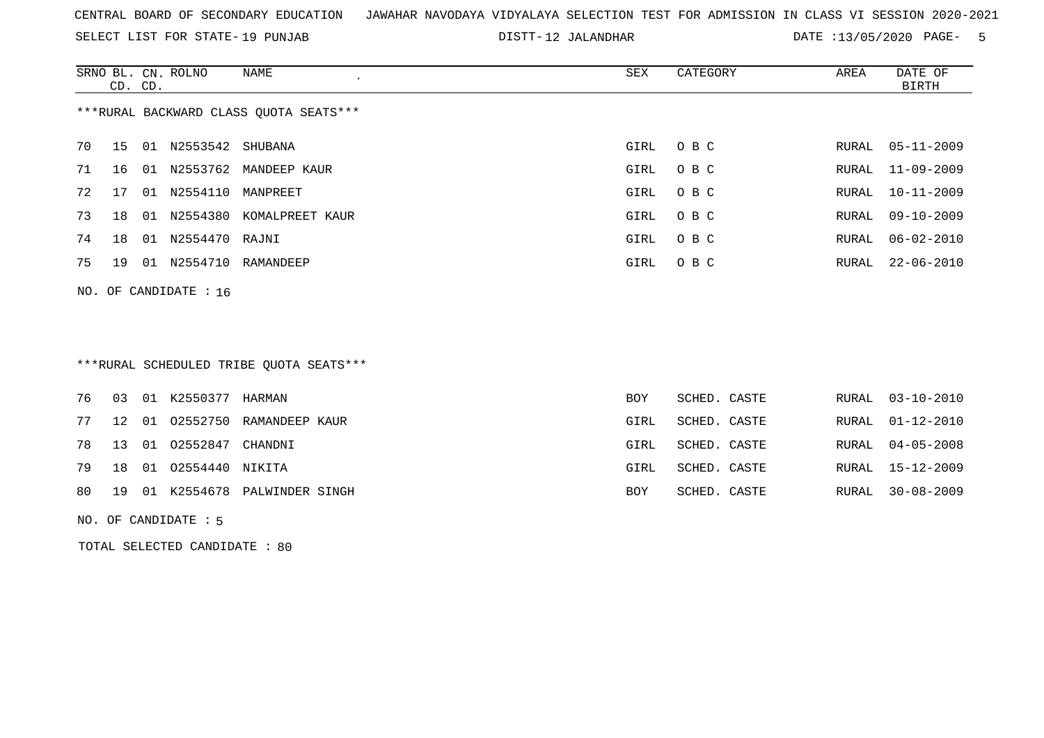CENTRAL BOARD OF SECONDARY EDUCATION   JAWAHAR NAVODAYA VIDYALAYA SELECTION TEST FOR ADMISSION IN CLASS VI SESSION 2020-2021

SELECT LIST FOR STATE- 19 PUNJAB   DISTT- 12 JALANDHAR   DATE :13/05/2020 PAGE- 5

***RURAL BACKWARD CLASS QUOTA SEATS***

| SRNO | BL. CD. | CN. CD. | ROLNO | NAME | SEX | CATEGORY | AREA | DATE OF BIRTH |
|---|---|---|---|---|---|---|---|---|
| 70 | 15 | 01 | N2553542 | SHUBANA | GIRL | O B C | RURAL | 05-11-2009 |
| 71 | 16 | 01 | N2553762 | MANDEEP KAUR | GIRL | O B C | RURAL | 11-09-2009 |
| 72 | 17 | 01 | N2554110 | MANPREET | GIRL | O B C | RURAL | 10-11-2009 |
| 73 | 18 | 01 | N2554380 | KOMALPREET KAUR | GIRL | O B C | RURAL | 09-10-2009 |
| 74 | 18 | 01 | N2554470 | RAJNI | GIRL | O B C | RURAL | 06-02-2010 |
| 75 | 19 | 01 | N2554710 | RAMANDEEP | GIRL | O B C | RURAL | 22-06-2010 |

NO. OF CANDIDATE : 16

***RURAL SCHEDULED TRIBE QUOTA SEATS***

| SRNO | BL. CD. | CN. CD. | ROLNO | NAME | SEX | CATEGORY | AREA | DATE OF BIRTH |
|---|---|---|---|---|---|---|---|---|
| 76 | 03 | 01 | K2550377 | HARMAN | BOY | SCHED. CASTE | RURAL | 03-10-2010 |
| 77 | 12 | 01 | O2552750 | RAMANDEEP KAUR | GIRL | SCHED. CASTE | RURAL | 01-12-2010 |
| 78 | 13 | 01 | O2552847 | CHANDNI | GIRL | SCHED. CASTE | RURAL | 04-05-2008 |
| 79 | 18 | 01 | O2554440 | NIKITA | GIRL | SCHED. CASTE | RURAL | 15-12-2009 |
| 80 | 19 | 01 | K2554678 | PALWINDER SINGH | BOY | SCHED. CASTE | RURAL | 30-08-2009 |

NO. OF CANDIDATE : 5

TOTAL SELECTED CANDIDATE : 80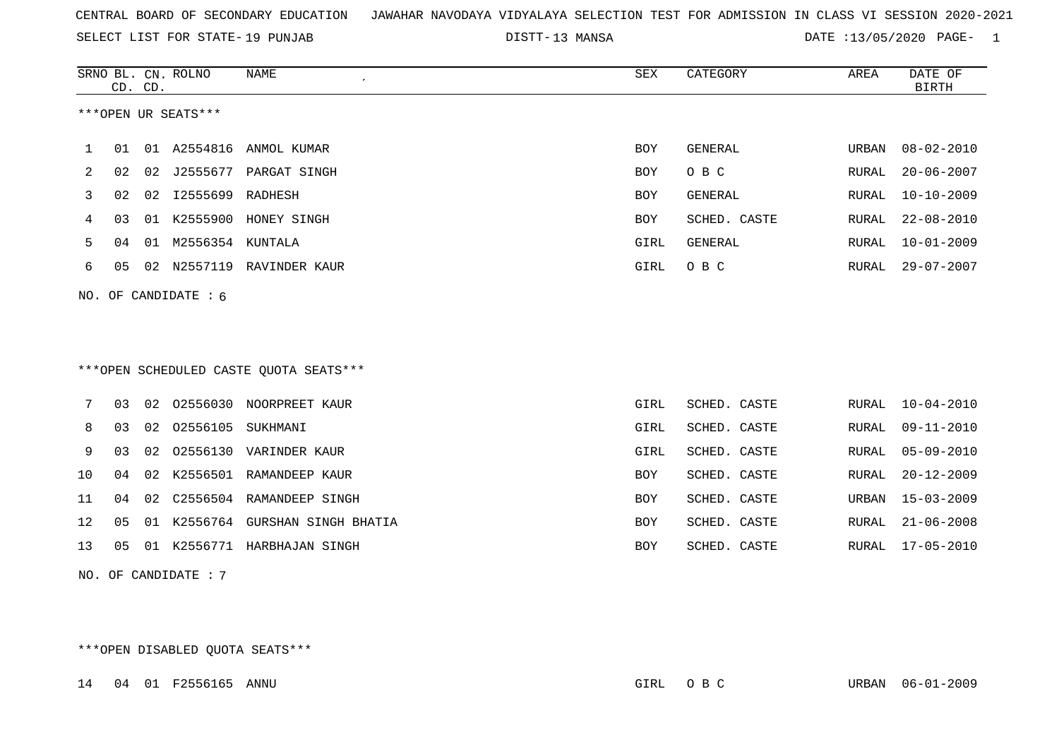CENTRAL BOARD OF SECONDARY EDUCATION JAWAHAR NAVODAYA VIDYALAYA SELECTION TEST FOR ADMISSION IN CLASS VI SESSION 2020-2021

SELECT LIST FOR STATE- 19 PUNJAB DISTT- 13 MANSA DATE :13/05/2020 PAGE- 1

| SRNO | BL. CD. | CN. CD. | ROLNO | NAME | SEX | CATEGORY | AREA | DATE OF BIRTH |
|---|---|---|---|---|---|---|---|---|

***OPEN UR SEATS***

| SRNO | BL. CD. | CN. CD. | ROLNO | NAME | SEX | CATEGORY | AREA | DATE OF BIRTH |
|---|---|---|---|---|---|---|---|---|
| 1 | 01 | 01 | A2554816 | ANMOL KUMAR | BOY | GENERAL | URBAN | 08-02-2010 |
| 2 | 02 | 02 | J2555677 | PARGAT SINGH | BOY | O B C | RURAL | 20-06-2007 |
| 3 | 02 | 02 | I2555699 | RADHESH | BOY | GENERAL | RURAL | 10-10-2009 |
| 4 | 03 | 01 | K2555900 | HONEY SINGH | BOY | SCHED. CASTE | RURAL | 22-08-2010 |
| 5 | 04 | 01 | M2556354 | KUNTALA | GIRL | GENERAL | RURAL | 10-01-2009 |
| 6 | 05 | 02 | N2557119 | RAVINDER KAUR | GIRL | O B C | RURAL | 29-07-2007 |

NO. OF CANDIDATE : 6

***OPEN SCHEDULED CASTE QUOTA SEATS***

| SRNO | BL. CD. | CN. CD. | ROLNO | NAME | SEX | CATEGORY | AREA | DATE OF BIRTH |
|---|---|---|---|---|---|---|---|---|
| 7 | 03 | 02 | O2556030 | NOORPREET KAUR | GIRL | SCHED. CASTE | RURAL | 10-04-2010 |
| 8 | 03 | 02 | O2556105 | SUKHMANI | GIRL | SCHED. CASTE | RURAL | 09-11-2010 |
| 9 | 03 | 02 | O2556130 | VARINDER KAUR | GIRL | SCHED. CASTE | RURAL | 05-09-2010 |
| 10 | 04 | 02 | K2556501 | RAMANDEEP KAUR | BOY | SCHED. CASTE | RURAL | 20-12-2009 |
| 11 | 04 | 02 | C2556504 | RAMANDEEP SINGH | BOY | SCHED. CASTE | URBAN | 15-03-2009 |
| 12 | 05 | 01 | K2556764 | GURSHAN SINGH BHATIA | BOY | SCHED. CASTE | RURAL | 21-06-2008 |
| 13 | 05 | 01 | K2556771 | HARBHAJAN SINGH | BOY | SCHED. CASTE | RURAL | 17-05-2010 |

NO. OF CANDIDATE : 7

***OPEN DISABLED QUOTA SEATS***

| SRNO | BL. CD. | CN. CD. | ROLNO | NAME | SEX | CATEGORY | AREA | DATE OF BIRTH |
|---|---|---|---|---|---|---|---|---|
| 14 | 04 | 01 | F2556165 | ANNU | GIRL | O B C | URBAN | 06-01-2009 |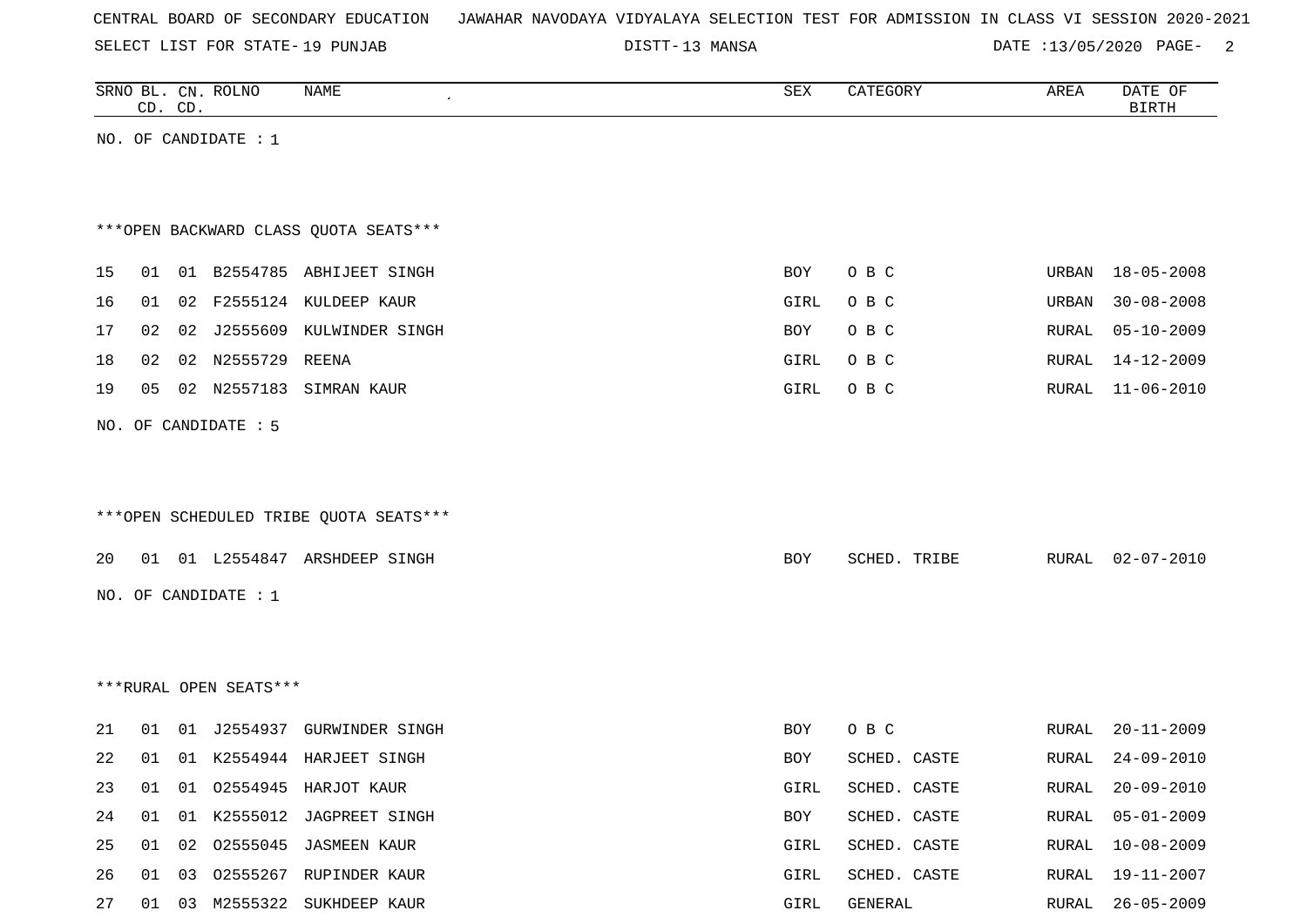CENTRAL BOARD OF SECONDARY EDUCATION JAWAHAR NAVODAYA VIDYALAYA SELECTION TEST FOR ADMISSION IN CLASS VI SESSION 2020-2021

SELECT LIST FOR STATE- 19 PUNJAB DISTT- 13 MANSA DATE :13/05/2020

| SRNO | BL. CD. | CN. CD. | ROLNO | NAME | SEX | CATEGORY | AREA | DATE OF BIRTH |
|---|---|---|---|---|---|---|---|---|

NO. OF CANDIDATE : 1

***OPEN BACKWARD CLASS QUOTA SEATS***

| SRNO | BL. CD. | CN. CD. | ROLNO | NAME | SEX | CATEGORY | AREA | DATE OF BIRTH |
|---|---|---|---|---|---|---|---|---|
| 15 | 01 | 01 | B2554785 | ABHIJEET SINGH | BOY | O B C | URBAN | 18-05-2008 |
| 16 | 01 | 02 | F2555124 | KULDEEP KAUR | GIRL | O B C | URBAN | 30-08-2008 |
| 17 | 02 | 02 | J2555609 | KULWINDER SINGH | BOY | O B C | RURAL | 05-10-2009 |
| 18 | 02 | 02 | N2555729 | REENA | GIRL | O B C | RURAL | 14-12-2009 |
| 19 | 05 | 02 | N2557183 | SIMRAN KAUR | GIRL | O B C | RURAL | 11-06-2010 |

NO. OF CANDIDATE : 5

***OPEN SCHEDULED TRIBE QUOTA SEATS***

| SRNO | BL. CD. | CN. CD. | ROLNO | NAME | SEX | CATEGORY | AREA | DATE OF BIRTH |
|---|---|---|---|---|---|---|---|---|
| 20 | 01 | 01 | L2554847 | ARSHDEEP SINGH | BOY | SCHED. TRIBE | RURAL | 02-07-2010 |

NO. OF CANDIDATE : 1

***RURAL OPEN SEATS***

| SRNO | BL. CD. | CN. CD. | ROLNO | NAME | SEX | CATEGORY | AREA | DATE OF BIRTH |
|---|---|---|---|---|---|---|---|---|
| 21 | 01 | 01 | J2554937 | GURWINDER SINGH | BOY | O B C | RURAL | 20-11-2009 |
| 22 | 01 | 01 | K2554944 | HARJEET SINGH | BOY | SCHED. CASTE | RURAL | 24-09-2010 |
| 23 | 01 | 01 | O2554945 | HARJOT KAUR | GIRL | SCHED. CASTE | RURAL | 20-09-2010 |
| 24 | 01 | 01 | K2555012 | JAGPREET SINGH | BOY | SCHED. CASTE | RURAL | 05-01-2009 |
| 25 | 01 | 02 | O2555045 | JASMEEN KAUR | GIRL | SCHED. CASTE | RURAL | 10-08-2009 |
| 26 | 01 | 03 | O2555267 | RUPINDER KAUR | GIRL | SCHED. CASTE | RURAL | 19-11-2007 |
| 27 | 01 | 03 | M2555322 | SUKHDEEP KAUR | GIRL | GENERAL | RURAL | 26-05-2009 |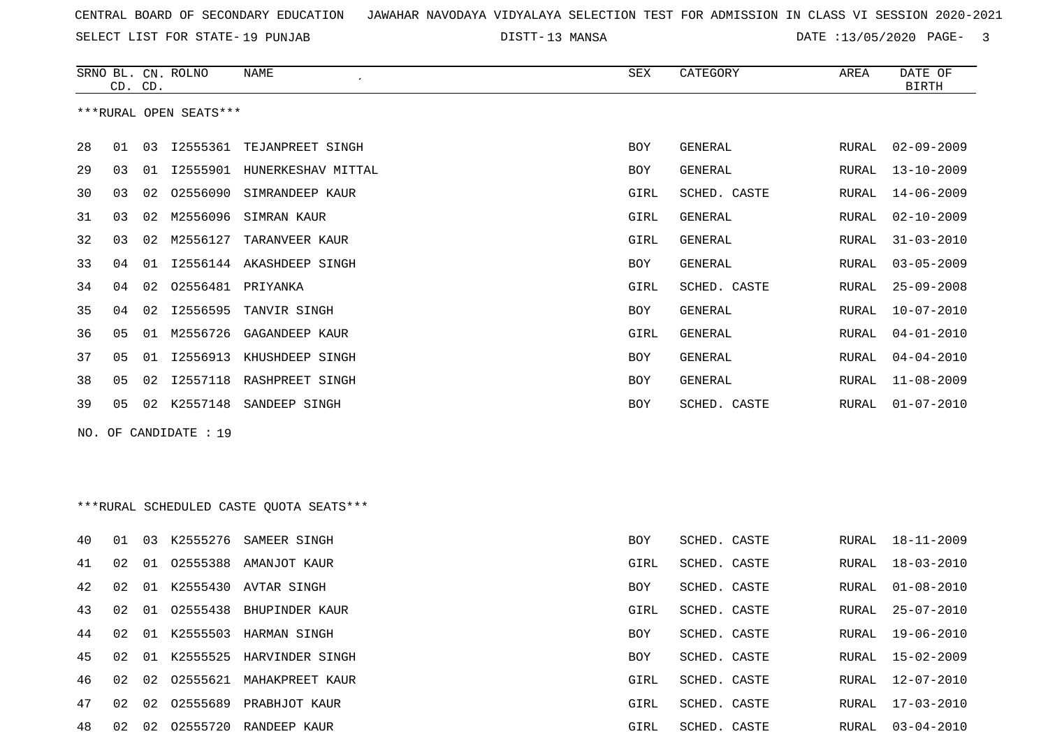CENTRAL BOARD OF SECONDARY EDUCATION JAWAHAR NAVODAYA VIDYALAYA SELECTION TEST FOR ADMISSION IN CLASS VI SESSION 2020-2021

SELECT LIST FOR STATE- 19 PUNJAB DISTT- 13 MANSA DATE :13/05/2020

| SRNO | BL. CD. | CN. CD. | ROLNO | NAME | SEX | CATEGORY | AREA | DATE OF BIRTH |
|---|---|---|---|---|---|---|---|---|

***RURAL OPEN SEATS***

| SRNO | BL. CD. | CN. CD. | ROLNO | NAME | SEX | CATEGORY | AREA | DATE OF BIRTH |
|---|---|---|---|---|---|---|---|---|
| 28 | 01 | 03 | I2555361 | TEJANPREET SINGH | BOY | GENERAL | RURAL | 02-09-2009 |
| 29 | 03 | 01 | I2555901 | HUNERKESHAV MITTAL | BOY | GENERAL | RURAL | 13-10-2009 |
| 30 | 03 | 02 | O2556090 | SIMRANDEEP KAUR | GIRL | SCHED. CASTE | RURAL | 14-06-2009 |
| 31 | 03 | 02 | M2556096 | SIMRAN KAUR | GIRL | GENERAL | RURAL | 02-10-2009 |
| 32 | 03 | 02 | M2556127 | TARANVEER KAUR | GIRL | GENERAL | RURAL | 31-03-2010 |
| 33 | 04 | 01 | I2556144 | AKASHDEEP SINGH | BOY | GENERAL | RURAL | 03-05-2009 |
| 34 | 04 | 02 | O2556481 | PRIYANKA | GIRL | SCHED. CASTE | RURAL | 25-09-2008 |
| 35 | 04 | 02 | I2556595 | TANVIR SINGH | BOY | GENERAL | RURAL | 10-07-2010 |
| 36 | 05 | 01 | M2556726 | GAGANDEEP KAUR | GIRL | GENERAL | RURAL | 04-01-2010 |
| 37 | 05 | 01 | I2556913 | KHUSHDEEP SINGH | BOY | GENERAL | RURAL | 04-04-2010 |
| 38 | 05 | 02 | I2557118 | RASHPREET SINGH | BOY | GENERAL | RURAL | 11-08-2009 |
| 39 | 05 | 02 | K2557148 | SANDEEP SINGH | BOY | SCHED. CASTE | RURAL | 01-07-2010 |

NO. OF CANDIDATE : 19

***RURAL SCHEDULED CASTE QUOTA SEATS***

| SRNO | BL. CD. | CN. CD. | ROLNO | NAME | SEX | CATEGORY | AREA | DATE OF BIRTH |
|---|---|---|---|---|---|---|---|---|
| 40 | 01 | 03 | K2555276 | SAMEER SINGH | BOY | SCHED. CASTE | RURAL | 18-11-2009 |
| 41 | 02 | 01 | O2555388 | AMANJOT KAUR | GIRL | SCHED. CASTE | RURAL | 18-03-2010 |
| 42 | 02 | 01 | K2555430 | AVTAR SINGH | BOY | SCHED. CASTE | RURAL | 01-08-2010 |
| 43 | 02 | 01 | O2555438 | BHUPINDER KAUR | GIRL | SCHED. CASTE | RURAL | 25-07-2010 |
| 44 | 02 | 01 | K2555503 | HARMAN SINGH | BOY | SCHED. CASTE | RURAL | 19-06-2010 |
| 45 | 02 | 01 | K2555525 | HARVINDER SINGH | BOY | SCHED. CASTE | RURAL | 15-02-2009 |
| 46 | 02 | 02 | O2555621 | MAHAKPREET KAUR | GIRL | SCHED. CASTE | RURAL | 12-07-2010 |
| 47 | 02 | 02 | O2555689 | PRABHJOT KAUR | GIRL | SCHED. CASTE | RURAL | 17-03-2010 |
| 48 | 02 | 02 | O2555720 | RANDEEP KAUR | GIRL | SCHED. CASTE | RURAL | 03-04-2010 |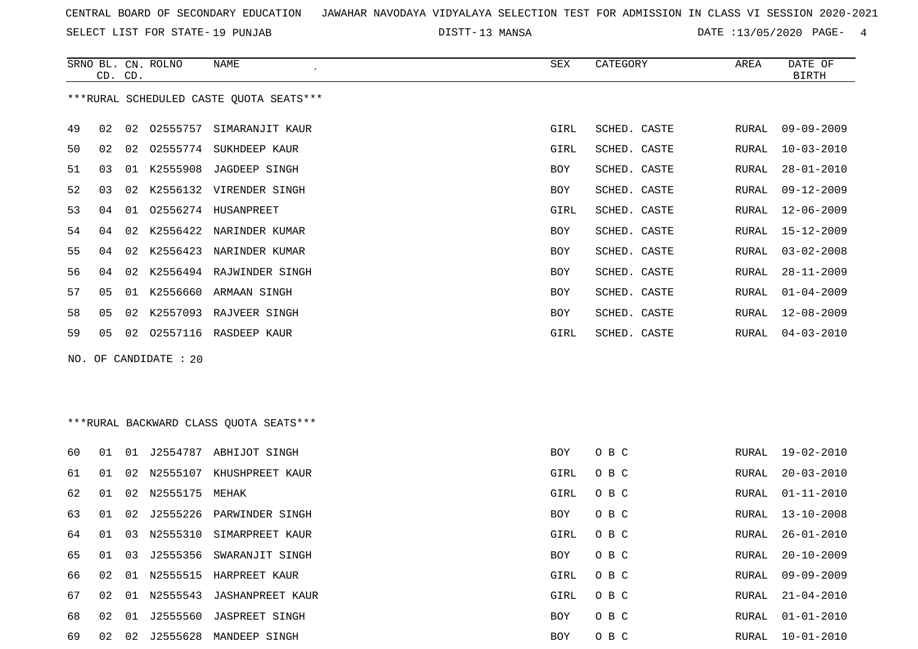CENTRAL BOARD OF SECONDARY EDUCATION JAWAHAR NAVODAYA VIDYALAYA SELECTION TEST FOR ADMISSION IN CLASS VI SESSION 2020-2021

SELECT LIST FOR STATE- 19 PUNJAB DISTT- 13 MANSA DATE :13/05/2020

***RURAL SCHEDULED CASTE QUOTA SEATS***

| SRNO | BL. CD. | CN. CD. | ROLNO | NAME | SEX | CATEGORY | AREA | DATE OF BIRTH |
|---|---|---|---|---|---|---|---|---|
| 49 | 02 | 02 | O2555757 | SIMARANJIT KAUR | GIRL | SCHED. CASTE | RURAL | 09-09-2009 |
| 50 | 02 | 02 | O2555774 | SUKHDEEP KAUR | GIRL | SCHED. CASTE | RURAL | 10-03-2010 |
| 51 | 03 | 01 | K2555908 | JAGDEEP SINGH | BOY | SCHED. CASTE | RURAL | 28-01-2010 |
| 52 | 03 | 02 | K2556132 | VIRENDER SINGH | BOY | SCHED. CASTE | RURAL | 09-12-2009 |
| 53 | 04 | 01 | O2556274 | HUSANPREET | GIRL | SCHED. CASTE | RURAL | 12-06-2009 |
| 54 | 04 | 02 | K2556422 | NARINDER KUMAR | BOY | SCHED. CASTE | RURAL | 15-12-2009 |
| 55 | 04 | 02 | K2556423 | NARINDER KUMAR | BOY | SCHED. CASTE | RURAL | 03-02-2008 |
| 56 | 04 | 02 | K2556494 | RAJWINDER SINGH | BOY | SCHED. CASTE | RURAL | 28-11-2009 |
| 57 | 05 | 01 | K2556660 | ARMAAN SINGH | BOY | SCHED. CASTE | RURAL | 01-04-2009 |
| 58 | 05 | 02 | K2557093 | RAJVEER SINGH | BOY | SCHED. CASTE | RURAL | 12-08-2009 |
| 59 | 05 | 02 | O2557116 | RASDEEP KAUR | GIRL | SCHED. CASTE | RURAL | 04-03-2010 |

NO. OF CANDIDATE : 20

***RURAL BACKWARD CLASS QUOTA SEATS***

| SRNO | BL. CD. | CN. CD. | ROLNO | NAME | SEX | CATEGORY | AREA | DATE OF BIRTH |
|---|---|---|---|---|---|---|---|---|
| 60 | 01 | 01 | J2554787 | ABHIJOT SINGH | BOY | O B C | RURAL | 19-02-2010 |
| 61 | 01 | 02 | N2555107 | KHUSHPREET KAUR | GIRL | O B C | RURAL | 20-03-2010 |
| 62 | 01 | 02 | N2555175 | MEHAK | GIRL | O B C | RURAL | 01-11-2010 |
| 63 | 01 | 02 | J2555226 | PARWINDER SINGH | BOY | O B C | RURAL | 13-10-2008 |
| 64 | 01 | 03 | N2555310 | SIMARPREET KAUR | GIRL | O B C | RURAL | 26-01-2010 |
| 65 | 01 | 03 | J2555356 | SWARANJIT SINGH | BOY | O B C | RURAL | 20-10-2009 |
| 66 | 02 | 01 | N2555515 | HARPREET KAUR | GIRL | O B C | RURAL | 09-09-2009 |
| 67 | 02 | 01 | N2555543 | JASHANPREET KAUR | GIRL | O B C | RURAL | 21-04-2010 |
| 68 | 02 | 01 | J2555560 | JASPREET SINGH | BOY | O B C | RURAL | 01-01-2010 |
| 69 | 02 | 02 | J2555628 | MANDEEP SINGH | BOY | O B C | RURAL | 10-01-2010 |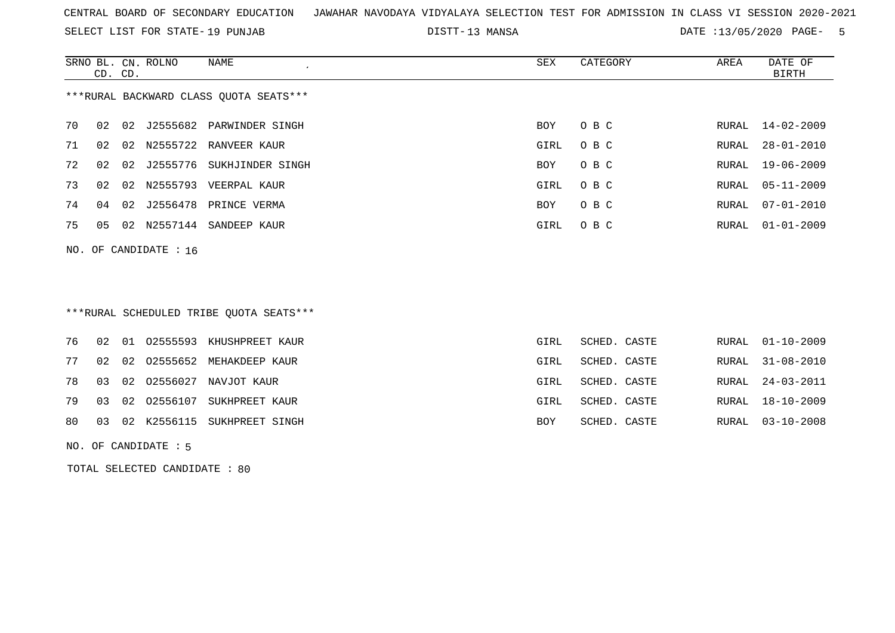CENTRAL BOARD OF SECONDARY EDUCATION JAWAHAR NAVODAYA VIDYALAYA SELECTION TEST FOR ADMISSION IN CLASS VI SESSION 2020-2021

SELECT LIST FOR STATE- 19 PUNJAB DISTT- 13 MANSA DATE :13/05/2020 PAGE- 5

***RURAL BACKWARD CLASS QUOTA SEATS***

| SRNO | BL. CD. | CN. CD. | ROLNO | NAME | SEX | CATEGORY | AREA | DATE OF BIRTH |
|---|---|---|---|---|---|---|---|---|
| 70 | 02 | 02 | J2555682 | PARWINDER SINGH | BOY | O B C | RURAL | 14-02-2009 |
| 71 | 02 | 02 | N2555722 | RANVEER KAUR | GIRL | O B C | RURAL | 28-01-2010 |
| 72 | 02 | 02 | J2555776 | SUKHJINDER SINGH | BOY | O B C | RURAL | 19-06-2009 |
| 73 | 02 | 02 | N2555793 | VEERPAL KAUR | GIRL | O B C | RURAL | 05-11-2009 |
| 74 | 04 | 02 | J2556478 | PRINCE VERMA | BOY | O B C | RURAL | 07-01-2010 |
| 75 | 05 | 02 | N2557144 | SANDEEP KAUR | GIRL | O B C | RURAL | 01-01-2009 |

NO. OF CANDIDATE : 16

***RURAL SCHEDULED TRIBE QUOTA SEATS***

| SRNO | BL. CD. | CN. CD. | ROLNO | NAME | SEX | CATEGORY | AREA | DATE OF BIRTH |
|---|---|---|---|---|---|---|---|---|
| 76 | 02 | 01 | O2555593 | KHUSHPREET KAUR | GIRL | SCHED. CASTE | RURAL | 01-10-2009 |
| 77 | 02 | 02 | O2555652 | MEHAKDEEP KAUR | GIRL | SCHED. CASTE | RURAL | 31-08-2010 |
| 78 | 03 | 02 | O2556027 | NAVJOT KAUR | GIRL | SCHED. CASTE | RURAL | 24-03-2011 |
| 79 | 03 | 02 | O2556107 | SUKHPREET KAUR | GIRL | SCHED. CASTE | RURAL | 18-10-2009 |
| 80 | 03 | 02 | K2556115 | SUKHPREET SINGH | BOY | SCHED. CASTE | RURAL | 03-10-2008 |

NO. OF CANDIDATE : 5

TOTAL SELECTED CANDIDATE : 80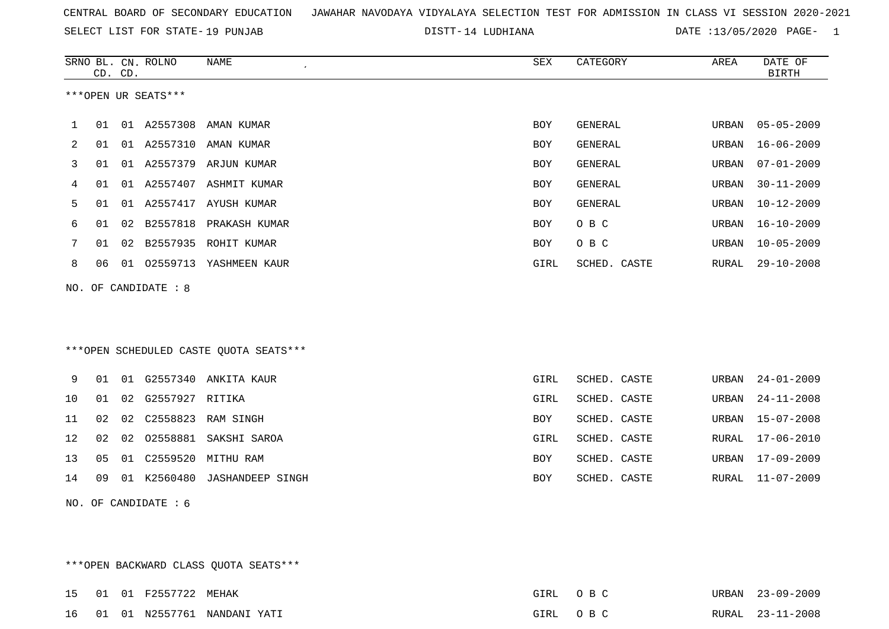CENTRAL BOARD OF SECONDARY EDUCATION JAWAHAR NAVODAYA VIDYALAYA SELECTION TEST FOR ADMISSION IN CLASS VI SESSION 2020-2021

SELECT LIST FOR STATE- 19 PUNJAB DISTT- 14 LUDHIANA DATE :13/05/2020 PAGE- 1

***OPEN UR SEATS***

| SRNO | BL. CD. | CN. CD. | ROLNO | NAME | SEX | CATEGORY | AREA | DATE OF BIRTH |
|---|---|---|---|---|---|---|---|---|
| 1 | 01 | 01 | A2557308 | AMAN KUMAR | BOY | GENERAL | URBAN | 05-05-2009 |
| 2 | 01 | 01 | A2557310 | AMAN KUMAR | BOY | GENERAL | URBAN | 16-06-2009 |
| 3 | 01 | 01 | A2557379 | ARJUN KUMAR | BOY | GENERAL | URBAN | 07-01-2009 |
| 4 | 01 | 01 | A2557407 | ASHMIT KUMAR | BOY | GENERAL | URBAN | 30-11-2009 |
| 5 | 01 | 01 | A2557417 | AYUSH KUMAR | BOY | GENERAL | URBAN | 10-12-2009 |
| 6 | 01 | 02 | B2557818 | PRAKASH KUMAR | BOY | O B C | URBAN | 16-10-2009 |
| 7 | 01 | 02 | B2557935 | ROHIT KUMAR | BOY | O B C | URBAN | 10-05-2009 |
| 8 | 06 | 01 | O2559713 | YASHMEEN KAUR | GIRL | SCHED. CASTE | RURAL | 29-10-2008 |

NO. OF CANDIDATE : 8

***OPEN SCHEDULED CASTE QUOTA SEATS***

| SRNO | BL. CD. | CN. CD. | ROLNO | NAME | SEX | CATEGORY | AREA | DATE OF BIRTH |
|---|---|---|---|---|---|---|---|---|
| 9 | 01 | 01 | G2557340 | ANKITA KAUR | GIRL | SCHED. CASTE | URBAN | 24-01-2009 |
| 10 | 01 | 02 | G2557927 | RITIKA | GIRL | SCHED. CASTE | URBAN | 24-11-2008 |
| 11 | 02 | 02 | C2558823 | RAM SINGH | BOY | SCHED. CASTE | URBAN | 15-07-2008 |
| 12 | 02 | 02 | O2558881 | SAKSHI SAROA | GIRL | SCHED. CASTE | RURAL | 17-06-2010 |
| 13 | 05 | 01 | C2559520 | MITHU RAM | BOY | SCHED. CASTE | URBAN | 17-09-2009 |
| 14 | 09 | 01 | K2560480 | JASHANDEEP SINGH | BOY | SCHED. CASTE | RURAL | 11-07-2009 |

NO. OF CANDIDATE : 6

***OPEN BACKWARD CLASS QUOTA SEATS***

| SRNO | BL. CD. | CN. CD. | ROLNO | NAME | SEX | CATEGORY | AREA | DATE OF BIRTH |
|---|---|---|---|---|---|---|---|---|
| 15 | 01 | 01 | F2557722 | MEHAK | GIRL | O B C | URBAN | 23-09-2009 |
| 16 | 01 | 01 | N2557761 | NANDANI YATI | GIRL | O B C | RURAL | 23-11-2008 |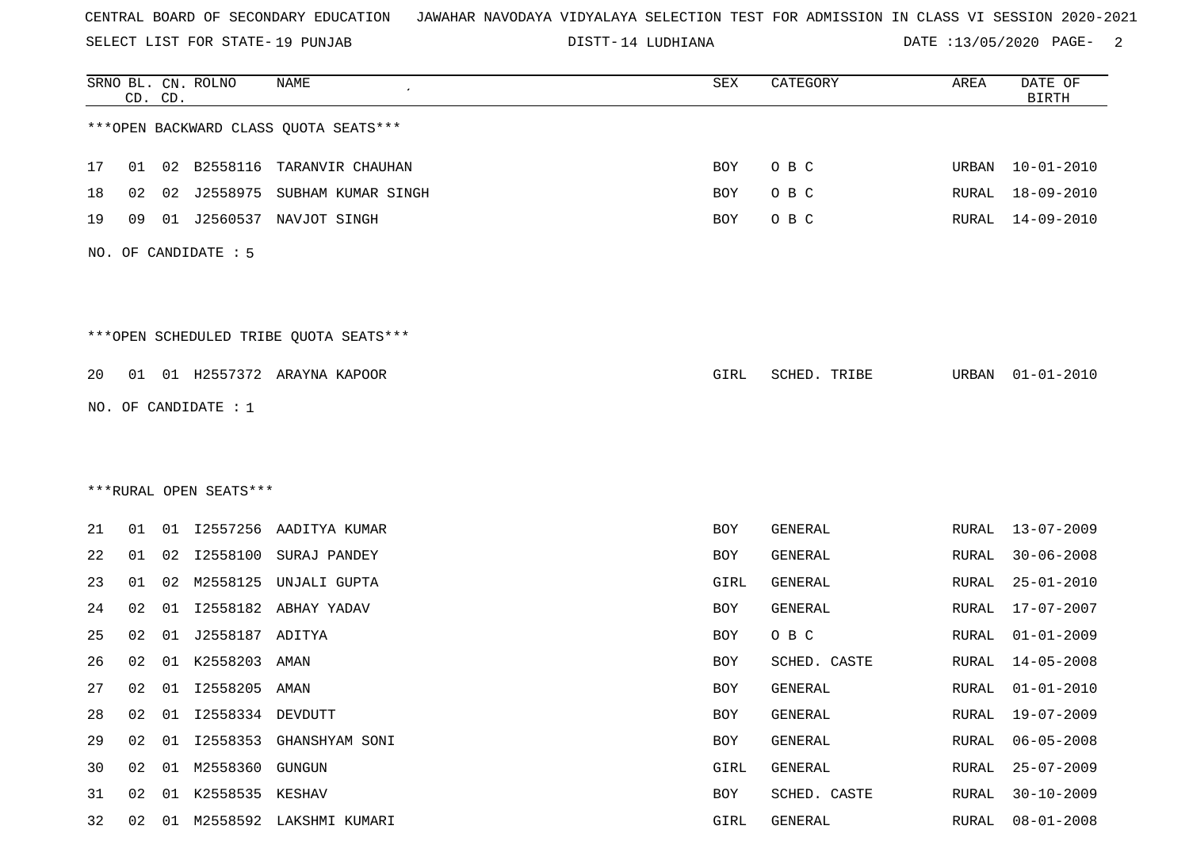CENTRAL BOARD OF SECONDARY EDUCATION JAWAHAR NAVODAYA VIDYALAYA SELECTION TEST FOR ADMISSION IN CLASS VI SESSION 2020-2021

SELECT LIST FOR STATE- 19 PUNJAB DISTT- 14 LUDHIANA DATE :13/05/2020

***OPEN BACKWARD CLASS QUOTA SEATS***

| SRNO | BL. CD. | CN. CD. | ROLNO | NAME | SEX | CATEGORY | AREA | DATE OF BIRTH |
|---|---|---|---|---|---|---|---|---|
| 17 | 01 | 02 | B2558116 | TARANVIR CHAUHAN | BOY | O B C | URBAN | 10-01-2010 |
| 18 | 02 | 02 | J2558975 | SUBHAM KUMAR SINGH | BOY | O B C | RURAL | 18-09-2010 |
| 19 | 09 | 01 | J2560537 | NAVJOT SINGH | BOY | O B C | RURAL | 14-09-2010 |

NO. OF CANDIDATE : 5

***OPEN SCHEDULED TRIBE QUOTA SEATS***

| SRNO | BL. CD. | CN. CD. | ROLNO | NAME | SEX | CATEGORY | AREA | DATE OF BIRTH |
|---|---|---|---|---|---|---|---|---|
| 20 | 01 | 01 | H2557372 | ARAYNA KAPOOR | GIRL | SCHED. TRIBE | URBAN | 01-01-2010 |

NO. OF CANDIDATE : 1

***RURAL OPEN SEATS***

| SRNO | BL. CD. | CN. CD. | ROLNO | NAME | SEX | CATEGORY | AREA | DATE OF BIRTH |
|---|---|---|---|---|---|---|---|---|
| 21 | 01 | 01 | I2557256 | AADITYA KUMAR | BOY | GENERAL | RURAL | 13-07-2009 |
| 22 | 01 | 02 | I2558100 | SURAJ PANDEY | BOY | GENERAL | RURAL | 30-06-2008 |
| 23 | 01 | 02 | M2558125 | UNJALI GUPTA | GIRL | GENERAL | RURAL | 25-01-2010 |
| 24 | 02 | 01 | I2558182 | ABHAY YADAV | BOY | GENERAL | RURAL | 17-07-2007 |
| 25 | 02 | 01 | J2558187 | ADITYA | BOY | O B C | RURAL | 01-01-2009 |
| 26 | 02 | 01 | K2558203 | AMAN | BOY | SCHED. CASTE | RURAL | 14-05-2008 |
| 27 | 02 | 01 | I2558205 | AMAN | BOY | GENERAL | RURAL | 01-01-2010 |
| 28 | 02 | 01 | I2558334 | DEVDUTT | BOY | GENERAL | RURAL | 19-07-2009 |
| 29 | 02 | 01 | I2558353 | GHANSHYAM SONI | BOY | GENERAL | RURAL | 06-05-2008 |
| 30 | 02 | 01 | M2558360 | GUNGUN | GIRL | GENERAL | RURAL | 25-07-2009 |
| 31 | 02 | 01 | K2558535 | KESHAV | BOY | SCHED. CASTE | RURAL | 30-10-2009 |
| 32 | 02 | 01 | M2558592 | LAKSHMI KUMARI | GIRL | GENERAL | RURAL | 08-01-2008 |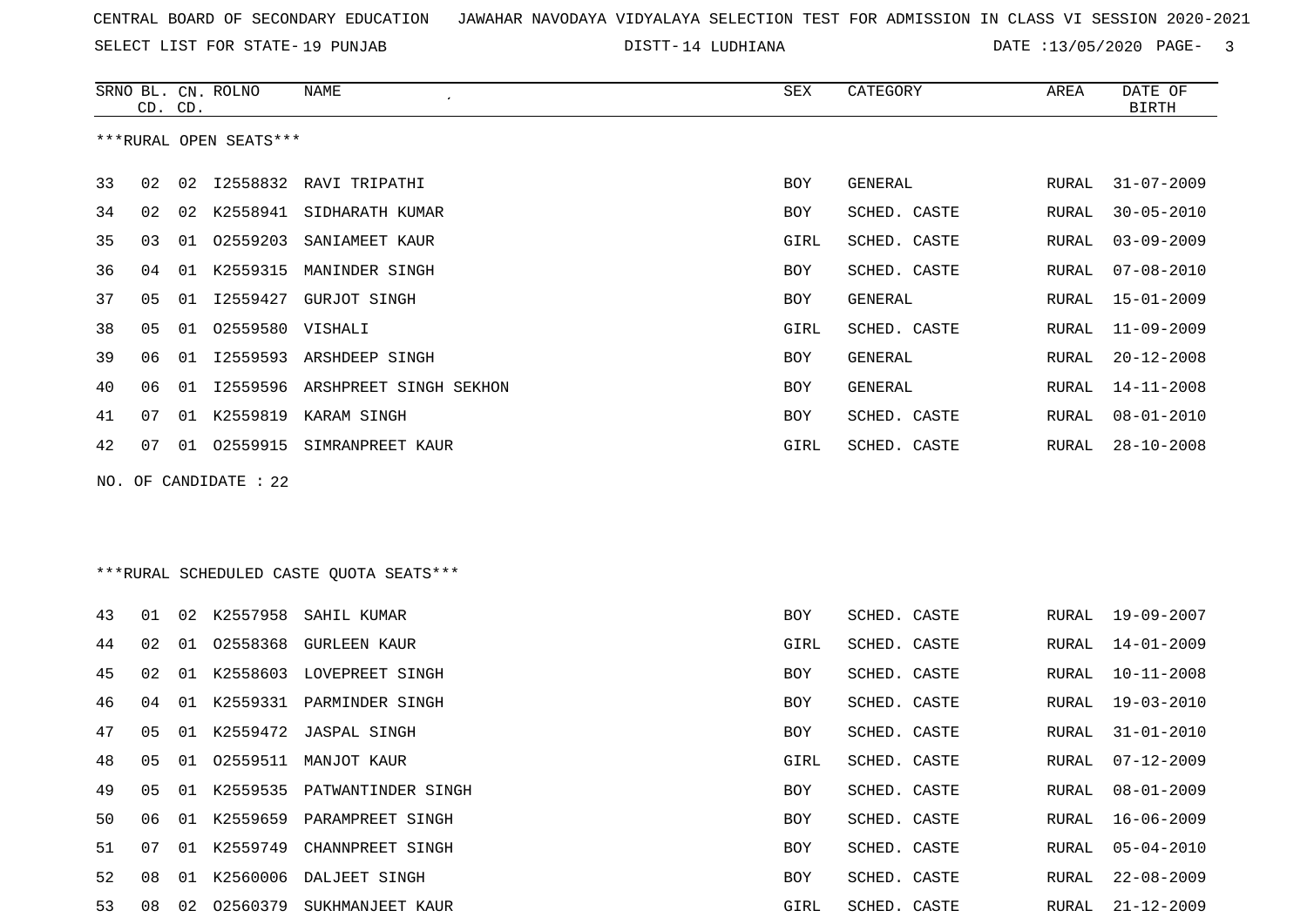CENTRAL BOARD OF SECONDARY EDUCATION JAWAHAR NAVODAYA VIDYALAYA SELECTION TEST FOR ADMISSION IN CLASS VI SESSION 2020-2021

SELECT LIST FOR STATE- 19 PUNJAB DISTT- 14 LUDHIANA DATE :13/05/2020

***RURAL OPEN SEATS***

| SRNO | BL. CD. | CN. CD. | ROLNO | NAME | SEX | CATEGORY | AREA | DATE OF BIRTH |
|---|---|---|---|---|---|---|---|---|
| 33 | 02 | 02 | I2558832 | RAVI TRIPATHI | BOY | GENERAL | RURAL | 31-07-2009 |
| 34 | 02 | 02 | K2558941 | SIDHARATH KUMAR | BOY | SCHED. CASTE | RURAL | 30-05-2010 |
| 35 | 03 | 01 | O2559203 | SANIAMEET KAUR | GIRL | SCHED. CASTE | RURAL | 03-09-2009 |
| 36 | 04 | 01 | K2559315 | MANINDER SINGH | BOY | SCHED. CASTE | RURAL | 07-08-2010 |
| 37 | 05 | 01 | I2559427 | GURJOT SINGH | BOY | GENERAL | RURAL | 15-01-2009 |
| 38 | 05 | 01 | O2559580 | VISHALI | GIRL | SCHED. CASTE | RURAL | 11-09-2009 |
| 39 | 06 | 01 | I2559593 | ARSHDEEP SINGH | BOY | GENERAL | RURAL | 20-12-2008 |
| 40 | 06 | 01 | I2559596 | ARSHPREET SINGH SEKHON | BOY | GENERAL | RURAL | 14-11-2008 |
| 41 | 07 | 01 | K2559819 | KARAM SINGH | BOY | SCHED. CASTE | RURAL | 08-01-2010 |
| 42 | 07 | 01 | O2559915 | SIMRANPREET KAUR | GIRL | SCHED. CASTE | RURAL | 28-10-2008 |

NO. OF CANDIDATE : 22

***RURAL SCHEDULED CASTE QUOTA SEATS***

| SRNO | BL. CD. | CN. CD. | ROLNO | NAME | SEX | CATEGORY | AREA | DATE OF BIRTH |
|---|---|---|---|---|---|---|---|---|
| 43 | 01 | 02 | K2557958 | SAHIL KUMAR | BOY | SCHED. CASTE | RURAL | 19-09-2007 |
| 44 | 02 | 01 | O2558368 | GURLEEN KAUR | GIRL | SCHED. CASTE | RURAL | 14-01-2009 |
| 45 | 02 | 01 | K2558603 | LOVEPREET SINGH | BOY | SCHED. CASTE | RURAL | 10-11-2008 |
| 46 | 04 | 01 | K2559331 | PARMINDER SINGH | BOY | SCHED. CASTE | RURAL | 19-03-2010 |
| 47 | 05 | 01 | K2559472 | JASPAL SINGH | BOY | SCHED. CASTE | RURAL | 31-01-2010 |
| 48 | 05 | 01 | O2559511 | MANJOT KAUR | GIRL | SCHED. CASTE | RURAL | 07-12-2009 |
| 49 | 05 | 01 | K2559535 | PATWANTINDER SINGH | BOY | SCHED. CASTE | RURAL | 08-01-2009 |
| 50 | 06 | 01 | K2559659 | PARAMPREET SINGH | BOY | SCHED. CASTE | RURAL | 16-06-2009 |
| 51 | 07 | 01 | K2559749 | CHANNPREET SINGH | BOY | SCHED. CASTE | RURAL | 05-04-2010 |
| 52 | 08 | 01 | K2560006 | DALJEET SINGH | BOY | SCHED. CASTE | RURAL | 22-08-2009 |
| 53 | 08 | 02 | O2560379 | SUKHMANJEET KAUR | GIRL | SCHED. CASTE | RURAL | 21-12-2009 |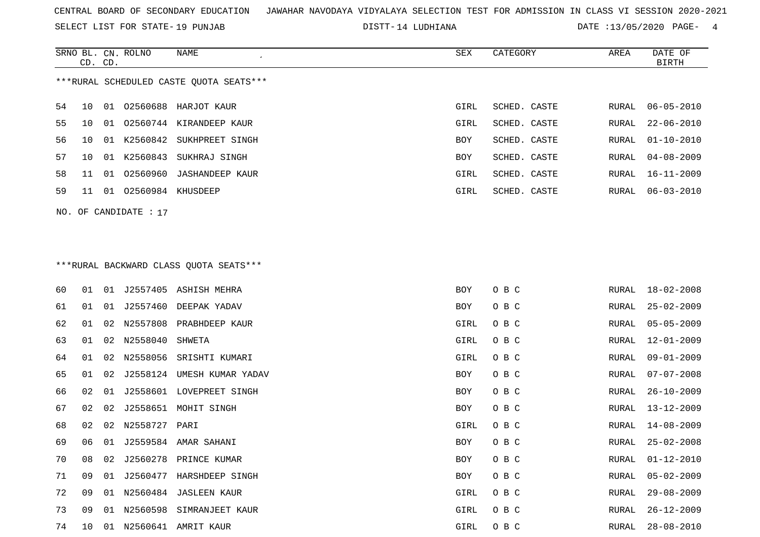CENTRAL BOARD OF SECONDARY EDUCATION JAWAHAR NAVODAYA VIDYALAYA SELECTION TEST FOR ADMISSION IN CLASS VI SESSION 2020-2021

SELECT LIST FOR STATE- 19 PUNJAB DISTT- 14 LUDHIANA DATE :13/05/2020

| SRNO | BL. CD. | CN. CD. | ROLNO | NAME | SEX | CATEGORY | AREA | DATE OF BIRTH |
|---|---|---|---|---|---|---|---|---|

***RURAL SCHEDULED CASTE QUOTA SEATS***

| SRNO | BL. CD. | CN. CD. | ROLNO | NAME | SEX | CATEGORY | AREA | DATE OF BIRTH |
|---|---|---|---|---|---|---|---|---|
| 54 | 10 | 01 | O2560688 | HARJOT KAUR | GIRL | SCHED. CASTE | RURAL | 06-05-2010 |
| 55 | 10 | 01 | O2560744 | KIRANDEEP KAUR | GIRL | SCHED. CASTE | RURAL | 22-06-2010 |
| 56 | 10 | 01 | K2560842 | SUKHPREET SINGH | BOY | SCHED. CASTE | RURAL | 01-10-2010 |
| 57 | 10 | 01 | K2560843 | SUKHRAJ SINGH | BOY | SCHED. CASTE | RURAL | 04-08-2009 |
| 58 | 11 | 01 | O2560960 | JASHANDEEP KAUR | GIRL | SCHED. CASTE | RURAL | 16-11-2009 |
| 59 | 11 | 01 | O2560984 | KHUSDEEP | GIRL | SCHED. CASTE | RURAL | 06-03-2010 |

NO. OF CANDIDATE : 17

***RURAL BACKWARD CLASS QUOTA SEATS***

| SRNO | BL. CD. | CN. CD. | ROLNO | NAME | SEX | CATEGORY | AREA | DATE OF BIRTH |
|---|---|---|---|---|---|---|---|---|
| 60 | 01 | 01 | J2557405 | ASHISH MEHRA | BOY | O B C | RURAL | 18-02-2008 |
| 61 | 01 | 01 | J2557460 | DEEPAK YADAV | BOY | O B C | RURAL | 25-02-2009 |
| 62 | 01 | 02 | N2557808 | PRABHDEEP KAUR | GIRL | O B C | RURAL | 05-05-2009 |
| 63 | 01 | 02 | N2558040 | SHWETA | GIRL | O B C | RURAL | 12-01-2009 |
| 64 | 01 | 02 | N2558056 | SRISHTI KUMARI | GIRL | O B C | RURAL | 09-01-2009 |
| 65 | 01 | 02 | J2558124 | UMESH KUMAR YADAV | BOY | O B C | RURAL | 07-07-2008 |
| 66 | 02 | 01 | J2558601 | LOVEPREET SINGH | BOY | O B C | RURAL | 26-10-2009 |
| 67 | 02 | 02 | J2558651 | MOHIT SINGH | BOY | O B C | RURAL | 13-12-2009 |
| 68 | 02 | 02 | N2558727 | PARI | GIRL | O B C | RURAL | 14-08-2009 |
| 69 | 06 | 01 | J2559584 | AMAR SAHANI | BOY | O B C | RURAL | 25-02-2008 |
| 70 | 08 | 02 | J2560278 | PRINCE KUMAR | BOY | O B C | RURAL | 01-12-2010 |
| 71 | 09 | 01 | J2560477 | HARSHDEEP SINGH | BOY | O B C | RURAL | 05-02-2009 |
| 72 | 09 | 01 | N2560484 | JASLEEN KAUR | GIRL | O B C | RURAL | 29-08-2009 |
| 73 | 09 | 01 | N2560598 | SIMRANJEET KAUR | GIRL | O B C | RURAL | 26-12-2009 |
| 74 | 10 | 01 | N2560641 | AMRIT KAUR | GIRL | O B C | RURAL | 28-08-2010 |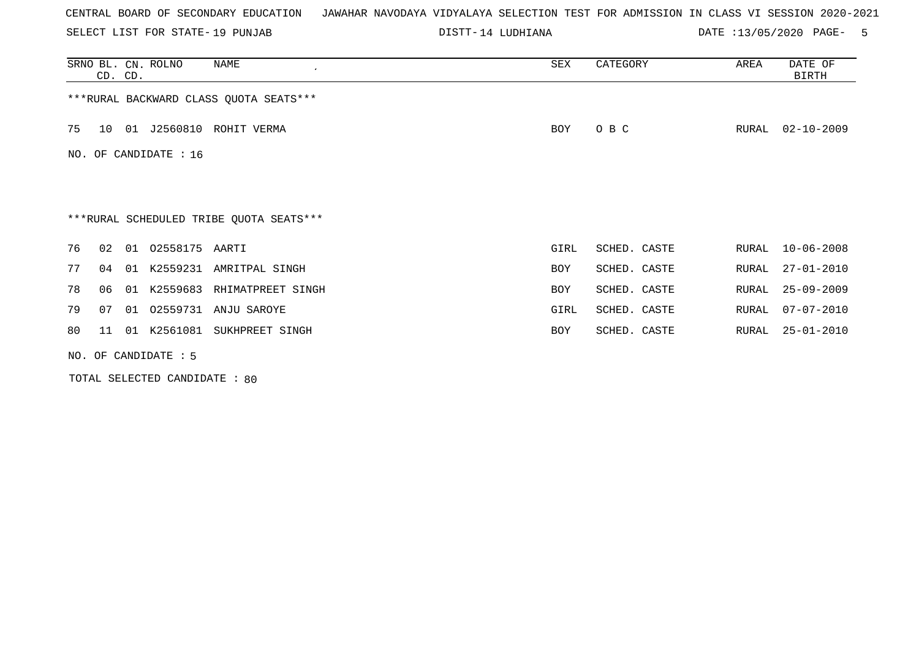CENTRAL BOARD OF SECONDARY EDUCATION JAWAHAR NAVODAYA VIDYALAYA SELECTION TEST FOR ADMISSION IN CLASS VI SESSION 2020-2021

SELECT LIST FOR STATE- 19 PUNJAB DISTT- 14 LUDHIANA DATE :13/05/2020

| SRNO | BL. CD. | CN. CD. | ROLNO | NAME | SEX | CATEGORY | AREA | DATE OF BIRTH |
|---|---|---|---|---|---|---|---|---|

***RURAL BACKWARD CLASS QUOTA SEATS***

| SRNO | BL. CD. | CN. CD. | ROLNO | NAME | SEX | CATEGORY | AREA | DATE OF BIRTH |
|---|---|---|---|---|---|---|---|---|
| 75 | 10 | 01 | J2560810 | ROHIT VERMA | BOY | O B C | RURAL | 02-10-2009 |

NO. OF CANDIDATE : 16

***RURAL SCHEDULED TRIBE QUOTA SEATS***

| SRNO | BL. CD. | CN. CD. | ROLNO | NAME | SEX | CATEGORY | AREA | DATE OF BIRTH |
|---|---|---|---|---|---|---|---|---|
| 76 | 02 | 01 | O2558175 | AARTI | GIRL | SCHED. CASTE | RURAL | 10-06-2008 |
| 77 | 04 | 01 | K2559231 | AMRITPAL SINGH | BOY | SCHED. CASTE | RURAL | 27-01-2010 |
| 78 | 06 | 01 | K2559683 | RHIMATPREET SINGH | BOY | SCHED. CASTE | RURAL | 25-09-2009 |
| 79 | 07 | 01 | O2559731 | ANJU SAROYE | GIRL | SCHED. CASTE | RURAL | 07-07-2010 |
| 80 | 11 | 01 | K2561081 | SUKHPREET SINGH | BOY | SCHED. CASTE | RURAL | 25-01-2010 |

NO. OF CANDIDATE : 5

TOTAL SELECTED CANDIDATE : 80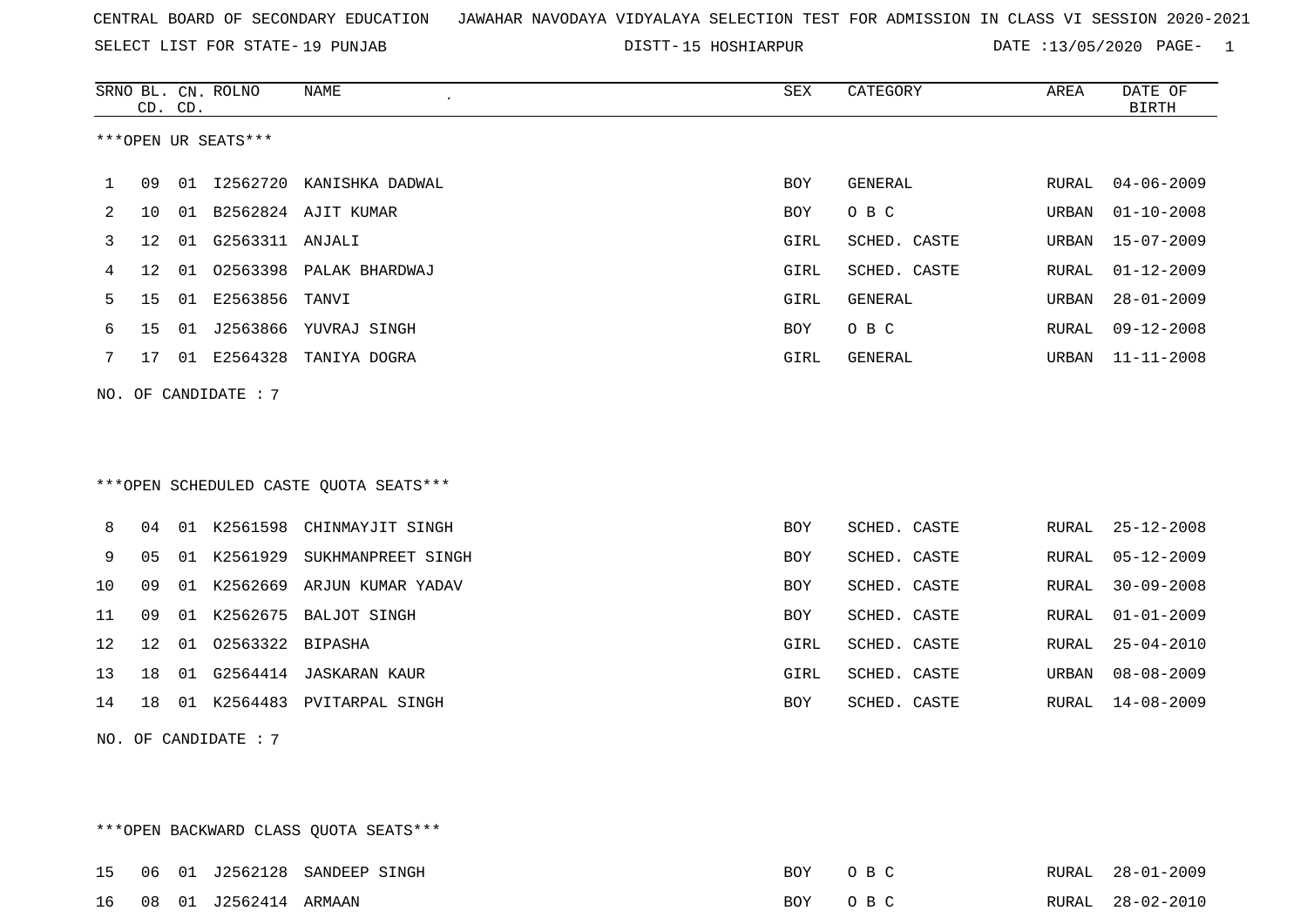CENTRAL BOARD OF SECONDARY EDUCATION JAWAHAR NAVODAYA VIDYALAYA SELECTION TEST FOR ADMISSION IN CLASS VI SESSION 2020-2021

SELECT LIST FOR STATE- 19 PUNJAB DISTT- 15 HOSHIARPUR DATE :13/05/2020

***OPEN UR SEATS***

| SRNO | BL. CD. | CN. CD. | ROLNO | NAME | SEX | CATEGORY | AREA | DATE OF BIRTH |
|---|---|---|---|---|---|---|---|---|
| 1 | 09 | 01 | I2562720 | KANISHKA DADWAL | BOY | GENERAL | RURAL | 04-06-2009 |
| 2 | 10 | 01 | B2562824 | AJIT KUMAR | BOY | O B C | URBAN | 01-10-2008 |
| 3 | 12 | 01 | G2563311 | ANJALI | GIRL | SCHED. CASTE | URBAN | 15-07-2009 |
| 4 | 12 | 01 | O2563398 | PALAK BHARDWAJ | GIRL | SCHED. CASTE | RURAL | 01-12-2009 |
| 5 | 15 | 01 | E2563856 | TANVI | GIRL | GENERAL | URBAN | 28-01-2009 |
| 6 | 15 | 01 | J2563866 | YUVRAJ SINGH | BOY | O B C | RURAL | 09-12-2008 |
| 7 | 17 | 01 | E2564328 | TANIYA DOGRA | GIRL | GENERAL | URBAN | 11-11-2008 |

NO. OF CANDIDATE : 7

***OPEN SCHEDULED CASTE QUOTA SEATS***

| SRNO | BL. CD. | CN. CD. | ROLNO | NAME | SEX | CATEGORY | AREA | DATE OF BIRTH |
|---|---|---|---|---|---|---|---|---|
| 8 | 04 | 01 | K2561598 | CHINMAYJIT SINGH | BOY | SCHED. CASTE | RURAL | 25-12-2008 |
| 9 | 05 | 01 | K2561929 | SUKHMANPREET SINGH | BOY | SCHED. CASTE | RURAL | 05-12-2009 |
| 10 | 09 | 01 | K2562669 | ARJUN KUMAR YADAV | BOY | SCHED. CASTE | RURAL | 30-09-2008 |
| 11 | 09 | 01 | K2562675 | BALJOT SINGH | BOY | SCHED. CASTE | RURAL | 01-01-2009 |
| 12 | 12 | 01 | O2563322 | BIPASHA | GIRL | SCHED. CASTE | RURAL | 25-04-2010 |
| 13 | 18 | 01 | G2564414 | JASKARAN KAUR | GIRL | SCHED. CASTE | URBAN | 08-08-2009 |
| 14 | 18 | 01 | K2564483 | PVITARPAL SINGH | BOY | SCHED. CASTE | RURAL | 14-08-2009 |

NO. OF CANDIDATE : 7

***OPEN BACKWARD CLASS QUOTA SEATS***

| SRNO | BL. CD. | CN. CD. | ROLNO | NAME | SEX | CATEGORY | AREA | DATE OF BIRTH |
|---|---|---|---|---|---|---|---|---|
| 15 | 06 | 01 | J2562128 | SANDEEP SINGH | BOY | O B C | RURAL | 28-01-2009 |
| 16 | 08 | 01 | J2562414 | ARMAAN | BOY | O B C | RURAL | 28-02-2010 |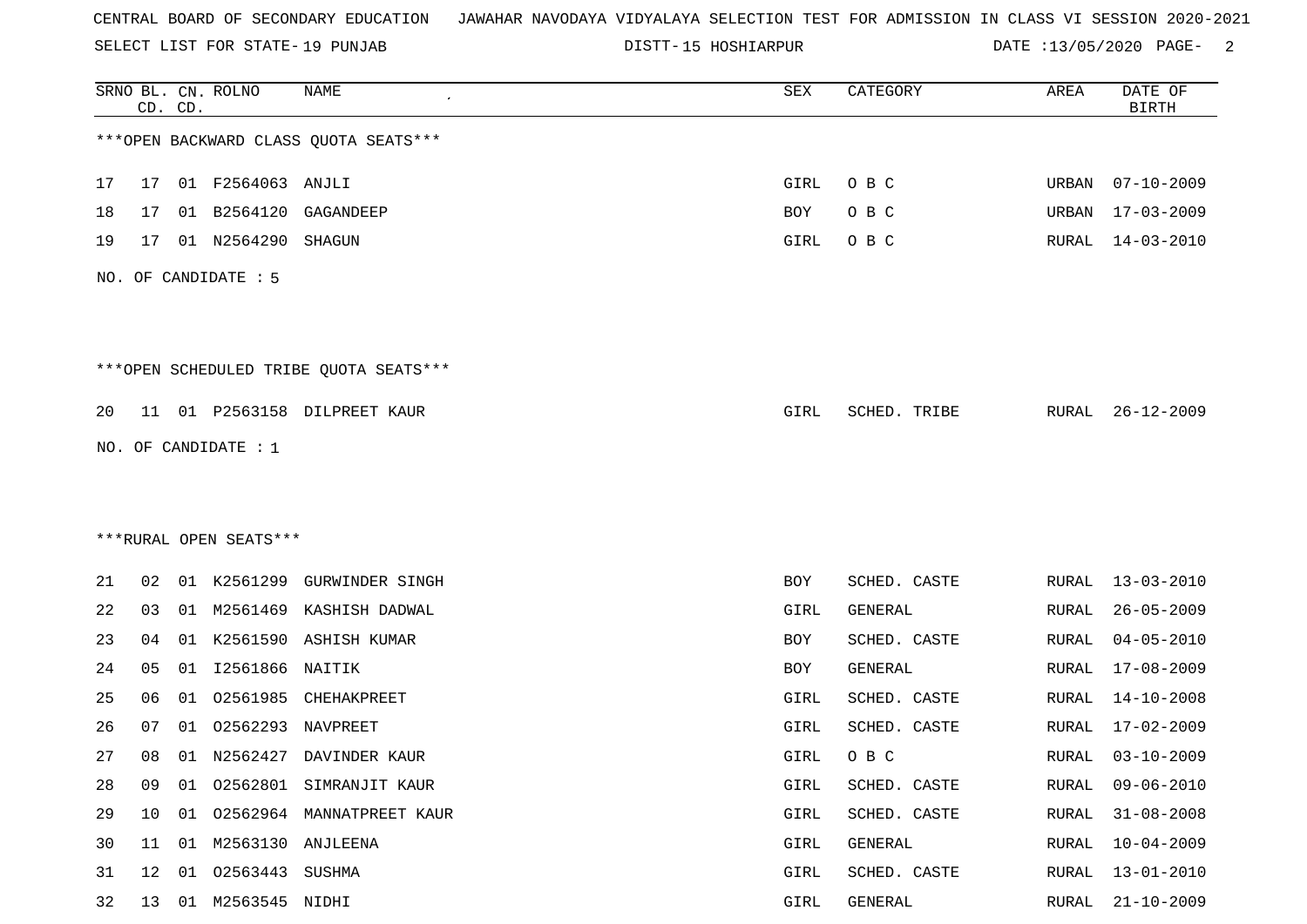CENTRAL BOARD OF SECONDARY EDUCATION JAWAHAR NAVODAYA VIDYALAYA SELECTION TEST FOR ADMISSION IN CLASS VI SESSION 2020-2021

SELECT LIST FOR STATE- 19 PUNJAB DISTT- 15 HOSHIARPUR DATE :13/05/2020

| SRNO | BL. CD. | CN. CD. | ROLNO | NAME | SEX | CATEGORY | AREA | DATE OF BIRTH |
|---|---|---|---|---|---|---|---|---|

***OPEN BACKWARD CLASS QUOTA SEATS***

| SRNO | BL. CD. | CN. CD. | ROLNO | NAME | SEX | CATEGORY | AREA | DATE OF BIRTH |
|---|---|---|---|---|---|---|---|---|
| 17 | 17 | 01 | F2564063 | ANJLI | GIRL | O B C | URBAN | 07-10-2009 |
| 18 | 17 | 01 | B2564120 | GAGANDEEP | BOY | O B C | URBAN | 17-03-2009 |
| 19 | 17 | 01 | N2564290 | SHAGUN | GIRL | O B C | RURAL | 14-03-2010 |

NO. OF CANDIDATE : 5

***OPEN SCHEDULED TRIBE QUOTA SEATS***

| SRNO | BL. CD. | CN. CD. | ROLNO | NAME | SEX | CATEGORY | AREA | DATE OF BIRTH |
|---|---|---|---|---|---|---|---|---|
| 20 | 11 | 01 | P2563158 | DILPREET KAUR | GIRL | SCHED. TRIBE | RURAL | 26-12-2009 |

NO. OF CANDIDATE : 1

***RURAL OPEN SEATS***

| SRNO | BL. CD. | CN. CD. | ROLNO | NAME | SEX | CATEGORY | AREA | DATE OF BIRTH |
|---|---|---|---|---|---|---|---|---|
| 21 | 02 | 01 | K2561299 | GURWINDER SINGH | BOY | SCHED. CASTE | RURAL | 13-03-2010 |
| 22 | 03 | 01 | M2561469 | KASHISH DADWAL | GIRL | GENERAL | RURAL | 26-05-2009 |
| 23 | 04 | 01 | K2561590 | ASHISH KUMAR | BOY | SCHED. CASTE | RURAL | 04-05-2010 |
| 24 | 05 | 01 | I2561866 | NAITIK | BOY | GENERAL | RURAL | 17-08-2009 |
| 25 | 06 | 01 | O2561985 | CHEHAKPREET | GIRL | SCHED. CASTE | RURAL | 14-10-2008 |
| 26 | 07 | 01 | O2562293 | NAVPREET | GIRL | SCHED. CASTE | RURAL | 17-02-2009 |
| 27 | 08 | 01 | N2562427 | DAVINDER KAUR | GIRL | O B C | RURAL | 03-10-2009 |
| 28 | 09 | 01 | O2562801 | SIMRANJIT KAUR | GIRL | SCHED. CASTE | RURAL | 09-06-2010 |
| 29 | 10 | 01 | O2562964 | MANNATPREET KAUR | GIRL | SCHED. CASTE | RURAL | 31-08-2008 |
| 30 | 11 | 01 | M2563130 | ANJLEENA | GIRL | GENERAL | RURAL | 10-04-2009 |
| 31 | 12 | 01 | O2563443 | SUSHMA | GIRL | SCHED. CASTE | RURAL | 13-01-2010 |
| 32 | 13 | 01 | M2563545 | NIDHI | GIRL | GENERAL | RURAL | 21-10-2009 |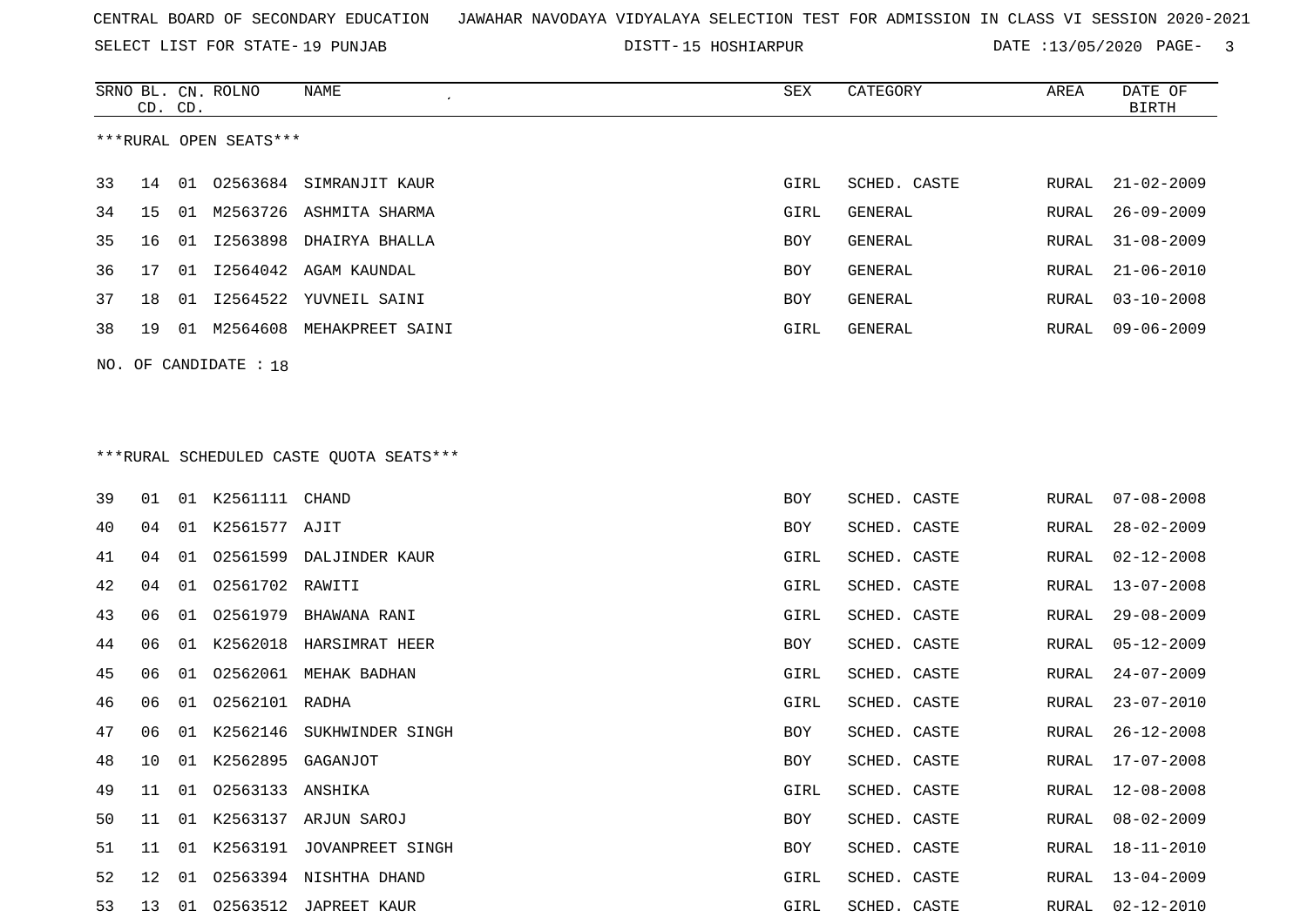CENTRAL BOARD OF SECONDARY EDUCATION JAWAHAR NAVODAYA VIDYALAYA SELECTION TEST FOR ADMISSION IN CLASS VI SESSION 2020-2021

SELECT LIST FOR STATE- 19 PUNJAB DISTT- 15 HOSHIARPUR DATE :13/05/2020

***RURAL OPEN SEATS***

| SRNO | BL. CD. | CN. CD. | ROLNO | NAME | SEX | CATEGORY | AREA | DATE OF BIRTH |
|---|---|---|---|---|---|---|---|---|
| 33 | 14 | 01 | O2563684 | SIMRANJIT KAUR | GIRL | SCHED. CASTE | RURAL | 21-02-2009 |
| 34 | 15 | 01 | M2563726 | ASHMITA SHARMA | GIRL | GENERAL | RURAL | 26-09-2009 |
| 35 | 16 | 01 | I2563898 | DHAIRYA BHALLA | BOY | GENERAL | RURAL | 31-08-2009 |
| 36 | 17 | 01 | I2564042 | AGAM KAUNDAL | BOY | GENERAL | RURAL | 21-06-2010 |
| 37 | 18 | 01 | I2564522 | YUVNEIL SAINI | BOY | GENERAL | RURAL | 03-10-2008 |
| 38 | 19 | 01 | M2564608 | MEHAKPREET SAINI | GIRL | GENERAL | RURAL | 09-06-2009 |

NO. OF CANDIDATE : 18

***RURAL SCHEDULED CASTE QUOTA SEATS***

| SRNO | BL. CD. | CN. CD. | ROLNO | NAME | SEX | CATEGORY | AREA | DATE OF BIRTH |
|---|---|---|---|---|---|---|---|---|
| 39 | 01 | 01 | K2561111 | CHAND | BOY | SCHED. CASTE | RURAL | 07-08-2008 |
| 40 | 04 | 01 | K2561577 | AJIT | BOY | SCHED. CASTE | RURAL | 28-02-2009 |
| 41 | 04 | 01 | O2561599 | DALJINDER KAUR | GIRL | SCHED. CASTE | RURAL | 02-12-2008 |
| 42 | 04 | 01 | O2561702 | RAWITI | GIRL | SCHED. CASTE | RURAL | 13-07-2008 |
| 43 | 06 | 01 | O2561979 | BHAWANA RANI | GIRL | SCHED. CASTE | RURAL | 29-08-2009 |
| 44 | 06 | 01 | K2562018 | HARSIMRAT HEER | BOY | SCHED. CASTE | RURAL | 05-12-2009 |
| 45 | 06 | 01 | O2562061 | MEHAK BADHAN | GIRL | SCHED. CASTE | RURAL | 24-07-2009 |
| 46 | 06 | 01 | O2562101 | RADHA | GIRL | SCHED. CASTE | RURAL | 23-07-2010 |
| 47 | 06 | 01 | K2562146 | SUKHWINDER SINGH | BOY | SCHED. CASTE | RURAL | 26-12-2008 |
| 48 | 10 | 01 | K2562895 | GAGANJOT | BOY | SCHED. CASTE | RURAL | 17-07-2008 |
| 49 | 11 | 01 | O2563133 | ANSHIKA | GIRL | SCHED. CASTE | RURAL | 12-08-2008 |
| 50 | 11 | 01 | K2563137 | ARJUN SAROJ | BOY | SCHED. CASTE | RURAL | 08-02-2009 |
| 51 | 11 | 01 | K2563191 | JOVANPREET SINGH | BOY | SCHED. CASTE | RURAL | 18-11-2010 |
| 52 | 12 | 01 | O2563394 | NISHTHA DHAND | GIRL | SCHED. CASTE | RURAL | 13-04-2009 |
| 53 | 13 | 01 | O2563512 | JAPREET KAUR | GIRL | SCHED. CASTE | RURAL | 02-12-2010 |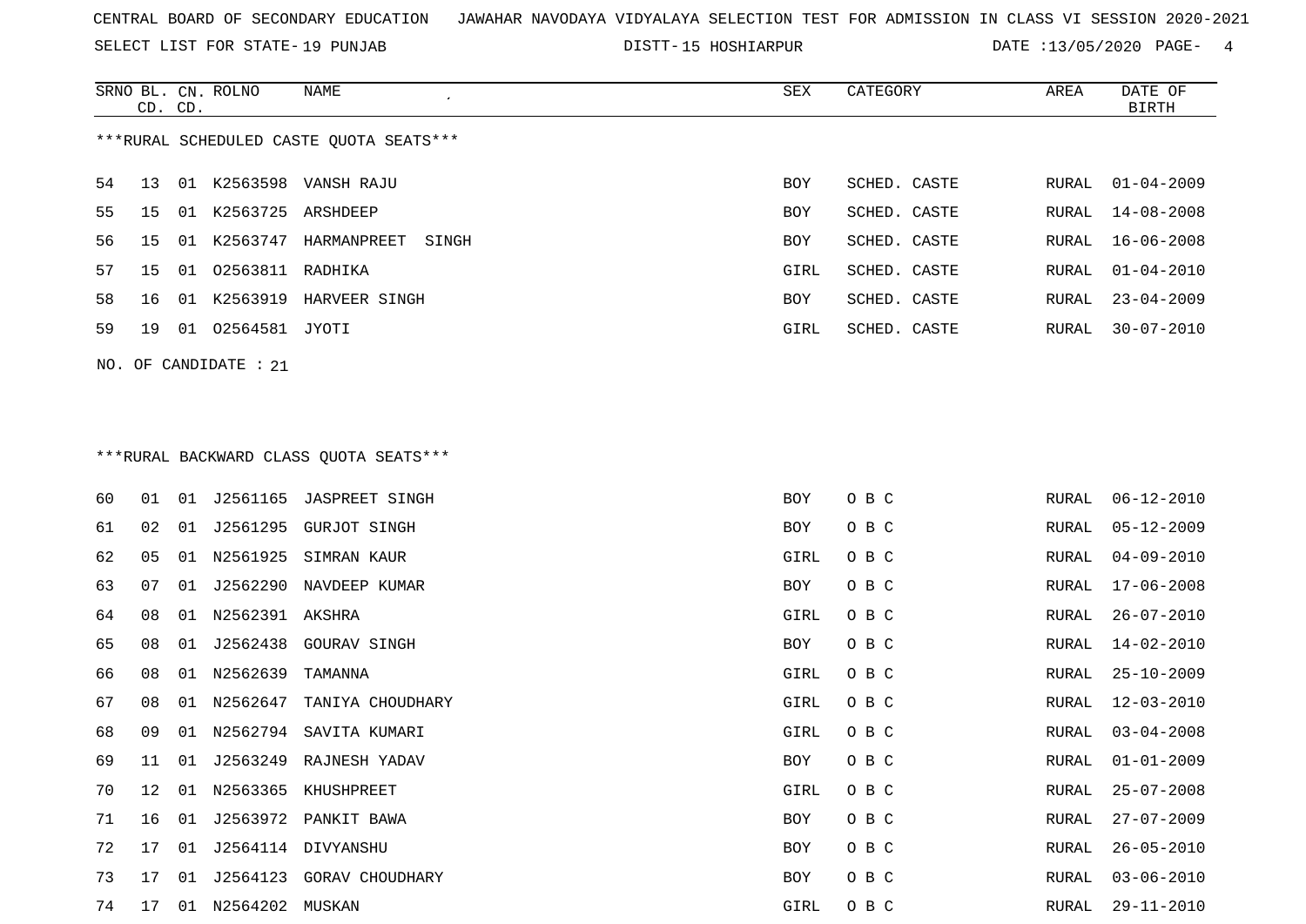CENTRAL BOARD OF SECONDARY EDUCATION JAWAHAR NAVODAYA VIDYALAYA SELECTION TEST FOR ADMISSION IN CLASS VI SESSION 2020-2021

SELECT LIST FOR STATE- 19 PUNJAB DISTT- 15 HOSHIARPUR DATE :13/05/2020

***RURAL SCHEDULED CASTE QUOTA SEATS***

| SRNO | BL. CD. | CN. CD. | ROLNO | NAME | SEX | CATEGORY | AREA | DATE OF BIRTH |
|---|---|---|---|---|---|---|---|---|
| 54 | 13 | 01 | K2563598 | VANSH RAJU | BOY | SCHED. CASTE | RURAL | 01-04-2009 |
| 55 | 15 | 01 | K2563725 | ARSHDEEP | BOY | SCHED. CASTE | RURAL | 14-08-2008 |
| 56 | 15 | 01 | K2563747 | HARMANPREET SINGH | BOY | SCHED. CASTE | RURAL | 16-06-2008 |
| 57 | 15 | 01 | O2563811 | RADHIKA | GIRL | SCHED. CASTE | RURAL | 01-04-2010 |
| 58 | 16 | 01 | K2563919 | HARVEER SINGH | BOY | SCHED. CASTE | RURAL | 23-04-2009 |
| 59 | 19 | 01 | O2564581 | JYOTI | GIRL | SCHED. CASTE | RURAL | 30-07-2010 |

NO. OF CANDIDATE : 21

***RURAL BACKWARD CLASS QUOTA SEATS***

| SRNO | BL. CD. | CN. CD. | ROLNO | NAME | SEX | CATEGORY | AREA | DATE OF BIRTH |
|---|---|---|---|---|---|---|---|---|
| 60 | 01 | 01 | J2561165 | JASPREET SINGH | BOY | O B C | RURAL | 06-12-2010 |
| 61 | 02 | 01 | J2561295 | GURJOT SINGH | BOY | O B C | RURAL | 05-12-2009 |
| 62 | 05 | 01 | N2561925 | SIMRAN KAUR | GIRL | O B C | RURAL | 04-09-2010 |
| 63 | 07 | 01 | J2562290 | NAVDEEP KUMAR | BOY | O B C | RURAL | 17-06-2008 |
| 64 | 08 | 01 | N2562391 | AKSHRA | GIRL | O B C | RURAL | 26-07-2010 |
| 65 | 08 | 01 | J2562438 | GOURAV SINGH | BOY | O B C | RURAL | 14-02-2010 |
| 66 | 08 | 01 | N2562639 | TAMANNA | GIRL | O B C | RURAL | 25-10-2009 |
| 67 | 08 | 01 | N2562647 | TANIYA CHOUDHARY | GIRL | O B C | RURAL | 12-03-2010 |
| 68 | 09 | 01 | N2562794 | SAVITA KUMARI | GIRL | O B C | RURAL | 03-04-2008 |
| 69 | 11 | 01 | J2563249 | RAJNESH YADAV | BOY | O B C | RURAL | 01-01-2009 |
| 70 | 12 | 01 | N2563365 | KHUSHPREET | GIRL | O B C | RURAL | 25-07-2008 |
| 71 | 16 | 01 | J2563972 | PANKIT BAWA | BOY | O B C | RURAL | 27-07-2009 |
| 72 | 17 | 01 | J2564114 | DIVYANSHU | BOY | O B C | RURAL | 26-05-2010 |
| 73 | 17 | 01 | J2564123 | GORAV CHOUDHARY | BOY | O B C | RURAL | 03-06-2010 |
| 74 | 17 | 01 | N2564202 | MUSKAN | GIRL | O B C | RURAL | 29-11-2010 |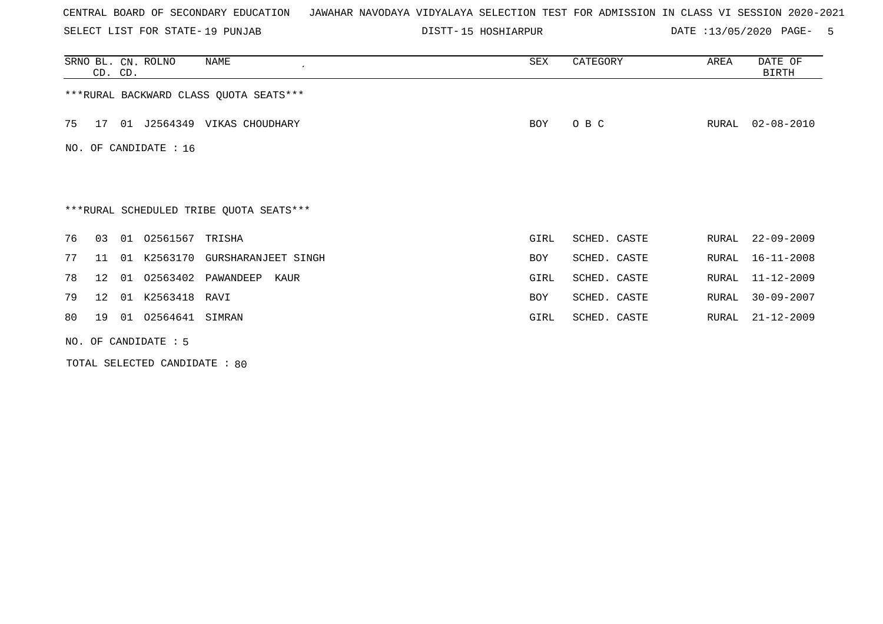CENTRAL BOARD OF SECONDARY EDUCATION JAWAHAR NAVODAYA VIDYALAYA SELECTION TEST FOR ADMISSION IN CLASS VI SESSION 2020-2021

SELECT LIST FOR STATE- 19 PUNJAB DISTT- 15 HOSHIARPUR DATE :13/05/2020

| SRNO | BL. CD. | CN. CD. | ROLNO | NAME | SEX | CATEGORY | AREA | DATE OF BIRTH |
|---|---|---|---|---|---|---|---|---|
| ***RURAL BACKWARD CLASS QUOTA SEATS*** | | | | | | | | |
| 75 | 17 | 01 | J2564349 | VIKAS CHOUDHARY | BOY | O B C | RURAL | 02-08-2010 |

NO. OF CANDIDATE : 16

***RURAL SCHEDULED TRIBE QUOTA SEATS***

| SRNO | BL. CD. | CN. CD. | ROLNO | NAME | SEX | CATEGORY | AREA | DATE OF BIRTH |
|---|---|---|---|---|---|---|---|---|
| 76 | 03 | 01 | O2561567 | TRISHA | GIRL | SCHED. CASTE | RURAL | 22-09-2009 |
| 77 | 11 | 01 | K2563170 | GURSHARANJEET SINGH | BOY | SCHED. CASTE | RURAL | 16-11-2008 |
| 78 | 12 | 01 | O2563402 | PAWANDEEP KAUR | GIRL | SCHED. CASTE | RURAL | 11-12-2009 |
| 79 | 12 | 01 | K2563418 | RAVI | BOY | SCHED. CASTE | RURAL | 30-09-2007 |
| 80 | 19 | 01 | O2564641 | SIMRAN | GIRL | SCHED. CASTE | RURAL | 21-12-2009 |

NO. OF CANDIDATE : 5

TOTAL SELECTED CANDIDATE : 80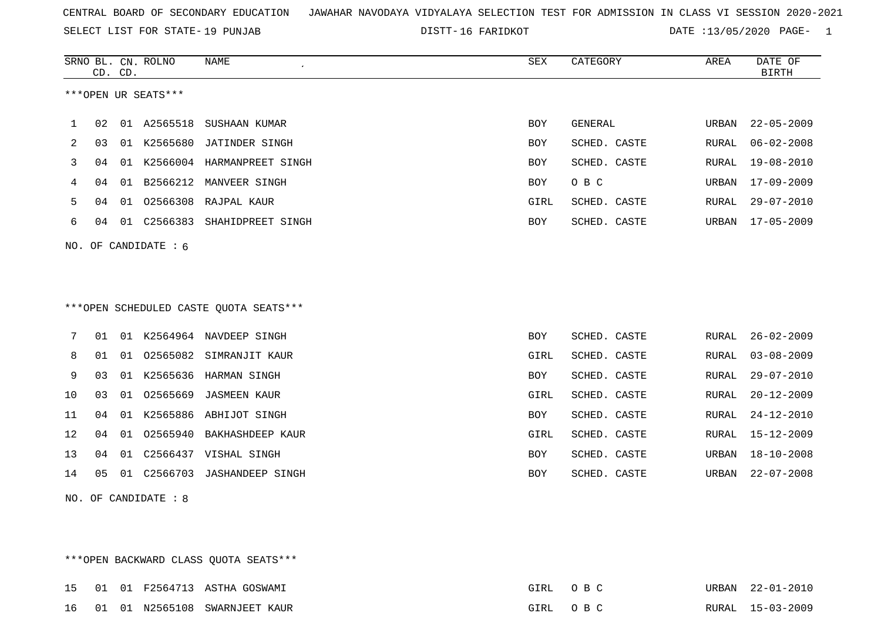CENTRAL BOARD OF SECONDARY EDUCATION JAWAHAR NAVODAYA VIDYALAYA SELECTION TEST FOR ADMISSION IN CLASS VI SESSION 2020-2021

SELECT LIST FOR STATE- 19 PUNJAB DISTT- 16 FARIDKOT DATE :13/05/2020

***OPEN UR SEATS***

| SRNO | BL. CD. | CN. CD. | ROLNO | NAME | SEX | CATEGORY | AREA | DATE OF BIRTH |
|---|---|---|---|---|---|---|---|---|
| 1 | 02 | 01 | A2565518 | SUSHAAN KUMAR | BOY | GENERAL | URBAN | 22-05-2009 |
| 2 | 03 | 01 | K2565680 | JATINDER SINGH | BOY | SCHED. CASTE | RURAL | 06-02-2008 |
| 3 | 04 | 01 | K2566004 | HARMANPREET SINGH | BOY | SCHED. CASTE | RURAL | 19-08-2010 |
| 4 | 04 | 01 | B2566212 | MANVEER SINGH | BOY | O B C | URBAN | 17-09-2009 |
| 5 | 04 | 01 | O2566308 | RAJPAL KAUR | GIRL | SCHED. CASTE | RURAL | 29-07-2010 |
| 6 | 04 | 01 | C2566383 | SHAHIDPREET SINGH | BOY | SCHED. CASTE | URBAN | 17-05-2009 |

NO. OF CANDIDATE : 6

***OPEN SCHEDULED CASTE QUOTA SEATS***

| SRNO | BL. CD. | CN. CD. | ROLNO | NAME | SEX | CATEGORY | AREA | DATE OF BIRTH |
|---|---|---|---|---|---|---|---|---|
| 7 | 01 | 01 | K2564964 | NAVDEEP SINGH | BOY | SCHED. CASTE | RURAL | 26-02-2009 |
| 8 | 01 | 01 | O2565082 | SIMRANJIT KAUR | GIRL | SCHED. CASTE | RURAL | 03-08-2009 |
| 9 | 03 | 01 | K2565636 | HARMAN SINGH | BOY | SCHED. CASTE | RURAL | 29-07-2010 |
| 10 | 03 | 01 | O2565669 | JASMEEN KAUR | GIRL | SCHED. CASTE | RURAL | 20-12-2009 |
| 11 | 04 | 01 | K2565886 | ABHIJOT SINGH | BOY | SCHED. CASTE | RURAL | 24-12-2010 |
| 12 | 04 | 01 | O2565940 | BAKHASHDEEP KAUR | GIRL | SCHED. CASTE | RURAL | 15-12-2009 |
| 13 | 04 | 01 | C2566437 | VISHAL SINGH | BOY | SCHED. CASTE | URBAN | 18-10-2008 |
| 14 | 05 | 01 | C2566703 | JASHANDEEP SINGH | BOY | SCHED. CASTE | URBAN | 22-07-2008 |

NO. OF CANDIDATE : 8

***OPEN BACKWARD CLASS QUOTA SEATS***

| SRNO | BL. CD. | CN. CD. | ROLNO | NAME | SEX | CATEGORY | AREA | DATE OF BIRTH |
|---|---|---|---|---|---|---|---|---|
| 15 | 01 | 01 | F2564713 | ASTHA GOSWAMI | GIRL | O B C | URBAN | 22-01-2010 |
| 16 | 01 | 01 | N2565108 | SWARNJEET KAUR | GIRL | O B C | RURAL | 15-03-2009 |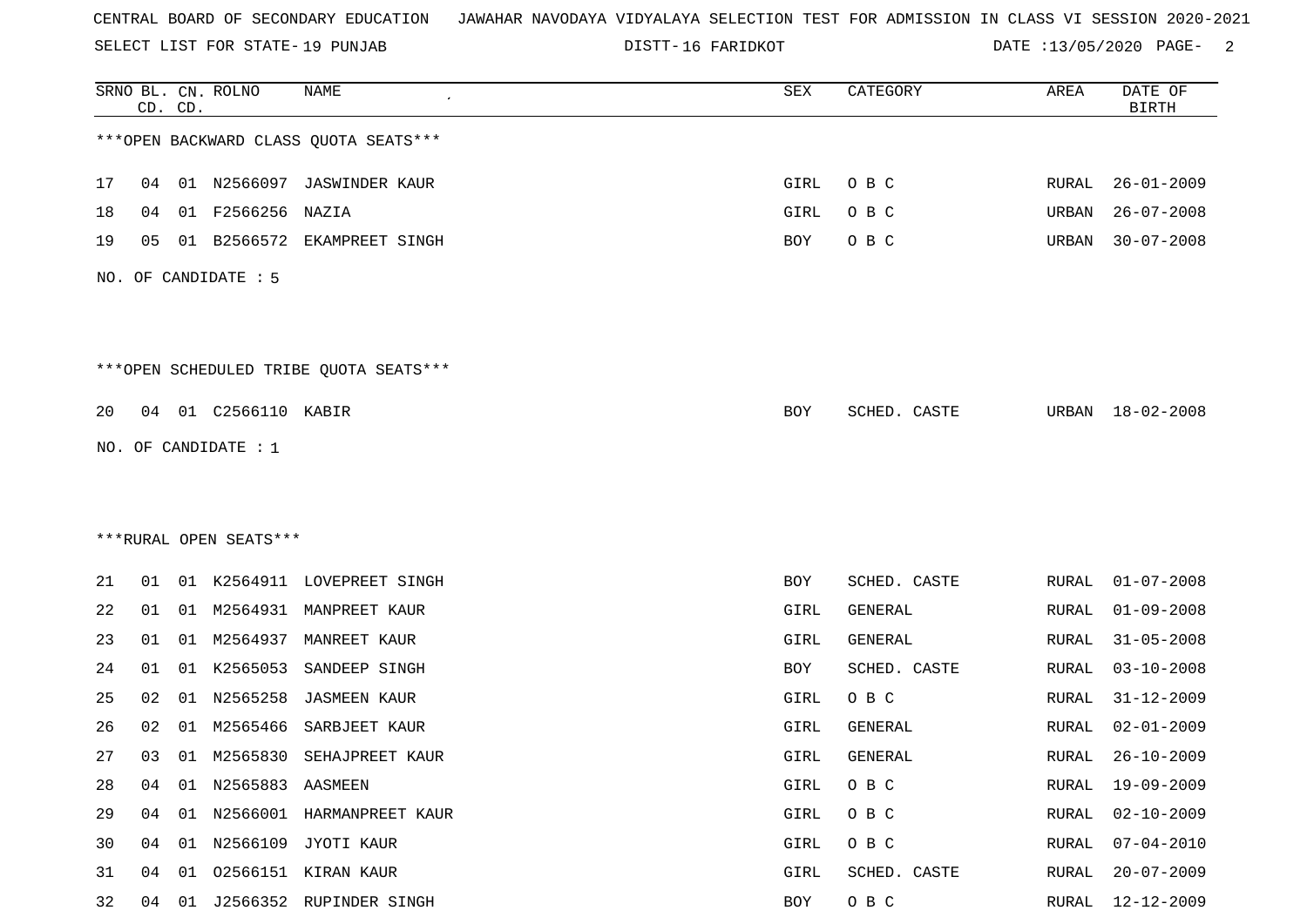CENTRAL BOARD OF SECONDARY EDUCATION JAWAHAR NAVODAYA VIDYALAYA SELECTION TEST FOR ADMISSION IN CLASS VI SESSION 2020-2021

SELECT LIST FOR STATE- 19 PUNJAB DISTT- 16 FARIDKOT DATE :13/05/2020

| SRNO | BL. CD. | CN. CD. | ROLNO | NAME | SEX | CATEGORY | AREA | DATE OF BIRTH |
|---|---|---|---|---|---|---|---|---|

***OPEN BACKWARD CLASS QUOTA SEATS***

| SRNO | BL. CD. | CN. CD. | ROLNO | NAME | SEX | CATEGORY | AREA | DATE OF BIRTH |
|---|---|---|---|---|---|---|---|---|
| 17 | 04 | 01 | N2566097 | JASWINDER KAUR | GIRL | O B C | RURAL | 26-01-2009 |
| 18 | 04 | 01 | F2566256 | NAZIA | GIRL | O B C | URBAN | 26-07-2008 |
| 19 | 05 | 01 | B2566572 | EKAMPREET SINGH | BOY | O B C | URBAN | 30-07-2008 |

NO. OF CANDIDATE : 5

***OPEN SCHEDULED TRIBE QUOTA SEATS***

| SRNO | BL. CD. | CN. CD. | ROLNO | NAME | SEX | CATEGORY | AREA | DATE OF BIRTH |
|---|---|---|---|---|---|---|---|---|
| 20 | 04 | 01 | C2566110 | KABIR | BOY | SCHED. CASTE | URBAN | 18-02-2008 |

NO. OF CANDIDATE : 1

***RURAL OPEN SEATS***

| SRNO | BL. CD. | CN. CD. | ROLNO | NAME | SEX | CATEGORY | AREA | DATE OF BIRTH |
|---|---|---|---|---|---|---|---|---|
| 21 | 01 | 01 | K2564911 | LOVEPREET SINGH | BOY | SCHED. CASTE | RURAL | 01-07-2008 |
| 22 | 01 | 01 | M2564931 | MANPREET KAUR | GIRL | GENERAL | RURAL | 01-09-2008 |
| 23 | 01 | 01 | M2564937 | MANREET KAUR | GIRL | GENERAL | RURAL | 31-05-2008 |
| 24 | 01 | 01 | K2565053 | SANDEEP SINGH | BOY | SCHED. CASTE | RURAL | 03-10-2008 |
| 25 | 02 | 01 | N2565258 | JASMEEN KAUR | GIRL | O B C | RURAL | 31-12-2009 |
| 26 | 02 | 01 | M2565466 | SARBJEET KAUR | GIRL | GENERAL | RURAL | 02-01-2009 |
| 27 | 03 | 01 | M2565830 | SEHAJPREET KAUR | GIRL | GENERAL | RURAL | 26-10-2009 |
| 28 | 04 | 01 | N2565883 | AASMEEN | GIRL | O B C | RURAL | 19-09-2009 |
| 29 | 04 | 01 | N2566001 | HARMANPREET KAUR | GIRL | O B C | RURAL | 02-10-2009 |
| 30 | 04 | 01 | N2566109 | JYOTI KAUR | GIRL | O B C | RURAL | 07-04-2010 |
| 31 | 04 | 01 | O2566151 | KIRAN KAUR | GIRL | SCHED. CASTE | RURAL | 20-07-2009 |
| 32 | 04 | 01 | J2566352 | RUPINDER SINGH | BOY | O B C | RURAL | 12-12-2009 |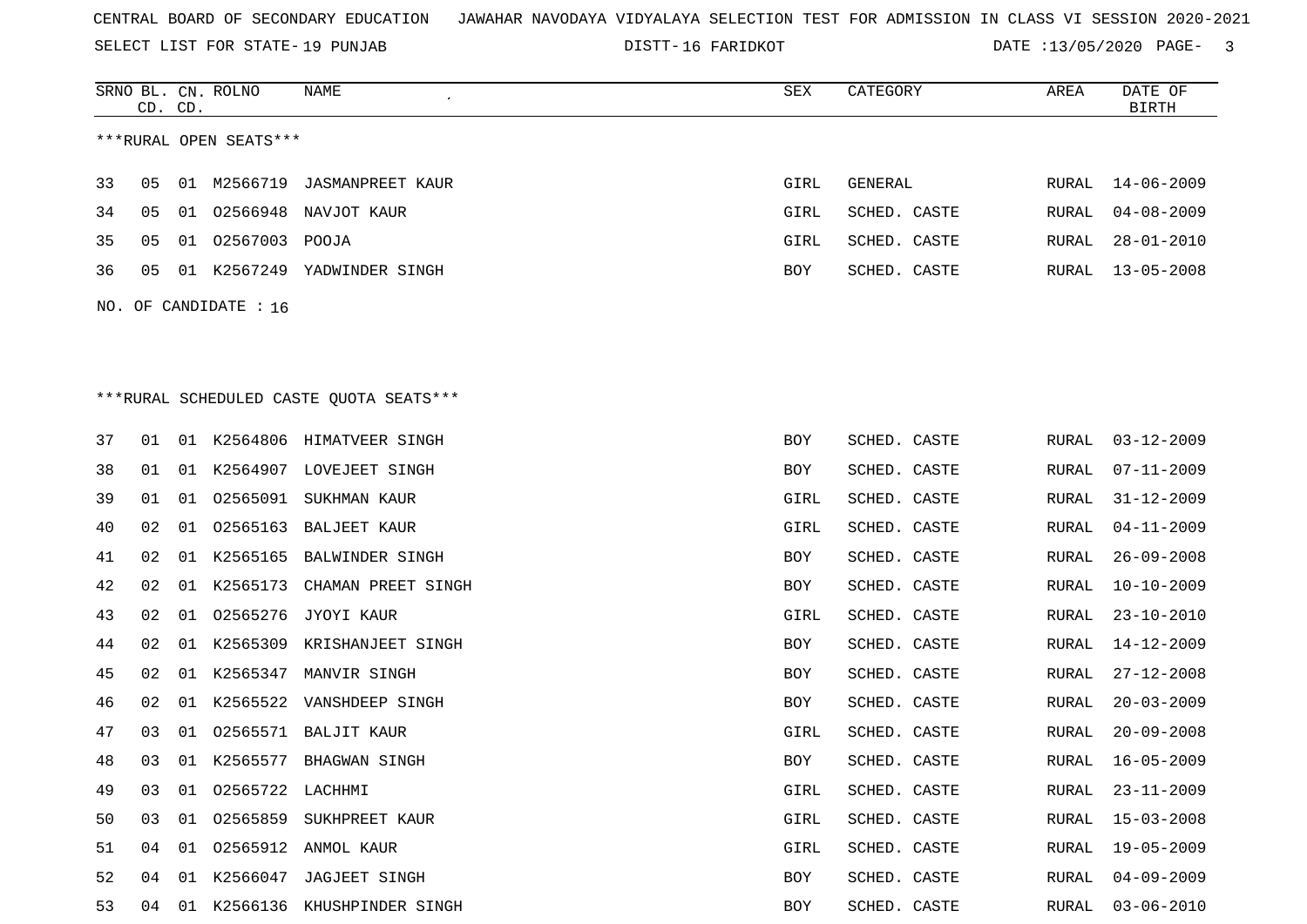CENTRAL BOARD OF SECONDARY EDUCATION JAWAHAR NAVODAYA VIDYALAYA SELECTION TEST FOR ADMISSION IN CLASS VI SESSION 2020-2021

SELECT LIST FOR STATE- 19 PUNJAB DISTT- 16 FARIDKOT DATE :13/05/2020

***RURAL OPEN SEATS***

| SRNO | BL. CD. | CN. CD. | ROLNO | NAME | SEX | CATEGORY | AREA | DATE OF BIRTH |
|---|---|---|---|---|---|---|---|---|
| 33 | 05 | 01 | M2566719 | JASMANPREET KAUR | GIRL | GENERAL | RURAL | 14-06-2009 |
| 34 | 05 | 01 | O2566948 | NAVJOT KAUR | GIRL | SCHED. CASTE | RURAL | 04-08-2009 |
| 35 | 05 | 01 | O2567003 | POOJA | GIRL | SCHED. CASTE | RURAL | 28-01-2010 |
| 36 | 05 | 01 | K2567249 | YADWINDER SINGH | BOY | SCHED. CASTE | RURAL | 13-05-2008 |

NO. OF CANDIDATE : 16

***RURAL SCHEDULED CASTE QUOTA SEATS***

| SRNO | BL. CD. | CN. CD. | ROLNO | NAME | SEX | CATEGORY | AREA | DATE OF BIRTH |
|---|---|---|---|---|---|---|---|---|
| 37 | 01 | 01 | K2564806 | HIMATVEER SINGH | BOY | SCHED. CASTE | RURAL | 03-12-2009 |
| 38 | 01 | 01 | K2564907 | LOVEJEET SINGH | BOY | SCHED. CASTE | RURAL | 07-11-2009 |
| 39 | 01 | 01 | O2565091 | SUKHMAN KAUR | GIRL | SCHED. CASTE | RURAL | 31-12-2009 |
| 40 | 02 | 01 | O2565163 | BALJEET KAUR | GIRL | SCHED. CASTE | RURAL | 04-11-2009 |
| 41 | 02 | 01 | K2565165 | BALWINDER SINGH | BOY | SCHED. CASTE | RURAL | 26-09-2008 |
| 42 | 02 | 01 | K2565173 | CHAMAN PREET SINGH | BOY | SCHED. CASTE | RURAL | 10-10-2009 |
| 43 | 02 | 01 | O2565276 | JYOYI KAUR | GIRL | SCHED. CASTE | RURAL | 23-10-2010 |
| 44 | 02 | 01 | K2565309 | KRISHANJEET SINGH | BOY | SCHED. CASTE | RURAL | 14-12-2009 |
| 45 | 02 | 01 | K2565347 | MANVIR SINGH | BOY | SCHED. CASTE | RURAL | 27-12-2008 |
| 46 | 02 | 01 | K2565522 | VANSHDEEP SINGH | BOY | SCHED. CASTE | RURAL | 20-03-2009 |
| 47 | 03 | 01 | O2565571 | BALJIT KAUR | GIRL | SCHED. CASTE | RURAL | 20-09-2008 |
| 48 | 03 | 01 | K2565577 | BHAGWAN SINGH | BOY | SCHED. CASTE | RURAL | 16-05-2009 |
| 49 | 03 | 01 | O2565722 | LACHHMI | GIRL | SCHED. CASTE | RURAL | 23-11-2009 |
| 50 | 03 | 01 | O2565859 | SUKHPREET KAUR | GIRL | SCHED. CASTE | RURAL | 15-03-2008 |
| 51 | 04 | 01 | O2565912 | ANMOL KAUR | GIRL | SCHED. CASTE | RURAL | 19-05-2009 |
| 52 | 04 | 01 | K2566047 | JAGJEET SINGH | BOY | SCHED. CASTE | RURAL | 04-09-2009 |
| 53 | 04 | 01 | K2566136 | KHUSHPINDER SINGH | BOY | SCHED. CASTE | RURAL | 03-06-2010 |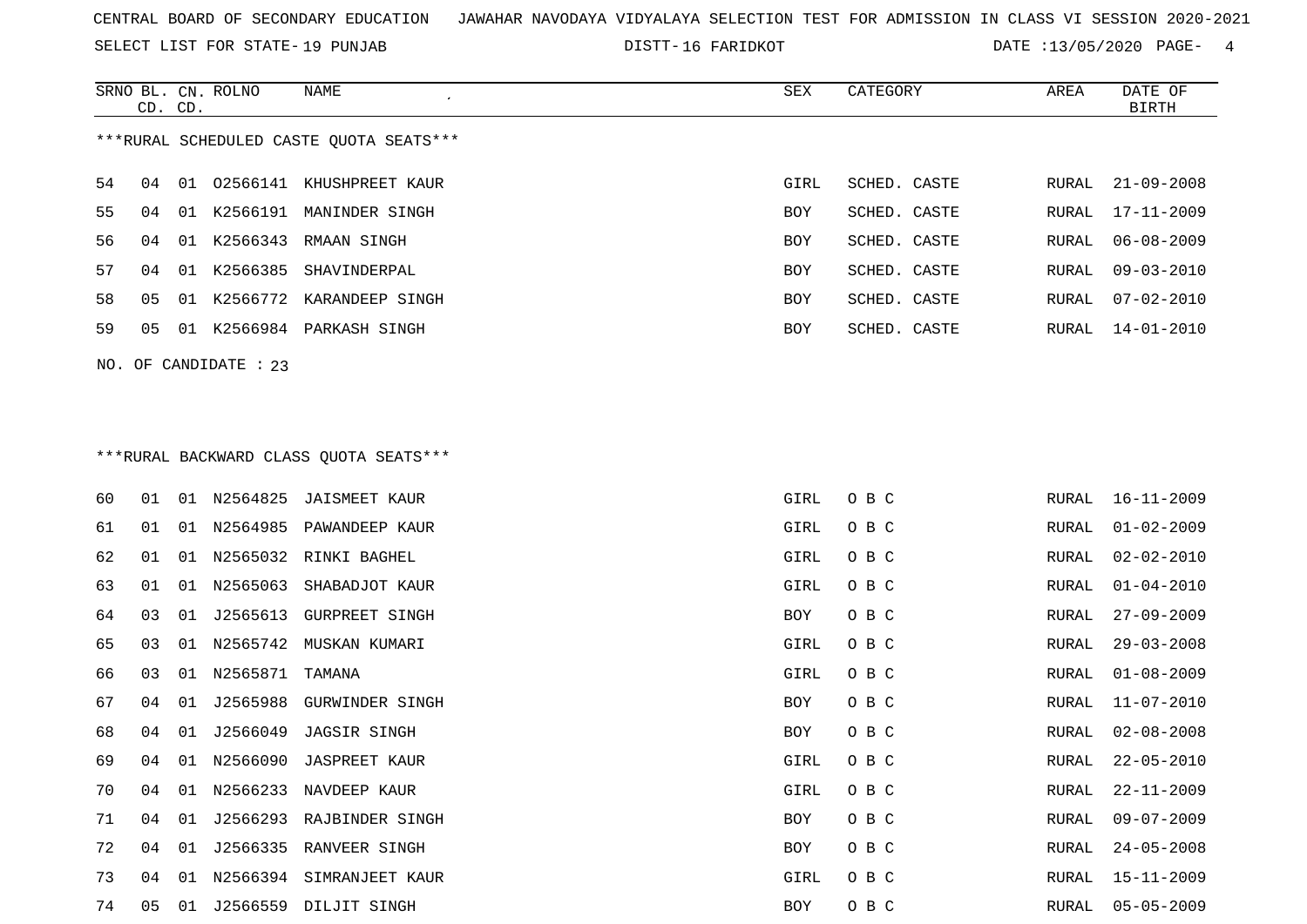CENTRAL BOARD OF SECONDARY EDUCATION JAWAHAR NAVODAYA VIDYALAYA SELECTION TEST FOR ADMISSION IN CLASS VI SESSION 2020-2021

SELECT LIST FOR STATE- 19 PUNJAB DISTT- 16 FARIDKOT DATE :13/05/2020

***RURAL SCHEDULED CASTE QUOTA SEATS***

| SRNO | BL. CD. | CN. CD. | ROLNO | NAME | SEX | CATEGORY | AREA | DATE OF BIRTH |
|---|---|---|---|---|---|---|---|---|
| 54 | 04 | 01 | O2566141 | KHUSHPREET KAUR | GIRL | SCHED. CASTE | RURAL | 21-09-2008 |
| 55 | 04 | 01 | K2566191 | MANINDER SINGH | BOY | SCHED. CASTE | RURAL | 17-11-2009 |
| 56 | 04 | 01 | K2566343 | RMAAN SINGH | BOY | SCHED. CASTE | RURAL | 06-08-2009 |
| 57 | 04 | 01 | K2566385 | SHAVINDERPAL | BOY | SCHED. CASTE | RURAL | 09-03-2010 |
| 58 | 05 | 01 | K2566772 | KARANDEEP SINGH | BOY | SCHED. CASTE | RURAL | 07-02-2010 |
| 59 | 05 | 01 | K2566984 | PARKASH SINGH | BOY | SCHED. CASTE | RURAL | 14-01-2010 |

NO. OF CANDIDATE : 23

***RURAL BACKWARD CLASS QUOTA SEATS***

| SRNO | BL. CD. | CN. CD. | ROLNO | NAME | SEX | CATEGORY | AREA | DATE OF BIRTH |
|---|---|---|---|---|---|---|---|---|
| 60 | 01 | 01 | N2564825 | JAISMEET KAUR | GIRL | O B C | RURAL | 16-11-2009 |
| 61 | 01 | 01 | N2564985 | PAWANDEEP KAUR | GIRL | O B C | RURAL | 01-02-2009 |
| 62 | 01 | 01 | N2565032 | RINKI BAGHEL | GIRL | O B C | RURAL | 02-02-2010 |
| 63 | 01 | 01 | N2565063 | SHABADJOT KAUR | GIRL | O B C | RURAL | 01-04-2010 |
| 64 | 03 | 01 | J2565613 | GURPREET SINGH | BOY | O B C | RURAL | 27-09-2009 |
| 65 | 03 | 01 | N2565742 | MUSKAN KUMARI | GIRL | O B C | RURAL | 29-03-2008 |
| 66 | 03 | 01 | N2565871 | TAMANA | GIRL | O B C | RURAL | 01-08-2009 |
| 67 | 04 | 01 | J2565988 | GURWINDER SINGH | BOY | O B C | RURAL | 11-07-2010 |
| 68 | 04 | 01 | J2566049 | JAGSIR SINGH | BOY | O B C | RURAL | 02-08-2008 |
| 69 | 04 | 01 | N2566090 | JASPREET KAUR | GIRL | O B C | RURAL | 22-05-2010 |
| 70 | 04 | 01 | N2566233 | NAVDEEP KAUR | GIRL | O B C | RURAL | 22-11-2009 |
| 71 | 04 | 01 | J2566293 | RAJBINDER SINGH | BOY | O B C | RURAL | 09-07-2009 |
| 72 | 04 | 01 | J2566335 | RANVEER SINGH | BOY | O B C | RURAL | 24-05-2008 |
| 73 | 04 | 01 | N2566394 | SIMRANJEET KAUR | GIRL | O B C | RURAL | 15-11-2009 |
| 74 | 05 | 01 | J2566559 | DILJIT SINGH | BOY | O B C | RURAL | 05-05-2009 |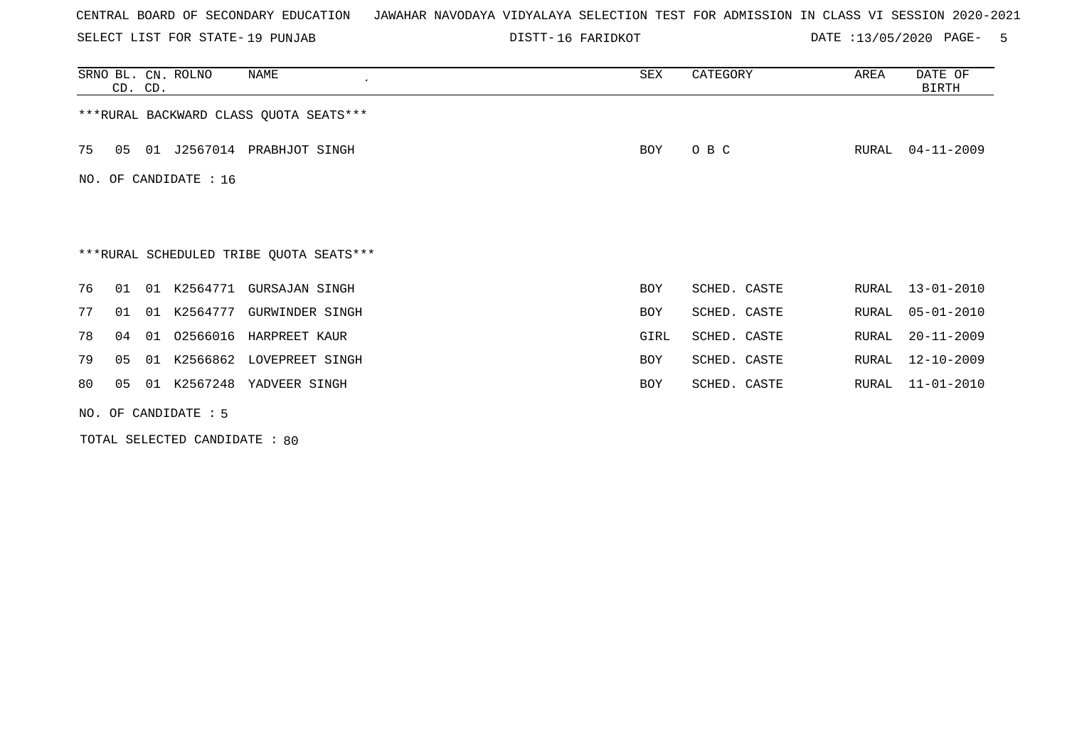CENTRAL BOARD OF SECONDARY EDUCATION   JAWAHAR NAVODAYA VIDYALAYA SELECTION TEST FOR ADMISSION IN CLASS VI SESSION 2020-2021

SELECT LIST FOR STATE- 19 PUNJAB   DISTT- 16 FARIDKOT   DATE :13/05/2020

| SRNO | BL. CD. | CN. CD. | ROLNO | NAME | SEX | CATEGORY | AREA | DATE OF BIRTH |
|---|---|---|---|---|---|---|---|---|

***RURAL BACKWARD CLASS QUOTA SEATS***

| SRNO | BL. CD. | CN. CD. | ROLNO | NAME | SEX | CATEGORY | AREA | DATE OF BIRTH |
|---|---|---|---|---|---|---|---|---|
| 75 | 05 | 01 | J2567014 | PRABHJOT SINGH | BOY | O B C | RURAL | 04-11-2009 |

NO. OF CANDIDATE : 16

***RURAL SCHEDULED TRIBE QUOTA SEATS***

| SRNO | BL. CD. | CN. CD. | ROLNO | NAME | SEX | CATEGORY | AREA | DATE OF BIRTH |
|---|---|---|---|---|---|---|---|---|
| 76 | 01 | 01 | K2564771 | GURSAJAN SINGH | BOY | SCHED. CASTE | RURAL | 13-01-2010 |
| 77 | 01 | 01 | K2564777 | GURWINDER SINGH | BOY | SCHED. CASTE | RURAL | 05-01-2010 |
| 78 | 04 | 01 | O2566016 | HARPREET KAUR | GIRL | SCHED. CASTE | RURAL | 20-11-2009 |
| 79 | 05 | 01 | K2566862 | LOVEPREET SINGH | BOY | SCHED. CASTE | RURAL | 12-10-2009 |
| 80 | 05 | 01 | K2567248 | YADVEER SINGH | BOY | SCHED. CASTE | RURAL | 11-01-2010 |

NO. OF CANDIDATE : 5

TOTAL SELECTED CANDIDATE : 80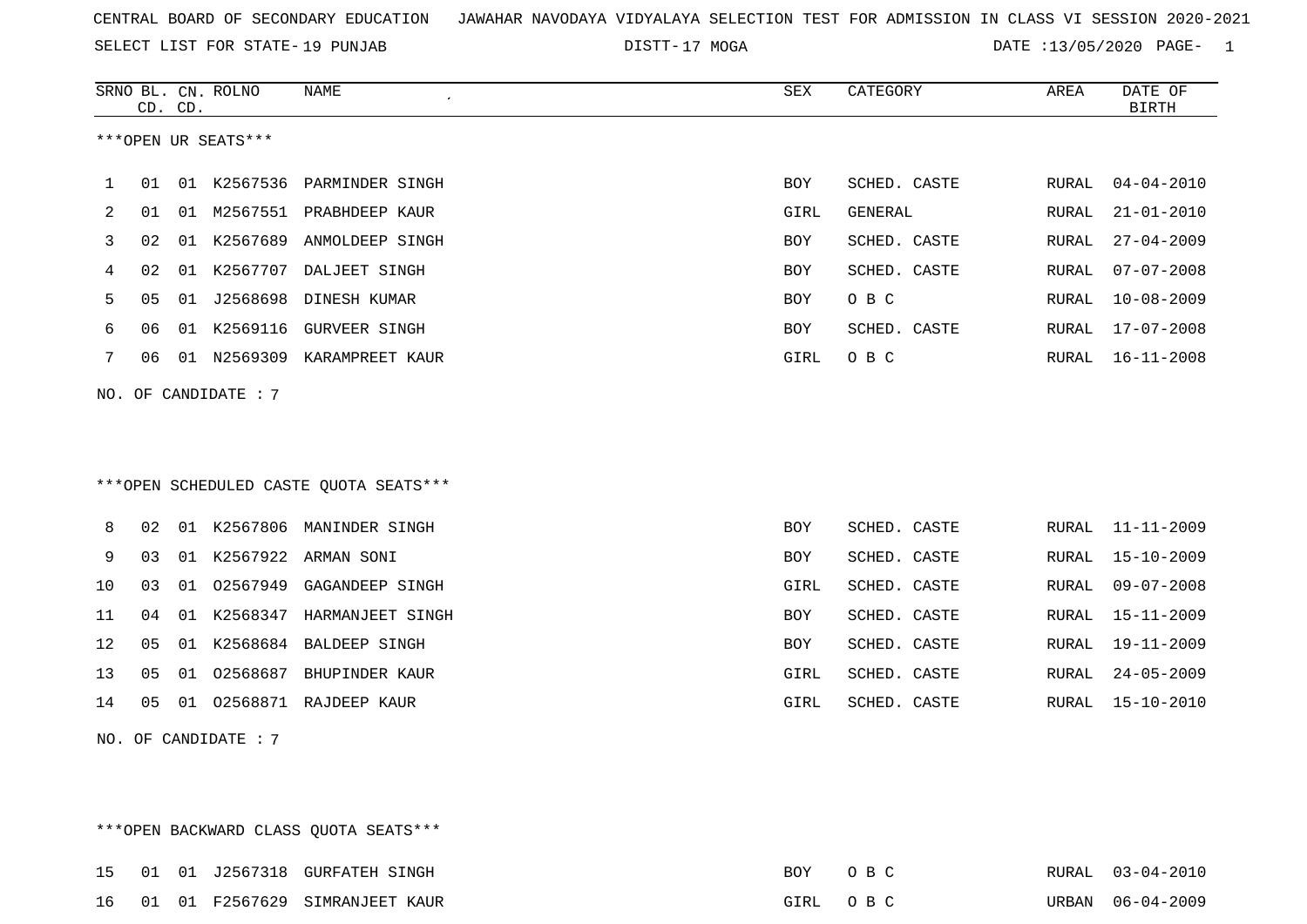CENTRAL BOARD OF SECONDARY EDUCATION JAWAHAR NAVODAYA VIDYALAYA SELECTION TEST FOR ADMISSION IN CLASS VI SESSION 2020-2021

SELECT LIST FOR STATE- 19 PUNJAB DISTT- 17 MOGA DATE :13/05/2020

***OPEN UR SEATS***

| SRNO | BL. CD. | CN. CD. | ROLNO | NAME | SEX | CATEGORY | AREA | DATE OF BIRTH |
|---|---|---|---|---|---|---|---|---|
| 1 | 01 | 01 | K2567536 | PARMINDER SINGH | BOY | SCHED. CASTE | RURAL | 04-04-2010 |
| 2 | 01 | 01 | M2567551 | PRABHDEEP KAUR | GIRL | GENERAL | RURAL | 21-01-2010 |
| 3 | 02 | 01 | K2567689 | ANMOLDEEP SINGH | BOY | SCHED. CASTE | RURAL | 27-04-2009 |
| 4 | 02 | 01 | K2567707 | DALJEET SINGH | BOY | SCHED. CASTE | RURAL | 07-07-2008 |
| 5 | 05 | 01 | J2568698 | DINESH KUMAR | BOY | O B C | RURAL | 10-08-2009 |
| 6 | 06 | 01 | K2569116 | GURVEER SINGH | BOY | SCHED. CASTE | RURAL | 17-07-2008 |
| 7 | 06 | 01 | N2569309 | KARAMPREET KAUR | GIRL | O B C | RURAL | 16-11-2008 |

NO. OF CANDIDATE : 7

***OPEN SCHEDULED CASTE QUOTA SEATS***

| SRNO | BL. CD. | CN. CD. | ROLNO | NAME | SEX | CATEGORY | AREA | DATE OF BIRTH |
|---|---|---|---|---|---|---|---|---|
| 8 | 02 | 01 | K2567806 | MANINDER SINGH | BOY | SCHED. CASTE | RURAL | 11-11-2009 |
| 9 | 03 | 01 | K2567922 | ARMAN SONI | BOY | SCHED. CASTE | RURAL | 15-10-2009 |
| 10 | 03 | 01 | O2567949 | GAGANDEEP SINGH | GIRL | SCHED. CASTE | RURAL | 09-07-2008 |
| 11 | 04 | 01 | K2568347 | HARMANJEET SINGH | BOY | SCHED. CASTE | RURAL | 15-11-2009 |
| 12 | 05 | 01 | K2568684 | BALDEEP SINGH | BOY | SCHED. CASTE | RURAL | 19-11-2009 |
| 13 | 05 | 01 | O2568687 | BHUPINDER KAUR | GIRL | SCHED. CASTE | RURAL | 24-05-2009 |
| 14 | 05 | 01 | O2568871 | RAJDEEP KAUR | GIRL | SCHED. CASTE | RURAL | 15-10-2010 |

NO. OF CANDIDATE : 7

***OPEN BACKWARD CLASS QUOTA SEATS***

| SRNO | BL. CD. | CN. CD. | ROLNO | NAME | SEX | CATEGORY | AREA | DATE OF BIRTH |
|---|---|---|---|---|---|---|---|---|
| 15 | 01 | 01 | J2567318 | GURFATEH SINGH | BOY | O B C | RURAL | 03-04-2010 |
| 16 | 01 | 01 | F2567629 | SIMRANJEET KAUR | GIRL | O B C | URBAN | 06-04-2009 |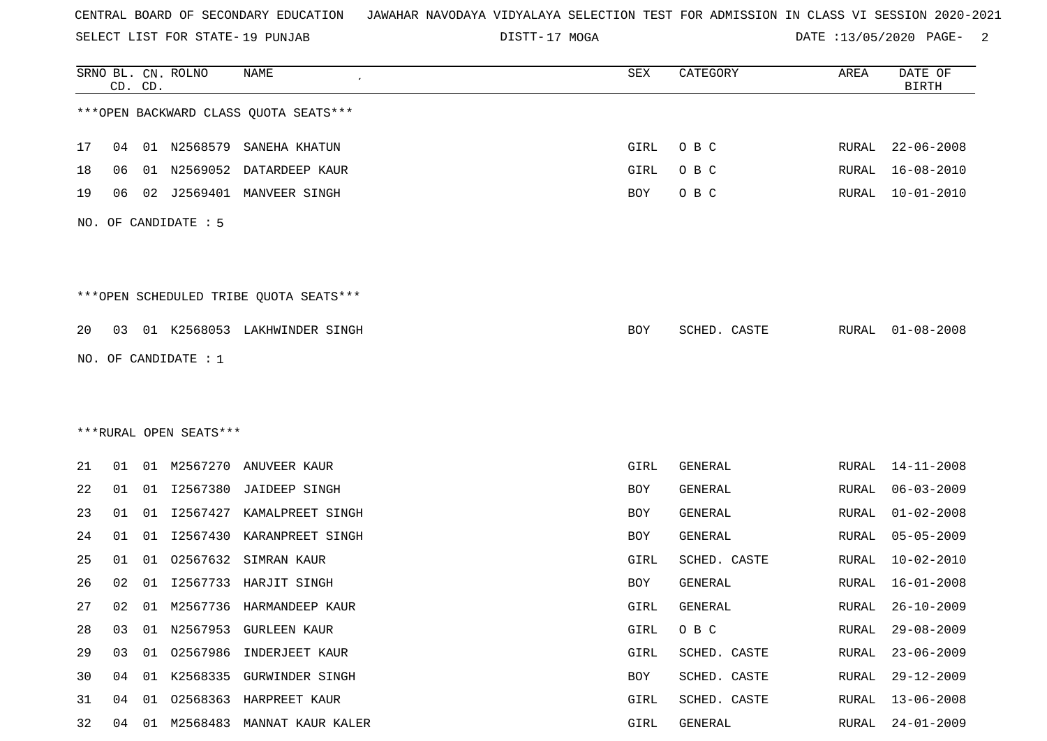CENTRAL BOARD OF SECONDARY EDUCATION JAWAHAR NAVODAYA VIDYALAYA SELECTION TEST FOR ADMISSION IN CLASS VI SESSION 2020-2021

SELECT LIST FOR STATE- 19 PUNJAB DISTT- 17 MOGA DATE :13/05/2020

| SRNO | BL. CD. | CN. CD. | ROLNO | NAME | SEX | CATEGORY | AREA | DATE OF BIRTH |
|---|---|---|---|---|---|---|---|---|

***OPEN BACKWARD CLASS QUOTA SEATS***

| SRNO | BL. CD. | CN. CD. | ROLNO | NAME | SEX | CATEGORY | AREA | DATE OF BIRTH |
|---|---|---|---|---|---|---|---|---|
| 17 | 04 | 01 | N2568579 | SANEHA KHATUN | GIRL | O B C | RURAL | 22-06-2008 |
| 18 | 06 | 01 | N2569052 | DATARDEEP KAUR | GIRL | O B C | RURAL | 16-08-2010 |
| 19 | 06 | 02 | J2569401 | MANVEER SINGH | BOY | O B C | RURAL | 10-01-2010 |

NO. OF CANDIDATE : 5

***OPEN SCHEDULED TRIBE QUOTA SEATS***

| SRNO | BL. CD. | CN. CD. | ROLNO | NAME | SEX | CATEGORY | AREA | DATE OF BIRTH |
|---|---|---|---|---|---|---|---|---|
| 20 | 03 | 01 | K2568053 | LAKHWINDER SINGH | BOY | SCHED. CASTE | RURAL | 01-08-2008 |

NO. OF CANDIDATE : 1

***RURAL OPEN SEATS***

| SRNO | BL. CD. | CN. CD. | ROLNO | NAME | SEX | CATEGORY | AREA | DATE OF BIRTH |
|---|---|---|---|---|---|---|---|---|
| 21 | 01 | 01 | M2567270 | ANUVEER KAUR | GIRL | GENERAL | RURAL | 14-11-2008 |
| 22 | 01 | 01 | I2567380 | JAIDEEP SINGH | BOY | GENERAL | RURAL | 06-03-2009 |
| 23 | 01 | 01 | I2567427 | KAMALPREET SINGH | BOY | GENERAL | RURAL | 01-02-2008 |
| 24 | 01 | 01 | I2567430 | KARANPREET SINGH | BOY | GENERAL | RURAL | 05-05-2009 |
| 25 | 01 | 01 | O2567632 | SIMRAN KAUR | GIRL | SCHED. CASTE | RURAL | 10-02-2010 |
| 26 | 02 | 01 | I2567733 | HARJIT SINGH | BOY | GENERAL | RURAL | 16-01-2008 |
| 27 | 02 | 01 | M2567736 | HARMANDEEP KAUR | GIRL | GENERAL | RURAL | 26-10-2009 |
| 28 | 03 | 01 | N2567953 | GURLEEN KAUR | GIRL | O B C | RURAL | 29-08-2009 |
| 29 | 03 | 01 | O2567986 | INDERJEET KAUR | GIRL | SCHED. CASTE | RURAL | 23-06-2009 |
| 30 | 04 | 01 | K2568335 | GURWINDER SINGH | BOY | SCHED. CASTE | RURAL | 29-12-2009 |
| 31 | 04 | 01 | O2568363 | HARPREET KAUR | GIRL | SCHED. CASTE | RURAL | 13-06-2008 |
| 32 | 04 | 01 | M2568483 | MANNAT KAUR KALER | GIRL | GENERAL | RURAL | 24-01-2009 |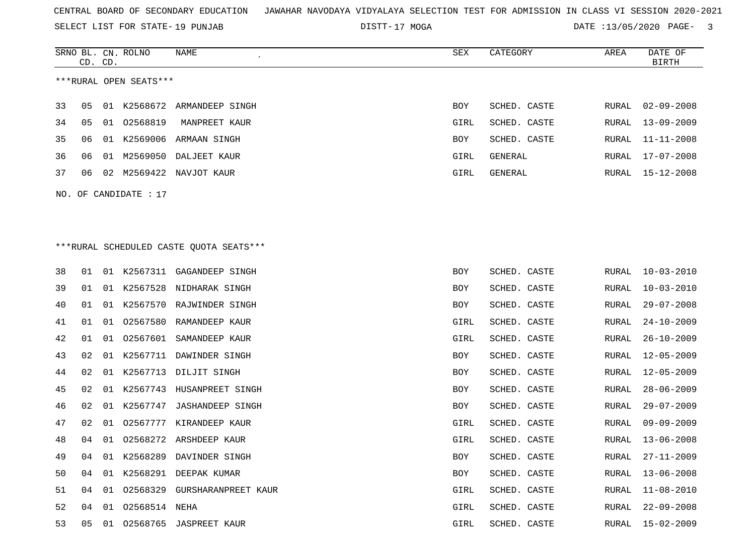CENTRAL BOARD OF SECONDARY EDUCATION JAWAHAR NAVODAYA VIDYALAYA SELECTION TEST FOR ADMISSION IN CLASS VI SESSION 2020-2021

SELECT LIST FOR STATE- 19 PUNJAB DISTT- 17 MOGA DATE :13/05/2020

***RURAL OPEN SEATS***

| SRNO | BL. CD. | CN. CD. | ROLNO | NAME | SEX | CATEGORY | AREA | DATE OF BIRTH |
|---|---|---|---|---|---|---|---|---|
| 33 | 05 | 01 | K2568672 | ARMANDEEP SINGH | BOY | SCHED. CASTE | RURAL | 02-09-2008 |
| 34 | 05 | 01 | O2568819 | MANPREET KAUR | GIRL | SCHED. CASTE | RURAL | 13-09-2009 |
| 35 | 06 | 01 | K2569006 | ARMAAN SINGH | BOY | SCHED. CASTE | RURAL | 11-11-2008 |
| 36 | 06 | 01 | M2569050 | DALJEET KAUR | GIRL | GENERAL | RURAL | 17-07-2008 |
| 37 | 06 | 02 | M2569422 | NAVJOT KAUR | GIRL | GENERAL | RURAL | 15-12-2008 |

NO. OF CANDIDATE : 17

***RURAL SCHEDULED CASTE QUOTA SEATS***

| SRNO | BL. CD. | CN. CD. | ROLNO | NAME | SEX | CATEGORY | AREA | DATE OF BIRTH |
|---|---|---|---|---|---|---|---|---|
| 38 | 01 | 01 | K2567311 | GAGANDEEP SINGH | BOY | SCHED. CASTE | RURAL | 10-03-2010 |
| 39 | 01 | 01 | K2567528 | NIDHARAK SINGH | BOY | SCHED. CASTE | RURAL | 10-03-2010 |
| 40 | 01 | 01 | K2567570 | RAJWINDER SINGH | BOY | SCHED. CASTE | RURAL | 29-07-2008 |
| 41 | 01 | 01 | O2567580 | RAMANDEEP KAUR | GIRL | SCHED. CASTE | RURAL | 24-10-2009 |
| 42 | 01 | 01 | O2567601 | SAMANDEEP KAUR | GIRL | SCHED. CASTE | RURAL | 26-10-2009 |
| 43 | 02 | 01 | K2567711 | DAWINDER SINGH | BOY | SCHED. CASTE | RURAL | 12-05-2009 |
| 44 | 02 | 01 | K2567713 | DILJIT SINGH | BOY | SCHED. CASTE | RURAL | 12-05-2009 |
| 45 | 02 | 01 | K2567743 | HUSANPREET SINGH | BOY | SCHED. CASTE | RURAL | 28-06-2009 |
| 46 | 02 | 01 | K2567747 | JASHANDEEP SINGH | BOY | SCHED. CASTE | RURAL | 29-07-2009 |
| 47 | 02 | 01 | O2567777 | KIRANDEEP KAUR | GIRL | SCHED. CASTE | RURAL | 09-09-2009 |
| 48 | 04 | 01 | O2568272 | ARSHDEEP KAUR | GIRL | SCHED. CASTE | RURAL | 13-06-2008 |
| 49 | 04 | 01 | K2568289 | DAVINDER SINGH | BOY | SCHED. CASTE | RURAL | 27-11-2009 |
| 50 | 04 | 01 | K2568291 | DEEPAK KUMAR | BOY | SCHED. CASTE | RURAL | 13-06-2008 |
| 51 | 04 | 01 | O2568329 | GURSHARANPREET KAUR | GIRL | SCHED. CASTE | RURAL | 11-08-2010 |
| 52 | 04 | 01 | O2568514 | NEHA | GIRL | SCHED. CASTE | RURAL | 22-09-2008 |
| 53 | 05 | 01 | O2568765 | JASPREET KAUR | GIRL | SCHED. CASTE | RURAL | 15-02-2009 |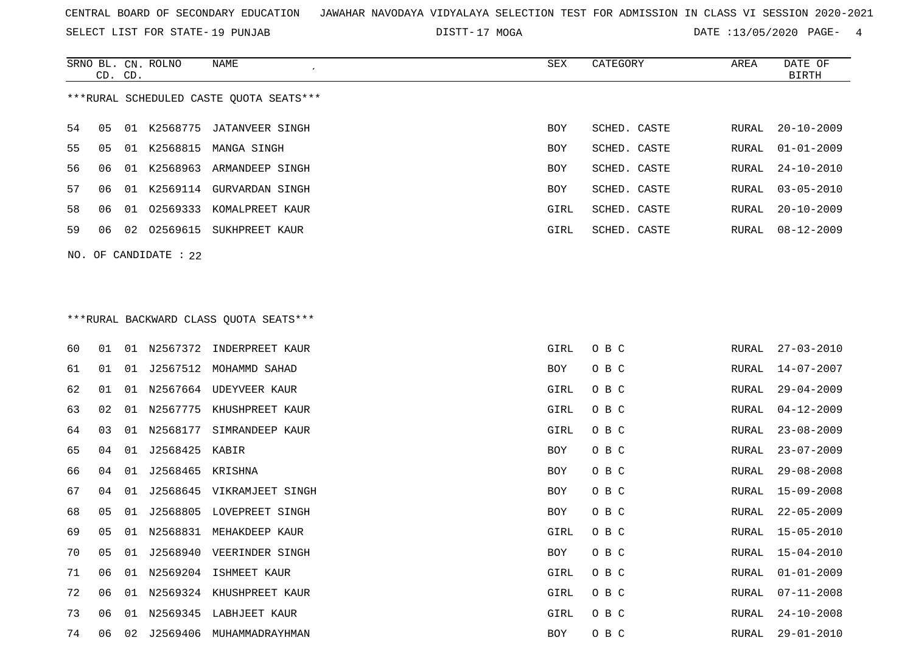CENTRAL BOARD OF SECONDARY EDUCATION JAWAHAR NAVODAYA VIDYALAYA SELECTION TEST FOR ADMISSION IN CLASS VI SESSION 2020-2021

SELECT LIST FOR STATE- 19 PUNJAB DISTT- 17 MOGA DATE :13/05/2020

***RURAL SCHEDULED CASTE QUOTA SEATS***

| SRNO | BL. CD. | CN. CD. | ROLNO | NAME | SEX | CATEGORY | AREA | DATE OF BIRTH |
|---|---|---|---|---|---|---|---|---|
| 54 | 05 | 01 | K2568775 | JATANVEER SINGH | BOY | SCHED. CASTE | RURAL | 20-10-2009 |
| 55 | 05 | 01 | K2568815 | MANGA SINGH | BOY | SCHED. CASTE | RURAL | 01-01-2009 |
| 56 | 06 | 01 | K2568963 | ARMANDEEP SINGH | BOY | SCHED. CASTE | RURAL | 24-10-2010 |
| 57 | 06 | 01 | K2569114 | GURVARDAN SINGH | BOY | SCHED. CASTE | RURAL | 03-05-2010 |
| 58 | 06 | 01 | O2569333 | KOMALPREET KAUR | GIRL | SCHED. CASTE | RURAL | 20-10-2009 |
| 59 | 06 | 02 | O2569615 | SUKHPREET KAUR | GIRL | SCHED. CASTE | RURAL | 08-12-2009 |

NO. OF CANDIDATE : 22

***RURAL BACKWARD CLASS QUOTA SEATS***

| SRNO | BL. CD. | CN. CD. | ROLNO | NAME | SEX | CATEGORY | AREA | DATE OF BIRTH |
|---|---|---|---|---|---|---|---|---|
| 60 | 01 | 01 | N2567372 | INDERPREET KAUR | GIRL | O B C | RURAL | 27-03-2010 |
| 61 | 01 | 01 | J2567512 | MOHAMMD SAHAD | BOY | O B C | RURAL | 14-07-2007 |
| 62 | 01 | 01 | N2567664 | UDEYVEER KAUR | GIRL | O B C | RURAL | 29-04-2009 |
| 63 | 02 | 01 | N2567775 | KHUSHPREET KAUR | GIRL | O B C | RURAL | 04-12-2009 |
| 64 | 03 | 01 | N2568177 | SIMRANDEEP KAUR | GIRL | O B C | RURAL | 23-08-2009 |
| 65 | 04 | 01 | J2568425 | KABIR | BOY | O B C | RURAL | 23-07-2009 |
| 66 | 04 | 01 | J2568465 | KRISHNA | BOY | O B C | RURAL | 29-08-2008 |
| 67 | 04 | 01 | J2568645 | VIKRAMJEET SINGH | BOY | O B C | RURAL | 15-09-2008 |
| 68 | 05 | 01 | J2568805 | LOVEPREET SINGH | BOY | O B C | RURAL | 22-05-2009 |
| 69 | 05 | 01 | N2568831 | MEHAKDEEP KAUR | GIRL | O B C | RURAL | 15-05-2010 |
| 70 | 05 | 01 | J2568940 | VEERINDER SINGH | BOY | O B C | RURAL | 15-04-2010 |
| 71 | 06 | 01 | N2569204 | ISHMEET KAUR | GIRL | O B C | RURAL | 01-01-2009 |
| 72 | 06 | 01 | N2569324 | KHUSHPREET KAUR | GIRL | O B C | RURAL | 07-11-2008 |
| 73 | 06 | 01 | N2569345 | LABHJEET KAUR | GIRL | O B C | RURAL | 24-10-2008 |
| 74 | 06 | 02 | J2569406 | MUHAMMADRAYHMAN | BOY | O B C | RURAL | 29-01-2010 |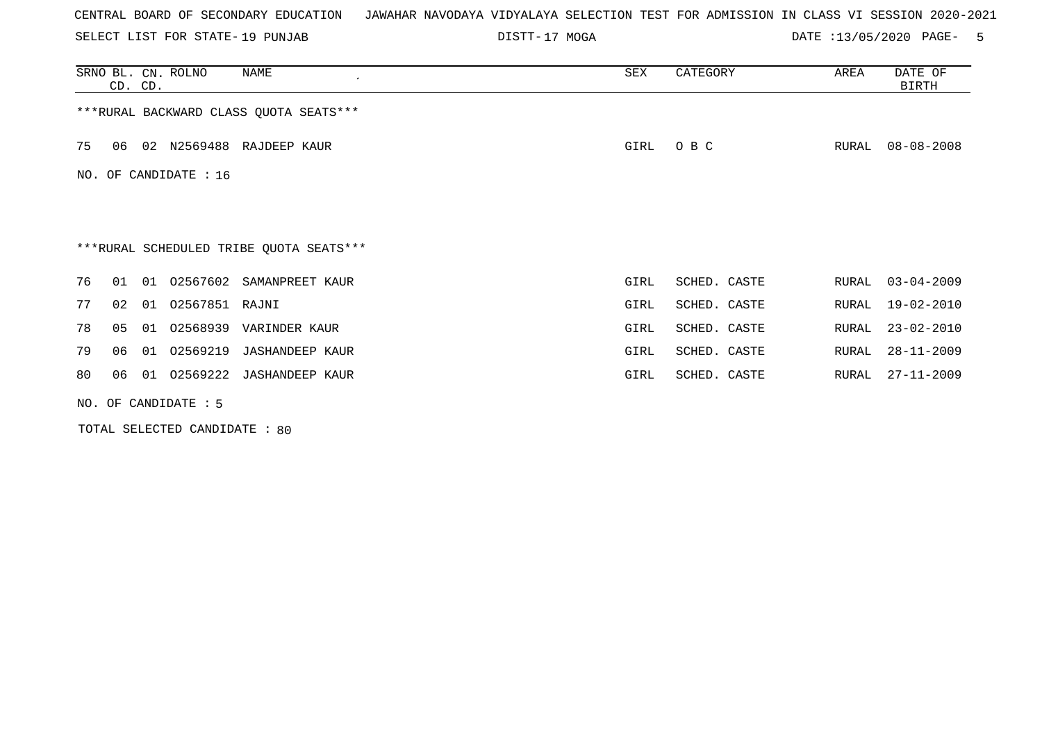CENTRAL BOARD OF SECONDARY EDUCATION JAWAHAR NAVODAYA VIDYALAYA SELECTION TEST FOR ADMISSION IN CLASS VI SESSION 2020-2021

SELECT LIST FOR STATE- 19 PUNJAB DISTT- 17 MOGA DATE :13/05/2020

| SRNO | BL. CD. | CN. CD. | ROLNO | NAME | SEX | CATEGORY | AREA | DATE OF BIRTH |
|---|---|---|---|---|---|---|---|---|
| ***RURAL BACKWARD CLASS QUOTA SEATS*** | | | | | | | | |
| 75 | 06 | 02 | N2569488 | RAJDEEP KAUR | GIRL | O B C | RURAL | 08-08-2008 |

NO. OF CANDIDATE : 16

***RURAL SCHEDULED TRIBE QUOTA SEATS***

| SRNO | BL. CD. | CN. CD. | ROLNO | NAME | SEX | CATEGORY | AREA | DATE OF BIRTH |
|---|---|---|---|---|---|---|---|---|
| 76 | 01 | 01 | O2567602 | SAMANPREET KAUR | GIRL | SCHED. CASTE | RURAL | 03-04-2009 |
| 77 | 02 | 01 | O2567851 | RAJNI | GIRL | SCHED. CASTE | RURAL | 19-02-2010 |
| 78 | 05 | 01 | O2568939 | VARINDER KAUR | GIRL | SCHED. CASTE | RURAL | 23-02-2010 |
| 79 | 06 | 01 | O2569219 | JASHANDEEP KAUR | GIRL | SCHED. CASTE | RURAL | 28-11-2009 |
| 80 | 06 | 01 | O2569222 | JASHANDEEP KAUR | GIRL | SCHED. CASTE | RURAL | 27-11-2009 |

NO. OF CANDIDATE : 5

TOTAL SELECTED CANDIDATE : 80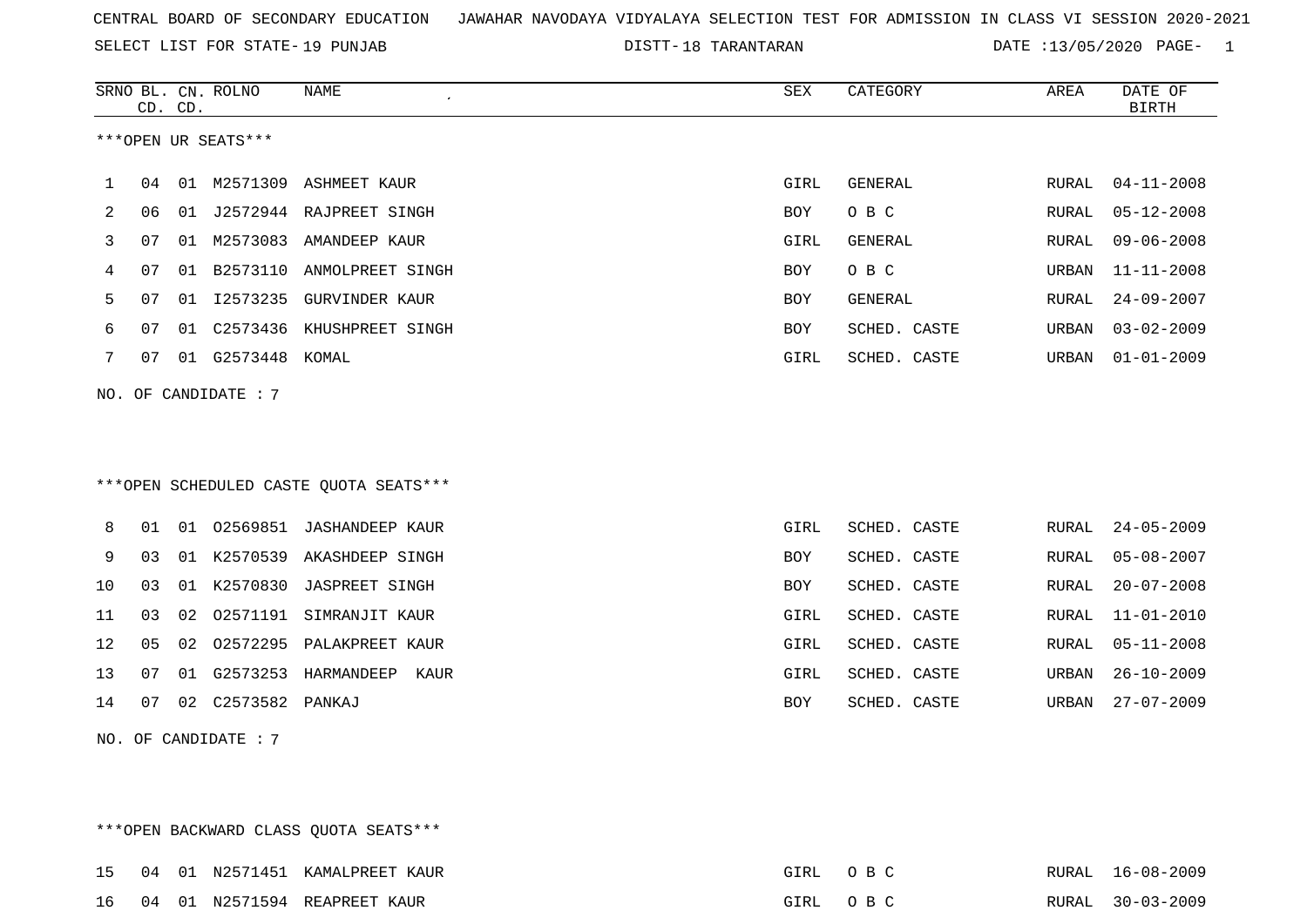CENTRAL BOARD OF SECONDARY EDUCATION JAWAHAR NAVODAYA VIDYALAYA SELECTION TEST FOR ADMISSION IN CLASS VI SESSION 2020-2021

SELECT LIST FOR STATE- 19 PUNJAB DISTT- 18 TARANTARAN DATE :13/05/2020 PAGE- 1

***OPEN UR SEATS***

| SRNO | BL. CD. | CN. CD. | ROLNO | NAME | SEX | CATEGORY | AREA | DATE OF BIRTH |
|---|---|---|---|---|---|---|---|---|
| 1 | 04 | 01 | M2571309 | ASHMEET KAUR | GIRL | GENERAL | RURAL | 04-11-2008 |
| 2 | 06 | 01 | J2572944 | RAJPREET SINGH | BOY | O B C | RURAL | 05-12-2008 |
| 3 | 07 | 01 | M2573083 | AMANDEEP KAUR | GIRL | GENERAL | RURAL | 09-06-2008 |
| 4 | 07 | 01 | B2573110 | ANMOLPREET SINGH | BOY | O B C | URBAN | 11-11-2008 |
| 5 | 07 | 01 | I2573235 | GURVINDER KAUR | BOY | GENERAL | RURAL | 24-09-2007 |
| 6 | 07 | 01 | C2573436 | KHUSHPREET SINGH | BOY | SCHED. CASTE | URBAN | 03-02-2009 |
| 7 | 07 | 01 | G2573448 | KOMAL | GIRL | SCHED. CASTE | URBAN | 01-01-2009 |

NO. OF CANDIDATE : 7

***OPEN SCHEDULED CASTE QUOTA SEATS***

| SRNO | BL. CD. | CN. CD. | ROLNO | NAME | SEX | CATEGORY | AREA | DATE OF BIRTH |
|---|---|---|---|---|---|---|---|---|
| 8 | 01 | 01 | O2569851 | JASHANDEEP KAUR | GIRL | SCHED. CASTE | RURAL | 24-05-2009 |
| 9 | 03 | 01 | K2570539 | AKASHDEEP SINGH | BOY | SCHED. CASTE | RURAL | 05-08-2007 |
| 10 | 03 | 01 | K2570830 | JASPREET SINGH | BOY | SCHED. CASTE | RURAL | 20-07-2008 |
| 11 | 03 | 02 | O2571191 | SIMRANJIT KAUR | GIRL | SCHED. CASTE | RURAL | 11-01-2010 |
| 12 | 05 | 02 | O2572295 | PALAKPREET KAUR | GIRL | SCHED. CASTE | RURAL | 05-11-2008 |
| 13 | 07 | 01 | G2573253 | HARMANDEEP KAUR | GIRL | SCHED. CASTE | URBAN | 26-10-2009 |
| 14 | 07 | 02 | C2573582 | PANKAJ | BOY | SCHED. CASTE | URBAN | 27-07-2009 |

NO. OF CANDIDATE : 7

***OPEN BACKWARD CLASS QUOTA SEATS***

| SRNO | BL. CD. | CN. CD. | ROLNO | NAME | SEX | CATEGORY | AREA | DATE OF BIRTH |
|---|---|---|---|---|---|---|---|---|
| 15 | 04 | 01 | N2571451 | KAMALPREET KAUR | GIRL | O B C | RURAL | 16-08-2009 |
| 16 | 04 | 01 | N2571594 | REAPREET KAUR | GIRL | O B C | RURAL | 30-03-2009 |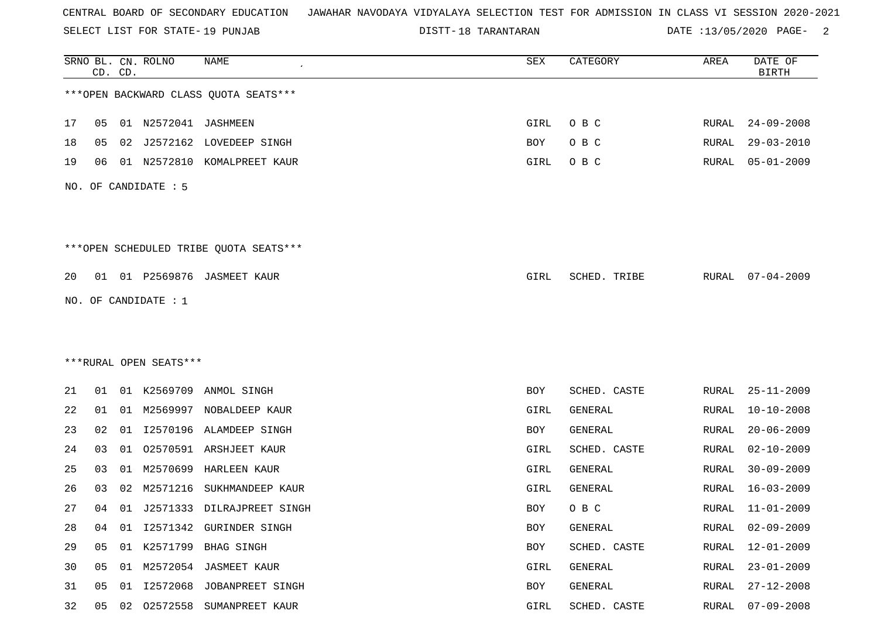CENTRAL BOARD OF SECONDARY EDUCATION JAWAHAR NAVODAYA VIDYALAYA SELECTION TEST FOR ADMISSION IN CLASS VI SESSION 2020-2021

SELECT LIST FOR STATE- 19 PUNJAB DISTT- 18 TARANTARAN DATE :13/05/2020

| SRNO | BL. CD. | CN. CD. | ROLNO | NAME | SEX | CATEGORY | AREA | DATE OF BIRTH |
|---|---|---|---|---|---|---|---|---|

***OPEN BACKWARD CLASS QUOTA SEATS***

| SRNO | BL. CD. | CN. CD. | ROLNO | NAME | SEX | CATEGORY | AREA | DATE OF BIRTH |
|---|---|---|---|---|---|---|---|---|
| 17 | 05 | 01 | N2572041 | JASHMEEN | GIRL | O B C | RURAL | 24-09-2008 |
| 18 | 05 | 02 | J2572162 | LOVEDEEP SINGH | BOY | O B C | RURAL | 29-03-2010 |
| 19 | 06 | 01 | N2572810 | KOMALPREET KAUR | GIRL | O B C | RURAL | 05-01-2009 |

NO. OF CANDIDATE : 5

***OPEN SCHEDULED TRIBE QUOTA SEATS***

| SRNO | BL. CD. | CN. CD. | ROLNO | NAME | SEX | CATEGORY | AREA | DATE OF BIRTH |
|---|---|---|---|---|---|---|---|---|
| 20 | 01 | 01 | P2569876 | JASMEET KAUR | GIRL | SCHED. TRIBE | RURAL | 07-04-2009 |

NO. OF CANDIDATE : 1

***RURAL OPEN SEATS***

| SRNO | BL. CD. | CN. CD. | ROLNO | NAME | SEX | CATEGORY | AREA | DATE OF BIRTH |
|---|---|---|---|---|---|---|---|---|
| 21 | 01 | 01 | K2569709 | ANMOL SINGH | BOY | SCHED. CASTE | RURAL | 25-11-2009 |
| 22 | 01 | 01 | M2569997 | NOBALDEEP KAUR | GIRL | GENERAL | RURAL | 10-10-2008 |
| 23 | 02 | 01 | I2570196 | ALAMDEEP SINGH | BOY | GENERAL | RURAL | 20-06-2009 |
| 24 | 03 | 01 | O2570591 | ARSHJEET KAUR | GIRL | SCHED. CASTE | RURAL | 02-10-2009 |
| 25 | 03 | 01 | M2570699 | HARLEEN KAUR | GIRL | GENERAL | RURAL | 30-09-2009 |
| 26 | 03 | 02 | M2571216 | SUKHMANDEEP KAUR | GIRL | GENERAL | RURAL | 16-03-2009 |
| 27 | 04 | 01 | J2571333 | DILRAJPREET SINGH | BOY | O B C | RURAL | 11-01-2009 |
| 28 | 04 | 01 | I2571342 | GURINDER SINGH | BOY | GENERAL | RURAL | 02-09-2009 |
| 29 | 05 | 01 | K2571799 | BHAG SINGH | BOY | SCHED. CASTE | RURAL | 12-01-2009 |
| 30 | 05 | 01 | M2572054 | JASMEET KAUR | GIRL | GENERAL | RURAL | 23-01-2009 |
| 31 | 05 | 01 | I2572068 | JOBANPREET SINGH | BOY | GENERAL | RURAL | 27-12-2008 |
| 32 | 05 | 02 | O2572558 | SUMANPREET KAUR | GIRL | SCHED. CASTE | RURAL | 07-09-2008 |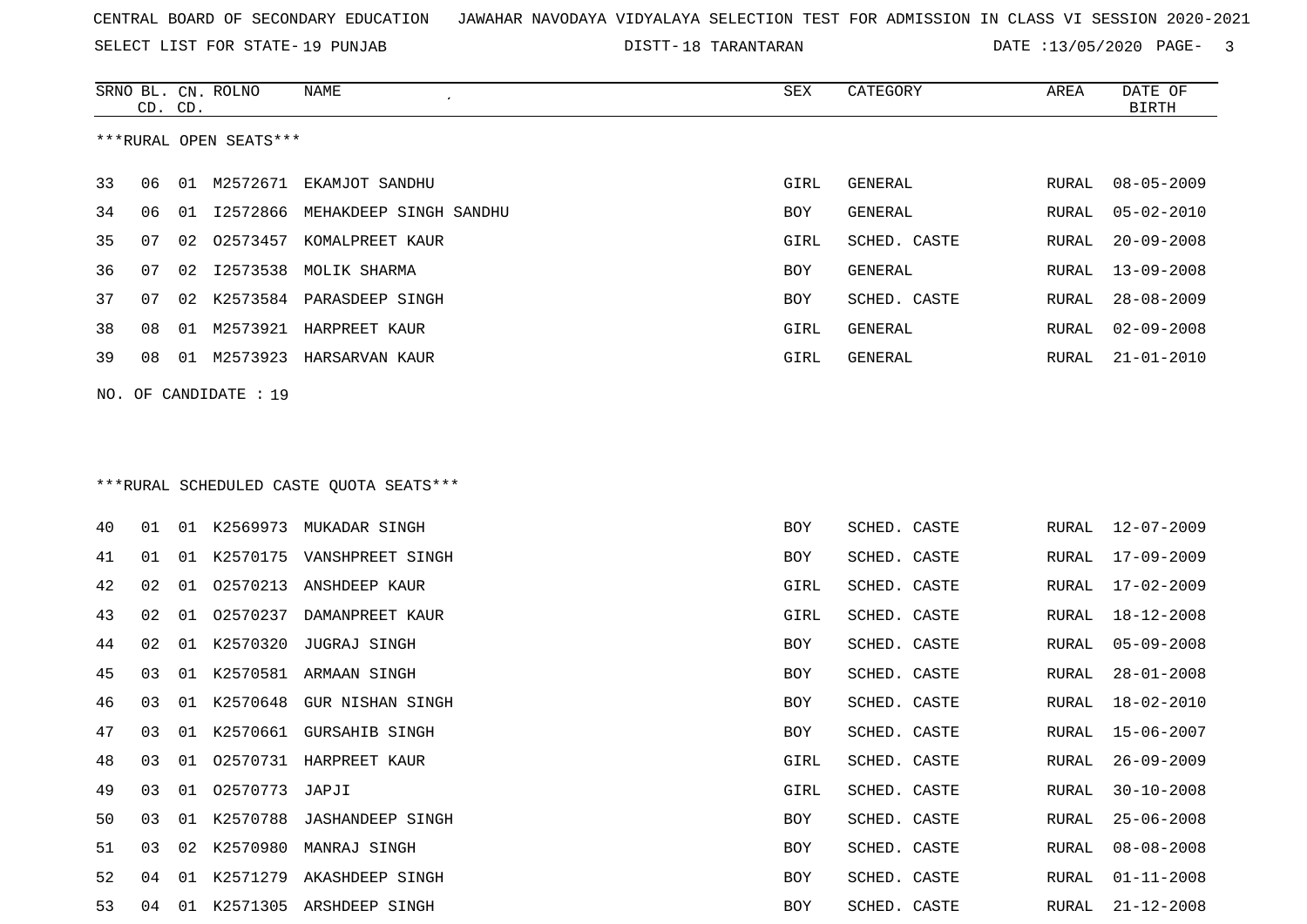CENTRAL BOARD OF SECONDARY EDUCATION JAWAHAR NAVODAYA VIDYALAYA SELECTION TEST FOR ADMISSION IN CLASS VI SESSION 2020-2021

SELECT LIST FOR STATE- 19 PUNJAB DISTT- 18 TARANTARAN DATE :13/05/2020

***RURAL OPEN SEATS***

| SRNO | BL. CD. | CN. CD. | ROLNO | NAME | SEX | CATEGORY | AREA | DATE OF BIRTH |
|---|---|---|---|---|---|---|---|---|
| 33 | 06 | 01 | M2572671 | EKAMJOT SANDHU | GIRL | GENERAL | RURAL | 08-05-2009 |
| 34 | 06 | 01 | I2572866 | MEHAKDEEP SINGH SANDHU | BOY | GENERAL | RURAL | 05-02-2010 |
| 35 | 07 | 02 | O2573457 | KOMALPREET KAUR | GIRL | SCHED. CASTE | RURAL | 20-09-2008 |
| 36 | 07 | 02 | I2573538 | MOLIK SHARMA | BOY | GENERAL | RURAL | 13-09-2008 |
| 37 | 07 | 02 | K2573584 | PARASDEEP SINGH | BOY | SCHED. CASTE | RURAL | 28-08-2009 |
| 38 | 08 | 01 | M2573921 | HARPREET KAUR | GIRL | GENERAL | RURAL | 02-09-2008 |
| 39 | 08 | 01 | M2573923 | HARSARVAN KAUR | GIRL | GENERAL | RURAL | 21-01-2010 |

NO. OF CANDIDATE : 19

***RURAL SCHEDULED CASTE QUOTA SEATS***

| SRNO | BL. CD. | CN. CD. | ROLNO | NAME | SEX | CATEGORY | AREA | DATE OF BIRTH |
|---|---|---|---|---|---|---|---|---|
| 40 | 01 | 01 | K2569973 | MUKADAR SINGH | BOY | SCHED. CASTE | RURAL | 12-07-2009 |
| 41 | 01 | 01 | K2570175 | VANSHPREET SINGH | BOY | SCHED. CASTE | RURAL | 17-09-2009 |
| 42 | 02 | 01 | O2570213 | ANSHDEEP KAUR | GIRL | SCHED. CASTE | RURAL | 17-02-2009 |
| 43 | 02 | 01 | O2570237 | DAMANPREET KAUR | GIRL | SCHED. CASTE | RURAL | 18-12-2008 |
| 44 | 02 | 01 | K2570320 | JUGRAJ SINGH | BOY | SCHED. CASTE | RURAL | 05-09-2008 |
| 45 | 03 | 01 | K2570581 | ARMAAN SINGH | BOY | SCHED. CASTE | RURAL | 28-01-2008 |
| 46 | 03 | 01 | K2570648 | GUR NISHAN SINGH | BOY | SCHED. CASTE | RURAL | 18-02-2010 |
| 47 | 03 | 01 | K2570661 | GURSAHIB SINGH | BOY | SCHED. CASTE | RURAL | 15-06-2007 |
| 48 | 03 | 01 | O2570731 | HARPREET KAUR | GIRL | SCHED. CASTE | RURAL | 26-09-2009 |
| 49 | 03 | 01 | O2570773 | JAPJI | GIRL | SCHED. CASTE | RURAL | 30-10-2008 |
| 50 | 03 | 01 | K2570788 | JASHANDEEP SINGH | BOY | SCHED. CASTE | RURAL | 25-06-2008 |
| 51 | 03 | 02 | K2570980 | MANRAJ SINGH | BOY | SCHED. CASTE | RURAL | 08-08-2008 |
| 52 | 04 | 01 | K2571279 | AKASHDEEP SINGH | BOY | SCHED. CASTE | RURAL | 01-11-2008 |
| 53 | 04 | 01 | K2571305 | ARSHDEEP SINGH | BOY | SCHED. CASTE | RURAL | 21-12-2008 |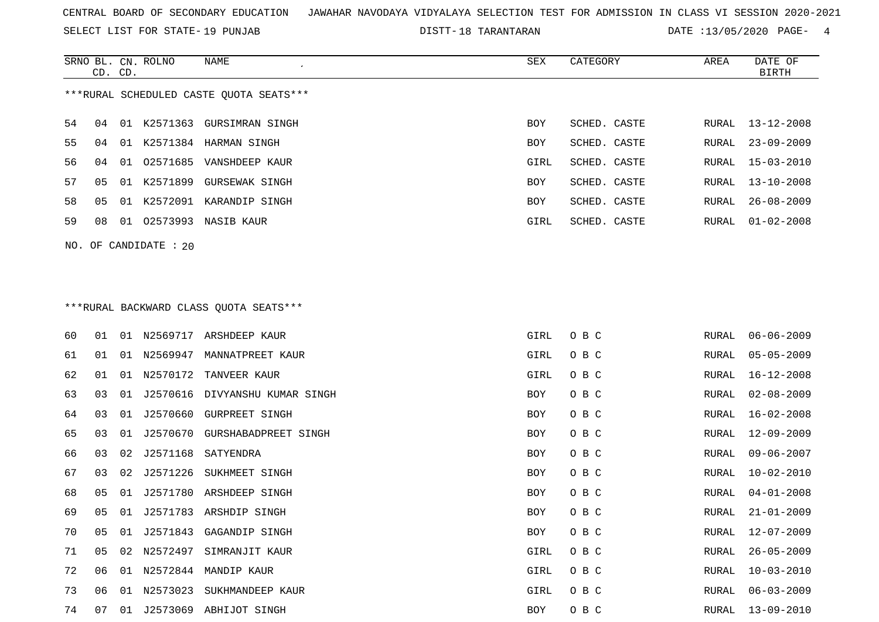CENTRAL BOARD OF SECONDARY EDUCATION JAWAHAR NAVODAYA VIDYALAYA SELECTION TEST FOR ADMISSION IN CLASS VI SESSION 2020-2021

SELECT LIST FOR STATE- 19 PUNJAB DISTT- 18 TARANTARAN DATE :13/05/2020

***RURAL SCHEDULED CASTE QUOTA SEATS***

| SRNO | BL. CD. | CN. CD. | ROLNO | NAME | SEX | CATEGORY | AREA | DATE OF BIRTH |
|---|---|---|---|---|---|---|---|---|
| 54 | 04 | 01 | K2571363 | GURSIMRAN SINGH | BOY | SCHED. CASTE | RURAL | 13-12-2008 |
| 55 | 04 | 01 | K2571384 | HARMAN SINGH | BOY | SCHED. CASTE | RURAL | 23-09-2009 |
| 56 | 04 | 01 | O2571685 | VANSHDEEP KAUR | GIRL | SCHED. CASTE | RURAL | 15-03-2010 |
| 57 | 05 | 01 | K2571899 | GURSEWAK SINGH | BOY | SCHED. CASTE | RURAL | 13-10-2008 |
| 58 | 05 | 01 | K2572091 | KARANDIP SINGH | BOY | SCHED. CASTE | RURAL | 26-08-2009 |
| 59 | 08 | 01 | O2573993 | NASIB KAUR | GIRL | SCHED. CASTE | RURAL | 01-02-2008 |

NO. OF CANDIDATE : 20

***RURAL BACKWARD CLASS QUOTA SEATS***

| SRNO | BL. CD. | CN. CD. | ROLNO | NAME | SEX | CATEGORY | AREA | DATE OF BIRTH |
|---|---|---|---|---|---|---|---|---|
| 60 | 01 | 01 | N2569717 | ARSHDEEP KAUR | GIRL | O B C | RURAL | 06-06-2009 |
| 61 | 01 | 01 | N2569947 | MANNATPREET KAUR | GIRL | O B C | RURAL | 05-05-2009 |
| 62 | 01 | 01 | N2570172 | TANVEER KAUR | GIRL | O B C | RURAL | 16-12-2008 |
| 63 | 03 | 01 | J2570616 | DIVYANSHU KUMAR SINGH | BOY | O B C | RURAL | 02-08-2009 |
| 64 | 03 | 01 | J2570660 | GURPREET SINGH | BOY | O B C | RURAL | 16-02-2008 |
| 65 | 03 | 01 | J2570670 | GURSHABADPREET SINGH | BOY | O B C | RURAL | 12-09-2009 |
| 66 | 03 | 02 | J2571168 | SATYENDRA | BOY | O B C | RURAL | 09-06-2007 |
| 67 | 03 | 02 | J2571226 | SUKHMEET SINGH | BOY | O B C | RURAL | 10-02-2010 |
| 68 | 05 | 01 | J2571780 | ARSHDEEP SINGH | BOY | O B C | RURAL | 04-01-2008 |
| 69 | 05 | 01 | J2571783 | ARSHDIP SINGH | BOY | O B C | RURAL | 21-01-2009 |
| 70 | 05 | 01 | J2571843 | GAGANDIP SINGH | BOY | O B C | RURAL | 12-07-2009 |
| 71 | 05 | 02 | N2572497 | SIMRANJIT KAUR | GIRL | O B C | RURAL | 26-05-2009 |
| 72 | 06 | 01 | N2572844 | MANDIP KAUR | GIRL | O B C | RURAL | 10-03-2010 |
| 73 | 06 | 01 | N2573023 | SUKHMANDEEP KAUR | GIRL | O B C | RURAL | 06-03-2009 |
| 74 | 07 | 01 | J2573069 | ABHIJOT SINGH | BOY | O B C | RURAL | 13-09-2010 |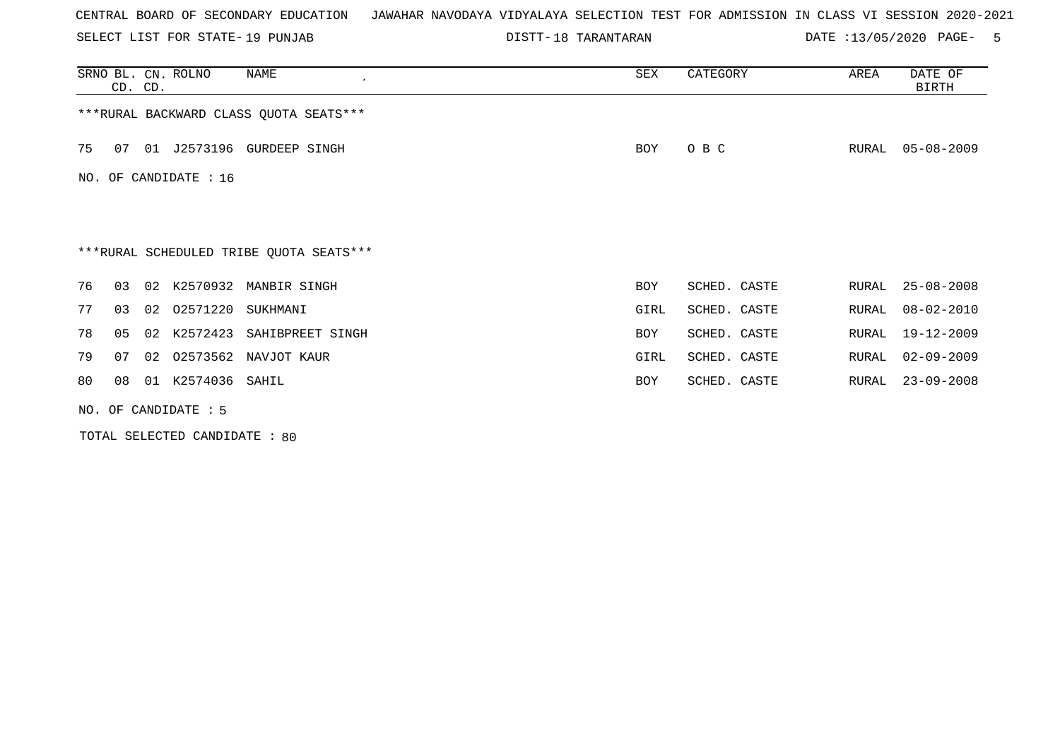CENTRAL BOARD OF SECONDARY EDUCATION   JAWAHAR NAVODAYA VIDYALAYA SELECTION TEST FOR ADMISSION IN CLASS VI SESSION 2020-2021

SELECT LIST FOR STATE- 19 PUNJAB   DISTT- 18 TARANTARAN   DATE :13/05/2020

***RURAL BACKWARD CLASS QUOTA SEATS***

| SRNO | BL. CD. | CN. CD. | ROLNO | NAME | SEX | CATEGORY | AREA | DATE OF BIRTH |
|---|---|---|---|---|---|---|---|---|
| 75 | 07 | 01 | J2573196 | GURDEEP SINGH | BOY | O B C | RURAL | 05-08-2009 |

NO. OF CANDIDATE : 16

***RURAL SCHEDULED TRIBE QUOTA SEATS***

| SRNO | BL. CD. | CN. CD. | ROLNO | NAME | SEX | CATEGORY | AREA | DATE OF BIRTH |
|---|---|---|---|---|---|---|---|---|
| 76 | 03 | 02 | K2570932 | MANBIR SINGH | BOY | SCHED. CASTE | RURAL | 25-08-2008 |
| 77 | 03 | 02 | O2571220 | SUKHMANI | GIRL | SCHED. CASTE | RURAL | 08-02-2010 |
| 78 | 05 | 02 | K2572423 | SAHIBPREET SINGH | BOY | SCHED. CASTE | RURAL | 19-12-2009 |
| 79 | 07 | 02 | O2573562 | NAVJOT KAUR | GIRL | SCHED. CASTE | RURAL | 02-09-2009 |
| 80 | 08 | 01 | K2574036 | SAHIL | BOY | SCHED. CASTE | RURAL | 23-09-2008 |

NO. OF CANDIDATE : 5

TOTAL SELECTED CANDIDATE : 80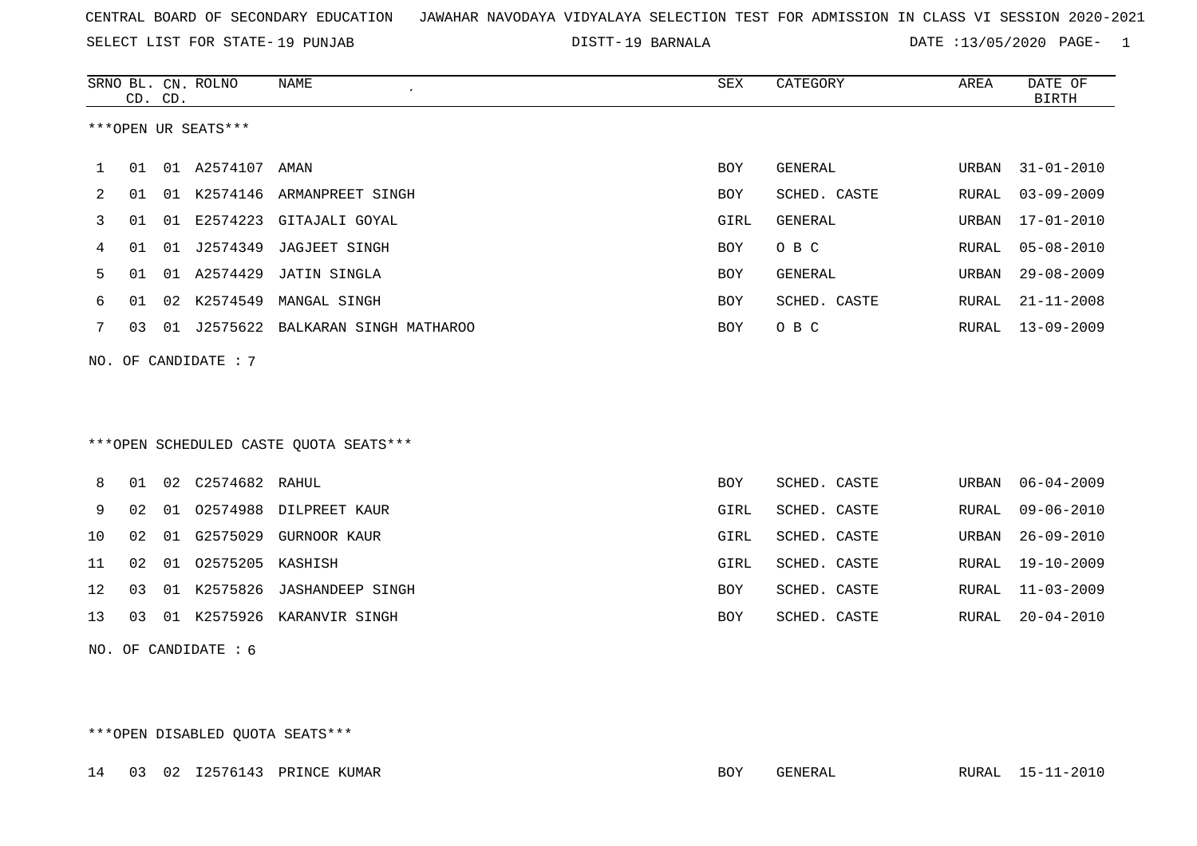CENTRAL BOARD OF SECONDARY EDUCATION JAWAHAR NAVODAYA VIDYALAYA SELECTION TEST FOR ADMISSION IN CLASS VI SESSION 2020-2021

SELECT LIST FOR STATE- 19 PUNJAB DISTT- 19 BARNALA DATE :13/05/2020

| SRNO | BL. CD. | CN. CD. | ROLNO | NAME | SEX | CATEGORY | AREA | DATE OF BIRTH |
|---|---|---|---|---|---|---|---|---|
| ***OPEN UR SEATS*** | | | | | | | | |
| 1 | 01 | 01 | A2574107 | AMAN | BOY | GENERAL | URBAN | 31-01-2010 |
| 2 | 01 | 01 | K2574146 | ARMANPREET SINGH | BOY | SCHED. CASTE | RURAL | 03-09-2009 |
| 3 | 01 | 01 | E2574223 | GITAJALI GOYAL | GIRL | GENERAL | URBAN | 17-01-2010 |
| 4 | 01 | 01 | J2574349 | JAGJEET SINGH | BOY | O B C | RURAL | 05-08-2010 |
| 5 | 01 | 01 | A2574429 | JATIN SINGLA | BOY | GENERAL | URBAN | 29-08-2009 |
| 6 | 01 | 02 | K2574549 | MANGAL SINGH | BOY | SCHED. CASTE | RURAL | 21-11-2008 |
| 7 | 03 | 01 | J2575622 | BALKARAN SINGH MATHAROO | BOY | O B C | RURAL | 13-09-2009 |

NO. OF CANDIDATE : 7

| SRNO | BL. CD. | CN. CD. | ROLNO | NAME | SEX | CATEGORY | AREA | DATE OF BIRTH |
|---|---|---|---|---|---|---|---|---|
| ***OPEN SCHEDULED CASTE QUOTA SEATS*** | | | | | | | | |
| 8 | 01 | 02 | C2574682 | RAHUL | BOY | SCHED. CASTE | URBAN | 06-04-2009 |
| 9 | 02 | 01 | O2574988 | DILPREET KAUR | GIRL | SCHED. CASTE | RURAL | 09-06-2010 |
| 10 | 02 | 01 | G2575029 | GURNOOR KAUR | GIRL | SCHED. CASTE | URBAN | 26-09-2010 |
| 11 | 02 | 01 | O2575205 | KASHISH | GIRL | SCHED. CASTE | RURAL | 19-10-2009 |
| 12 | 03 | 01 | K2575826 | JASHANDEEP SINGH | BOY | SCHED. CASTE | RURAL | 11-03-2009 |
| 13 | 03 | 01 | K2575926 | KARANVIR SINGH | BOY | SCHED. CASTE | RURAL | 20-04-2010 |

NO. OF CANDIDATE : 6

| SRNO | BL. CD. | CN. CD. | ROLNO | NAME | SEX | CATEGORY | AREA | DATE OF BIRTH |
|---|---|---|---|---|---|---|---|---|
| ***OPEN DISABLED QUOTA SEATS*** | | | | | | | | |
| 14 | 03 | 02 | I2576143 | PRINCE KUMAR | BOY | GENERAL | RURAL | 15-11-2010 |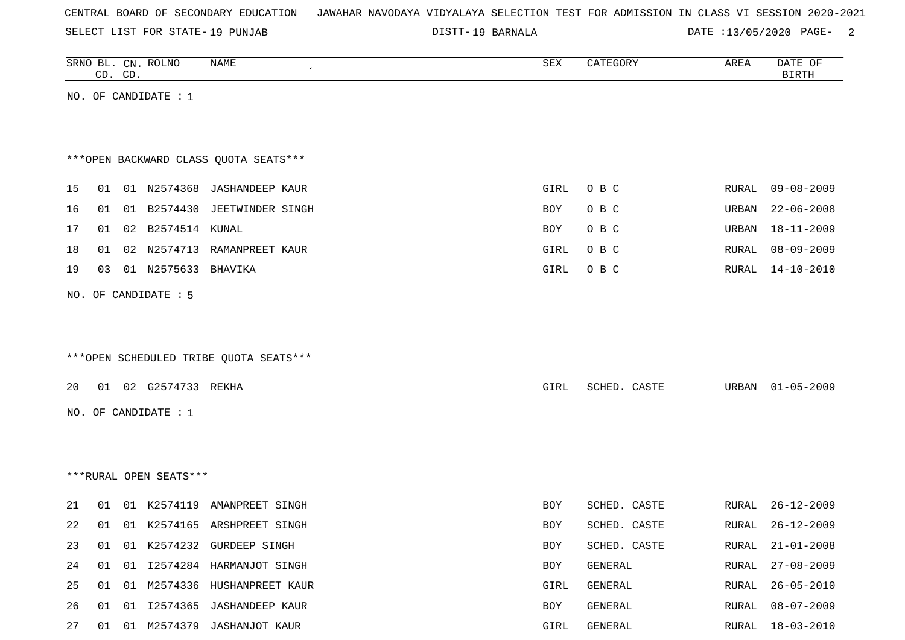CENTRAL BOARD OF SECONDARY EDUCATION   JAWAHAR NAVODAYA VIDYALAYA SELECTION TEST FOR ADMISSION IN CLASS VI SESSION 2020-2021

SELECT LIST FOR STATE- 19 PUNJAB   DISTT- 19 BARNALA   DATE :13/05/2020

| SRNO | BL. CD. | CN. CD. | ROLNO | NAME | SEX | CATEGORY | AREA | DATE OF BIRTH |
|---|---|---|---|---|---|---|---|---|

NO. OF CANDIDATE : 1

***OPEN BACKWARD CLASS QUOTA SEATS***

| SRNO | BL. CD. | CN. CD. | ROLNO | NAME | SEX | CATEGORY | AREA | DATE OF BIRTH |
|---|---|---|---|---|---|---|---|---|
| 15 | 01 | 01 | N2574368 | JASHANDEEP KAUR | GIRL | O B C | RURAL | 09-08-2009 |
| 16 | 01 | 01 | B2574430 | JEETWINDER SINGH | BOY | O B C | URBAN | 22-06-2008 |
| 17 | 01 | 02 | B2574514 | KUNAL | BOY | O B C | URBAN | 18-11-2009 |
| 18 | 01 | 02 | N2574713 | RAMANPREET KAUR | GIRL | O B C | RURAL | 08-09-2009 |
| 19 | 03 | 01 | N2575633 | BHAVIKA | GIRL | O B C | RURAL | 14-10-2010 |

NO. OF CANDIDATE : 5

***OPEN SCHEDULED TRIBE QUOTA SEATS***

| SRNO | BL. CD. | CN. CD. | ROLNO | NAME | SEX | CATEGORY | AREA | DATE OF BIRTH |
|---|---|---|---|---|---|---|---|---|
| 20 | 01 | 02 | G2574733 | REKHA | GIRL | SCHED. CASTE | URBAN | 01-05-2009 |

NO. OF CANDIDATE : 1

***RURAL OPEN SEATS***

| SRNO | BL. CD. | CN. CD. | ROLNO | NAME | SEX | CATEGORY | AREA | DATE OF BIRTH |
|---|---|---|---|---|---|---|---|---|
| 21 | 01 | 01 | K2574119 | AMANPREET SINGH | BOY | SCHED. CASTE | RURAL | 26-12-2009 |
| 22 | 01 | 01 | K2574165 | ARSHPREET SINGH | BOY | SCHED. CASTE | RURAL | 26-12-2009 |
| 23 | 01 | 01 | K2574232 | GURDEEP SINGH | BOY | SCHED. CASTE | RURAL | 21-01-2008 |
| 24 | 01 | 01 | I2574284 | HARMANJOT SINGH | BOY | GENERAL | RURAL | 27-08-2009 |
| 25 | 01 | 01 | M2574336 | HUSHANPREET KAUR | GIRL | GENERAL | RURAL | 26-05-2010 |
| 26 | 01 | 01 | I2574365 | JASHANDEEP KAUR | BOY | GENERAL | RURAL | 08-07-2009 |
| 27 | 01 | 01 | M2574379 | JASHANJOT KAUR | GIRL | GENERAL | RURAL | 18-03-2010 |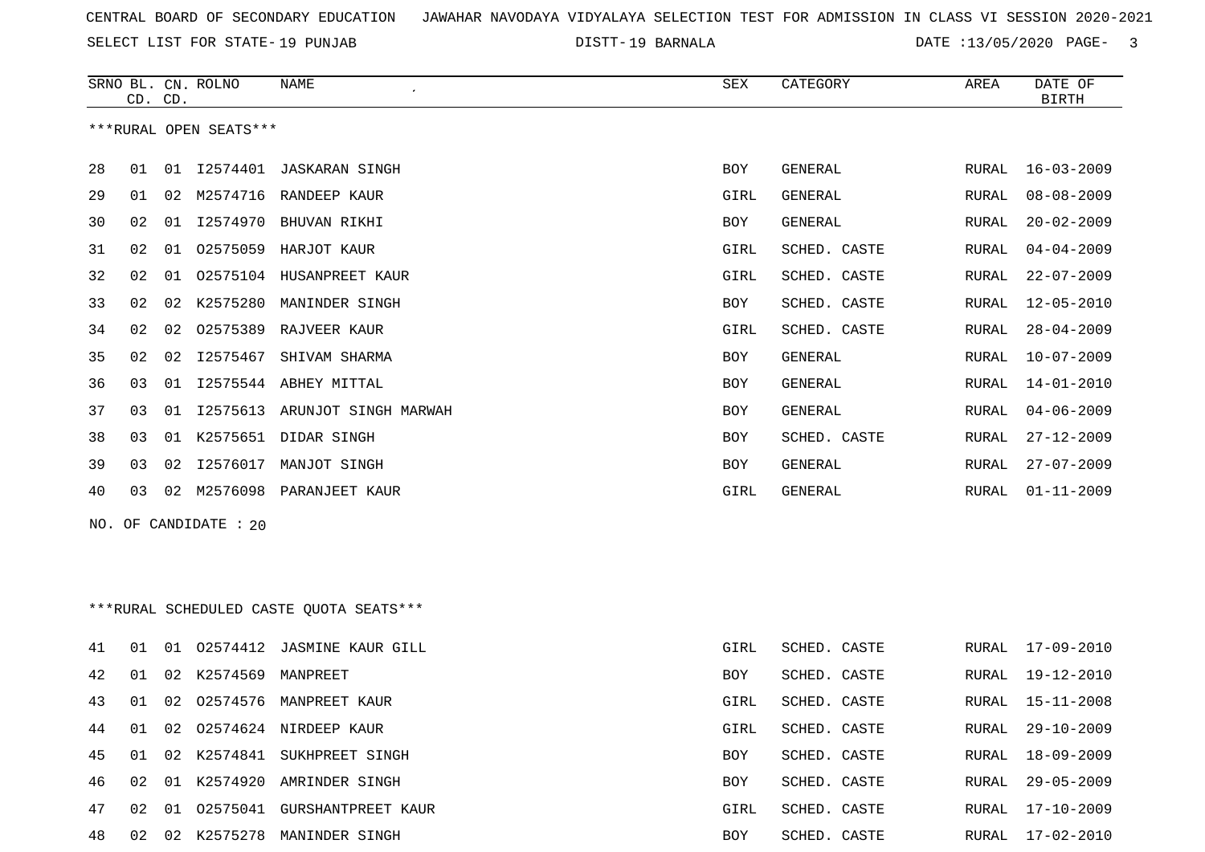CENTRAL BOARD OF SECONDARY EDUCATION JAWAHAR NAVODAYA VIDYALAYA SELECTION TEST FOR ADMISSION IN CLASS VI SESSION 2020-2021

SELECT LIST FOR STATE- 19 PUNJAB DISTT- 19 BARNALA DATE :13/05/2020

***RURAL OPEN SEATS***

| SRNO | BL. CD. | CN. CD. | ROLNO | NAME | SEX | CATEGORY | AREA | DATE OF BIRTH |
|---|---|---|---|---|---|---|---|---|
| 28 | 01 | 01 | I2574401 | JASKARAN SINGH | BOY | GENERAL | RURAL | 16-03-2009 |
| 29 | 01 | 02 | M2574716 | RANDEEP KAUR | GIRL | GENERAL | RURAL | 08-08-2009 |
| 30 | 02 | 01 | I2574970 | BHUVAN RIKHI | BOY | GENERAL | RURAL | 20-02-2009 |
| 31 | 02 | 01 | O2575059 | HARJOT KAUR | GIRL | SCHED. CASTE | RURAL | 04-04-2009 |
| 32 | 02 | 01 | O2575104 | HUSANPREET KAUR | GIRL | SCHED. CASTE | RURAL | 22-07-2009 |
| 33 | 02 | 02 | K2575280 | MANINDER SINGH | BOY | SCHED. CASTE | RURAL | 12-05-2010 |
| 34 | 02 | 02 | O2575389 | RAJVEER KAUR | GIRL | SCHED. CASTE | RURAL | 28-04-2009 |
| 35 | 02 | 02 | I2575467 | SHIVAM SHARMA | BOY | GENERAL | RURAL | 10-07-2009 |
| 36 | 03 | 01 | I2575544 | ABHEY MITTAL | BOY | GENERAL | RURAL | 14-01-2010 |
| 37 | 03 | 01 | I2575613 | ARUNJOT SINGH MARWAH | BOY | GENERAL | RURAL | 04-06-2009 |
| 38 | 03 | 01 | K2575651 | DIDAR SINGH | BOY | SCHED. CASTE | RURAL | 27-12-2009 |
| 39 | 03 | 02 | I2576017 | MANJOT SINGH | BOY | GENERAL | RURAL | 27-07-2009 |
| 40 | 03 | 02 | M2576098 | PARANJEET KAUR | GIRL | GENERAL | RURAL | 01-11-2009 |

NO. OF CANDIDATE : 20

***RURAL SCHEDULED CASTE QUOTA SEATS***

| SRNO | BL. CD. | CN. CD. | ROLNO | NAME | SEX | CATEGORY | AREA | DATE OF BIRTH |
|---|---|---|---|---|---|---|---|---|
| 41 | 01 | 01 | O2574412 | JASMINE KAUR GILL | GIRL | SCHED. CASTE | RURAL | 17-09-2010 |
| 42 | 01 | 02 | K2574569 | MANPREET | BOY | SCHED. CASTE | RURAL | 19-12-2010 |
| 43 | 01 | 02 | O2574576 | MANPREET KAUR | GIRL | SCHED. CASTE | RURAL | 15-11-2008 |
| 44 | 01 | 02 | O2574624 | NIRDEEP KAUR | GIRL | SCHED. CASTE | RURAL | 29-10-2009 |
| 45 | 01 | 02 | K2574841 | SUKHPREET SINGH | BOY | SCHED. CASTE | RURAL | 18-09-2009 |
| 46 | 02 | 01 | K2574920 | AMRINDER SINGH | BOY | SCHED. CASTE | RURAL | 29-05-2009 |
| 47 | 02 | 01 | O2575041 | GURSHANTPREET KAUR | GIRL | SCHED. CASTE | RURAL | 17-10-2009 |
| 48 | 02 | 02 | K2575278 | MANINDER SINGH | BOY | SCHED. CASTE | RURAL | 17-02-2010 |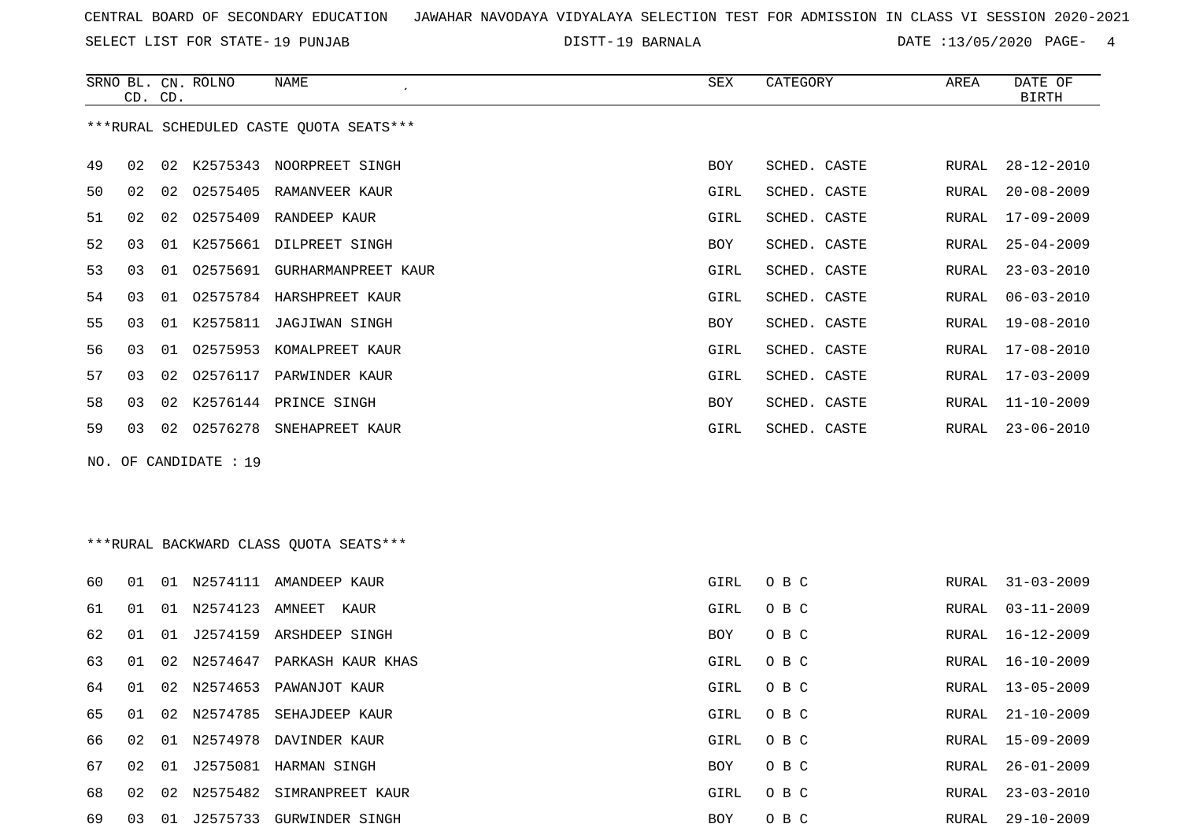CENTRAL BOARD OF SECONDARY EDUCATION JAWAHAR NAVODAYA VIDYALAYA SELECTION TEST FOR ADMISSION IN CLASS VI SESSION 2020-2021

SELECT LIST FOR STATE- 19 PUNJAB DISTT- 19 BARNALA DATE :13/05/2020

***RURAL SCHEDULED CASTE QUOTA SEATS***

| SRNO | BL. CD. | CN. CD. | ROLNO | NAME | SEX | CATEGORY | AREA | DATE OF BIRTH |
|---|---|---|---|---|---|---|---|---|
| 49 | 02 | 02 | K2575343 | NOORPREET SINGH | BOY | SCHED. CASTE | RURAL | 28-12-2010 |
| 50 | 02 | 02 | O2575405 | RAMANVEER KAUR | GIRL | SCHED. CASTE | RURAL | 20-08-2009 |
| 51 | 02 | 02 | O2575409 | RANDEEP KAUR | GIRL | SCHED. CASTE | RURAL | 17-09-2009 |
| 52 | 03 | 01 | K2575661 | DILPREET SINGH | BOY | SCHED. CASTE | RURAL | 25-04-2009 |
| 53 | 03 | 01 | O2575691 | GURHARMANPREET KAUR | GIRL | SCHED. CASTE | RURAL | 23-03-2010 |
| 54 | 03 | 01 | O2575784 | HARSHPREET KAUR | GIRL | SCHED. CASTE | RURAL | 06-03-2010 |
| 55 | 03 | 01 | K2575811 | JAGJIWAN SINGH | BOY | SCHED. CASTE | RURAL | 19-08-2010 |
| 56 | 03 | 01 | O2575953 | KOMALPREET KAUR | GIRL | SCHED. CASTE | RURAL | 17-08-2010 |
| 57 | 03 | 02 | O2576117 | PARWINDER KAUR | GIRL | SCHED. CASTE | RURAL | 17-03-2009 |
| 58 | 03 | 02 | K2576144 | PRINCE SINGH | BOY | SCHED. CASTE | RURAL | 11-10-2009 |
| 59 | 03 | 02 | O2576278 | SNEHAPREET KAUR | GIRL | SCHED. CASTE | RURAL | 23-06-2010 |

NO. OF CANDIDATE : 19

***RURAL BACKWARD CLASS QUOTA SEATS***

| SRNO | BL. CD. | CN. CD. | ROLNO | NAME | SEX | CATEGORY | AREA | DATE OF BIRTH |
|---|---|---|---|---|---|---|---|---|
| 60 | 01 | 01 | N2574111 | AMANDEEP KAUR | GIRL | O B C | RURAL | 31-03-2009 |
| 61 | 01 | 01 | N2574123 | AMNEET KAUR | GIRL | O B C | RURAL | 03-11-2009 |
| 62 | 01 | 01 | J2574159 | ARSHDEEP SINGH | BOY | O B C | RURAL | 16-12-2009 |
| 63 | 01 | 02 | N2574647 | PARKASH KAUR KHAS | GIRL | O B C | RURAL | 16-10-2009 |
| 64 | 01 | 02 | N2574653 | PAWANJOT KAUR | GIRL | O B C | RURAL | 13-05-2009 |
| 65 | 01 | 02 | N2574785 | SEHAJDEEP KAUR | GIRL | O B C | RURAL | 21-10-2009 |
| 66 | 02 | 01 | N2574978 | DAVINDER KAUR | GIRL | O B C | RURAL | 15-09-2009 |
| 67 | 02 | 01 | J2575081 | HARMAN SINGH | BOY | O B C | RURAL | 26-01-2009 |
| 68 | 02 | 02 | N2575482 | SIMRANPREET KAUR | GIRL | O B C | RURAL | 23-03-2010 |
| 69 | 03 | 01 | J2575733 | GURWINDER SINGH | BOY | O B C | RURAL | 29-10-2009 |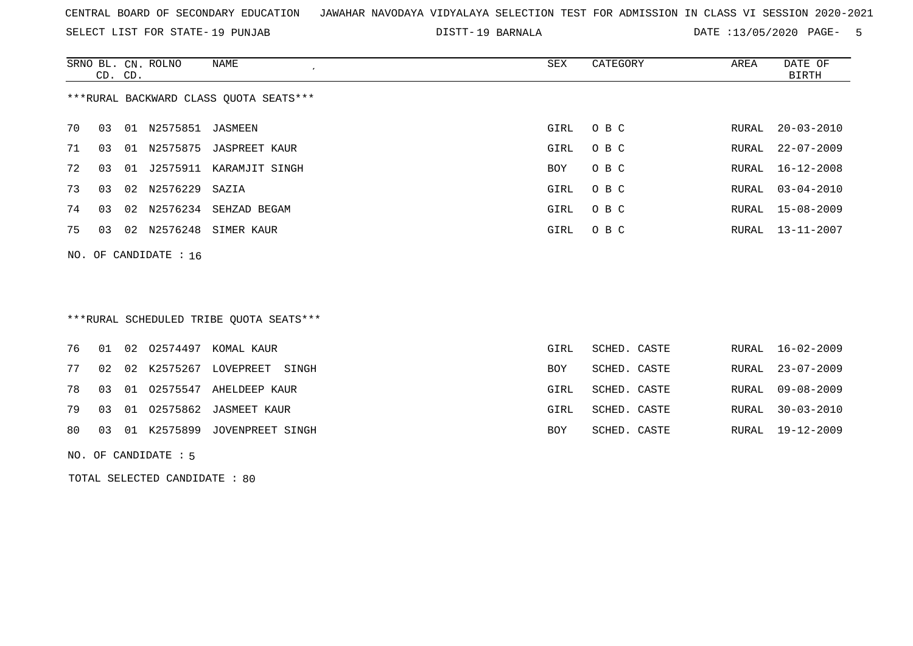CENTRAL BOARD OF SECONDARY EDUCATION JAWAHAR NAVODAYA VIDYALAYA SELECTION TEST FOR ADMISSION IN CLASS VI SESSION 2020-2021

SELECT LIST FOR STATE- 19 PUNJAB DISTT- 19 BARNALA DATE :13/05/2020

***RURAL BACKWARD CLASS QUOTA SEATS***

| SRNO | BL. CD. | CN. CD. | ROLNO | NAME | SEX | CATEGORY | AREA | DATE OF BIRTH |
|---|---|---|---|---|---|---|---|---|
| 70 | 03 | 01 | N2575851 | JASMEEN | GIRL | O B C | RURAL | 20-03-2010 |
| 71 | 03 | 01 | N2575875 | JASPREET KAUR | GIRL | O B C | RURAL | 22-07-2009 |
| 72 | 03 | 01 | J2575911 | KARAMJIT SINGH | BOY | O B C | RURAL | 16-12-2008 |
| 73 | 03 | 02 | N2576229 | SAZIA | GIRL | O B C | RURAL | 03-04-2010 |
| 74 | 03 | 02 | N2576234 | SEHZAD BEGAM | GIRL | O B C | RURAL | 15-08-2009 |
| 75 | 03 | 02 | N2576248 | SIMER KAUR | GIRL | O B C | RURAL | 13-11-2007 |

NO. OF CANDIDATE : 16

***RURAL SCHEDULED TRIBE QUOTA SEATS***

| SRNO | BL. CD. | CN. CD. | ROLNO | NAME | SEX | CATEGORY | AREA | DATE OF BIRTH |
|---|---|---|---|---|---|---|---|---|
| 76 | 01 | 02 | O2574497 | KOMAL KAUR | GIRL | SCHED. CASTE | RURAL | 16-02-2009 |
| 77 | 02 | 02 | K2575267 | LOVEPREET SINGH | BOY | SCHED. CASTE | RURAL | 23-07-2009 |
| 78 | 03 | 01 | O2575547 | AHELDEEP KAUR | GIRL | SCHED. CASTE | RURAL | 09-08-2009 |
| 79 | 03 | 01 | O2575862 | JASMEET KAUR | GIRL | SCHED. CASTE | RURAL | 30-03-2010 |
| 80 | 03 | 01 | K2575899 | JOVENPREET SINGH | BOY | SCHED. CASTE | RURAL | 19-12-2009 |

NO. OF CANDIDATE : 5

TOTAL SELECTED CANDIDATE : 80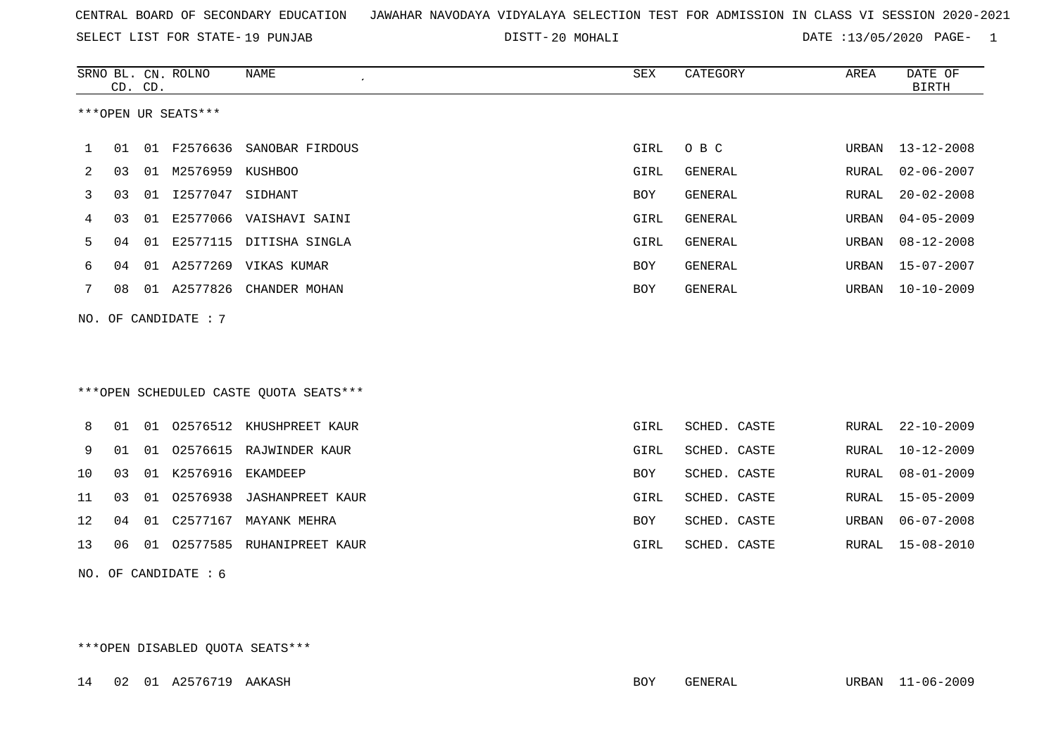CENTRAL BOARD OF SECONDARY EDUCATION JAWAHAR NAVODAYA VIDYALAYA SELECTION TEST FOR ADMISSION IN CLASS VI SESSION 2020-2021

SELECT LIST FOR STATE- 19 PUNJAB DISTT- 20 MOHALI DATE :13/05/2020

***OPEN UR SEATS***

| SRNO | BL. CD. | CN. CD. | ROLNO | NAME | SEX | CATEGORY | AREA | DATE OF BIRTH |
|---|---|---|---|---|---|---|---|---|
| 1 | 01 | 01 | F2576636 | SANOBAR FIRDOUS | GIRL | O B C | URBAN | 13-12-2008 |
| 2 | 03 | 01 | M2576959 | KUSHBOO | GIRL | GENERAL | RURAL | 02-06-2007 |
| 3 | 03 | 01 | I2577047 | SIDHANT | BOY | GENERAL | RURAL | 20-02-2008 |
| 4 | 03 | 01 | E2577066 | VAISHAVI SAINI | GIRL | GENERAL | URBAN | 04-05-2009 |
| 5 | 04 | 01 | E2577115 | DITISHA SINGLA | GIRL | GENERAL | URBAN | 08-12-2008 |
| 6 | 04 | 01 | A2577269 | VIKAS KUMAR | BOY | GENERAL | URBAN | 15-07-2007 |
| 7 | 08 | 01 | A2577826 | CHANDER MOHAN | BOY | GENERAL | URBAN | 10-10-2009 |

NO. OF CANDIDATE : 7

***OPEN SCHEDULED CASTE QUOTA SEATS***

| SRNO | BL. CD. | CN. CD. | ROLNO | NAME | SEX | CATEGORY | AREA | DATE OF BIRTH |
|---|---|---|---|---|---|---|---|---|
| 8 | 01 | 01 | O2576512 | KHUSHPREET KAUR | GIRL | SCHED. CASTE | RURAL | 22-10-2009 |
| 9 | 01 | 01 | O2576615 | RAJWINDER KAUR | GIRL | SCHED. CASTE | RURAL | 10-12-2009 |
| 10 | 03 | 01 | K2576916 | EKAMDEEP | BOY | SCHED. CASTE | RURAL | 08-01-2009 |
| 11 | 03 | 01 | O2576938 | JASHANPREET KAUR | GIRL | SCHED. CASTE | RURAL | 15-05-2009 |
| 12 | 04 | 01 | C2577167 | MAYANK MEHRA | BOY | SCHED. CASTE | URBAN | 06-07-2008 |
| 13 | 06 | 01 | O2577585 | RUHANIPREET KAUR | GIRL | SCHED. CASTE | RURAL | 15-08-2010 |

NO. OF CANDIDATE : 6

***OPEN DISABLED QUOTA SEATS***

| SRNO | BL. CD. | CN. CD. | ROLNO | NAME | SEX | CATEGORY | AREA | DATE OF BIRTH |
|---|---|---|---|---|---|---|---|---|
| 14 | 02 | 01 | A2576719 | AAKASH | BOY | GENERAL | URBAN | 11-06-2009 |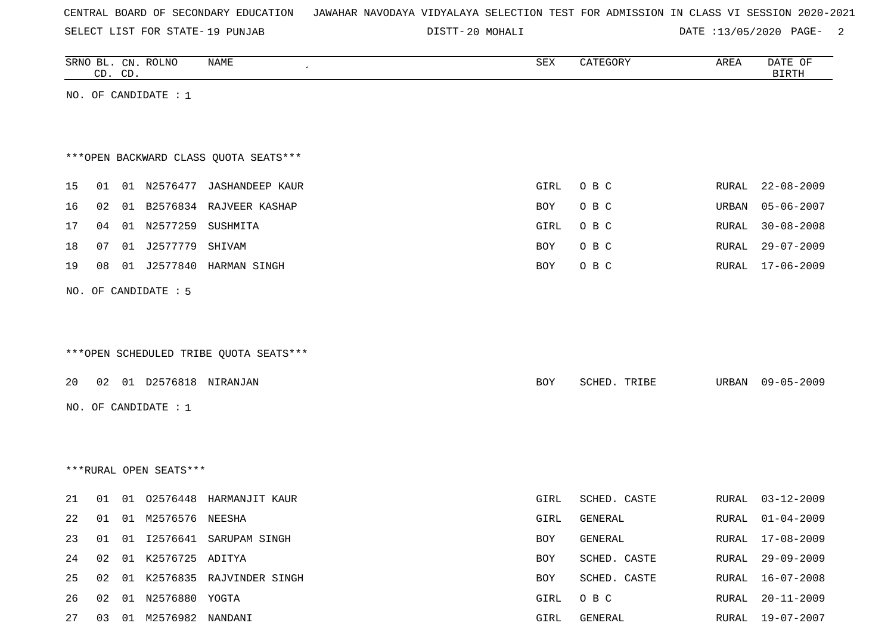CENTRAL BOARD OF SECONDARY EDUCATION JAWAHAR NAVODAYA VIDYALAYA SELECTION TEST FOR ADMISSION IN CLASS VI SESSION 2020-2021

SELECT LIST FOR STATE- 19 PUNJAB DISTT- 20 MOHALI DATE :13/05/2020

| SRNO | BL. CD. | CN. CD. | ROLNO | NAME | SEX | CATEGORY | AREA | DATE OF BIRTH |
|---|---|---|---|---|---|---|---|---|

NO. OF CANDIDATE : 1

***OPEN BACKWARD CLASS QUOTA SEATS***

| SRNO | BL. CD. | CN. CD. | ROLNO | NAME | SEX | CATEGORY | AREA | DATE OF BIRTH |
|---|---|---|---|---|---|---|---|---|
| 15 | 01 | 01 | N2576477 | JASHANDEEP KAUR | GIRL | O B C | RURAL | 22-08-2009 |
| 16 | 02 | 01 | B2576834 | RAJVEER KASHAP | BOY | O B C | URBAN | 05-06-2007 |
| 17 | 04 | 01 | N2577259 | SUSHMITA | GIRL | O B C | RURAL | 30-08-2008 |
| 18 | 07 | 01 | J2577779 | SHIVAM | BOY | O B C | RURAL | 29-07-2009 |
| 19 | 08 | 01 | J2577840 | HARMAN SINGH | BOY | O B C | RURAL | 17-06-2009 |

NO. OF CANDIDATE : 5

***OPEN SCHEDULED TRIBE QUOTA SEATS***

| SRNO | BL. CD. | CN. CD. | ROLNO | NAME | SEX | CATEGORY | AREA | DATE OF BIRTH |
|---|---|---|---|---|---|---|---|---|
| 20 | 02 | 01 | D2576818 | NIRANJAN | BOY | SCHED. TRIBE | URBAN | 09-05-2009 |

NO. OF CANDIDATE : 1

***RURAL OPEN SEATS***

| SRNO | BL. CD. | CN. CD. | ROLNO | NAME | SEX | CATEGORY | AREA | DATE OF BIRTH |
|---|---|---|---|---|---|---|---|---|
| 21 | 01 | 01 | O2576448 | HARMANJIT KAUR | GIRL | SCHED. CASTE | RURAL | 03-12-2009 |
| 22 | 01 | 01 | M2576576 | NEESHA | GIRL | GENERAL | RURAL | 01-04-2009 |
| 23 | 01 | 01 | I2576641 | SARUPAM SINGH | BOY | GENERAL | RURAL | 17-08-2009 |
| 24 | 02 | 01 | K2576725 | ADITYA | BOY | SCHED. CASTE | RURAL | 29-09-2009 |
| 25 | 02 | 01 | K2576835 | RAJVINDER SINGH | BOY | SCHED. CASTE | RURAL | 16-07-2008 |
| 26 | 02 | 01 | N2576880 | YOGTA | GIRL | O B C | RURAL | 20-11-2009 |
| 27 | 03 | 01 | M2576982 | NANDANI | GIRL | GENERAL | RURAL | 19-07-2007 |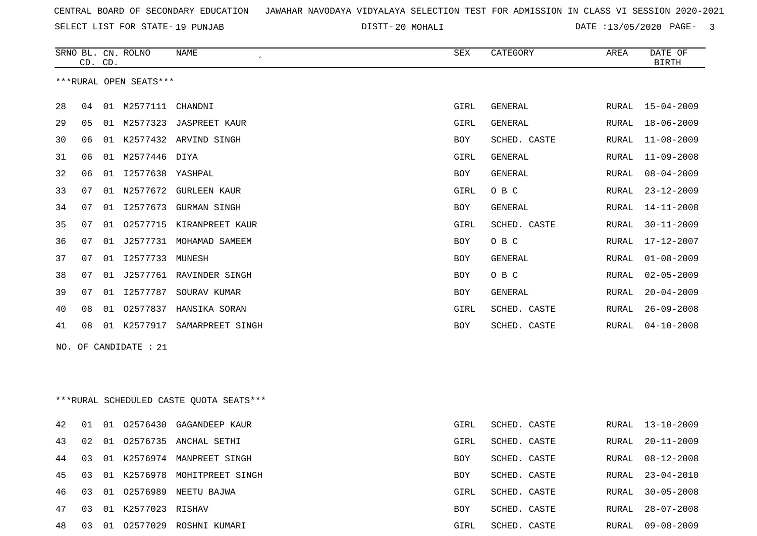CENTRAL BOARD OF SECONDARY EDUCATION JAWAHAR NAVODAYA VIDYALAYA SELECTION TEST FOR ADMISSION IN CLASS VI SESSION 2020-2021

SELECT LIST FOR STATE- 19 PUNJAB DISTT- 20 MOHALI DATE :13/05/2020

***RURAL OPEN SEATS***

| SRNO | BL. CD. | CN. CD. | ROLNO | NAME | SEX | CATEGORY | AREA | DATE OF BIRTH |
|---|---|---|---|---|---|---|---|---|
| 28 | 04 | 01 | M2577111 | CHANDNI | GIRL | GENERAL | RURAL | 15-04-2009 |
| 29 | 05 | 01 | M2577323 | JASPREET KAUR | GIRL | GENERAL | RURAL | 18-06-2009 |
| 30 | 06 | 01 | K2577432 | ARVIND SINGH | BOY | SCHED. CASTE | RURAL | 11-08-2009 |
| 31 | 06 | 01 | M2577446 | DIYA | GIRL | GENERAL | RURAL | 11-09-2008 |
| 32 | 06 | 01 | I2577638 | YASHPAL | BOY | GENERAL | RURAL | 08-04-2009 |
| 33 | 07 | 01 | N2577672 | GURLEEN KAUR | GIRL | O B C | RURAL | 23-12-2009 |
| 34 | 07 | 01 | I2577673 | GURMAN SINGH | BOY | GENERAL | RURAL | 14-11-2008 |
| 35 | 07 | 01 | O2577715 | KIRANPREET KAUR | GIRL | SCHED. CASTE | RURAL | 30-11-2009 |
| 36 | 07 | 01 | J2577731 | MOHAMAD SAMEEM | BOY | O B C | RURAL | 17-12-2007 |
| 37 | 07 | 01 | I2577733 | MUNESH | BOY | GENERAL | RURAL | 01-08-2009 |
| 38 | 07 | 01 | J2577761 | RAVINDER SINGH | BOY | O B C | RURAL | 02-05-2009 |
| 39 | 07 | 01 | I2577787 | SOURAV KUMAR | BOY | GENERAL | RURAL | 20-04-2009 |
| 40 | 08 | 01 | O2577837 | HANSIKA SORAN | GIRL | SCHED. CASTE | RURAL | 26-09-2008 |
| 41 | 08 | 01 | K2577917 | SAMARPREET SINGH | BOY | SCHED. CASTE | RURAL | 04-10-2008 |

NO. OF CANDIDATE : 21

***RURAL SCHEDULED CASTE QUOTA SEATS***

| SRNO | BL. CD. | CN. CD. | ROLNO | NAME | SEX | CATEGORY | AREA | DATE OF BIRTH |
|---|---|---|---|---|---|---|---|---|
| 42 | 01 | 01 | O2576430 | GAGANDEEP KAUR | GIRL | SCHED. CASTE | RURAL | 13-10-2009 |
| 43 | 02 | 01 | O2576735 | ANCHAL SETHI | GIRL | SCHED. CASTE | RURAL | 20-11-2009 |
| 44 | 03 | 01 | K2576974 | MANPREET SINGH | BOY | SCHED. CASTE | RURAL | 08-12-2008 |
| 45 | 03 | 01 | K2576978 | MOHITPREET SINGH | BOY | SCHED. CASTE | RURAL | 23-04-2010 |
| 46 | 03 | 01 | O2576989 | NEETU BAJWA | GIRL | SCHED. CASTE | RURAL | 30-05-2008 |
| 47 | 03 | 01 | K2577023 | RISHAV | BOY | SCHED. CASTE | RURAL | 28-07-2008 |
| 48 | 03 | 01 | O2577029 | ROSHNI KUMARI | GIRL | SCHED. CASTE | RURAL | 09-08-2009 |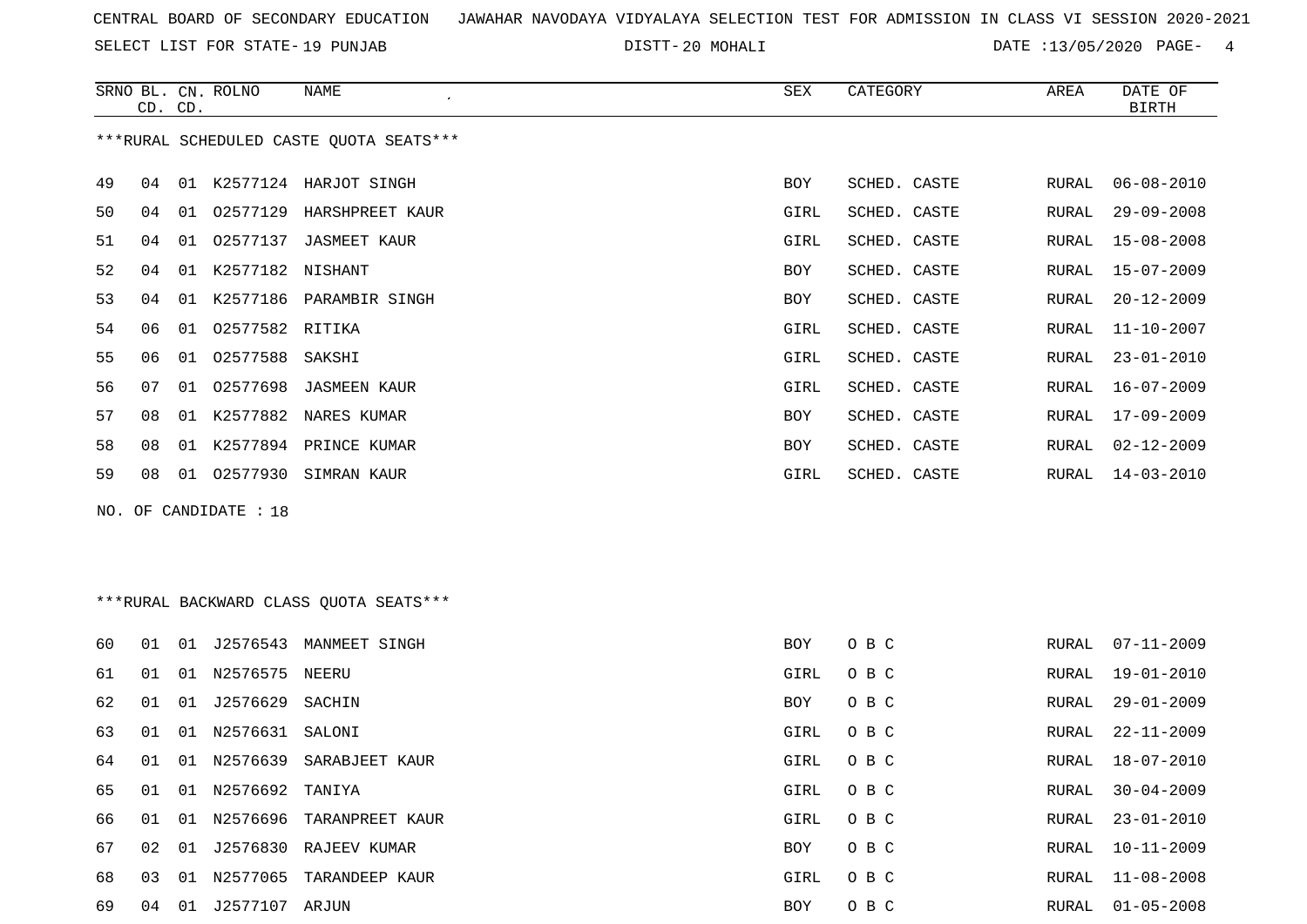CENTRAL BOARD OF SECONDARY EDUCATION JAWAHAR NAVODAYA VIDYALAYA SELECTION TEST FOR ADMISSION IN CLASS VI SESSION 2020-2021

SELECT LIST FOR STATE- 19 PUNJAB DISTT- 20 MOHALI DATE :13/05/2020

***RURAL SCHEDULED CASTE QUOTA SEATS***

| SRNO | BL. CD. | CN. CD. | ROLNO | NAME | SEX | CATEGORY | AREA | DATE OF BIRTH |
|---|---|---|---|---|---|---|---|---|
| 49 | 04 | 01 | K2577124 | HARJOT SINGH | BOY | SCHED. CASTE | RURAL | 06-08-2010 |
| 50 | 04 | 01 | O2577129 | HARSHPREET KAUR | GIRL | SCHED. CASTE | RURAL | 29-09-2008 |
| 51 | 04 | 01 | O2577137 | JASMEET KAUR | GIRL | SCHED. CASTE | RURAL | 15-08-2008 |
| 52 | 04 | 01 | K2577182 | NISHANT | BOY | SCHED. CASTE | RURAL | 15-07-2009 |
| 53 | 04 | 01 | K2577186 | PARAMBIR SINGH | BOY | SCHED. CASTE | RURAL | 20-12-2009 |
| 54 | 06 | 01 | O2577582 | RITIKA | GIRL | SCHED. CASTE | RURAL | 11-10-2007 |
| 55 | 06 | 01 | O2577588 | SAKSHI | GIRL | SCHED. CASTE | RURAL | 23-01-2010 |
| 56 | 07 | 01 | O2577698 | JASMEEN KAUR | GIRL | SCHED. CASTE | RURAL | 16-07-2009 |
| 57 | 08 | 01 | K2577882 | NARES KUMAR | BOY | SCHED. CASTE | RURAL | 17-09-2009 |
| 58 | 08 | 01 | K2577894 | PRINCE KUMAR | BOY | SCHED. CASTE | RURAL | 02-12-2009 |
| 59 | 08 | 01 | O2577930 | SIMRAN KAUR | GIRL | SCHED. CASTE | RURAL | 14-03-2010 |

NO. OF CANDIDATE : 18

***RURAL BACKWARD CLASS QUOTA SEATS***

| SRNO | BL. CD. | CN. CD. | ROLNO | NAME | SEX | CATEGORY | AREA | DATE OF BIRTH |
|---|---|---|---|---|---|---|---|---|
| 60 | 01 | 01 | J2576543 | MANMEET SINGH | BOY | O B C | RURAL | 07-11-2009 |
| 61 | 01 | 01 | N2576575 | NEERU | GIRL | O B C | RURAL | 19-01-2010 |
| 62 | 01 | 01 | J2576629 | SACHIN | BOY | O B C | RURAL | 29-01-2009 |
| 63 | 01 | 01 | N2576631 | SALONI | GIRL | O B C | RURAL | 22-11-2009 |
| 64 | 01 | 01 | N2576639 | SARABJEET KAUR | GIRL | O B C | RURAL | 18-07-2010 |
| 65 | 01 | 01 | N2576692 | TANIYA | GIRL | O B C | RURAL | 30-04-2009 |
| 66 | 01 | 01 | N2576696 | TARANPREET KAUR | GIRL | O B C | RURAL | 23-01-2010 |
| 67 | 02 | 01 | J2576830 | RAJEEV KUMAR | BOY | O B C | RURAL | 10-11-2009 |
| 68 | 03 | 01 | N2577065 | TARANDEEP KAUR | GIRL | O B C | RURAL | 11-08-2008 |
| 69 | 04 | 01 | J2577107 | ARJUN | BOY | O B C | RURAL | 01-05-2008 |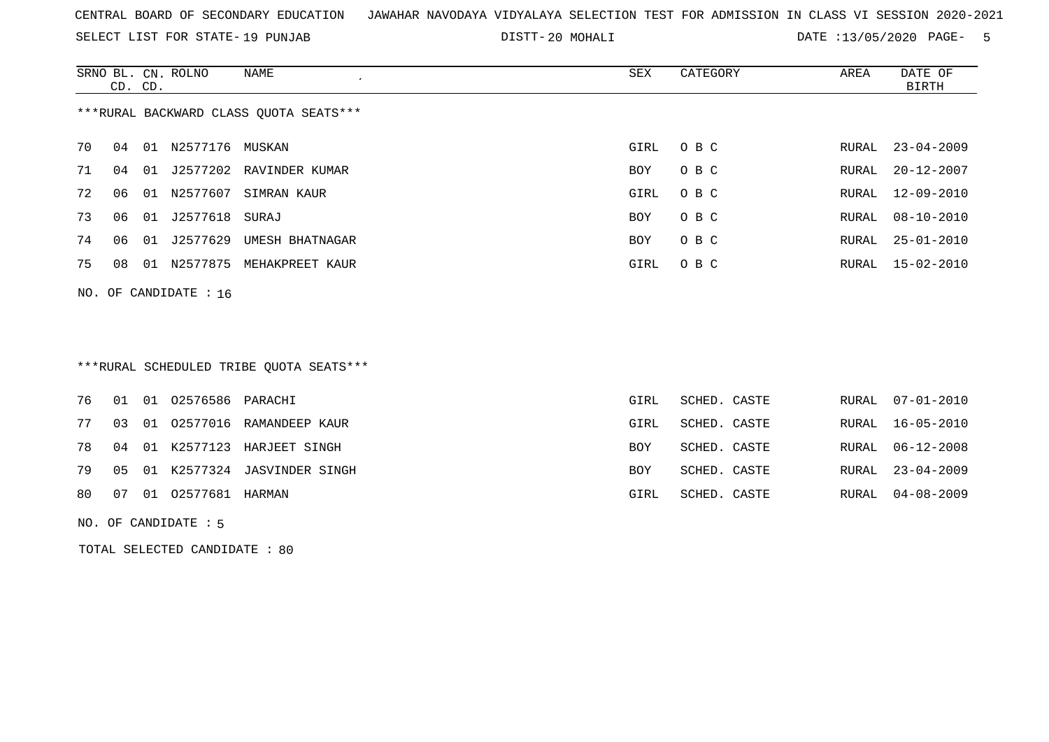CENTRAL BOARD OF SECONDARY EDUCATION JAWAHAR NAVODAYA VIDYALAYA SELECTION TEST FOR ADMISSION IN CLASS VI SESSION 2020-2021

SELECT LIST FOR STATE- 19 PUNJAB DISTT- 20 MOHALI DATE :13/05/2020 PAGE- 5

| SRNO | BL. CD. | CN. CD. | ROLNO | NAME | SEX | CATEGORY | AREA | DATE OF BIRTH |
|---|---|---|---|---|---|---|---|---|

***RURAL BACKWARD CLASS QUOTA SEATS***

| SRNO | BL. CD. | CN. CD. | ROLNO | NAME | SEX | CATEGORY | AREA | DATE OF BIRTH |
|---|---|---|---|---|---|---|---|---|
| 70 | 04 | 01 | N2577176 | MUSKAN | GIRL | O B C | RURAL | 23-04-2009 |
| 71 | 04 | 01 | J2577202 | RAVINDER KUMAR | BOY | O B C | RURAL | 20-12-2007 |
| 72 | 06 | 01 | N2577607 | SIMRAN KAUR | GIRL | O B C | RURAL | 12-09-2010 |
| 73 | 06 | 01 | J2577618 | SURAJ | BOY | O B C | RURAL | 08-10-2010 |
| 74 | 06 | 01 | J2577629 | UMESH BHATNAGAR | BOY | O B C | RURAL | 25-01-2010 |
| 75 | 08 | 01 | N2577875 | MEHAKPREET KAUR | GIRL | O B C | RURAL | 15-02-2010 |

NO. OF CANDIDATE : 16

***RURAL SCHEDULED TRIBE QUOTA SEATS***

| SRNO | BL. CD. | CN. CD. | ROLNO | NAME | SEX | CATEGORY | AREA | DATE OF BIRTH |
|---|---|---|---|---|---|---|---|---|
| 76 | 01 | 01 | O2576586 | PARACHI | GIRL | SCHED. CASTE | RURAL | 07-01-2010 |
| 77 | 03 | 01 | O2577016 | RAMANDEEP KAUR | GIRL | SCHED. CASTE | RURAL | 16-05-2010 |
| 78 | 04 | 01 | K2577123 | HARJEET SINGH | BOY | SCHED. CASTE | RURAL | 06-12-2008 |
| 79 | 05 | 01 | K2577324 | JASVINDER SINGH | BOY | SCHED. CASTE | RURAL | 23-04-2009 |
| 80 | 07 | 01 | O2577681 | HARMAN | GIRL | SCHED. CASTE | RURAL | 04-08-2009 |

NO. OF CANDIDATE : 5

TOTAL SELECTED CANDIDATE : 80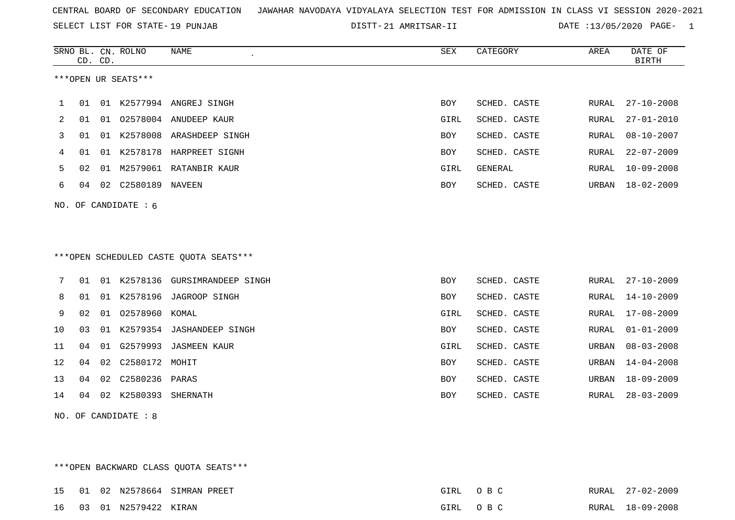CENTRAL BOARD OF SECONDARY EDUCATION JAWAHAR NAVODAYA VIDYALAYA SELECTION TEST FOR ADMISSION IN CLASS VI SESSION 2020-2021

SELECT LIST FOR STATE- 19 PUNJAB DISTT- 21 AMRITSAR-II DATE :13/05/2020

***OPEN UR SEATS***

| SRNO | BL. CD. | CN. CD. | ROLNO | NAME | SEX | CATEGORY | AREA | DATE OF BIRTH |
|---|---|---|---|---|---|---|---|---|
| 1 | 01 | 01 | K2577994 | ANGREJ SINGH | BOY | SCHED. CASTE | RURAL | 27-10-2008 |
| 2 | 01 | 01 | O2578004 | ANUDEEP KAUR | GIRL | SCHED. CASTE | RURAL | 27-01-2010 |
| 3 | 01 | 01 | K2578008 | ARASHDEEP SINGH | BOY | SCHED. CASTE | RURAL | 08-10-2007 |
| 4 | 01 | 01 | K2578178 | HARPREET SIGNH | BOY | SCHED. CASTE | RURAL | 22-07-2009 |
| 5 | 02 | 01 | M2579061 | RATANBIR KAUR | GIRL | GENERAL | RURAL | 10-09-2008 |
| 6 | 04 | 02 | C2580189 | NAVEEN | BOY | SCHED. CASTE | URBAN | 18-02-2009 |

NO. OF CANDIDATE : 6

***OPEN SCHEDULED CASTE QUOTA SEATS***

| SRNO | BL. CD. | CN. CD. | ROLNO | NAME | SEX | CATEGORY | AREA | DATE OF BIRTH |
|---|---|---|---|---|---|---|---|---|
| 7 | 01 | 01 | K2578136 | GURSIMRANDEEP SINGH | BOY | SCHED. CASTE | RURAL | 27-10-2009 |
| 8 | 01 | 01 | K2578196 | JAGROOP SINGH | BOY | SCHED. CASTE | RURAL | 14-10-2009 |
| 9 | 02 | 01 | O2578960 | KOMAL | GIRL | SCHED. CASTE | RURAL | 17-08-2009 |
| 10 | 03 | 01 | K2579354 | JASHANDEEP SINGH | BOY | SCHED. CASTE | RURAL | 01-01-2009 |
| 11 | 04 | 01 | G2579993 | JASMEEN KAUR | GIRL | SCHED. CASTE | URBAN | 08-03-2008 |
| 12 | 04 | 02 | C2580172 | MOHIT | BOY | SCHED. CASTE | URBAN | 14-04-2008 |
| 13 | 04 | 02 | C2580236 | PARAS | BOY | SCHED. CASTE | URBAN | 18-09-2009 |
| 14 | 04 | 02 | K2580393 | SHERNATH | BOY | SCHED. CASTE | RURAL | 28-03-2009 |

NO. OF CANDIDATE : 8

***OPEN BACKWARD CLASS QUOTA SEATS***

| SRNO | BL. CD. | CN. CD. | ROLNO | NAME | SEX | CATEGORY | AREA | DATE OF BIRTH |
|---|---|---|---|---|---|---|---|---|
| 15 | 01 | 02 | N2578664 | SIMRAN PREET | GIRL | O B C | RURAL | 27-02-2009 |
| 16 | 03 | 01 | N2579422 | KIRAN | GIRL | O B C | RURAL | 18-09-2008 |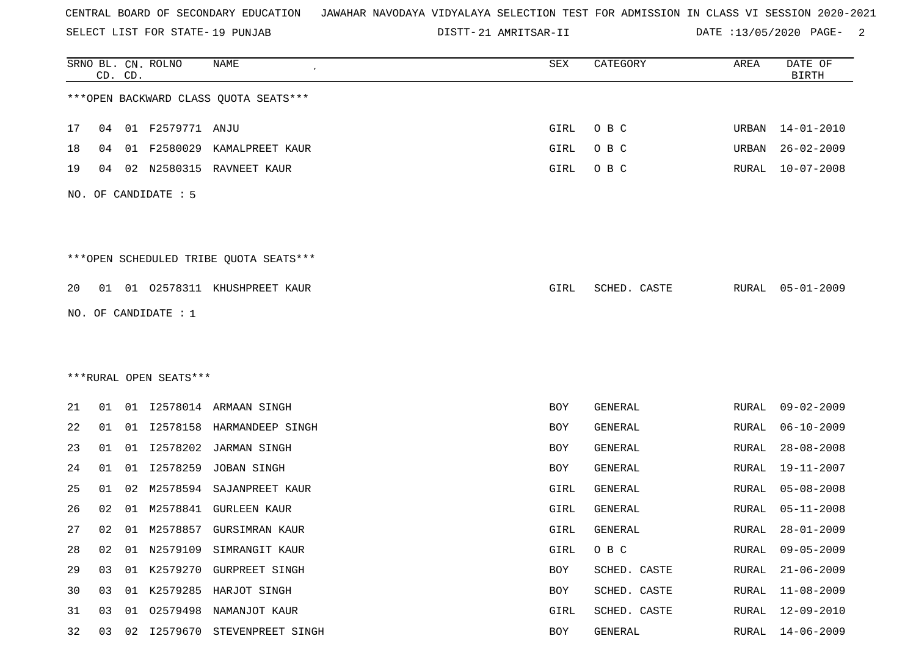CENTRAL BOARD OF SECONDARY EDUCATION JAWAHAR NAVODAYA VIDYALAYA SELECTION TEST FOR ADMISSION IN CLASS VI SESSION 2020-2021

SELECT LIST FOR STATE- 19 PUNJAB DISTT- 21 AMRITSAR-II DATE :13/05/2020 PAGE- 2

| SRNO | BL. CD. | CN. CD. | ROLNO | NAME | SEX | CATEGORY | AREA | DATE OF BIRTH |
|---|---|---|---|---|---|---|---|---|

***OPEN BACKWARD CLASS QUOTA SEATS***

| SRNO | BL. CD. | CN. CD. | ROLNO | NAME | SEX | CATEGORY | AREA | DATE OF BIRTH |
|---|---|---|---|---|---|---|---|---|
| 17 | 04 | 01 | F2579771 | ANJU | GIRL | O B C | URBAN | 14-01-2010 |
| 18 | 04 | 01 | F2580029 | KAMALPREET KAUR | GIRL | O B C | URBAN | 26-02-2009 |
| 19 | 04 | 02 | N2580315 | RAVNEET KAUR | GIRL | O B C | RURAL | 10-07-2008 |

NO. OF CANDIDATE : 5

***OPEN SCHEDULED TRIBE QUOTA SEATS***

| SRNO | BL. CD. | CN. CD. | ROLNO | NAME | SEX | CATEGORY | AREA | DATE OF BIRTH |
|---|---|---|---|---|---|---|---|---|
| 20 | 01 | 01 | O2578311 | KHUSHPREET KAUR | GIRL | SCHED. CASTE | RURAL | 05-01-2009 |

NO. OF CANDIDATE : 1

***RURAL OPEN SEATS***

| SRNO | BL. CD. | CN. CD. | ROLNO | NAME | SEX | CATEGORY | AREA | DATE OF BIRTH |
|---|---|---|---|---|---|---|---|---|
| 21 | 01 | 01 | I2578014 | ARMAAN SINGH | BOY | GENERAL | RURAL | 09-02-2009 |
| 22 | 01 | 01 | I2578158 | HARMANDEEP SINGH | BOY | GENERAL | RURAL | 06-10-2009 |
| 23 | 01 | 01 | I2578202 | JARMAN SINGH | BOY | GENERAL | RURAL | 28-08-2008 |
| 24 | 01 | 01 | I2578259 | JOBAN SINGH | BOY | GENERAL | RURAL | 19-11-2007 |
| 25 | 01 | 02 | M2578594 | SAJANPREET KAUR | GIRL | GENERAL | RURAL | 05-08-2008 |
| 26 | 02 | 01 | M2578841 | GURLEEN KAUR | GIRL | GENERAL | RURAL | 05-11-2008 |
| 27 | 02 | 01 | M2578857 | GURSIMRAN KAUR | GIRL | GENERAL | RURAL | 28-01-2009 |
| 28 | 02 | 01 | N2579109 | SIMRANGIT KAUR | GIRL | O B C | RURAL | 09-05-2009 |
| 29 | 03 | 01 | K2579270 | GURPREET SINGH | BOY | SCHED. CASTE | RURAL | 21-06-2009 |
| 30 | 03 | 01 | K2579285 | HARJOT SINGH | BOY | SCHED. CASTE | RURAL | 11-08-2009 |
| 31 | 03 | 01 | O2579498 | NAMANJOT KAUR | GIRL | SCHED. CASTE | RURAL | 12-09-2010 |
| 32 | 03 | 02 | I2579670 | STEVENPREET SINGH | BOY | GENERAL | RURAL | 14-06-2009 |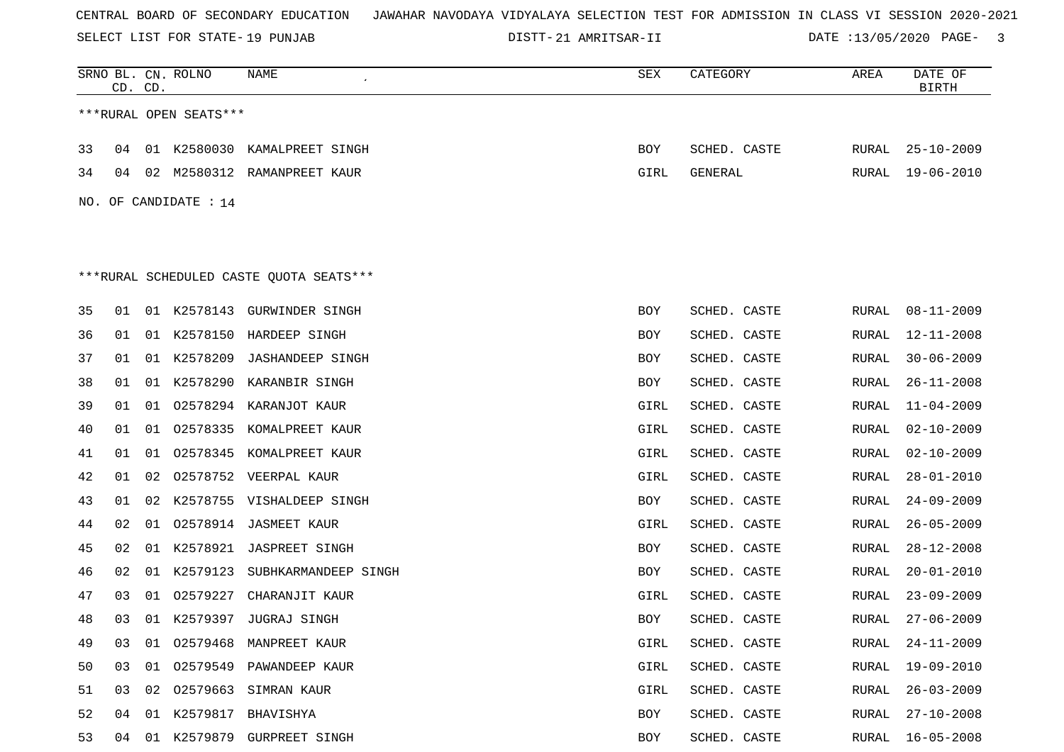CENTRAL BOARD OF SECONDARY EDUCATION JAWAHAR NAVODAYA VIDYALAYA SELECTION TEST FOR ADMISSION IN CLASS VI SESSION 2020-2021

SELECT LIST FOR STATE- 19 PUNJAB DISTT- 21 AMRITSAR-II DATE :13/05/2020

***RURAL OPEN SEATS***

| SRNO | BL. CD. | CN. CD. | ROLNO | NAME | SEX | CATEGORY | AREA | DATE OF BIRTH |
|---|---|---|---|---|---|---|---|---|
| 33 | 04 | 01 | K2580030 | KAMALPREET SINGH | BOY | SCHED. CASTE | RURAL | 25-10-2009 |
| 34 | 04 | 02 | M2580312 | RAMANPREET KAUR | GIRL | GENERAL | RURAL | 19-06-2010 |

NO. OF CANDIDATE : 14

***RURAL SCHEDULED CASTE QUOTA SEATS***

| SRNO | BL. CD. | CN. CD. | ROLNO | NAME | SEX | CATEGORY | AREA | DATE OF BIRTH |
|---|---|---|---|---|---|---|---|---|
| 35 | 01 | 01 | K2578143 | GURWINDER SINGH | BOY | SCHED. CASTE | RURAL | 08-11-2009 |
| 36 | 01 | 01 | K2578150 | HARDEEP SINGH | BOY | SCHED. CASTE | RURAL | 12-11-2008 |
| 37 | 01 | 01 | K2578209 | JASHANDEEP SINGH | BOY | SCHED. CASTE | RURAL | 30-06-2009 |
| 38 | 01 | 01 | K2578290 | KARANBIR SINGH | BOY | SCHED. CASTE | RURAL | 26-11-2008 |
| 39 | 01 | 01 | O2578294 | KARANJOT KAUR | GIRL | SCHED. CASTE | RURAL | 11-04-2009 |
| 40 | 01 | 01 | O2578335 | KOMALPREET KAUR | GIRL | SCHED. CASTE | RURAL | 02-10-2009 |
| 41 | 01 | 01 | O2578345 | KOMALPREET KAUR | GIRL | SCHED. CASTE | RURAL | 02-10-2009 |
| 42 | 01 | 02 | O2578752 | VEERPAL KAUR | GIRL | SCHED. CASTE | RURAL | 28-01-2010 |
| 43 | 01 | 02 | K2578755 | VISHALDEEP SINGH | BOY | SCHED. CASTE | RURAL | 24-09-2009 |
| 44 | 02 | 01 | O2578914 | JASMEET KAUR | GIRL | SCHED. CASTE | RURAL | 26-05-2009 |
| 45 | 02 | 01 | K2578921 | JASPREET SINGH | BOY | SCHED. CASTE | RURAL | 28-12-2008 |
| 46 | 02 | 01 | K2579123 | SUBHKARMANDEEP SINGH | BOY | SCHED. CASTE | RURAL | 20-01-2010 |
| 47 | 03 | 01 | O2579227 | CHARANJIT KAUR | GIRL | SCHED. CASTE | RURAL | 23-09-2009 |
| 48 | 03 | 01 | K2579397 | JUGRAJ SINGH | BOY | SCHED. CASTE | RURAL | 27-06-2009 |
| 49 | 03 | 01 | O2579468 | MANPREET KAUR | GIRL | SCHED. CASTE | RURAL | 24-11-2009 |
| 50 | 03 | 01 | O2579549 | PAWANDEEP KAUR | GIRL | SCHED. CASTE | RURAL | 19-09-2010 |
| 51 | 03 | 02 | O2579663 | SIMRAN KAUR | GIRL | SCHED. CASTE | RURAL | 26-03-2009 |
| 52 | 04 | 01 | K2579817 | BHAVISHYA | BOY | SCHED. CASTE | RURAL | 27-10-2008 |
| 53 | 04 | 01 | K2579879 | GURPREET SINGH | BOY | SCHED. CASTE | RURAL | 16-05-2008 |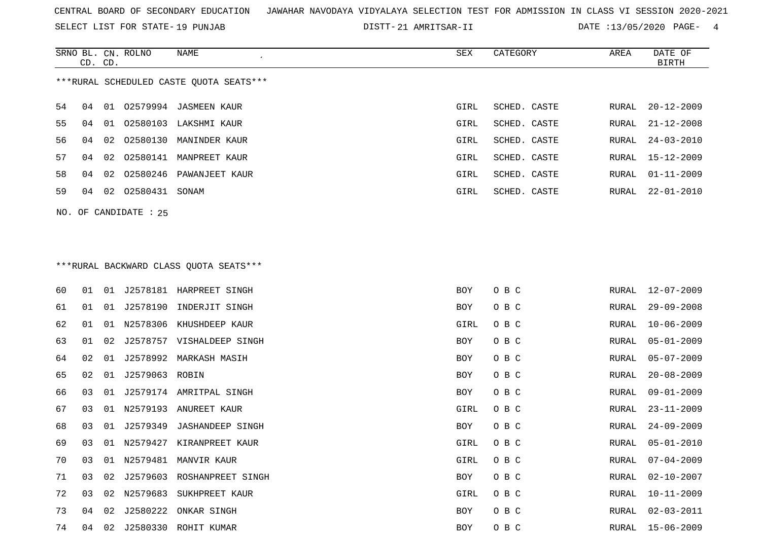CENTRAL BOARD OF SECONDARY EDUCATION JAWAHAR NAVODAYA VIDYALAYA SELECTION TEST FOR ADMISSION IN CLASS VI SESSION 2020-2021

SELECT LIST FOR STATE- 19 PUNJAB DISTT- 21 AMRITSAR-II DATE :13/05/2020

***RURAL SCHEDULED CASTE QUOTA SEATS***

| SRNO | BL. CD. | CN. CD. | ROLNO | NAME | SEX | CATEGORY | AREA | DATE OF BIRTH |
|---|---|---|---|---|---|---|---|---|
| 54 | 04 | 01 | O2579994 | JASMEEN KAUR | GIRL | SCHED. CASTE | RURAL | 20-12-2009 |
| 55 | 04 | 01 | O2580103 | LAKSHMI KAUR | GIRL | SCHED. CASTE | RURAL | 21-12-2008 |
| 56 | 04 | 02 | O2580130 | MANINDER KAUR | GIRL | SCHED. CASTE | RURAL | 24-03-2010 |
| 57 | 04 | 02 | O2580141 | MANPREET KAUR | GIRL | SCHED. CASTE | RURAL | 15-12-2009 |
| 58 | 04 | 02 | O2580246 | PAWANJEET KAUR | GIRL | SCHED. CASTE | RURAL | 01-11-2009 |
| 59 | 04 | 02 | O2580431 | SONAM | GIRL | SCHED. CASTE | RURAL | 22-01-2010 |

NO. OF CANDIDATE : 25

***RURAL BACKWARD CLASS QUOTA SEATS***

| SRNO | BL. CD. | CN. CD. | ROLNO | NAME | SEX | CATEGORY | AREA | DATE OF BIRTH |
|---|---|---|---|---|---|---|---|---|
| 60 | 01 | 01 | J2578181 | HARPREET SINGH | BOY | O B C | RURAL | 12-07-2009 |
| 61 | 01 | 01 | J2578190 | INDERJIT SINGH | BOY | O B C | RURAL | 29-09-2008 |
| 62 | 01 | 01 | N2578306 | KHUSHDEEP KAUR | GIRL | O B C | RURAL | 10-06-2009 |
| 63 | 01 | 02 | J2578757 | VISHALDEEP SINGH | BOY | O B C | RURAL | 05-01-2009 |
| 64 | 02 | 01 | J2578992 | MARKASH MASIH | BOY | O B C | RURAL | 05-07-2009 |
| 65 | 02 | 01 | J2579063 | ROBIN | BOY | O B C | RURAL | 20-08-2009 |
| 66 | 03 | 01 | J2579174 | AMRITPAL SINGH | BOY | O B C | RURAL | 09-01-2009 |
| 67 | 03 | 01 | N2579193 | ANUREET KAUR | GIRL | O B C | RURAL | 23-11-2009 |
| 68 | 03 | 01 | J2579349 | JASHANDEEP SINGH | BOY | O B C | RURAL | 24-09-2009 |
| 69 | 03 | 01 | N2579427 | KIRANPREET KAUR | GIRL | O B C | RURAL | 05-01-2010 |
| 70 | 03 | 01 | N2579481 | MANVIR KAUR | GIRL | O B C | RURAL | 07-04-2009 |
| 71 | 03 | 02 | J2579603 | ROSHANPREET SINGH | BOY | O B C | RURAL | 02-10-2007 |
| 72 | 03 | 02 | N2579683 | SUKHPREET KAUR | GIRL | O B C | RURAL | 10-11-2009 |
| 73 | 04 | 02 | J2580222 | ONKAR SINGH | BOY | O B C | RURAL | 02-03-2011 |
| 74 | 04 | 02 | J2580330 | ROHIT KUMAR | BOY | O B C | RURAL | 15-06-2009 |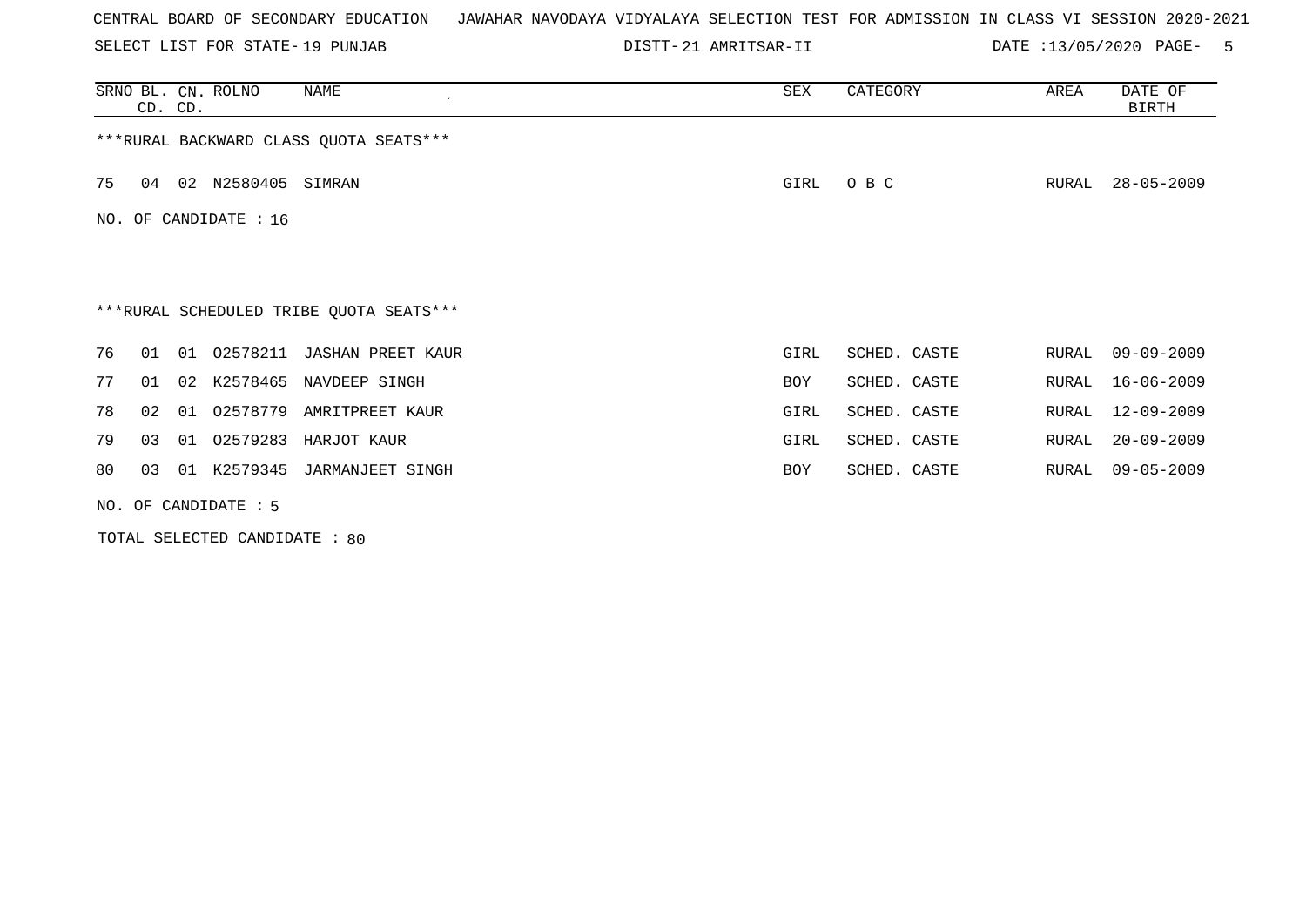CENTRAL BOARD OF SECONDARY EDUCATION JAWAHAR NAVODAYA VIDYALAYA SELECTION TEST FOR ADMISSION IN CLASS VI SESSION 2020-2021

SELECT LIST FOR STATE- 19 PUNJAB DISTT- 21 AMRITSAR-II DATE :13/05/2020

| SRNO | BL. CD. | CN. CD. | ROLNO | NAME | SEX | CATEGORY | AREA | DATE OF BIRTH |
|---|---|---|---|---|---|---|---|---|

***RURAL BACKWARD CLASS QUOTA SEATS***

| SRNO | BL. CD. | CN. CD. | ROLNO | NAME | SEX | CATEGORY | AREA | DATE OF BIRTH |
|---|---|---|---|---|---|---|---|---|
| 75 | 04 | 02 | N2580405 | SIMRAN | GIRL | O B C | RURAL | 28-05-2009 |

NO. OF CANDIDATE : 16

***RURAL SCHEDULED TRIBE QUOTA SEATS***

| SRNO | BL. CD. | CN. CD. | ROLNO | NAME | SEX | CATEGORY | AREA | DATE OF BIRTH |
|---|---|---|---|---|---|---|---|---|
| 76 | 01 | 01 | O2578211 | JASHAN PREET KAUR | GIRL | SCHED. CASTE | RURAL | 09-09-2009 |
| 77 | 01 | 02 | K2578465 | NAVDEEP SINGH | BOY | SCHED. CASTE | RURAL | 16-06-2009 |
| 78 | 02 | 01 | O2578779 | AMRITPREET KAUR | GIRL | SCHED. CASTE | RURAL | 12-09-2009 |
| 79 | 03 | 01 | O2579283 | HARJOT KAUR | GIRL | SCHED. CASTE | RURAL | 20-09-2009 |
| 80 | 03 | 01 | K2579345 | JARMANJEET SINGH | BOY | SCHED. CASTE | RURAL | 09-05-2009 |

NO. OF CANDIDATE : 5

TOTAL SELECTED CANDIDATE : 80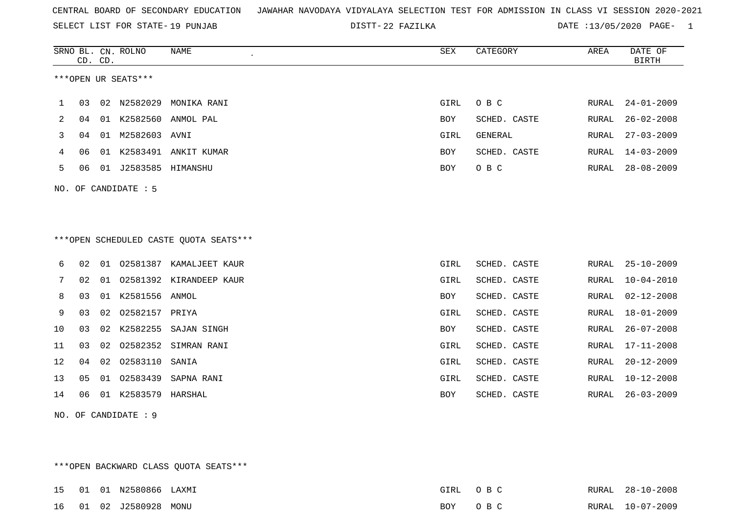CENTRAL BOARD OF SECONDARY EDUCATION JAWAHAR NAVODAYA VIDYALAYA SELECTION TEST FOR ADMISSION IN CLASS VI SESSION 2020-2021

SELECT LIST FOR STATE- 19 PUNJAB DISTT- 22 FAZILKA DATE :13/05/2020 PAGE- 1

***OPEN UR SEATS***

| SRNO | BL. CD. | CN. CD. | ROLNO | NAME | SEX | CATEGORY | AREA | DATE OF BIRTH |
|---|---|---|---|---|---|---|---|---|
| 1 | 03 | 02 | N2582029 | MONIKA RANI | GIRL | O B C | RURAL | 24-01-2009 |
| 2 | 04 | 01 | K2582560 | ANMOL PAL | BOY | SCHED. CASTE | RURAL | 26-02-2008 |
| 3 | 04 | 01 | M2582603 | AVNI | GIRL | GENERAL | RURAL | 27-03-2009 |
| 4 | 06 | 01 | K2583491 | ANKIT KUMAR | BOY | SCHED. CASTE | RURAL | 14-03-2009 |
| 5 | 06 | 01 | J2583585 | HIMANSHU | BOY | O B C | RURAL | 28-08-2009 |

NO. OF CANDIDATE : 5

***OPEN SCHEDULED CASTE QUOTA SEATS***

| SRNO | BL. CD. | CN. CD. | ROLNO | NAME | SEX | CATEGORY | AREA | DATE OF BIRTH |
|---|---|---|---|---|---|---|---|---|
| 6 | 02 | 01 | O2581387 | KAMALJEET KAUR | GIRL | SCHED. CASTE | RURAL | 25-10-2009 |
| 7 | 02 | 01 | O2581392 | KIRANDEEP KAUR | GIRL | SCHED. CASTE | RURAL | 10-04-2010 |
| 8 | 03 | 01 | K2581556 | ANMOL | BOY | SCHED. CASTE | RURAL | 02-12-2008 |
| 9 | 03 | 02 | O2582157 | PRIYA | GIRL | SCHED. CASTE | RURAL | 18-01-2009 |
| 10 | 03 | 02 | K2582255 | SAJAN SINGH | BOY | SCHED. CASTE | RURAL | 26-07-2008 |
| 11 | 03 | 02 | O2582352 | SIMRAN RANI | GIRL | SCHED. CASTE | RURAL | 17-11-2008 |
| 12 | 04 | 02 | O2583110 | SANIA | GIRL | SCHED. CASTE | RURAL | 20-12-2009 |
| 13 | 05 | 01 | O2583439 | SAPNA RANI | GIRL | SCHED. CASTE | RURAL | 10-12-2008 |
| 14 | 06 | 01 | K2583579 | HARSHAL | BOY | SCHED. CASTE | RURAL | 26-03-2009 |

NO. OF CANDIDATE : 9

***OPEN BACKWARD CLASS QUOTA SEATS***

| SRNO | BL. CD. | CN. CD. | ROLNO | NAME | SEX | CATEGORY | AREA | DATE OF BIRTH |
|---|---|---|---|---|---|---|---|---|
| 15 | 01 | 01 | N2580866 | LAXMI | GIRL | O B C | RURAL | 28-10-2008 |
| 16 | 01 | 02 | J2580928 | MONU | BOY | O B C | RURAL | 10-07-2009 |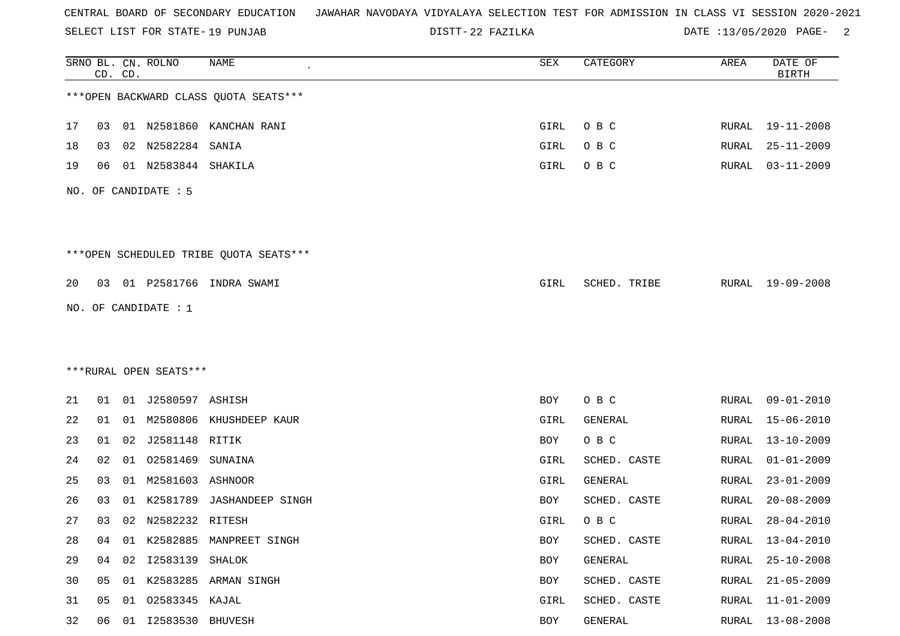CENTRAL BOARD OF SECONDARY EDUCATION   JAWAHAR NAVODAYA VIDYALAYA SELECTION TEST FOR ADMISSION IN CLASS VI SESSION 2020-2021

SELECT LIST FOR STATE- 19 PUNJAB   DISTT- 22 FAZILKA   DATE :13/05/2020

| SRNO | BL. CD. | CN. CD. | ROLNO | NAME | SEX | CATEGORY | AREA | DATE OF BIRTH |
|---|---|---|---|---|---|---|---|---|

***OPEN BACKWARD CLASS QUOTA SEATS***

| SRNO | BL. CD. | CN. CD. | ROLNO | NAME | SEX | CATEGORY | AREA | DATE OF BIRTH |
|---|---|---|---|---|---|---|---|---|
| 17 | 03 | 01 | N2581860 | KANCHAN RANI | GIRL | O B C | RURAL | 19-11-2008 |
| 18 | 03 | 02 | N2582284 | SANIA | GIRL | O B C | RURAL | 25-11-2009 |
| 19 | 06 | 01 | N2583844 | SHAKILA | GIRL | O B C | RURAL | 03-11-2009 |

NO. OF CANDIDATE : 5

***OPEN SCHEDULED TRIBE QUOTA SEATS***

| SRNO | BL. CD. | CN. CD. | ROLNO | NAME | SEX | CATEGORY | AREA | DATE OF BIRTH |
|---|---|---|---|---|---|---|---|---|
| 20 | 03 | 01 | P2581766 | INDRA SWAMI | GIRL | SCHED. TRIBE | RURAL | 19-09-2008 |

NO. OF CANDIDATE : 1

***RURAL OPEN SEATS***

| SRNO | BL. CD. | CN. CD. | ROLNO | NAME | SEX | CATEGORY | AREA | DATE OF BIRTH |
|---|---|---|---|---|---|---|---|---|
| 21 | 01 | 01 | J2580597 | ASHISH | BOY | O B C | RURAL | 09-01-2010 |
| 22 | 01 | 01 | M2580806 | KHUSHDEEP KAUR | GIRL | GENERAL | RURAL | 15-06-2010 |
| 23 | 01 | 02 | J2581148 | RITIK | BOY | O B C | RURAL | 13-10-2009 |
| 24 | 02 | 01 | O2581469 | SUNAINA | GIRL | SCHED. CASTE | RURAL | 01-01-2009 |
| 25 | 03 | 01 | M2581603 | ASHNOOR | GIRL | GENERAL | RURAL | 23-01-2009 |
| 26 | 03 | 01 | K2581789 | JASHANDEEP SINGH | BOY | SCHED. CASTE | RURAL | 20-08-2009 |
| 27 | 03 | 02 | N2582232 | RITESH | GIRL | O B C | RURAL | 28-04-2010 |
| 28 | 04 | 01 | K2582885 | MANPREET SINGH | BOY | SCHED. CASTE | RURAL | 13-04-2010 |
| 29 | 04 | 02 | I2583139 | SHALOK | BOY | GENERAL | RURAL | 25-10-2008 |
| 30 | 05 | 01 | K2583285 | ARMAN SINGH | BOY | SCHED. CASTE | RURAL | 21-05-2009 |
| 31 | 05 | 01 | O2583345 | KAJAL | GIRL | SCHED. CASTE | RURAL | 11-01-2009 |
| 32 | 06 | 01 | I2583530 | BHUVESH | BOY | GENERAL | RURAL | 13-08-2008 |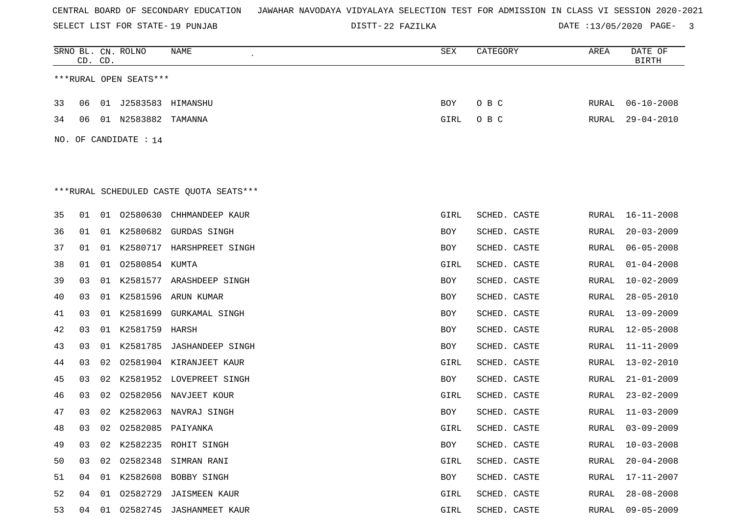CENTRAL BOARD OF SECONDARY EDUCATION   JAWAHAR NAVODAYA VIDYALAYA SELECTION TEST FOR ADMISSION IN CLASS VI SESSION 2020-2021

SELECT LIST FOR STATE- 19 PUNJAB   DISTT- 22 FAZILKA   DATE :13/05/2020

| SRNO | BL. CD. | CN. CD. | ROLNO | NAME | SEX | CATEGORY | AREA | DATE OF BIRTH |
|---|---|---|---|---|---|---|---|---|

***RURAL OPEN SEATS***

| SRNO | BL. CD. | CN. CD. | ROLNO | NAME | SEX | CATEGORY | AREA | DATE OF BIRTH |
|---|---|---|---|---|---|---|---|---|
| 33 | 06 | 01 | J2583583 | HIMANSHU | BOY | O B C | RURAL | 06-10-2008 |
| 34 | 06 | 01 | N2583882 | TAMANNA | GIRL | O B C | RURAL | 29-04-2010 |

NO. OF CANDIDATE : 14

***RURAL SCHEDULED CASTE QUOTA SEATS***

| SRNO | BL. CD. | CN. CD. | ROLNO | NAME | SEX | CATEGORY | AREA | DATE OF BIRTH |
|---|---|---|---|---|---|---|---|---|
| 35 | 01 | 01 | O2580630 | CHHMANDEEP KAUR | GIRL | SCHED. CASTE | RURAL | 16-11-2008 |
| 36 | 01 | 01 | K2580682 | GURDAS SINGH | BOY | SCHED. CASTE | RURAL | 20-03-2009 |
| 37 | 01 | 01 | K2580717 | HARSHPREET SINGH | BOY | SCHED. CASTE | RURAL | 06-05-2008 |
| 38 | 01 | 01 | O2580854 | KUMTA | GIRL | SCHED. CASTE | RURAL | 01-04-2008 |
| 39 | 03 | 01 | K2581577 | ARASHDEEP SINGH | BOY | SCHED. CASTE | RURAL | 10-02-2009 |
| 40 | 03 | 01 | K2581596 | ARUN KUMAR | BOY | SCHED. CASTE | RURAL | 28-05-2010 |
| 41 | 03 | 01 | K2581699 | GURKAMAL SINGH | BOY | SCHED. CASTE | RURAL | 13-09-2009 |
| 42 | 03 | 01 | K2581759 | HARSH | BOY | SCHED. CASTE | RURAL | 12-05-2008 |
| 43 | 03 | 01 | K2581785 | JASHANDEEP SINGH | BOY | SCHED. CASTE | RURAL | 11-11-2009 |
| 44 | 03 | 02 | O2581904 | KIRANJEET KAUR | GIRL | SCHED. CASTE | RURAL | 13-02-2010 |
| 45 | 03 | 02 | K2581952 | LOVEPREET SINGH | BOY | SCHED. CASTE | RURAL | 21-01-2009 |
| 46 | 03 | 02 | O2582056 | NAVJEET KOUR | GIRL | SCHED. CASTE | RURAL | 23-02-2009 |
| 47 | 03 | 02 | K2582063 | NAVRAJ SINGH | BOY | SCHED. CASTE | RURAL | 11-03-2009 |
| 48 | 03 | 02 | O2582085 | PAIYANKA | GIRL | SCHED. CASTE | RURAL | 03-09-2009 |
| 49 | 03 | 02 | K2582235 | ROHIT SINGH | BOY | SCHED. CASTE | RURAL | 10-03-2008 |
| 50 | 03 | 02 | O2582348 | SIMRAN RANI | GIRL | SCHED. CASTE | RURAL | 20-04-2008 |
| 51 | 04 | 01 | K2582608 | BOBBY SINGH | BOY | SCHED. CASTE | RURAL | 17-11-2007 |
| 52 | 04 | 01 | O2582729 | JAISMEEN KAUR | GIRL | SCHED. CASTE | RURAL | 28-08-2008 |
| 53 | 04 | 01 | O2582745 | JASHANMEET KAUR | GIRL | SCHED. CASTE | RURAL | 09-05-2009 |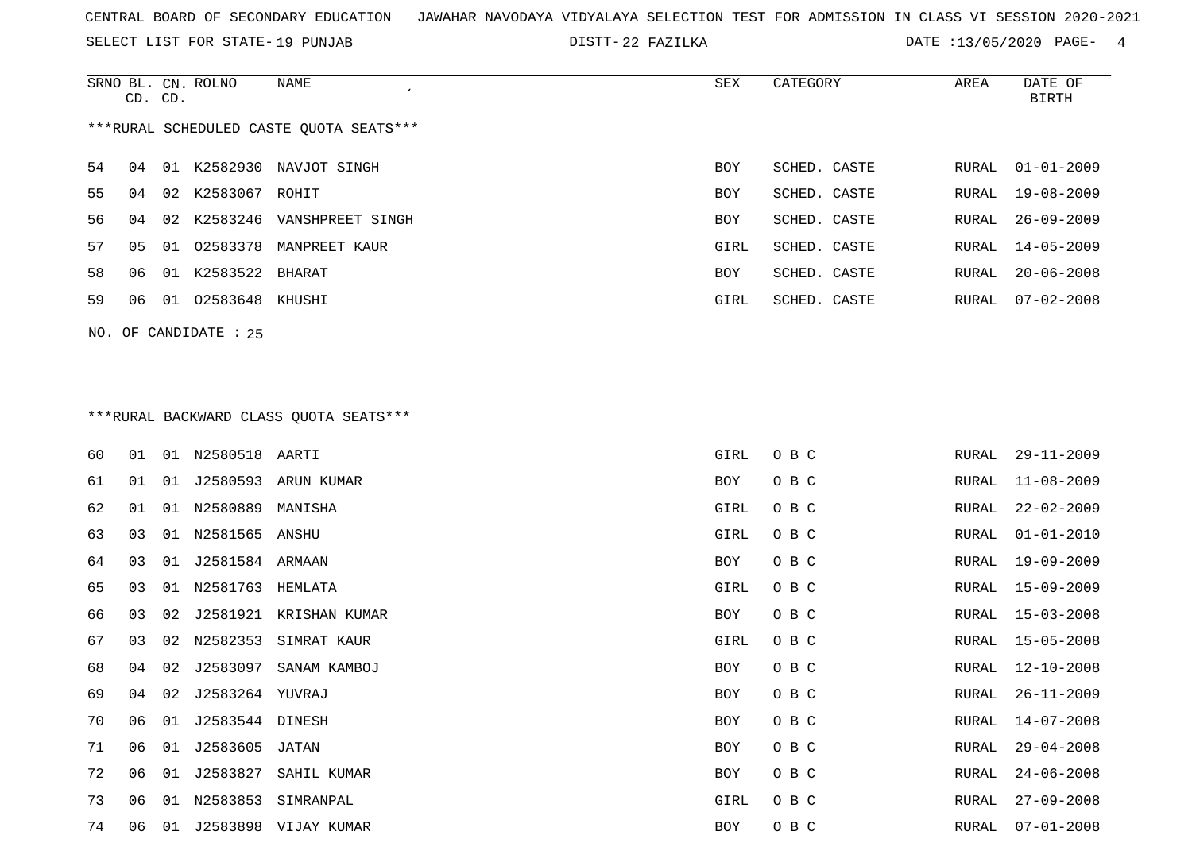CENTRAL BOARD OF SECONDARY EDUCATION JAWAHAR NAVODAYA VIDYALAYA SELECTION TEST FOR ADMISSION IN CLASS VI SESSION 2020-2021

SELECT LIST FOR STATE- 19 PUNJAB DISTT- 22 FAZILKA DATE :13/05/2020

***RURAL SCHEDULED CASTE QUOTA SEATS***

| SRNO | BL. CD. | CN. CD. | ROLNO | NAME | SEX | CATEGORY | AREA | DATE OF BIRTH |
|---|---|---|---|---|---|---|---|---|
| 54 | 04 | 01 | K2582930 | NAVJOT SINGH | BOY | SCHED. CASTE | RURAL | 01-01-2009 |
| 55 | 04 | 02 | K2583067 | ROHIT | BOY | SCHED. CASTE | RURAL | 19-08-2009 |
| 56 | 04 | 02 | K2583246 | VANSHPREET SINGH | BOY | SCHED. CASTE | RURAL | 26-09-2009 |
| 57 | 05 | 01 | O2583378 | MANPREET KAUR | GIRL | SCHED. CASTE | RURAL | 14-05-2009 |
| 58 | 06 | 01 | K2583522 | BHARAT | BOY | SCHED. CASTE | RURAL | 20-06-2008 |
| 59 | 06 | 01 | O2583648 | KHUSHI | GIRL | SCHED. CASTE | RURAL | 07-02-2008 |

NO. OF CANDIDATE : 25

***RURAL BACKWARD CLASS QUOTA SEATS***

| SRNO | BL. CD. | CN. CD. | ROLNO | NAME | SEX | CATEGORY | AREA | DATE OF BIRTH |
|---|---|---|---|---|---|---|---|---|
| 60 | 01 | 01 | N2580518 | AARTI | GIRL | O B C | RURAL | 29-11-2009 |
| 61 | 01 | 01 | J2580593 | ARUN KUMAR | BOY | O B C | RURAL | 11-08-2009 |
| 62 | 01 | 01 | N2580889 | MANISHA | GIRL | O B C | RURAL | 22-02-2009 |
| 63 | 03 | 01 | N2581565 | ANSHU | GIRL | O B C | RURAL | 01-01-2010 |
| 64 | 03 | 01 | J2581584 | ARMAAN | BOY | O B C | RURAL | 19-09-2009 |
| 65 | 03 | 01 | N2581763 | HEMLATA | GIRL | O B C | RURAL | 15-09-2009 |
| 66 | 03 | 02 | J2581921 | KRISHAN KUMAR | BOY | O B C | RURAL | 15-03-2008 |
| 67 | 03 | 02 | N2582353 | SIMRAT KAUR | GIRL | O B C | RURAL | 15-05-2008 |
| 68 | 04 | 02 | J2583097 | SANAM KAMBOJ | BOY | O B C | RURAL | 12-10-2008 |
| 69 | 04 | 02 | J2583264 | YUVRAJ | BOY | O B C | RURAL | 26-11-2009 |
| 70 | 06 | 01 | J2583544 | DINESH | BOY | O B C | RURAL | 14-07-2008 |
| 71 | 06 | 01 | J2583605 | JATAN | BOY | O B C | RURAL | 29-04-2008 |
| 72 | 06 | 01 | J2583827 | SAHIL KUMAR | BOY | O B C | RURAL | 24-06-2008 |
| 73 | 06 | 01 | N2583853 | SIMRANPAL | GIRL | O B C | RURAL | 27-09-2008 |
| 74 | 06 | 01 | J2583898 | VIJAY KUMAR | BOY | O B C | RURAL | 07-01-2008 |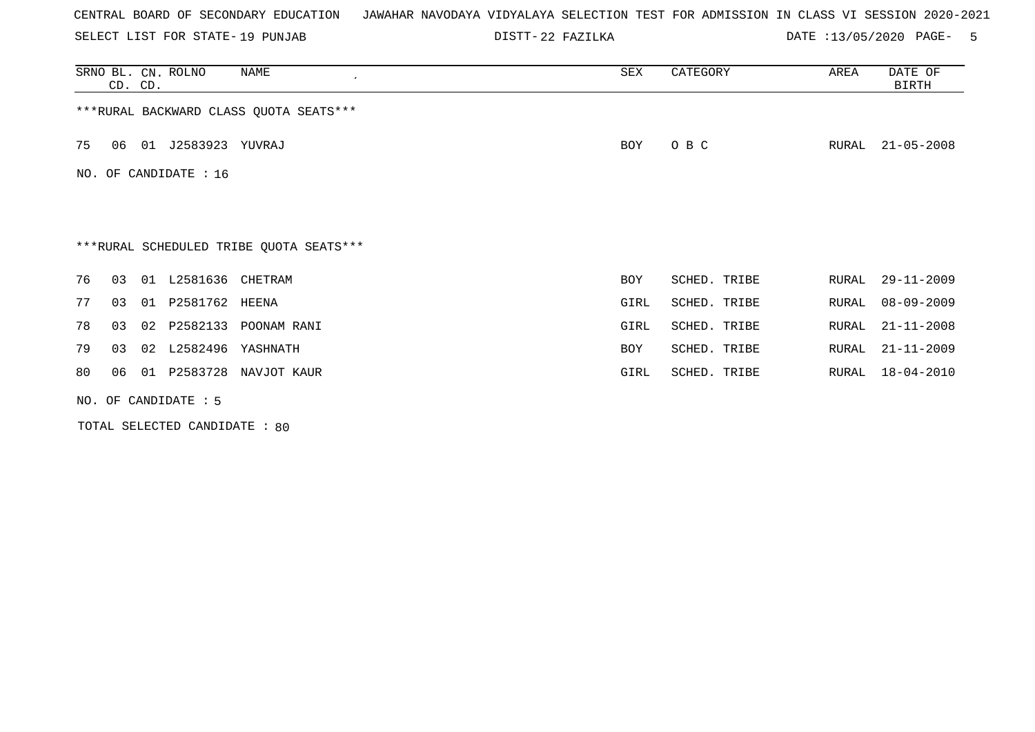CENTRAL BOARD OF SECONDARY EDUCATION   JAWAHAR NAVODAYA VIDYALAYA SELECTION TEST FOR ADMISSION IN CLASS VI SESSION 2020-2021

SELECT LIST FOR STATE- 19 PUNJAB   DISTT- 22 FAZILKA   DATE :13/05/2020

| SRNO | BL. CD. | CN. CD. | ROLNO | NAME | SEX | CATEGORY | AREA | DATE OF BIRTH |
|---|---|---|---|---|---|---|---|---|

***RURAL BACKWARD CLASS QUOTA SEATS***

| SRNO | BL. CD. | CN. CD. | ROLNO | NAME | SEX | CATEGORY | AREA | DATE OF BIRTH |
|---|---|---|---|---|---|---|---|---|
| 75 | 06 | 01 | J2583923 | YUVRAJ | BOY | O B C | RURAL | 21-05-2008 |

NO. OF CANDIDATE : 16

***RURAL SCHEDULED TRIBE QUOTA SEATS***

| SRNO | BL. CD. | CN. CD. | ROLNO | NAME | SEX | CATEGORY | AREA | DATE OF BIRTH |
|---|---|---|---|---|---|---|---|---|
| 76 | 03 | 01 | L2581636 | CHETRAM | BOY | SCHED. TRIBE | RURAL | 29-11-2009 |
| 77 | 03 | 01 | P2581762 | HEENA | GIRL | SCHED. TRIBE | RURAL | 08-09-2009 |
| 78 | 03 | 02 | P2582133 | POONAM RANI | GIRL | SCHED. TRIBE | RURAL | 21-11-2008 |
| 79 | 03 | 02 | L2582496 | YASHNATH | BOY | SCHED. TRIBE | RURAL | 21-11-2009 |
| 80 | 06 | 01 | P2583728 | NAVJOT KAUR | GIRL | SCHED. TRIBE | RURAL | 18-04-2010 |

NO. OF CANDIDATE : 5

TOTAL SELECTED CANDIDATE : 80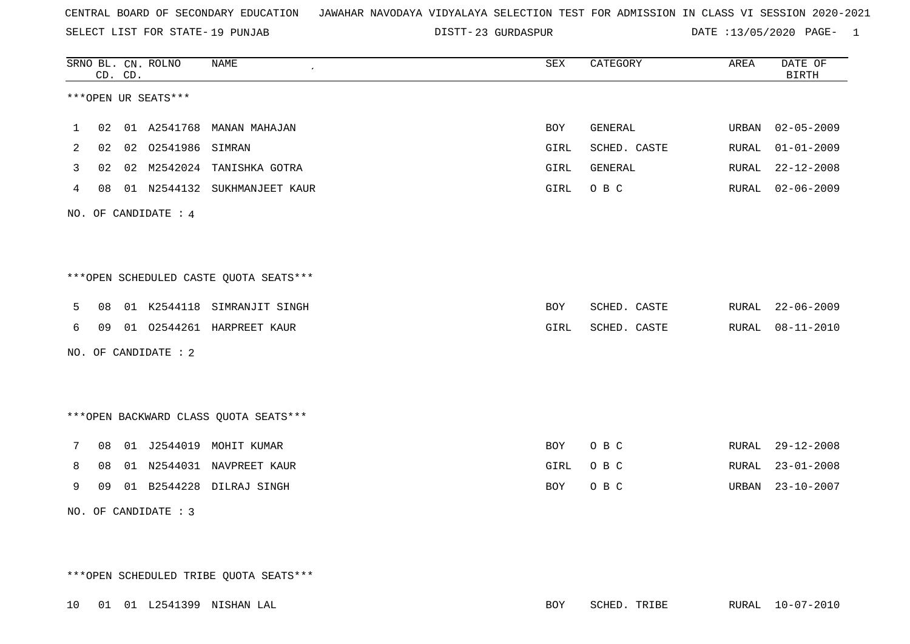CENTRAL BOARD OF SECONDARY EDUCATION JAWAHAR NAVODAYA VIDYALAYA SELECTION TEST FOR ADMISSION IN CLASS VI SESSION 2020-2021

SELECT LIST FOR STATE- 19 PUNJAB DISTT- 23 GURDASPUR DATE :13/05/2020

***OPEN UR SEATS***

| SRNO | BL. CD. | CN. CD. | ROLNO | NAME | SEX | CATEGORY | AREA | DATE OF BIRTH |
|---|---|---|---|---|---|---|---|---|
| 1 | 02 | 01 | A2541768 | MANAN MAHAJAN | BOY | GENERAL | URBAN | 02-05-2009 |
| 2 | 02 | 02 | O2541986 | SIMRAN | GIRL | SCHED. CASTE | RURAL | 01-01-2009 |
| 3 | 02 | 02 | M2542024 | TANISHKA GOTRA | GIRL | GENERAL | RURAL | 22-12-2008 |
| 4 | 08 | 01 | N2544132 | SUKHMANJEET KAUR | GIRL | O B C | RURAL | 02-06-2009 |

NO. OF CANDIDATE : 4

***OPEN SCHEDULED CASTE QUOTA SEATS***

| SRNO | BL. CD. | CN. CD. | ROLNO | NAME | SEX | CATEGORY | AREA | DATE OF BIRTH |
|---|---|---|---|---|---|---|---|---|
| 5 | 08 | 01 | K2544118 | SIMRANJIT SINGH | BOY | SCHED. CASTE | RURAL | 22-06-2009 |
| 6 | 09 | 01 | O2544261 | HARPREET KAUR | GIRL | SCHED. CASTE | RURAL | 08-11-2010 |

NO. OF CANDIDATE : 2

***OPEN BACKWARD CLASS QUOTA SEATS***

| SRNO | BL. CD. | CN. CD. | ROLNO | NAME | SEX | CATEGORY | AREA | DATE OF BIRTH |
|---|---|---|---|---|---|---|---|---|
| 7 | 08 | 01 | J2544019 | MOHIT KUMAR | BOY | O B C | RURAL | 29-12-2008 |
| 8 | 08 | 01 | N2544031 | NAVPREET KAUR | GIRL | O B C | RURAL | 23-01-2008 |
| 9 | 09 | 01 | B2544228 | DILRAJ SINGH | BOY | O B C | URBAN | 23-10-2007 |

NO. OF CANDIDATE : 3

***OPEN SCHEDULED TRIBE QUOTA SEATS***

| SRNO | BL. CD. | CN. CD. | ROLNO | NAME | SEX | CATEGORY | AREA | DATE OF BIRTH |
|---|---|---|---|---|---|---|---|---|
| 10 | 01 | 01 | L2541399 | NISHAN LAL | BOY | SCHED. TRIBE | RURAL | 10-07-2010 |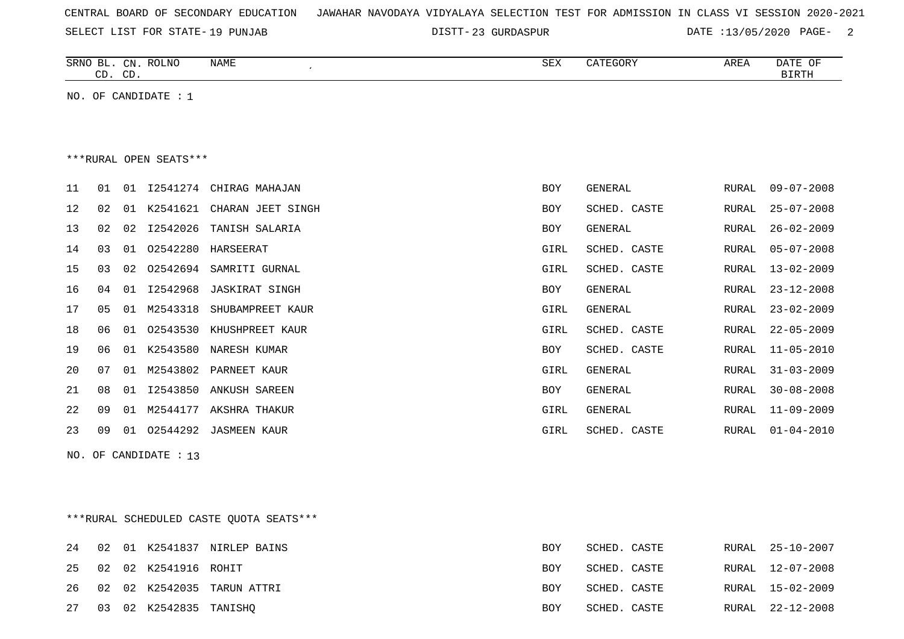CENTRAL BOARD OF SECONDARY EDUCATION JAWAHAR NAVODAYA VIDYALAYA SELECTION TEST FOR ADMISSION IN CLASS VI SESSION 2020-2021

SELECT LIST FOR STATE- 19 PUNJAB DISTT- 23 GURDASPUR DATE :13/05/2020

| SRNO | BL. CD. | CN. CD. | ROLNO | NAME | SEX | CATEGORY | AREA | DATE OF BIRTH |
|---|---|---|---|---|---|---|---|---|

NO. OF CANDIDATE : 1

***RURAL OPEN SEATS***

| SRNO | BL. CD. | CN. CD. | ROLNO | NAME | SEX | CATEGORY | AREA | DATE OF BIRTH |
|---|---|---|---|---|---|---|---|---|
| 11 | 01 | 01 | I2541274 | CHIRAG MAHAJAN | BOY | GENERAL | RURAL | 09-07-2008 |
| 12 | 02 | 01 | K2541621 | CHARAN JEET SINGH | BOY | SCHED. CASTE | RURAL | 25-07-2008 |
| 13 | 02 | 02 | I2542026 | TANISH SALARIA | BOY | GENERAL | RURAL | 26-02-2009 |
| 14 | 03 | 01 | O2542280 | HARSEERAT | GIRL | SCHED. CASTE | RURAL | 05-07-2008 |
| 15 | 03 | 02 | O2542694 | SAMRITI GURNAL | GIRL | SCHED. CASTE | RURAL | 13-02-2009 |
| 16 | 04 | 01 | I2542968 | JASKIRAT SINGH | BOY | GENERAL | RURAL | 23-12-2008 |
| 17 | 05 | 01 | M2543318 | SHUBAMPREET KAUR | GIRL | GENERAL | RURAL | 23-02-2009 |
| 18 | 06 | 01 | O2543530 | KHUSHPREET KAUR | GIRL | SCHED. CASTE | RURAL | 22-05-2009 |
| 19 | 06 | 01 | K2543580 | NARESH KUMAR | BOY | SCHED. CASTE | RURAL | 11-05-2010 |
| 20 | 07 | 01 | M2543802 | PARNEET KAUR | GIRL | GENERAL | RURAL | 31-03-2009 |
| 21 | 08 | 01 | I2543850 | ANKUSH SAREEN | BOY | GENERAL | RURAL | 30-08-2008 |
| 22 | 09 | 01 | M2544177 | AKSHRA THAKUR | GIRL | GENERAL | RURAL | 11-09-2009 |
| 23 | 09 | 01 | O2544292 | JASMEEN KAUR | GIRL | SCHED. CASTE | RURAL | 01-04-2010 |

NO. OF CANDIDATE : 13

***RURAL SCHEDULED CASTE QUOTA SEATS***

| SRNO | BL. CD. | CN. CD. | ROLNO | NAME | SEX | CATEGORY | AREA | DATE OF BIRTH |
|---|---|---|---|---|---|---|---|---|
| 24 | 02 | 01 | K2541837 | NIRLEP BAINS | BOY | SCHED. CASTE | RURAL | 25-10-2007 |
| 25 | 02 | 02 | K2541916 | ROHIT | BOY | SCHED. CASTE | RURAL | 12-07-2008 |
| 26 | 02 | 02 | K2542035 | TARUN ATTRI | BOY | SCHED. CASTE | RURAL | 15-02-2009 |
| 27 | 03 | 02 | K2542835 | TANISHQ | BOY | SCHED. CASTE | RURAL | 22-12-2008 |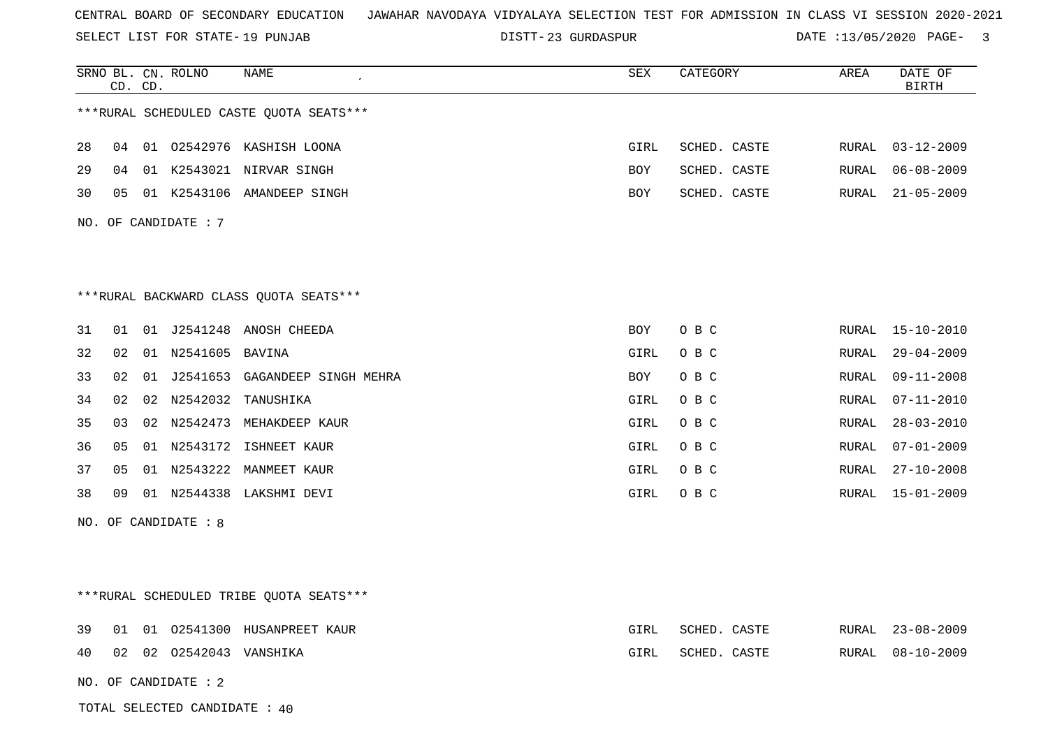CENTRAL BOARD OF SECONDARY EDUCATION JAWAHAR NAVODAYA VIDYALAYA SELECTION TEST FOR ADMISSION IN CLASS VI SESSION 2020-2021

SELECT LIST FOR STATE- 19 PUNJAB DISTT- 23 GURDASPUR DATE :13/05/2020

| SRNO | BL. CD. | CN. CD. | ROLNO | NAME | SEX | CATEGORY | AREA | DATE OF BIRTH |
|---|---|---|---|---|---|---|---|---|

***RURAL SCHEDULED CASTE QUOTA SEATS***

| SRNO | BL. CD. | CN. CD. | ROLNO | NAME | SEX | CATEGORY | AREA | DATE OF BIRTH |
|---|---|---|---|---|---|---|---|---|
| 28 | 04 | 01 | O2542976 | KASHISH LOONA | GIRL | SCHED. CASTE | RURAL | 03-12-2009 |
| 29 | 04 | 01 | K2543021 | NIRVAR SINGH | BOY | SCHED. CASTE | RURAL | 06-08-2009 |
| 30 | 05 | 01 | K2543106 | AMANDEEP SINGH | BOY | SCHED. CASTE | RURAL | 21-05-2009 |

NO. OF CANDIDATE : 7

***RURAL BACKWARD CLASS QUOTA SEATS***

| SRNO | BL. CD. | CN. CD. | ROLNO | NAME | SEX | CATEGORY | AREA | DATE OF BIRTH |
|---|---|---|---|---|---|---|---|---|
| 31 | 01 | 01 | J2541248 | ANOSH CHEEDA | BOY | O B C | RURAL | 15-10-2010 |
| 32 | 02 | 01 | N2541605 | BAVINA | GIRL | O B C | RURAL | 29-04-2009 |
| 33 | 02 | 01 | J2541653 | GAGANDEEP SINGH MEHRA | BOY | O B C | RURAL | 09-11-2008 |
| 34 | 02 | 02 | N2542032 | TANUSHIKA | GIRL | O B C | RURAL | 07-11-2010 |
| 35 | 03 | 02 | N2542473 | MEHAKDEEP KAUR | GIRL | O B C | RURAL | 28-03-2010 |
| 36 | 05 | 01 | N2543172 | ISHNEET KAUR | GIRL | O B C | RURAL | 07-01-2009 |
| 37 | 05 | 01 | N2543222 | MANMEET KAUR | GIRL | O B C | RURAL | 27-10-2008 |
| 38 | 09 | 01 | N2544338 | LAKSHMI DEVI | GIRL | O B C | RURAL | 15-01-2009 |

NO. OF CANDIDATE : 8

***RURAL SCHEDULED TRIBE QUOTA SEATS***

| SRNO | BL. CD. | CN. CD. | ROLNO | NAME | SEX | CATEGORY | AREA | DATE OF BIRTH |
|---|---|---|---|---|---|---|---|---|
| 39 | 01 | 01 | O2541300 | HUSANPREET KAUR | GIRL | SCHED. CASTE | RURAL | 23-08-2009 |
| 40 | 02 | 02 | O2542043 | VANSHIKA | GIRL | SCHED. CASTE | RURAL | 08-10-2009 |

NO. OF CANDIDATE : 2

TOTAL SELECTED CANDIDATE : 40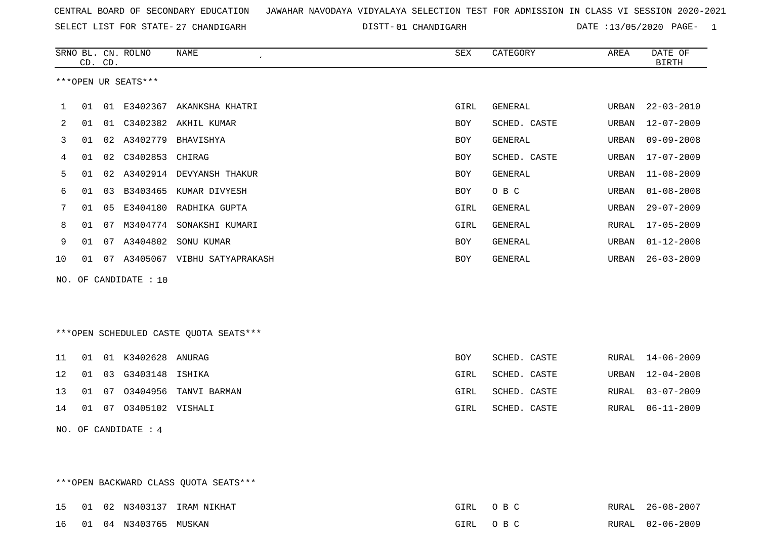CENTRAL BOARD OF SECONDARY EDUCATION JAWAHAR NAVODAYA VIDYALAYA SELECTION TEST FOR ADMISSION IN CLASS VI SESSION 2020-2021

SELECT LIST FOR STATE- 27 CHANDIGARH DISTT- 01 CHANDIGARH DATE :13/05/2020 PAGE- 1

***OPEN UR SEATS***

| SRNO | BL. CD. | CN. CD. | ROLNO | NAME | SEX | CATEGORY | AREA | DATE OF BIRTH |
|---|---|---|---|---|---|---|---|---|
| 1 | 01 | 01 | E3402367 | AKANKSHA KHATRI | GIRL | GENERAL | URBAN | 22-03-2010 |
| 2 | 01 | 01 | C3402382 | AKHIL KUMAR | BOY | SCHED. CASTE | URBAN | 12-07-2009 |
| 3 | 01 | 02 | A3402779 | BHAVISHYA | BOY | GENERAL | URBAN | 09-09-2008 |
| 4 | 01 | 02 | C3402853 | CHIRAG | BOY | SCHED. CASTE | URBAN | 17-07-2009 |
| 5 | 01 | 02 | A3402914 | DEVYANSH THAKUR | BOY | GENERAL | URBAN | 11-08-2009 |
| 6 | 01 | 03 | B3403465 | KUMAR DIVYESH | BOY | O B C | URBAN | 01-08-2008 |
| 7 | 01 | 05 | E3404180 | RADHIKA GUPTA | GIRL | GENERAL | URBAN | 29-07-2009 |
| 8 | 01 | 07 | M3404774 | SONAKSHI KUMARI | GIRL | GENERAL | RURAL | 17-05-2009 |
| 9 | 01 | 07 | A3404802 | SONU KUMAR | BOY | GENERAL | URBAN | 01-12-2008 |
| 10 | 01 | 07 | A3405067 | VIBHU SATYAPRAKASH | BOY | GENERAL | URBAN | 26-03-2009 |

NO. OF CANDIDATE : 10

***OPEN SCHEDULED CASTE QUOTA SEATS***

| SRNO | BL. CD. | CN. CD. | ROLNO | NAME | SEX | CATEGORY | AREA | DATE OF BIRTH |
|---|---|---|---|---|---|---|---|---|
| 11 | 01 | 01 | K3402628 | ANURAG | BOY | SCHED. CASTE | RURAL | 14-06-2009 |
| 12 | 01 | 03 | G3403148 | ISHIKA | GIRL | SCHED. CASTE | URBAN | 12-04-2008 |
| 13 | 01 | 07 | O3404956 | TANVI BARMAN | GIRL | SCHED. CASTE | RURAL | 03-07-2009 |
| 14 | 01 | 07 | O3405102 | VISHALI | GIRL | SCHED. CASTE | RURAL | 06-11-2009 |

NO. OF CANDIDATE : 4

***OPEN BACKWARD CLASS QUOTA SEATS***

| SRNO | BL. CD. | CN. CD. | ROLNO | NAME | SEX | CATEGORY | AREA | DATE OF BIRTH |
|---|---|---|---|---|---|---|---|---|
| 15 | 01 | 02 | N3403137 | IRAM NIKHAT | GIRL | O B C | RURAL | 26-08-2007 |
| 16 | 01 | 04 | N3403765 | MUSKAN | GIRL | O B C | RURAL | 02-06-2009 |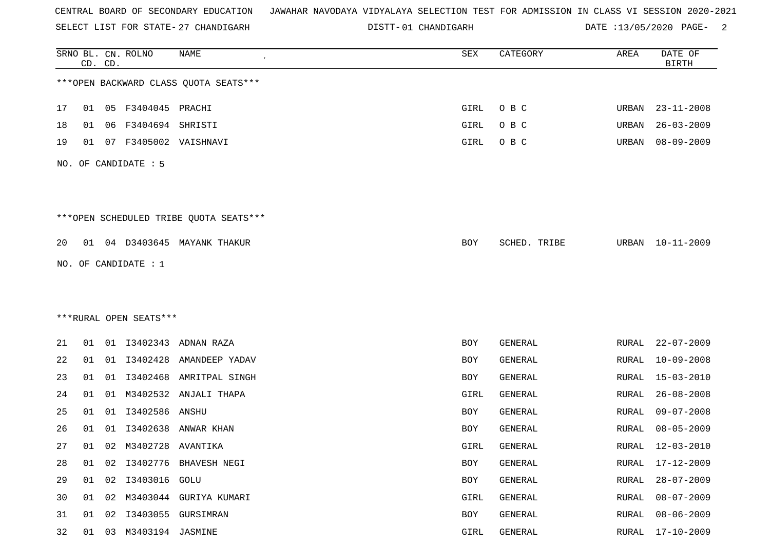CENTRAL BOARD OF SECONDARY EDUCATION JAWAHAR NAVODAYA VIDYALAYA SELECTION TEST FOR ADMISSION IN CLASS VI SESSION 2020-2021

SELECT LIST FOR STATE- 27 CHANDIGARH DISTT- 01 CHANDIGARH DATE :13/05/2020 PAGE- 2

***OPEN BACKWARD CLASS QUOTA SEATS***

| SRNO | BL. CD. | CN. CD. | ROLNO | NAME | SEX | CATEGORY | AREA | DATE OF BIRTH |
|---|---|---|---|---|---|---|---|---|
| 17 | 01 | 05 | F3404045 | PRACHI | GIRL | O B C | URBAN | 23-11-2008 |
| 18 | 01 | 06 | F3404694 | SHRISTI | GIRL | O B C | URBAN | 26-03-2009 |
| 19 | 01 | 07 | F3405002 | VAISHNAVI | GIRL | O B C | URBAN | 08-09-2009 |

NO. OF CANDIDATE : 5

***OPEN SCHEDULED TRIBE QUOTA SEATS***

| SRNO | BL. CD. | CN. CD. | ROLNO | NAME | SEX | CATEGORY | AREA | DATE OF BIRTH |
|---|---|---|---|---|---|---|---|---|
| 20 | 01 | 04 | D3403645 | MAYANK THAKUR | BOY | SCHED. TRIBE | URBAN | 10-11-2009 |

NO. OF CANDIDATE : 1

***RURAL OPEN SEATS***

| SRNO | BL. CD. | CN. CD. | ROLNO | NAME | SEX | CATEGORY | AREA | DATE OF BIRTH |
|---|---|---|---|---|---|---|---|---|
| 21 | 01 | 01 | I3402343 | ADNAN RAZA | BOY | GENERAL | RURAL | 22-07-2009 |
| 22 | 01 | 01 | I3402428 | AMANDEEP YADAV | BOY | GENERAL | RURAL | 10-09-2008 |
| 23 | 01 | 01 | I3402468 | AMRITPAL SINGH | BOY | GENERAL | RURAL | 15-03-2010 |
| 24 | 01 | 01 | M3402532 | ANJALI THAPA | GIRL | GENERAL | RURAL | 26-08-2008 |
| 25 | 01 | 01 | I3402586 | ANSHU | BOY | GENERAL | RURAL | 09-07-2008 |
| 26 | 01 | 01 | I3402638 | ANWAR KHAN | BOY | GENERAL | RURAL | 08-05-2009 |
| 27 | 01 | 02 | M3402728 | AVANTIKA | GIRL | GENERAL | RURAL | 12-03-2010 |
| 28 | 01 | 02 | I3402776 | BHAVESH NEGI | BOY | GENERAL | RURAL | 17-12-2009 |
| 29 | 01 | 02 | I3403016 | GOLU | BOY | GENERAL | RURAL | 28-07-2009 |
| 30 | 01 | 02 | M3403044 | GURIYA KUMARI | GIRL | GENERAL | RURAL | 08-07-2009 |
| 31 | 01 | 02 | I3403055 | GURSIMRAN | BOY | GENERAL | RURAL | 08-06-2009 |
| 32 | 01 | 03 | M3403194 | JASMINE | GIRL | GENERAL | RURAL | 17-10-2009 |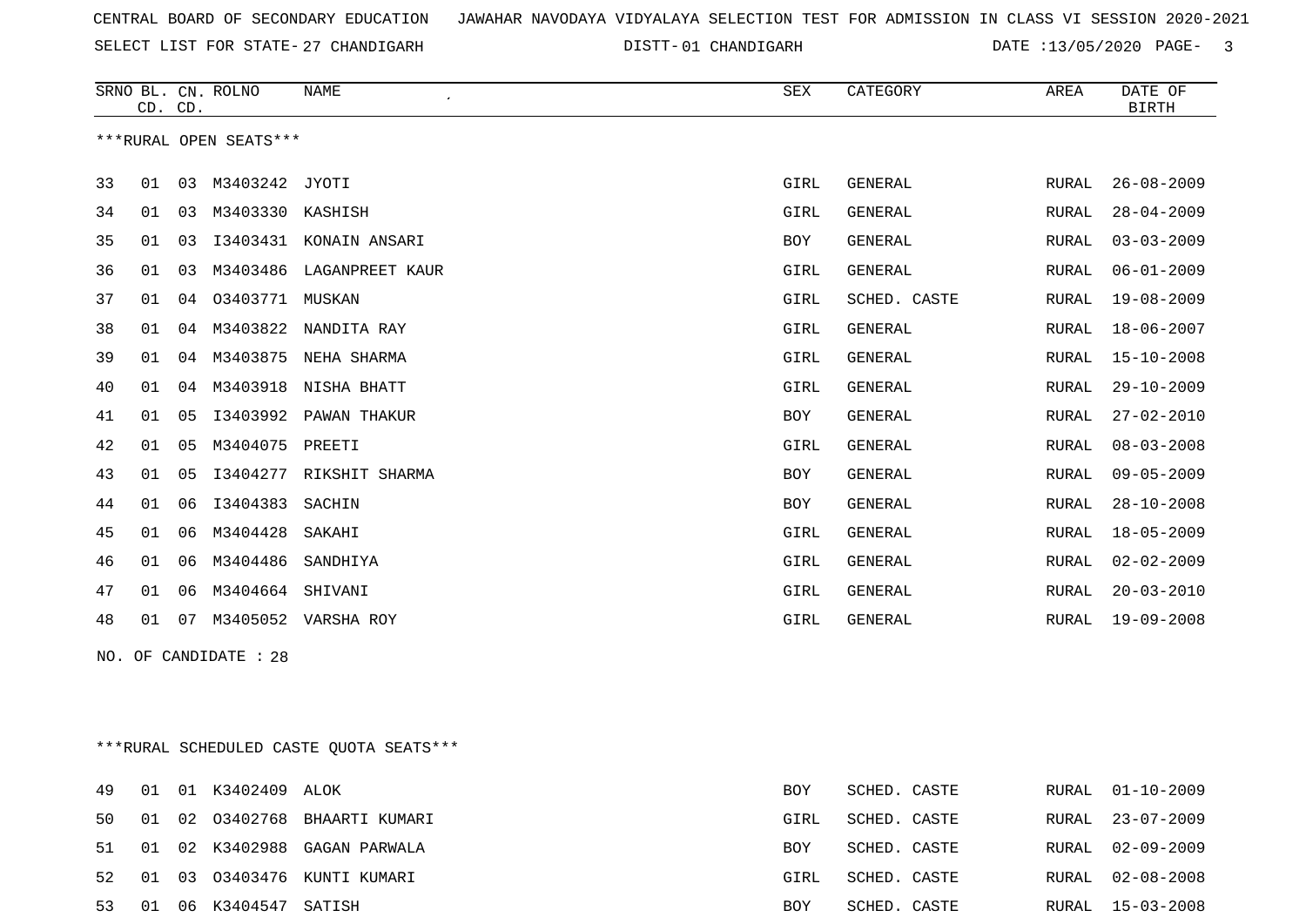CENTRAL BOARD OF SECONDARY EDUCATION JAWAHAR NAVODAYA VIDYALAYA SELECTION TEST FOR ADMISSION IN CLASS VI SESSION 2020-2021

SELECT LIST FOR STATE- 27 CHANDIGARH DISTT- 01 CHANDIGARH DATE :13/05/2020 PAGE- 3

***RURAL OPEN SEATS***

| SRNO | BL. CD. | CN. CD. | ROLNO | NAME | SEX | CATEGORY | AREA | DATE OF BIRTH |
|---|---|---|---|---|---|---|---|---|
| 33 | 01 | 03 | M3403242 | JYOTI | GIRL | GENERAL | RURAL | 26-08-2009 |
| 34 | 01 | 03 | M3403330 | KASHISH | GIRL | GENERAL | RURAL | 28-04-2009 |
| 35 | 01 | 03 | I3403431 | KONAIN ANSARI | BOY | GENERAL | RURAL | 03-03-2009 |
| 36 | 01 | 03 | M3403486 | LAGANPREET KAUR | GIRL | GENERAL | RURAL | 06-01-2009 |
| 37 | 01 | 04 | O3403771 | MUSKAN | GIRL | SCHED. CASTE | RURAL | 19-08-2009 |
| 38 | 01 | 04 | M3403822 | NANDITA RAY | GIRL | GENERAL | RURAL | 18-06-2007 |
| 39 | 01 | 04 | M3403875 | NEHA SHARMA | GIRL | GENERAL | RURAL | 15-10-2008 |
| 40 | 01 | 04 | M3403918 | NISHA BHATT | GIRL | GENERAL | RURAL | 29-10-2009 |
| 41 | 01 | 05 | I3403992 | PAWAN THAKUR | BOY | GENERAL | RURAL | 27-02-2010 |
| 42 | 01 | 05 | M3404075 | PREETI | GIRL | GENERAL | RURAL | 08-03-2008 |
| 43 | 01 | 05 | I3404277 | RIKSHIT SHARMA | BOY | GENERAL | RURAL | 09-05-2009 |
| 44 | 01 | 06 | I3404383 | SACHIN | BOY | GENERAL | RURAL | 28-10-2008 |
| 45 | 01 | 06 | M3404428 | SAKAHI | GIRL | GENERAL | RURAL | 18-05-2009 |
| 46 | 01 | 06 | M3404486 | SANDHIYA | GIRL | GENERAL | RURAL | 02-02-2009 |
| 47 | 01 | 06 | M3404664 | SHIVANI | GIRL | GENERAL | RURAL | 20-03-2010 |
| 48 | 01 | 07 | M3405052 | VARSHA ROY | GIRL | GENERAL | RURAL | 19-09-2008 |

NO. OF CANDIDATE : 28

***RURAL SCHEDULED CASTE QUOTA SEATS***

| SRNO | BL. CD. | CN. CD. | ROLNO | NAME | SEX | CATEGORY | AREA | DATE OF BIRTH |
|---|---|---|---|---|---|---|---|---|
| 49 | 01 | 01 | K3402409 | ALOK | BOY | SCHED. CASTE | RURAL | 01-10-2009 |
| 50 | 01 | 02 | O3402768 | BHAARTI KUMARI | GIRL | SCHED. CASTE | RURAL | 23-07-2009 |
| 51 | 01 | 02 | K3402988 | GAGAN PARWALA | BOY | SCHED. CASTE | RURAL | 02-09-2009 |
| 52 | 01 | 03 | O3403476 | KUNTI KUMARI | GIRL | SCHED. CASTE | RURAL | 02-08-2008 |
| 53 | 01 | 06 | K3404547 | SATISH | BOY | SCHED. CASTE | RURAL | 15-03-2008 |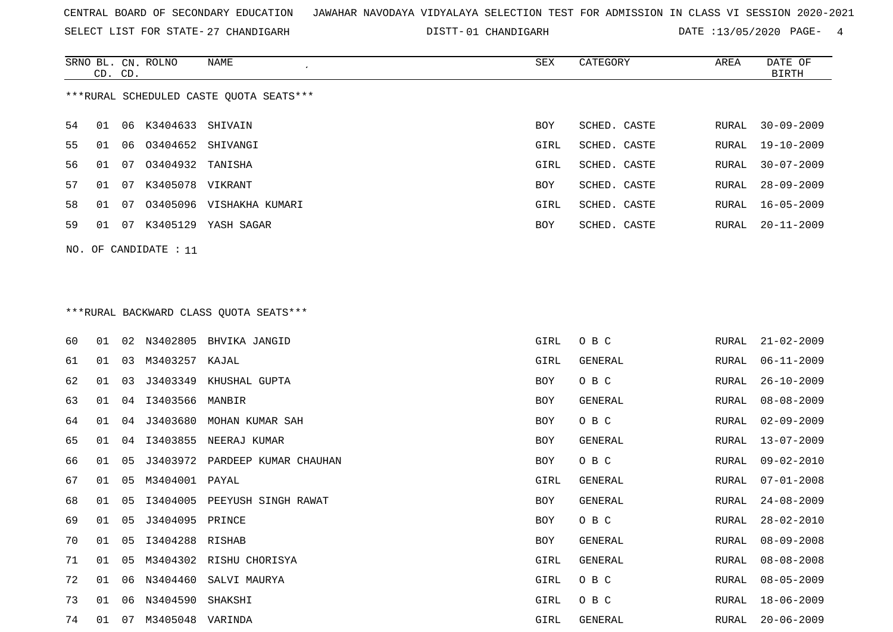CENTRAL BOARD OF SECONDARY EDUCATION JAWAHAR NAVODAYA VIDYALAYA SELECTION TEST FOR ADMISSION IN CLASS VI SESSION 2020-2021

SELECT LIST FOR STATE- 27 CHANDIGARH DISTT- 01 CHANDIGARH DATE :13/05/2020 PAGE- 4

***RURAL SCHEDULED CASTE QUOTA SEATS***

| SRNO | BL. CD. | CN. CD. | ROLNO | NAME | SEX | CATEGORY | AREA | DATE OF BIRTH |
|---|---|---|---|---|---|---|---|---|
| 54 | 01 | 06 | K3404633 | SHIVAIN | BOY | SCHED. CASTE | RURAL | 30-09-2009 |
| 55 | 01 | 06 | O3404652 | SHIVANGI | GIRL | SCHED. CASTE | RURAL | 19-10-2009 |
| 56 | 01 | 07 | O3404932 | TANISHA | GIRL | SCHED. CASTE | RURAL | 30-07-2009 |
| 57 | 01 | 07 | K3405078 | VIKRANT | BOY | SCHED. CASTE | RURAL | 28-09-2009 |
| 58 | 01 | 07 | O3405096 | VISHAKHA KUMARI | GIRL | SCHED. CASTE | RURAL | 16-05-2009 |
| 59 | 01 | 07 | K3405129 | YASH SAGAR | BOY | SCHED. CASTE | RURAL | 20-11-2009 |

NO. OF CANDIDATE : 11

***RURAL BACKWARD CLASS QUOTA SEATS***

| SRNO | BL. CD. | CN. CD. | ROLNO | NAME | SEX | CATEGORY | AREA | DATE OF BIRTH |
|---|---|---|---|---|---|---|---|---|
| 60 | 01 | 02 | N3402805 | BHVIKA JANGID | GIRL | O B C | RURAL | 21-02-2009 |
| 61 | 01 | 03 | M3403257 | KAJAL | GIRL | GENERAL | RURAL | 06-11-2009 |
| 62 | 01 | 03 | J3403349 | KHUSHAL GUPTA | BOY | O B C | RURAL | 26-10-2009 |
| 63 | 01 | 04 | I3403566 | MANBIR | BOY | GENERAL | RURAL | 08-08-2009 |
| 64 | 01 | 04 | J3403680 | MOHAN KUMAR SAH | BOY | O B C | RURAL | 02-09-2009 |
| 65 | 01 | 04 | I3403855 | NEERAJ KUMAR | BOY | GENERAL | RURAL | 13-07-2009 |
| 66 | 01 | 05 | J3403972 | PARDEEP KUMAR CHAUHAN | BOY | O B C | RURAL | 09-02-2010 |
| 67 | 01 | 05 | M3404001 | PAYAL | GIRL | GENERAL | RURAL | 07-01-2008 |
| 68 | 01 | 05 | I3404005 | PEEYUSH SINGH RAWAT | BOY | GENERAL | RURAL | 24-08-2009 |
| 69 | 01 | 05 | J3404095 | PRINCE | BOY | O B C | RURAL | 28-02-2010 |
| 70 | 01 | 05 | I3404288 | RISHAB | BOY | GENERAL | RURAL | 08-09-2008 |
| 71 | 01 | 05 | M3404302 | RISHU CHORISYA | GIRL | GENERAL | RURAL | 08-08-2008 |
| 72 | 01 | 06 | N3404460 | SALVI MAURYA | GIRL | O B C | RURAL | 08-05-2009 |
| 73 | 01 | 06 | N3404590 | SHAKSHI | GIRL | O B C | RURAL | 18-06-2009 |
| 74 | 01 | 07 | M3405048 | VARINDA | GIRL | GENERAL | RURAL | 20-06-2009 |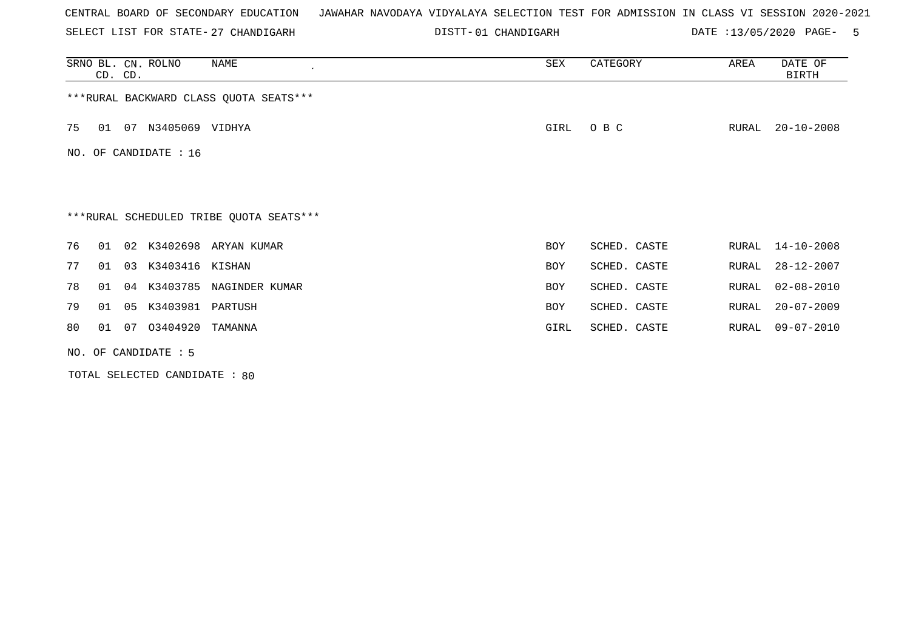CENTRAL BOARD OF SECONDARY EDUCATION JAWAHAR NAVODAYA VIDYALAYA SELECTION TEST FOR ADMISSION IN CLASS VI SESSION 2020-2021

SELECT LIST FOR STATE- 27 CHANDIGARH DISTT- 01 CHANDIGARH DATE :13/05/2020

| SRNO | BL. CD. | CN. CD. | ROLNO | NAME | SEX | CATEGORY | AREA | DATE OF BIRTH |
|---|---|---|---|---|---|---|---|---|
| ***RURAL BACKWARD CLASS QUOTA SEATS*** | | | | | | | | |
| 75 | 01 | 07 | N3405069 | VIDHYA | GIRL | O B C | RURAL | 20-10-2008 |

NO. OF CANDIDATE : 16

***RURAL SCHEDULED TRIBE QUOTA SEATS***

| SRNO | BL. CD. | CN. CD. | ROLNO | NAME | SEX | CATEGORY | AREA | DATE OF BIRTH |
|---|---|---|---|---|---|---|---|---|
| 76 | 01 | 02 | K3402698 | ARYAN KUMAR | BOY | SCHED. CASTE | RURAL | 14-10-2008 |
| 77 | 01 | 03 | K3403416 | KISHAN | BOY | SCHED. CASTE | RURAL | 28-12-2007 |
| 78 | 01 | 04 | K3403785 | NAGINDER KUMAR | BOY | SCHED. CASTE | RURAL | 02-08-2010 |
| 79 | 01 | 05 | K3403981 | PARTUSH | BOY | SCHED. CASTE | RURAL | 20-07-2009 |
| 80 | 01 | 07 | O3404920 | TAMANNA | GIRL | SCHED. CASTE | RURAL | 09-07-2010 |

NO. OF CANDIDATE : 5

TOTAL SELECTED CANDIDATE : 80